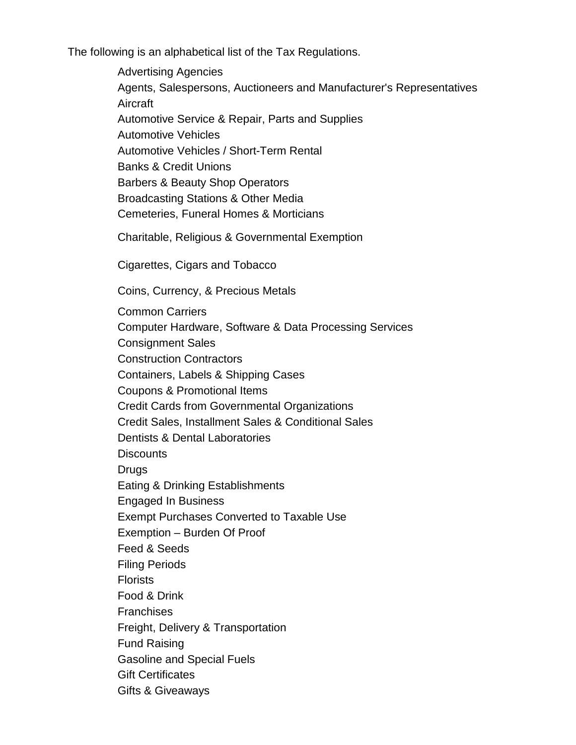The following is an alphabetical list of the Tax Regulations.

- Advertising Agencies
- Agents, Salespersons, Auctioneers and Manufacturer's Representatives
- Aircraft
- Automotive Service & Repair, Parts and Supplies
- Automotive Vehicles
- Automotive Vehicles / Short-Term Rental
- Banks & Credit Unions
- Barbers & Beauty Shop Operators
- Broadcasting Stations & Other Media
- Cemeteries, Funeral Homes & Morticians
- Charitable, Religious & Governmental Exemption
- Cigarettes, Cigars and Tobacco
- Coins, Currency, & Precious Metals
- Common Carriers
- Computer Hardware, Software & Data Processing Services
- Consignment Sales
- Construction Contractors
- Containers, Labels & Shipping Cases
- Coupons & Promotional Items
- Credit Cards from Governmental Organizations
- Credit Sales, Installment Sales & Conditional Sales
- Dentists & Dental Laboratories
- Discounts
- Drugs
- Eating & Drinking Establishments
- Engaged In Business
- Exempt Purchases Converted to Taxable Use
- Exemption – Burden Of Proof
- Feed & Seeds
- Filing Periods
- Florists
- Food & Drink
- Franchises
- Freight, Delivery & Transportation
- Fund Raising
- Gasoline and Special Fuels
- Gift Certificates
- Gifts & Giveaways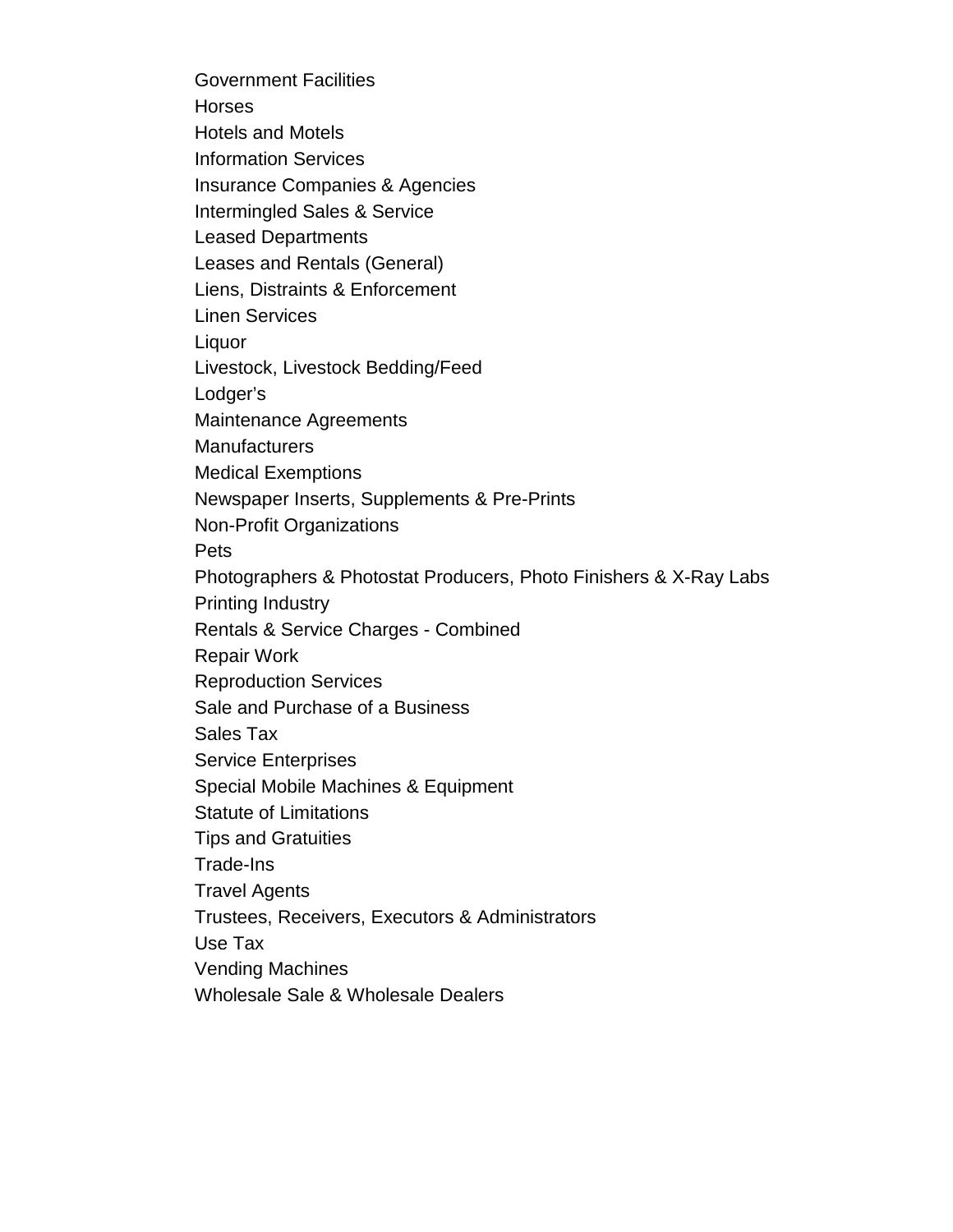Government Facilities
Horses
Hotels and Motels
Information Services
Insurance Companies & Agencies
Intermingled Sales & Service
Leased Departments
Leases and Rentals (General)
Liens, Distraints & Enforcement
Linen Services
Liquor
Livestock, Livestock Bedding/Feed
Lodger's
Maintenance Agreements
Manufacturers
Medical Exemptions
Newspaper Inserts, Supplements & Pre-Prints
Non-Profit Organizations
Pets
Photographers & Photostat Producers, Photo Finishers & X-Ray Labs
Printing Industry
Rentals & Service Charges - Combined
Repair Work
Reproduction Services
Sale and Purchase of a Business
Sales Tax
Service Enterprises
Special Mobile Machines & Equipment
Statute of Limitations
Tips and Gratuities
Trade-Ins
Travel Agents
Trustees, Receivers, Executors & Administrators
Use Tax
Vending Machines
Wholesale Sale & Wholesale Dealers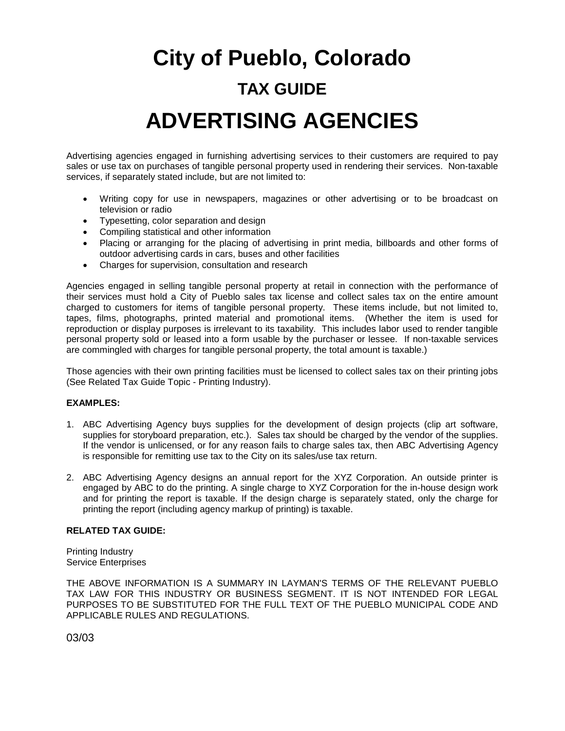# City of Pueblo, Colorado

## TAX GUIDE

# ADVERTISING AGENCIES

Advertising agencies engaged in furnishing advertising services to their customers are required to pay sales or use tax on purchases of tangible personal property used in rendering their services. Non-taxable services, if separately stated include, but are not limited to:

- Writing copy for use in newspapers, magazines or other advertising or to be broadcast on television or radio
- Typesetting, color separation and design
- Compiling statistical and other information
- Placing or arranging for the placing of advertising in print media, billboards and other forms of outdoor advertising cards in cars, buses and other facilities
- Charges for supervision, consultation and research

Agencies engaged in selling tangible personal property at retail in connection with the performance of their services must hold a City of Pueblo sales tax license and collect sales tax on the entire amount charged to customers for items of tangible personal property. These items include, but not limited to, tapes, films, photographs, printed material and promotional items. (Whether the item is used for reproduction or display purposes is irrelevant to its taxability. This includes labor used to render tangible personal property sold or leased into a form usable by the purchaser or lessee. If non-taxable services are commingled with charges for tangible personal property, the total amount is taxable.)

Those agencies with their own printing facilities must be licensed to collect sales tax on their printing jobs (See Related Tax Guide Topic - Printing Industry).

**EXAMPLES:**

1. ABC Advertising Agency buys supplies for the development of design projects (clip art software, supplies for storyboard preparation, etc.). Sales tax should be charged by the vendor of the supplies. If the vendor is unlicensed, or for any reason fails to charge sales tax, then ABC Advertising Agency is responsible for remitting use tax to the City on its sales/use tax return.

2. ABC Advertising Agency designs an annual report for the XYZ Corporation. An outside printer is engaged by ABC to do the printing. A single charge to XYZ Corporation for the in-house design work and for printing the report is taxable. If the design charge is separately stated, only the charge for printing the report (including agency markup of printing) is taxable.

**RELATED TAX GUIDE:**

Printing Industry
Service Enterprises

THE ABOVE INFORMATION IS A SUMMARY IN LAYMAN'S TERMS OF THE RELEVANT PUEBLO TAX LAW FOR THIS INDUSTRY OR BUSINESS SEGMENT. IT IS NOT INTENDED FOR LEGAL PURPOSES TO BE SUBSTITUTED FOR THE FULL TEXT OF THE PUEBLO MUNICIPAL CODE AND APPLICABLE RULES AND REGULATIONS.

03/03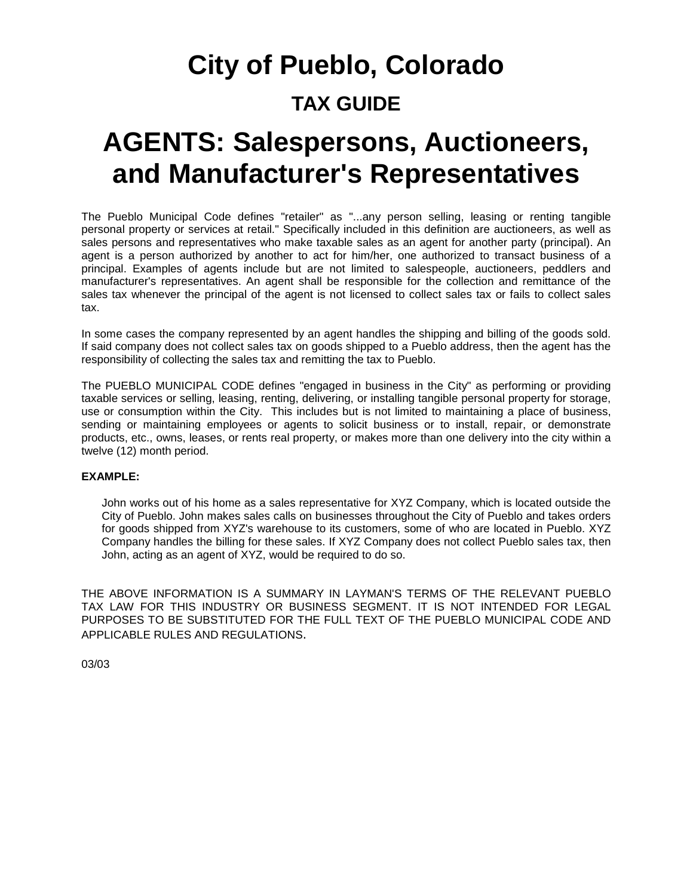# City of Pueblo, Colorado

## TAX GUIDE

# AGENTS: Salespersons, Auctioneers, and Manufacturer's Representatives

The Pueblo Municipal Code defines "retailer" as "...any person selling, leasing or renting tangible personal property or services at retail." Specifically included in this definition are auctioneers, as well as sales persons and representatives who make taxable sales as an agent for another party (principal). An agent is a person authorized by another to act for him/her, one authorized to transact business of a principal. Examples of agents include but are not limited to salespeople, auctioneers, peddlers and manufacturer's representatives. An agent shall be responsible for the collection and remittance of the sales tax whenever the principal of the agent is not licensed to collect sales tax or fails to collect sales tax.

In some cases the company represented by an agent handles the shipping and billing of the goods sold. If said company does not collect sales tax on goods shipped to a Pueblo address, then the agent has the responsibility of collecting the sales tax and remitting the tax to Pueblo.

The PUEBLO MUNICIPAL CODE defines "engaged in business in the City" as performing or providing taxable services or selling, leasing, renting, delivering, or installing tangible personal property for storage, use or consumption within the City. This includes but is not limited to maintaining a place of business, sending or maintaining employees or agents to solicit business or to install, repair, or demonstrate products, etc., owns, leases, or rents real property, or makes more than one delivery into the city within a twelve (12) month period.

**EXAMPLE:**

> John works out of his home as a sales representative for XYZ Company, which is located outside the City of Pueblo. John makes sales calls on businesses throughout the City of Pueblo and takes orders for goods shipped from XYZ's warehouse to its customers, some of who are located in Pueblo. XYZ Company handles the billing for these sales. If XYZ Company does not collect Pueblo sales tax, then John, acting as an agent of XYZ, would be required to do so.

THE ABOVE INFORMATION IS A SUMMARY IN LAYMAN'S TERMS OF THE RELEVANT PUEBLO TAX LAW FOR THIS INDUSTRY OR BUSINESS SEGMENT. IT IS NOT INTENDED FOR LEGAL PURPOSES TO BE SUBSTITUTED FOR THE FULL TEXT OF THE PUEBLO MUNICIPAL CODE AND APPLICABLE RULES AND REGULATIONS.

03/03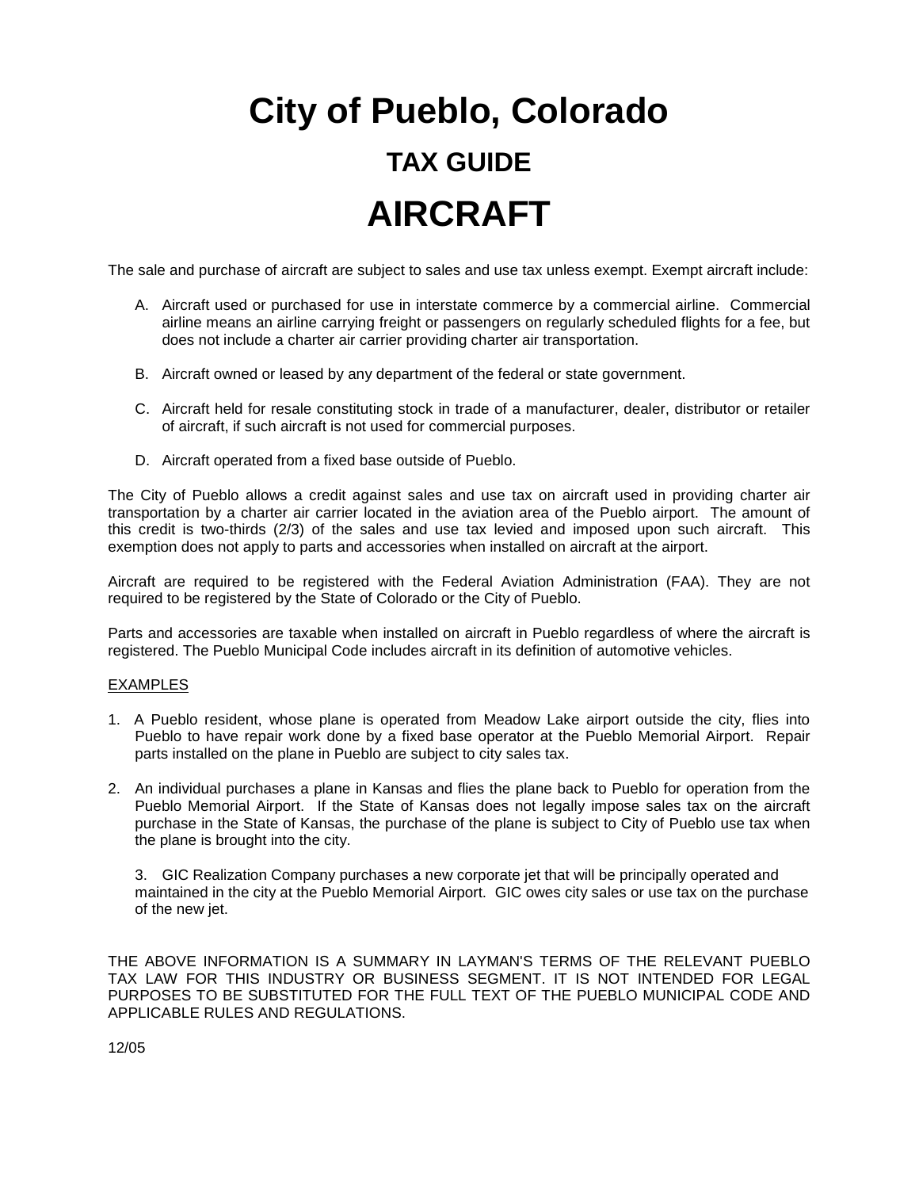# City of Pueblo, Colorado

## TAX GUIDE

# AIRCRAFT

The sale and purchase of aircraft are subject to sales and use tax unless exempt. Exempt aircraft include:

A. Aircraft used or purchased for use in interstate commerce by a commercial airline. Commercial airline means an airline carrying freight or passengers on regularly scheduled flights for a fee, but does not include a charter air carrier providing charter air transportation.

B. Aircraft owned or leased by any department of the federal or state government.

C. Aircraft held for resale constituting stock in trade of a manufacturer, dealer, distributor or retailer of aircraft, if such aircraft is not used for commercial purposes.

D. Aircraft operated from a fixed base outside of Pueblo.

The City of Pueblo allows a credit against sales and use tax on aircraft used in providing charter air transportation by a charter air carrier located in the aviation area of the Pueblo airport. The amount of this credit is two-thirds (2/3) of the sales and use tax levied and imposed upon such aircraft. This exemption does not apply to parts and accessories when installed on aircraft at the airport.

Aircraft are required to be registered with the Federal Aviation Administration (FAA). They are not required to be registered by the State of Colorado or the City of Pueblo.

Parts and accessories are taxable when installed on aircraft in Pueblo regardless of where the aircraft is registered. The Pueblo Municipal Code includes aircraft in its definition of automotive vehicles.

<u>EXAMPLES</u>

1. A Pueblo resident, whose plane is operated from Meadow Lake airport outside the city, flies into Pueblo to have repair work done by a fixed base operator at the Pueblo Memorial Airport. Repair parts installed on the plane in Pueblo are subject to city sales tax.

2. An individual purchases a plane in Kansas and flies the plane back to Pueblo for operation from the Pueblo Memorial Airport. If the State of Kansas does not legally impose sales tax on the aircraft purchase in the State of Kansas, the purchase of the plane is subject to City of Pueblo use tax when the plane is brought into the city.

3. GIC Realization Company purchases a new corporate jet that will be principally operated and maintained in the city at the Pueblo Memorial Airport. GIC owes city sales or use tax on the purchase of the new jet.

THE ABOVE INFORMATION IS A SUMMARY IN LAYMAN'S TERMS OF THE RELEVANT PUEBLO TAX LAW FOR THIS INDUSTRY OR BUSINESS SEGMENT. IT IS NOT INTENDED FOR LEGAL PURPOSES TO BE SUBSTITUTED FOR THE FULL TEXT OF THE PUEBLO MUNICIPAL CODE AND APPLICABLE RULES AND REGULATIONS.

12/05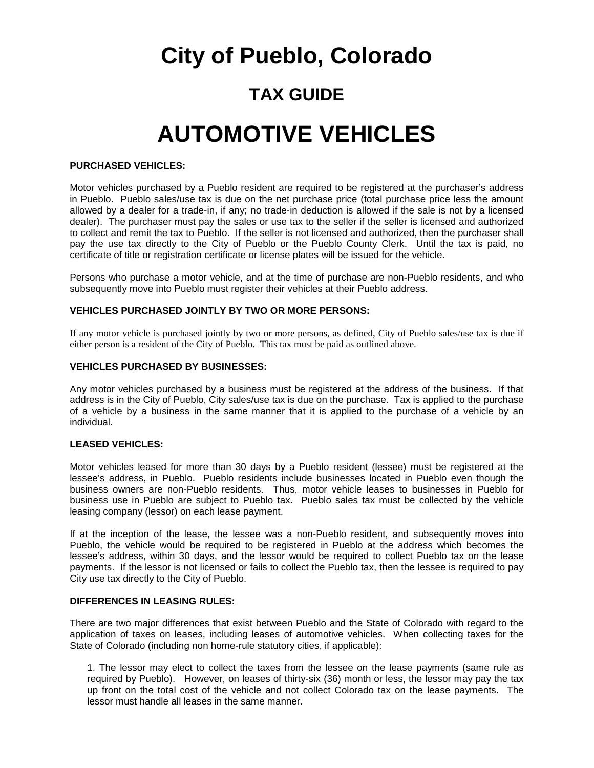# City of Pueblo, Colorado

## TAX GUIDE

# AUTOMOTIVE VEHICLES

**PURCHASED VEHICLES:**

Motor vehicles purchased by a Pueblo resident are required to be registered at the purchaser's address in Pueblo. Pueblo sales/use tax is due on the net purchase price (total purchase price less the amount allowed by a dealer for a trade-in, if any; no trade-in deduction is allowed if the sale is not by a licensed dealer). The purchaser must pay the sales or use tax to the seller if the seller is licensed and authorized to collect and remit the tax to Pueblo. If the seller is not licensed and authorized, then the purchaser shall pay the use tax directly to the City of Pueblo or the Pueblo County Clerk. Until the tax is paid, no certificate of title or registration certificate or license plates will be issued for the vehicle.

Persons who purchase a motor vehicle, and at the time of purchase are non-Pueblo residents, and who subsequently move into Pueblo must register their vehicles at their Pueblo address.

**VEHICLES PURCHASED JOINTLY BY TWO OR MORE PERSONS:**

If any motor vehicle is purchased jointly by two or more persons, as defined, City of Pueblo sales/use tax is due if either person is a resident of the City of Pueblo. This tax must be paid as outlined above.

**VEHICLES PURCHASED BY BUSINESSES:**

Any motor vehicles purchased by a business must be registered at the address of the business. If that address is in the City of Pueblo, City sales/use tax is due on the purchase. Tax is applied to the purchase of a vehicle by a business in the same manner that it is applied to the purchase of a vehicle by an individual.

**LEASED VEHICLES:**

Motor vehicles leased for more than 30 days by a Pueblo resident (lessee) must be registered at the lessee's address, in Pueblo. Pueblo residents include businesses located in Pueblo even though the business owners are non-Pueblo residents. Thus, motor vehicle leases to businesses in Pueblo for business use in Pueblo are subject to Pueblo tax. Pueblo sales tax must be collected by the vehicle leasing company (lessor) on each lease payment.

If at the inception of the lease, the lessee was a non-Pueblo resident, and subsequently moves into Pueblo, the vehicle would be required to be registered in Pueblo at the address which becomes the lessee's address, within 30 days, and the lessor would be required to collect Pueblo tax on the lease payments. If the lessor is not licensed or fails to collect the Pueblo tax, then the lessee is required to pay City use tax directly to the City of Pueblo.

**DIFFERENCES IN LEASING RULES:**

There are two major differences that exist between Pueblo and the State of Colorado with regard to the application of taxes on leases, including leases of automotive vehicles. When collecting taxes for the State of Colorado (including non home-rule statutory cities, if applicable):

1. The lessor may elect to collect the taxes from the lessee on the lease payments (same rule as required by Pueblo). However, on leases of thirty-six (36) month or less, the lessor may pay the tax up front on the total cost of the vehicle and not collect Colorado tax on the lease payments. The lessor must handle all leases in the same manner.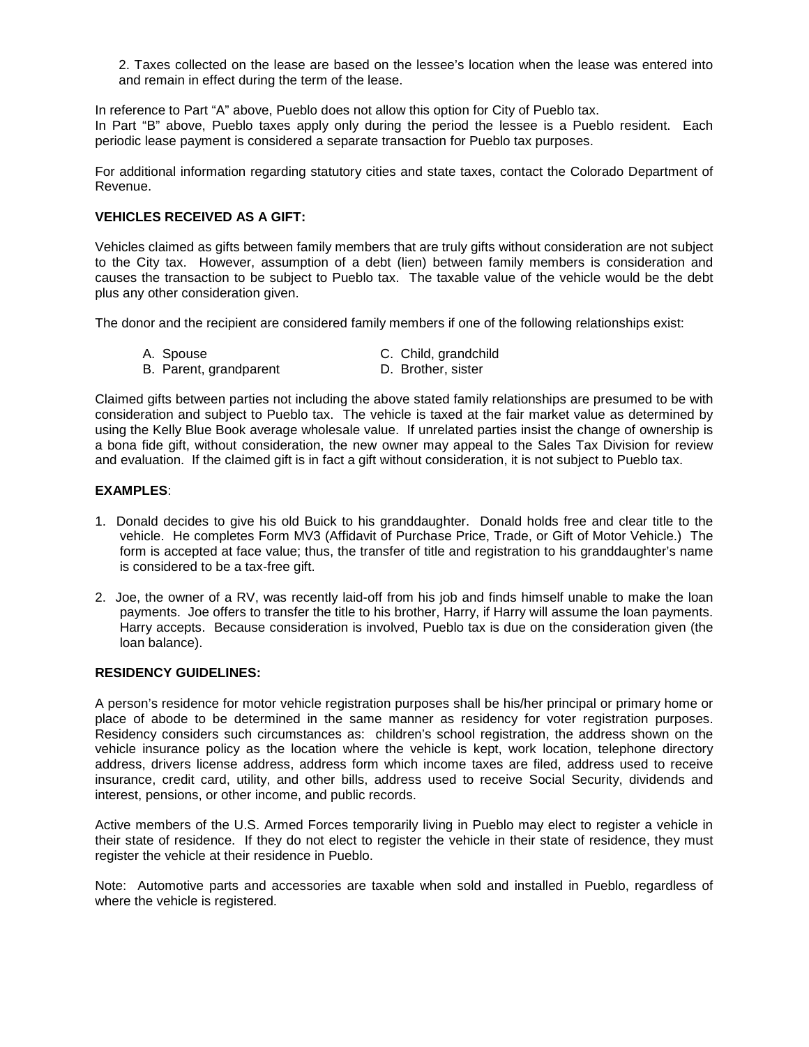2. Taxes collected on the lease are based on the lessee's location when the lease was entered into and remain in effect during the term of the lease.

In reference to Part "A" above, Pueblo does not allow this option for City of Pueblo tax.
In Part "B" above, Pueblo taxes apply only during the period the lessee is a Pueblo resident. Each periodic lease payment is considered a separate transaction for Pueblo tax purposes.

For additional information regarding statutory cities and state taxes, contact the Colorado Department of Revenue.

**VEHICLES RECEIVED AS A GIFT:**

Vehicles claimed as gifts between family members that are truly gifts without consideration are not subject to the City tax. However, assumption of a debt (lien) between family members is consideration and causes the transaction to be subject to Pueblo tax. The taxable value of the vehicle would be the debt plus any other consideration given.

The donor and the recipient are considered family members if one of the following relationships exist:

A. Spouse
B. Parent, grandparent
C. Child, grandchild
D. Brother, sister

Claimed gifts between parties not including the above stated family relationships are presumed to be with consideration and subject to Pueblo tax. The vehicle is taxed at the fair market value as determined by using the Kelly Blue Book average wholesale value. If unrelated parties insist the change of ownership is a bona fide gift, without consideration, the new owner may appeal to the Sales Tax Division for review and evaluation. If the claimed gift is in fact a gift without consideration, it is not subject to Pueblo tax.

**EXAMPLES**:

1. Donald decides to give his old Buick to his granddaughter. Donald holds free and clear title to the vehicle. He completes Form MV3 (Affidavit of Purchase Price, Trade, or Gift of Motor Vehicle.) The form is accepted at face value; thus, the transfer of title and registration to his granddaughter's name is considered to be a tax-free gift.

2. Joe, the owner of a RV, was recently laid-off from his job and finds himself unable to make the loan payments. Joe offers to transfer the title to his brother, Harry, if Harry will assume the loan payments. Harry accepts. Because consideration is involved, Pueblo tax is due on the consideration given (the loan balance).

**RESIDENCY GUIDELINES:**

A person's residence for motor vehicle registration purposes shall be his/her principal or primary home or place of abode to be determined in the same manner as residency for voter registration purposes. Residency considers such circumstances as: children's school registration, the address shown on the vehicle insurance policy as the location where the vehicle is kept, work location, telephone directory address, drivers license address, address form which income taxes are filed, address used to receive insurance, credit card, utility, and other bills, address used to receive Social Security, dividends and interest, pensions, or other income, and public records.

Active members of the U.S. Armed Forces temporarily living in Pueblo may elect to register a vehicle in their state of residence. If they do not elect to register the vehicle in their state of residence, they must register the vehicle at their residence in Pueblo.

Note: Automotive parts and accessories are taxable when sold and installed in Pueblo, regardless of where the vehicle is registered.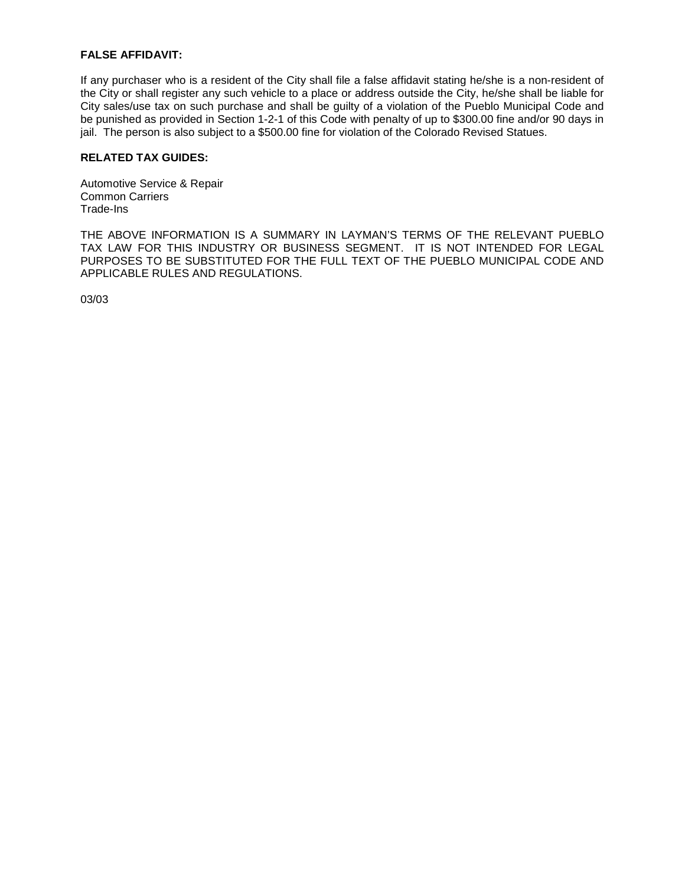**FALSE AFFIDAVIT:**

If any purchaser who is a resident of the City shall file a false affidavit stating he/she is a non-resident of the City or shall register any such vehicle to a place or address outside the City, he/she shall be liable for City sales/use tax on such purchase and shall be guilty of a violation of the Pueblo Municipal Code and be punished as provided in Section 1-2-1 of this Code with penalty of up to $300.00 fine and/or 90 days in jail. The person is also subject to a $500.00 fine for violation of the Colorado Revised Statues.

**RELATED TAX GUIDES:**

Automotive Service & Repair
Common Carriers
Trade-Ins

THE ABOVE INFORMATION IS A SUMMARY IN LAYMAN'S TERMS OF THE RELEVANT PUEBLO TAX LAW FOR THIS INDUSTRY OR BUSINESS SEGMENT. IT IS NOT INTENDED FOR LEGAL PURPOSES TO BE SUBSTITUTED FOR THE FULL TEXT OF THE PUEBLO MUNICIPAL CODE AND APPLICABLE RULES AND REGULATIONS.

03/03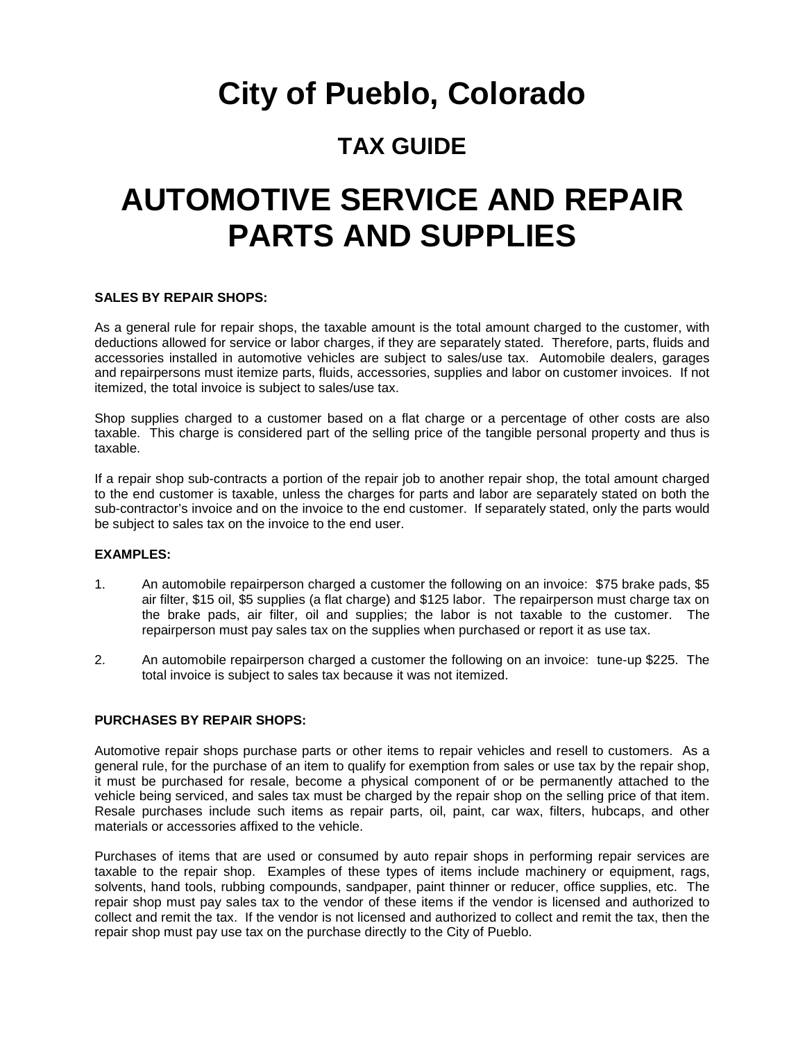# City of Pueblo, Colorado

## TAX GUIDE

# AUTOMOTIVE SERVICE AND REPAIR PARTS AND SUPPLIES

**SALES BY REPAIR SHOPS:**

As a general rule for repair shops, the taxable amount is the total amount charged to the customer, with deductions allowed for service or labor charges, if they are separately stated. Therefore, parts, fluids and accessories installed in automotive vehicles are subject to sales/use tax. Automobile dealers, garages and repairpersons must itemize parts, fluids, accessories, supplies and labor on customer invoices. If not itemized, the total invoice is subject to sales/use tax.

Shop supplies charged to a customer based on a flat charge or a percentage of other costs are also taxable. This charge is considered part of the selling price of the tangible personal property and thus is taxable.

If a repair shop sub-contracts a portion of the repair job to another repair shop, the total amount charged to the end customer is taxable, unless the charges for parts and labor are separately stated on both the sub-contractor's invoice and on the invoice to the end customer. If separately stated, only the parts would be subject to sales tax on the invoice to the end user.

**EXAMPLES:**

1. An automobile repairperson charged a customer the following on an invoice: $75 brake pads, $5 air filter, $15 oil, $5 supplies (a flat charge) and $125 labor. The repairperson must charge tax on the brake pads, air filter, oil and supplies; the labor is not taxable to the customer. The repairperson must pay sales tax on the supplies when purchased or report it as use tax.

2. An automobile repairperson charged a customer the following on an invoice: tune-up $225. The total invoice is subject to sales tax because it was not itemized.

**PURCHASES BY REPAIR SHOPS:**

Automotive repair shops purchase parts or other items to repair vehicles and resell to customers. As a general rule, for the purchase of an item to qualify for exemption from sales or use tax by the repair shop, it must be purchased for resale, become a physical component of or be permanently attached to the vehicle being serviced, and sales tax must be charged by the repair shop on the selling price of that item. Resale purchases include such items as repair parts, oil, paint, car wax, filters, hubcaps, and other materials or accessories affixed to the vehicle.

Purchases of items that are used or consumed by auto repair shops in performing repair services are taxable to the repair shop. Examples of these types of items include machinery or equipment, rags, solvents, hand tools, rubbing compounds, sandpaper, paint thinner or reducer, office supplies, etc. The repair shop must pay sales tax to the vendor of these items if the vendor is licensed and authorized to collect and remit the tax. If the vendor is not licensed and authorized to collect and remit the tax, then the repair shop must pay use tax on the purchase directly to the City of Pueblo.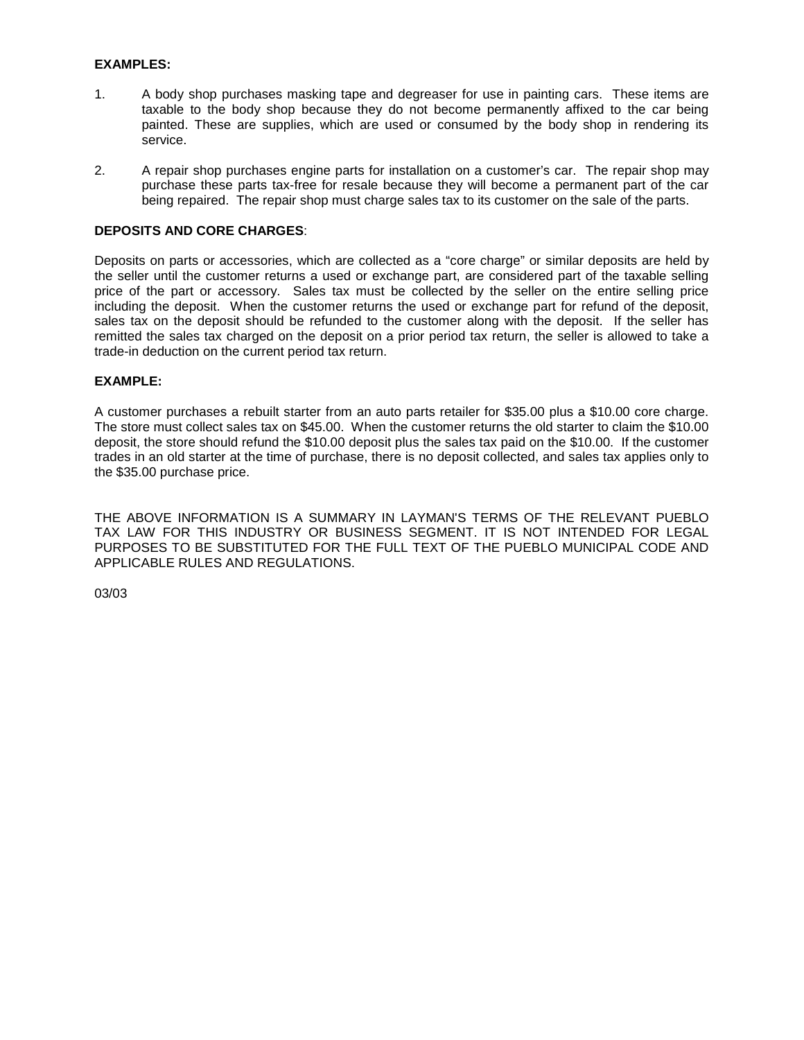**EXAMPLES:**

1. A body shop purchases masking tape and degreaser for use in painting cars. These items are taxable to the body shop because they do not become permanently affixed to the car being painted. These are supplies, which are used or consumed by the body shop in rendering its service.

2. A repair shop purchases engine parts for installation on a customer's car. The repair shop may purchase these parts tax-free for resale because they will become a permanent part of the car being repaired. The repair shop must charge sales tax to its customer on the sale of the parts.

**DEPOSITS AND CORE CHARGES**:

Deposits on parts or accessories, which are collected as a "core charge" or similar deposits are held by the seller until the customer returns a used or exchange part, are considered part of the taxable selling price of the part or accessory. Sales tax must be collected by the seller on the entire selling price including the deposit. When the customer returns the used or exchange part for refund of the deposit, sales tax on the deposit should be refunded to the customer along with the deposit. If the seller has remitted the sales tax charged on the deposit on a prior period tax return, the seller is allowed to take a trade-in deduction on the current period tax return.

**EXAMPLE:**

A customer purchases a rebuilt starter from an auto parts retailer for $35.00 plus a $10.00 core charge. The store must collect sales tax on $45.00. When the customer returns the old starter to claim the $10.00 deposit, the store should refund the $10.00 deposit plus the sales tax paid on the $10.00. If the customer trades in an old starter at the time of purchase, there is no deposit collected, and sales tax applies only to the $35.00 purchase price.

THE ABOVE INFORMATION IS A SUMMARY IN LAYMAN'S TERMS OF THE RELEVANT PUEBLO TAX LAW FOR THIS INDUSTRY OR BUSINESS SEGMENT. IT IS NOT INTENDED FOR LEGAL PURPOSES TO BE SUBSTITUTED FOR THE FULL TEXT OF THE PUEBLO MUNICIPAL CODE AND APPLICABLE RULES AND REGULATIONS.

03/03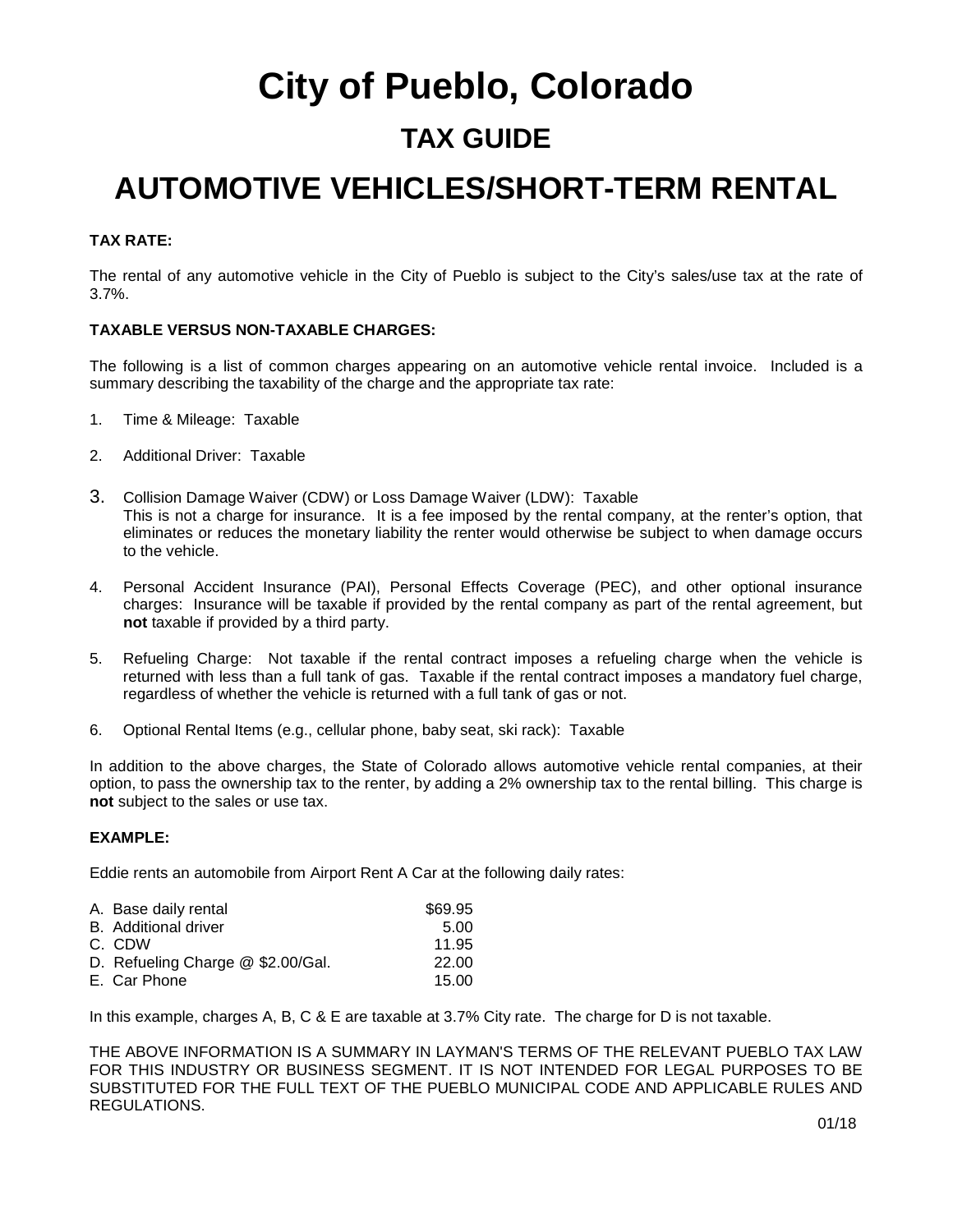# City of Pueblo, Colorado

## TAX GUIDE

# AUTOMOTIVE VEHICLES/SHORT-TERM RENTAL

**TAX RATE:**

The rental of any automotive vehicle in the City of Pueblo is subject to the City's sales/use tax at the rate of 3.7%.

**TAXABLE VERSUS NON-TAXABLE CHARGES:**

The following is a list of common charges appearing on an automotive vehicle rental invoice. Included is a summary describing the taxability of the charge and the appropriate tax rate:

1. Time & Mileage: Taxable

2. Additional Driver: Taxable

3. Collision Damage Waiver (CDW) or Loss Damage Waiver (LDW): Taxable
   This is not a charge for insurance. It is a fee imposed by the rental company, at the renter's option, that eliminates or reduces the monetary liability the renter would otherwise be subject to when damage occurs to the vehicle.

4. Personal Accident Insurance (PAI), Personal Effects Coverage (PEC), and other optional insurance charges: Insurance will be taxable if provided by the rental company as part of the rental agreement, but **not** taxable if provided by a third party.

5. Refueling Charge: Not taxable if the rental contract imposes a refueling charge when the vehicle is returned with less than a full tank of gas. Taxable if the rental contract imposes a mandatory fuel charge, regardless of whether the vehicle is returned with a full tank of gas or not.

6. Optional Rental Items (e.g., cellular phone, baby seat, ski rack): Taxable

In addition to the above charges, the State of Colorado allows automotive vehicle rental companies, at their option, to pass the ownership tax to the renter, by adding a 2% ownership tax to the rental billing. This charge is **not** subject to the sales or use tax.

**EXAMPLE:**

Eddie rents an automobile from Airport Rent A Car at the following daily rates:

| | |
|---|---|
| A. Base daily rental | $69.95 |
| B. Additional driver | 5.00 |
| C. CDW | 11.95 |
| D. Refueling Charge @ $2.00/Gal. | 22.00 |
| E. Car Phone | 15.00 |

In this example, charges A, B, C & E are taxable at 3.7% City rate. The charge for D is not taxable.

THE ABOVE INFORMATION IS A SUMMARY IN LAYMAN'S TERMS OF THE RELEVANT PUEBLO TAX LAW FOR THIS INDUSTRY OR BUSINESS SEGMENT. IT IS NOT INTENDED FOR LEGAL PURPOSES TO BE SUBSTITUTED FOR THE FULL TEXT OF THE PUEBLO MUNICIPAL CODE AND APPLICABLE RULES AND REGULATIONS.

01/18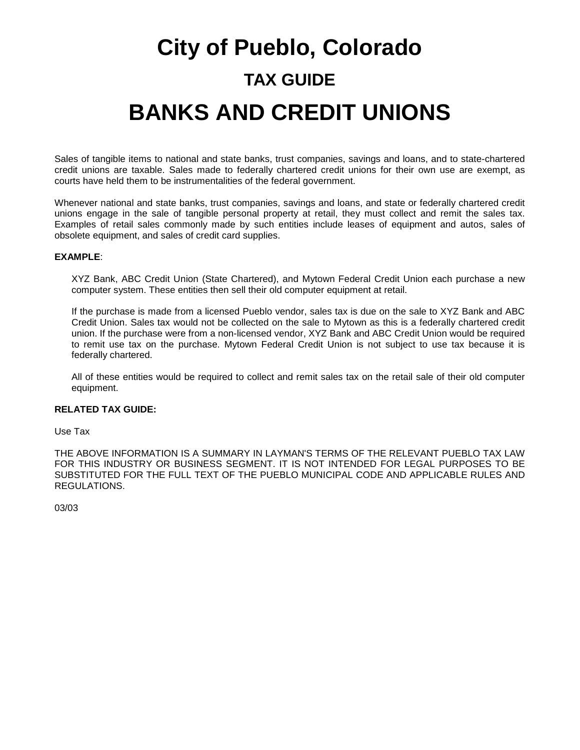# City of Pueblo, Colorado

## TAX GUIDE

# BANKS AND CREDIT UNIONS

Sales of tangible items to national and state banks, trust companies, savings and loans, and to state-chartered credit unions are taxable. Sales made to federally chartered credit unions for their own use are exempt, as courts have held them to be instrumentalities of the federal government.

Whenever national and state banks, trust companies, savings and loans, and state or federally chartered credit unions engage in the sale of tangible personal property at retail, they must collect and remit the sales tax. Examples of retail sales commonly made by such entities include leases of equipment and autos, sales of obsolete equipment, and sales of credit card supplies.

**EXAMPLE**:

> XYZ Bank, ABC Credit Union (State Chartered), and Mytown Federal Credit Union each purchase a new computer system. These entities then sell their old computer equipment at retail.
>
> If the purchase is made from a licensed Pueblo vendor, sales tax is due on the sale to XYZ Bank and ABC Credit Union. Sales tax would not be collected on the sale to Mytown as this is a federally chartered credit union. If the purchase were from a non-licensed vendor, XYZ Bank and ABC Credit Union would be required to remit use tax on the purchase. Mytown Federal Credit Union is not subject to use tax because it is federally chartered.
>
> All of these entities would be required to collect and remit sales tax on the retail sale of their old computer equipment.

**RELATED TAX GUIDE:**

Use Tax

THE ABOVE INFORMATION IS A SUMMARY IN LAYMAN'S TERMS OF THE RELEVANT PUEBLO TAX LAW FOR THIS INDUSTRY OR BUSINESS SEGMENT. IT IS NOT INTENDED FOR LEGAL PURPOSES TO BE SUBSTITUTED FOR THE FULL TEXT OF THE PUEBLO MUNICIPAL CODE AND APPLICABLE RULES AND REGULATIONS.

03/03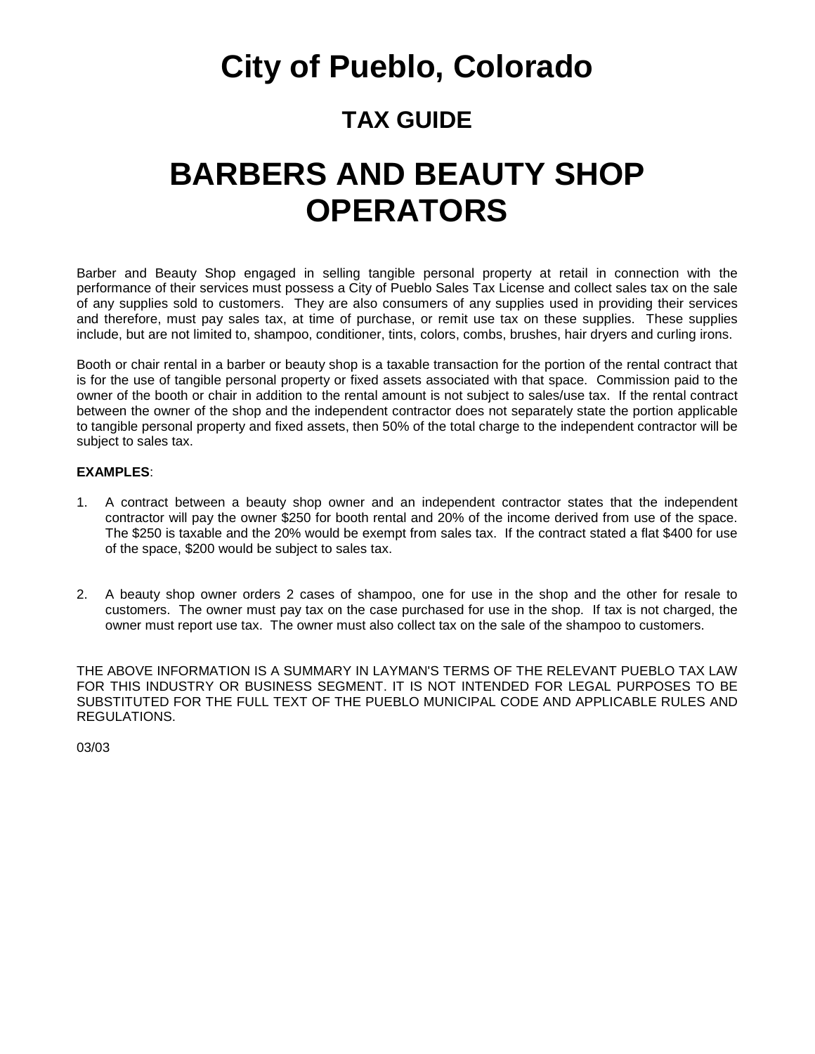# City of Pueblo, Colorado

## TAX GUIDE

# BARBERS AND BEAUTY SHOP OPERATORS

Barber and Beauty Shop engaged in selling tangible personal property at retail in connection with the performance of their services must possess a City of Pueblo Sales Tax License and collect sales tax on the sale of any supplies sold to customers. They are also consumers of any supplies used in providing their services and therefore, must pay sales tax, at time of purchase, or remit use tax on these supplies. These supplies include, but are not limited to, shampoo, conditioner, tints, colors, combs, brushes, hair dryers and curling irons.

Booth or chair rental in a barber or beauty shop is a taxable transaction for the portion of the rental contract that is for the use of tangible personal property or fixed assets associated with that space. Commission paid to the owner of the booth or chair in addition to the rental amount is not subject to sales/use tax. If the rental contract between the owner of the shop and the independent contractor does not separately state the portion applicable to tangible personal property and fixed assets, then 50% of the total charge to the independent contractor will be subject to sales tax.

**EXAMPLES**:

1. A contract between a beauty shop owner and an independent contractor states that the independent contractor will pay the owner $250 for booth rental and 20% of the income derived from use of the space. The $250 is taxable and the 20% would be exempt from sales tax. If the contract stated a flat $400 for use of the space, $200 would be subject to sales tax.

2. A beauty shop owner orders 2 cases of shampoo, one for use in the shop and the other for resale to customers. The owner must pay tax on the case purchased for use in the shop. If tax is not charged, the owner must report use tax. The owner must also collect tax on the sale of the shampoo to customers.

THE ABOVE INFORMATION IS A SUMMARY IN LAYMAN'S TERMS OF THE RELEVANT PUEBLO TAX LAW FOR THIS INDUSTRY OR BUSINESS SEGMENT. IT IS NOT INTENDED FOR LEGAL PURPOSES TO BE SUBSTITUTED FOR THE FULL TEXT OF THE PUEBLO MUNICIPAL CODE AND APPLICABLE RULES AND REGULATIONS.

03/03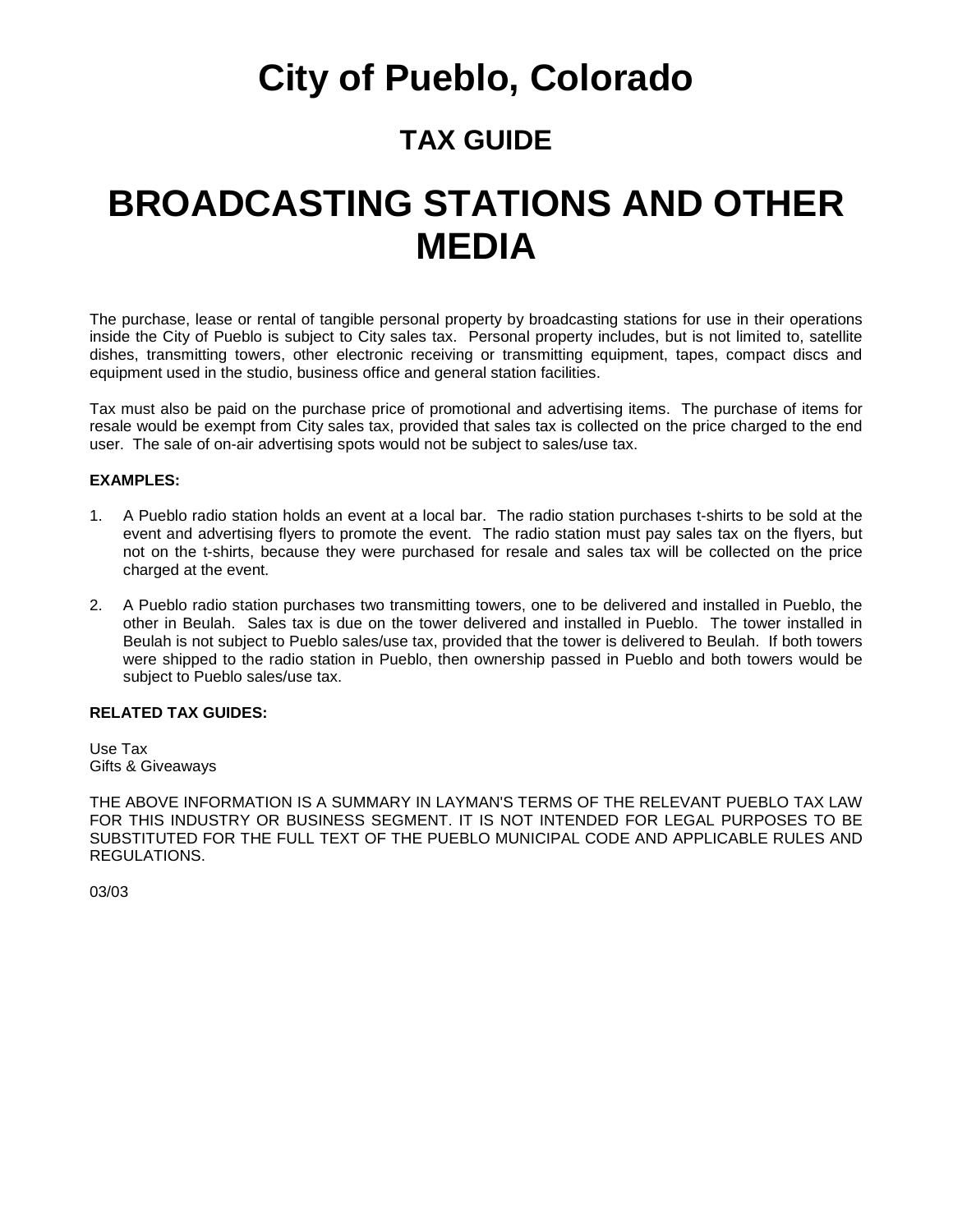# City of Pueblo, Colorado

## TAX GUIDE

# BROADCASTING STATIONS AND OTHER MEDIA

The purchase, lease or rental of tangible personal property by broadcasting stations for use in their operations inside the City of Pueblo is subject to City sales tax. Personal property includes, but is not limited to, satellite dishes, transmitting towers, other electronic receiving or transmitting equipment, tapes, compact discs and equipment used in the studio, business office and general station facilities.

Tax must also be paid on the purchase price of promotional and advertising items. The purchase of items for resale would be exempt from City sales tax, provided that sales tax is collected on the price charged to the end user. The sale of on-air advertising spots would not be subject to sales/use tax.

**EXAMPLES:**

1. A Pueblo radio station holds an event at a local bar. The radio station purchases t-shirts to be sold at the event and advertising flyers to promote the event. The radio station must pay sales tax on the flyers, but not on the t-shirts, because they were purchased for resale and sales tax will be collected on the price charged at the event.

2. A Pueblo radio station purchases two transmitting towers, one to be delivered and installed in Pueblo, the other in Beulah. Sales tax is due on the tower delivered and installed in Pueblo. The tower installed in Beulah is not subject to Pueblo sales/use tax, provided that the tower is delivered to Beulah. If both towers were shipped to the radio station in Pueblo, then ownership passed in Pueblo and both towers would be subject to Pueblo sales/use tax.

**RELATED TAX GUIDES:**

Use Tax
Gifts & Giveaways

THE ABOVE INFORMATION IS A SUMMARY IN LAYMAN'S TERMS OF THE RELEVANT PUEBLO TAX LAW FOR THIS INDUSTRY OR BUSINESS SEGMENT. IT IS NOT INTENDED FOR LEGAL PURPOSES TO BE SUBSTITUTED FOR THE FULL TEXT OF THE PUEBLO MUNICIPAL CODE AND APPLICABLE RULES AND REGULATIONS.

03/03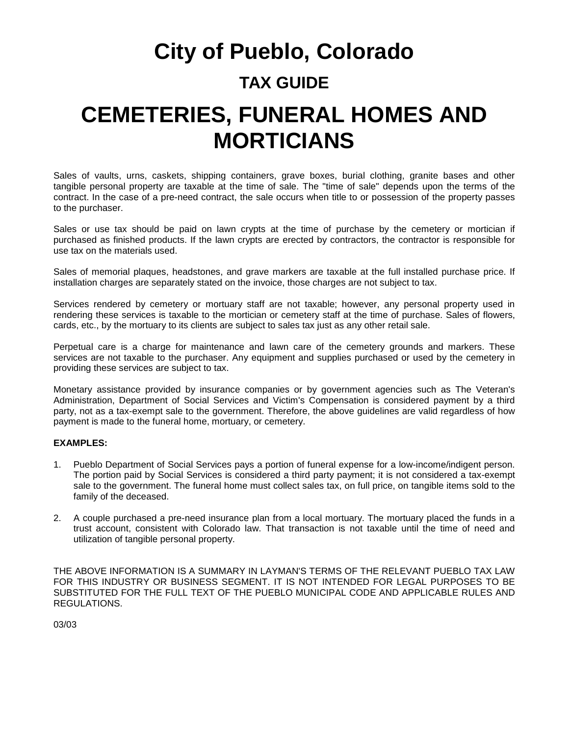# City of Pueblo, Colorado

## TAX GUIDE

# CEMETERIES, FUNERAL HOMES AND MORTICIANS

Sales of vaults, urns, caskets, shipping containers, grave boxes, burial clothing, granite bases and other tangible personal property are taxable at the time of sale. The "time of sale" depends upon the terms of the contract. In the case of a pre-need contract, the sale occurs when title to or possession of the property passes to the purchaser.

Sales or use tax should be paid on lawn crypts at the time of purchase by the cemetery or mortician if purchased as finished products. If the lawn crypts are erected by contractors, the contractor is responsible for use tax on the materials used.

Sales of memorial plaques, headstones, and grave markers are taxable at the full installed purchase price. If installation charges are separately stated on the invoice, those charges are not subject to tax.

Services rendered by cemetery or mortuary staff are not taxable; however, any personal property used in rendering these services is taxable to the mortician or cemetery staff at the time of purchase. Sales of flowers, cards, etc., by the mortuary to its clients are subject to sales tax just as any other retail sale.

Perpetual care is a charge for maintenance and lawn care of the cemetery grounds and markers. These services are not taxable to the purchaser. Any equipment and supplies purchased or used by the cemetery in providing these services are subject to tax.

Monetary assistance provided by insurance companies or by government agencies such as The Veteran's Administration, Department of Social Services and Victim's Compensation is considered payment by a third party, not as a tax-exempt sale to the government. Therefore, the above guidelines are valid regardless of how payment is made to the funeral home, mortuary, or cemetery.

**EXAMPLES:**

1. Pueblo Department of Social Services pays a portion of funeral expense for a low-income/indigent person. The portion paid by Social Services is considered a third party payment; it is not considered a tax-exempt sale to the government. The funeral home must collect sales tax, on full price, on tangible items sold to the family of the deceased.

2. A couple purchased a pre-need insurance plan from a local mortuary. The mortuary placed the funds in a trust account, consistent with Colorado law. That transaction is not taxable until the time of need and utilization of tangible personal property.

THE ABOVE INFORMATION IS A SUMMARY IN LAYMAN'S TERMS OF THE RELEVANT PUEBLO TAX LAW FOR THIS INDUSTRY OR BUSINESS SEGMENT. IT IS NOT INTENDED FOR LEGAL PURPOSES TO BE SUBSTITUTED FOR THE FULL TEXT OF THE PUEBLO MUNICIPAL CODE AND APPLICABLE RULES AND REGULATIONS.

03/03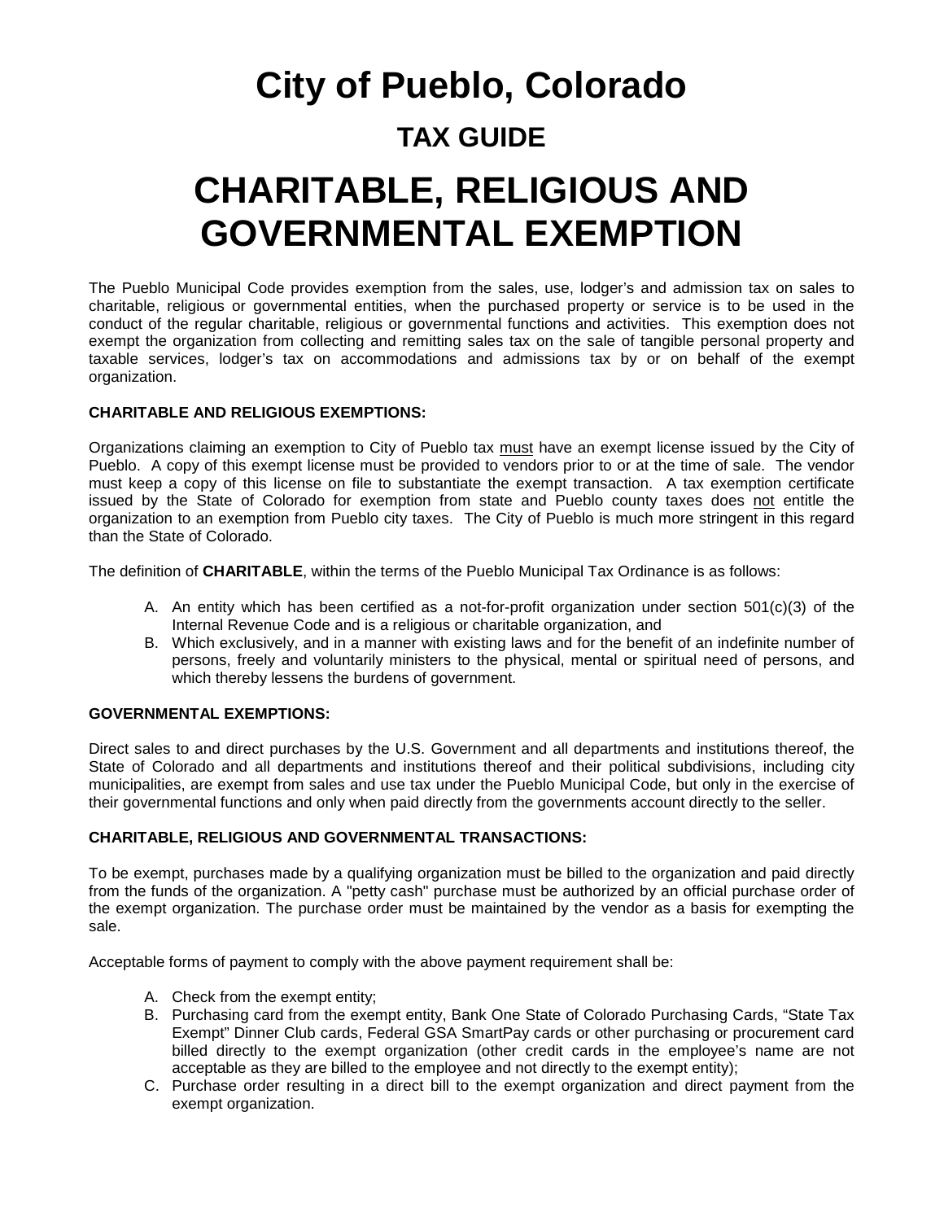# City of Pueblo, Colorado

## TAX GUIDE

# CHARITABLE, RELIGIOUS AND GOVERNMENTAL EXEMPTION

The Pueblo Municipal Code provides exemption from the sales, use, lodger's and admission tax on sales to charitable, religious or governmental entities, when the purchased property or service is to be used in the conduct of the regular charitable, religious or governmental functions and activities. This exemption does not exempt the organization from collecting and remitting sales tax on the sale of tangible personal property and taxable services, lodger's tax on accommodations and admissions tax by or on behalf of the exempt organization.

**CHARITABLE AND RELIGIOUS EXEMPTIONS:**

Organizations claiming an exemption to City of Pueblo tax must have an exempt license issued by the City of Pueblo. A copy of this exempt license must be provided to vendors prior to or at the time of sale. The vendor must keep a copy of this license on file to substantiate the exempt transaction. A tax exemption certificate issued by the State of Colorado for exemption from state and Pueblo county taxes does not entitle the organization to an exemption from Pueblo city taxes. The City of Pueblo is much more stringent in this regard than the State of Colorado.

The definition of **CHARITABLE**, within the terms of the Pueblo Municipal Tax Ordinance is as follows:

A. An entity which has been certified as a not-for-profit organization under section 501(c)(3) of the Internal Revenue Code and is a religious or charitable organization, and
B. Which exclusively, and in a manner with existing laws and for the benefit of an indefinite number of persons, freely and voluntarily ministers to the physical, mental or spiritual need of persons, and which thereby lessens the burdens of government.

**GOVERNMENTAL EXEMPTIONS:**

Direct sales to and direct purchases by the U.S. Government and all departments and institutions thereof, the State of Colorado and all departments and institutions thereof and their political subdivisions, including city municipalities, are exempt from sales and use tax under the Pueblo Municipal Code, but only in the exercise of their governmental functions and only when paid directly from the governments account directly to the seller.

**CHARITABLE, RELIGIOUS AND GOVERNMENTAL TRANSACTIONS:**

To be exempt, purchases made by a qualifying organization must be billed to the organization and paid directly from the funds of the organization. A "petty cash" purchase must be authorized by an official purchase order of the exempt organization. The purchase order must be maintained by the vendor as a basis for exempting the sale.

Acceptable forms of payment to comply with the above payment requirement shall be:

A. Check from the exempt entity;
B. Purchasing card from the exempt entity, Bank One State of Colorado Purchasing Cards, "State Tax Exempt" Dinner Club cards, Federal GSA SmartPay cards or other purchasing or procurement card billed directly to the exempt organization (other credit cards in the employee's name are not acceptable as they are billed to the employee and not directly to the exempt entity);
C. Purchase order resulting in a direct bill to the exempt organization and direct payment from the exempt organization.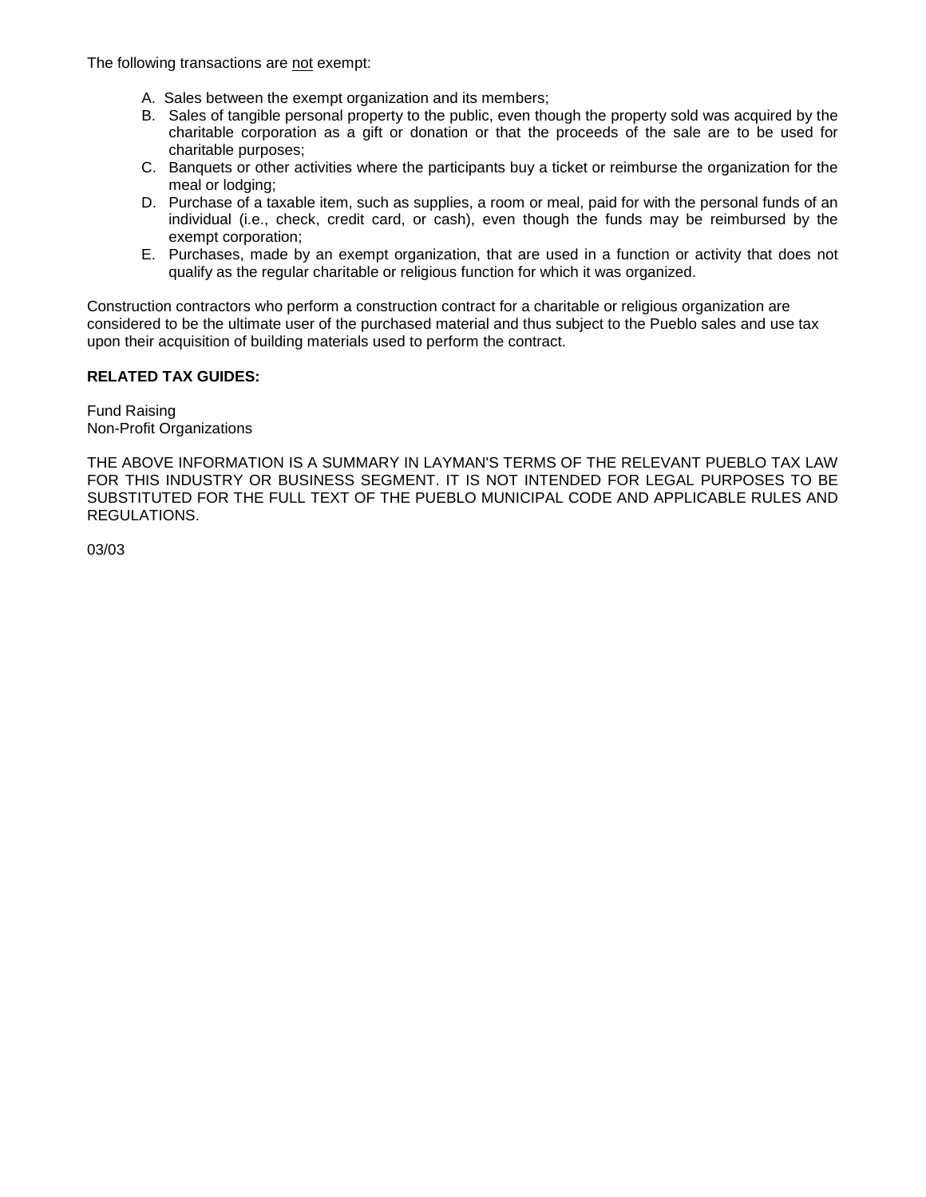The following transactions are <u>not</u> exempt:

A. Sales between the exempt organization and its members;
B. Sales of tangible personal property to the public, even though the property sold was acquired by the charitable corporation as a gift or donation or that the proceeds of the sale are to be used for charitable purposes;
C. Banquets or other activities where the participants buy a ticket or reimburse the organization for the meal or lodging;
D. Purchase of a taxable item, such as supplies, a room or meal, paid for with the personal funds of an individual (i.e., check, credit card, or cash), even though the funds may be reimbursed by the exempt corporation;
E. Purchases, made by an exempt organization, that are used in a function or activity that does not qualify as the regular charitable or religious function for which it was organized.

Construction contractors who perform a construction contract for a charitable or religious organization are considered to be the ultimate user of the purchased material and thus subject to the Pueblo sales and use tax upon their acquisition of building materials used to perform the contract.

**RELATED TAX GUIDES:**

Fund Raising
Non-Profit Organizations

THE ABOVE INFORMATION IS A SUMMARY IN LAYMAN'S TERMS OF THE RELEVANT PUEBLO TAX LAW FOR THIS INDUSTRY OR BUSINESS SEGMENT. IT IS NOT INTENDED FOR LEGAL PURPOSES TO BE SUBSTITUTED FOR THE FULL TEXT OF THE PUEBLO MUNICIPAL CODE AND APPLICABLE RULES AND REGULATIONS.

03/03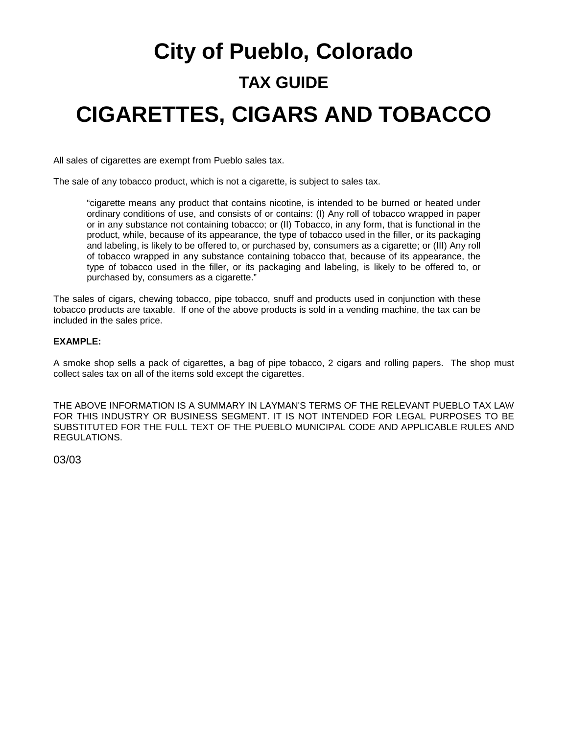# City of Pueblo, Colorado

## TAX GUIDE

# CIGARETTES, CIGARS AND TOBACCO

All sales of cigarettes are exempt from Pueblo sales tax.

The sale of any tobacco product, which is not a cigarette, is subject to sales tax.

> "cigarette means any product that contains nicotine, is intended to be burned or heated under ordinary conditions of use, and consists of or contains: (I) Any roll of tobacco wrapped in paper or in any substance not containing tobacco; or (II) Tobacco, in any form, that is functional in the product, while, because of its appearance, the type of tobacco used in the filler, or its packaging and labeling, is likely to be offered to, or purchased by, consumers as a cigarette; or (III) Any roll of tobacco wrapped in any substance containing tobacco that, because of its appearance, the type of tobacco used in the filler, or its packaging and labeling, is likely to be offered to, or purchased by, consumers as a cigarette."

The sales of cigars, chewing tobacco, pipe tobacco, snuff and products used in conjunction with these tobacco products are taxable. If one of the above products is sold in a vending machine, the tax can be included in the sales price.

**EXAMPLE:**

A smoke shop sells a pack of cigarettes, a bag of pipe tobacco, 2 cigars and rolling papers. The shop must collect sales tax on all of the items sold except the cigarettes.

THE ABOVE INFORMATION IS A SUMMARY IN LAYMAN'S TERMS OF THE RELEVANT PUEBLO TAX LAW FOR THIS INDUSTRY OR BUSINESS SEGMENT. IT IS NOT INTENDED FOR LEGAL PURPOSES TO BE SUBSTITUTED FOR THE FULL TEXT OF THE PUEBLO MUNICIPAL CODE AND APPLICABLE RULES AND REGULATIONS.

03/03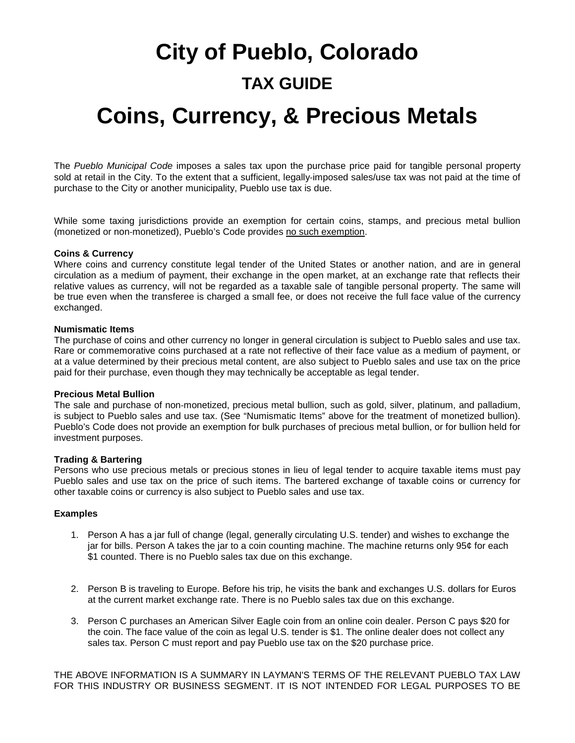# City of Pueblo, Colorado

## TAX GUIDE

# Coins, Currency, & Precious Metals

The *Pueblo Municipal Code* imposes a sales tax upon the purchase price paid for tangible personal property sold at retail in the City. To the extent that a sufficient, legally-imposed sales/use tax was not paid at the time of purchase to the City or another municipality, Pueblo use tax is due.

While some taxing jurisdictions provide an exemption for certain coins, stamps, and precious metal bullion (monetized or non-monetized), Pueblo's Code provides <u>no such exemption</u>.

**Coins & Currency**
Where coins and currency constitute legal tender of the United States or another nation, and are in general circulation as a medium of payment, their exchange in the open market, at an exchange rate that reflects their relative values as currency, will not be regarded as a taxable sale of tangible personal property. The same will be true even when the transferee is charged a small fee, or does not receive the full face value of the currency exchanged.

**Numismatic Items**
The purchase of coins and other currency no longer in general circulation is subject to Pueblo sales and use tax. Rare or commemorative coins purchased at a rate not reflective of their face value as a medium of payment, or at a value determined by their precious metal content, are also subject to Pueblo sales and use tax on the price paid for their purchase, even though they may technically be acceptable as legal tender.

**Precious Metal Bullion**
The sale and purchase of non-monetized, precious metal bullion, such as gold, silver, platinum, and palladium, is subject to Pueblo sales and use tax. (See "Numismatic Items" above for the treatment of monetized bullion). Pueblo's Code does not provide an exemption for bulk purchases of precious metal bullion, or for bullion held for investment purposes.

**Trading & Bartering**
Persons who use precious metals or precious stones in lieu of legal tender to acquire taxable items must pay Pueblo sales and use tax on the price of such items. The bartered exchange of taxable coins or currency for other taxable coins or currency is also subject to Pueblo sales and use tax.

**Examples**

1. Person A has a jar full of change (legal, generally circulating U.S. tender) and wishes to exchange the jar for bills. Person A takes the jar to a coin counting machine. The machine returns only 95¢ for each $1 counted. There is no Pueblo sales tax due on this exchange.

2. Person B is traveling to Europe. Before his trip, he visits the bank and exchanges U.S. dollars for Euros at the current market exchange rate. There is no Pueblo sales tax due on this exchange.

3. Person C purchases an American Silver Eagle coin from an online coin dealer. Person C pays $20 for the coin. The face value of the coin as legal U.S. tender is $1. The online dealer does not collect any sales tax. Person C must report and pay Pueblo use tax on the $20 purchase price.

THE ABOVE INFORMATION IS A SUMMARY IN LAYMAN'S TERMS OF THE RELEVANT PUEBLO TAX LAW FOR THIS INDUSTRY OR BUSINESS SEGMENT. IT IS NOT INTENDED FOR LEGAL PURPOSES TO BE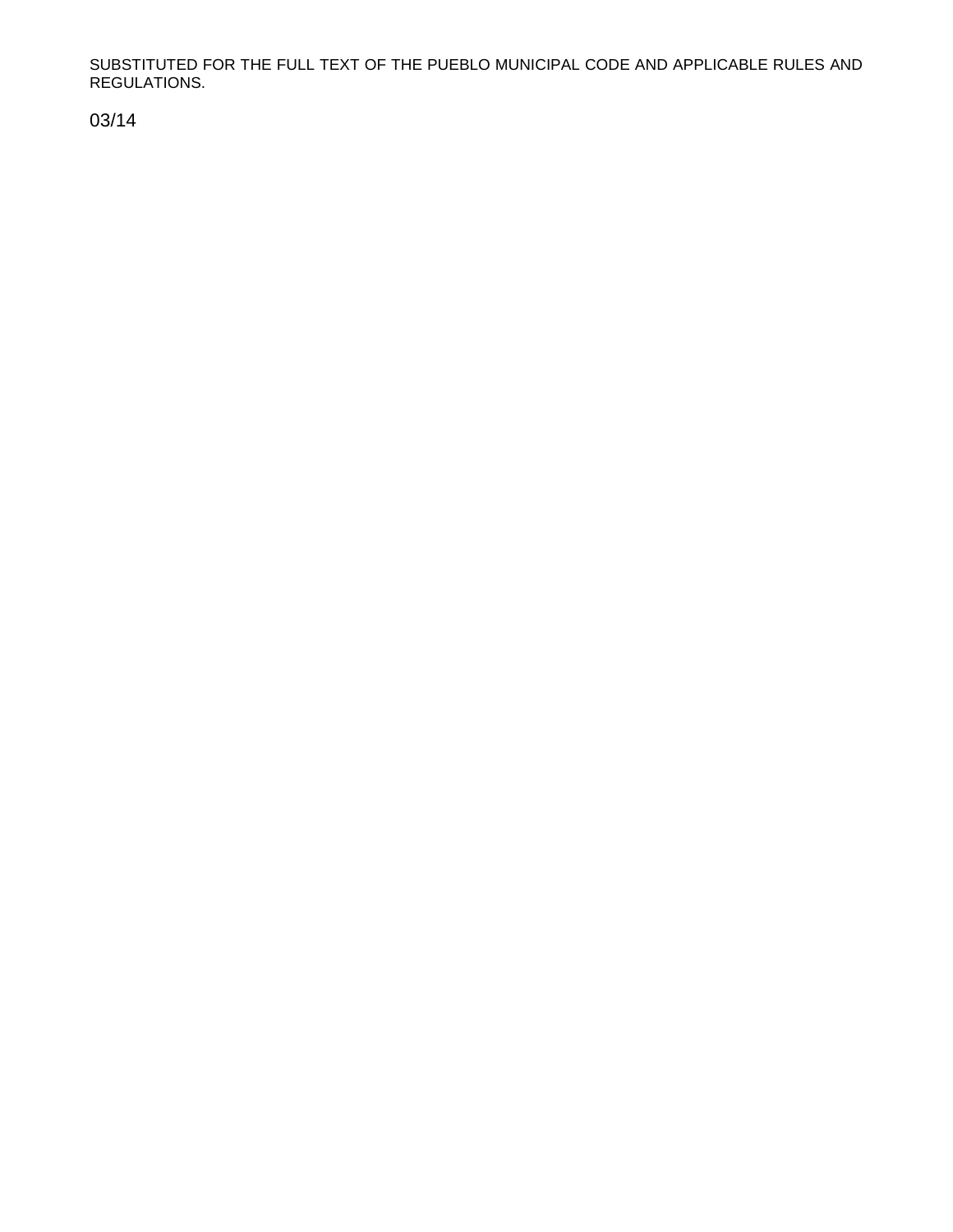SUBSTITUTED FOR THE FULL TEXT OF THE PUEBLO MUNICIPAL CODE AND APPLICABLE RULES AND REGULATIONS.

03/14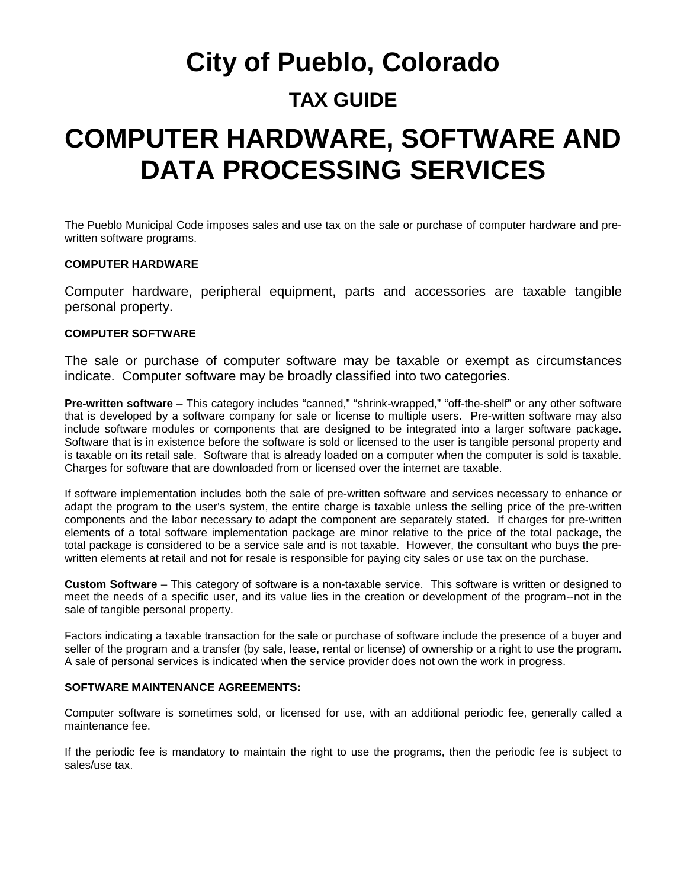# City of Pueblo, Colorado

## TAX GUIDE

# COMPUTER HARDWARE, SOFTWARE AND DATA PROCESSING SERVICES

The Pueblo Municipal Code imposes sales and use tax on the sale or purchase of computer hardware and pre-written software programs.

**COMPUTER HARDWARE**

Computer hardware, peripheral equipment, parts and accessories are taxable tangible personal property.

**COMPUTER SOFTWARE**

The sale or purchase of computer software may be taxable or exempt as circumstances indicate. Computer software may be broadly classified into two categories.

**Pre-written software** – This category includes "canned," "shrink-wrapped," "off-the-shelf" or any other software that is developed by a software company for sale or license to multiple users. Pre-written software may also include software modules or components that are designed to be integrated into a larger software package. Software that is in existence before the software is sold or licensed to the user is tangible personal property and is taxable on its retail sale. Software that is already loaded on a computer when the computer is sold is taxable. Charges for software that are downloaded from or licensed over the internet are taxable.

If software implementation includes both the sale of pre-written software and services necessary to enhance or adapt the program to the user's system, the entire charge is taxable unless the selling price of the pre-written components and the labor necessary to adapt the component are separately stated. If charges for pre-written elements of a total software implementation package are minor relative to the price of the total package, the total package is considered to be a service sale and is not taxable. However, the consultant who buys the pre-written elements at retail and not for resale is responsible for paying city sales or use tax on the purchase.

**Custom Software** – This category of software is a non-taxable service. This software is written or designed to meet the needs of a specific user, and its value lies in the creation or development of the program--not in the sale of tangible personal property.

Factors indicating a taxable transaction for the sale or purchase of software include the presence of a buyer and seller of the program and a transfer (by sale, lease, rental or license) of ownership or a right to use the program. A sale of personal services is indicated when the service provider does not own the work in progress.

**SOFTWARE MAINTENANCE AGREEMENTS:**

Computer software is sometimes sold, or licensed for use, with an additional periodic fee, generally called a maintenance fee.

If the periodic fee is mandatory to maintain the right to use the programs, then the periodic fee is subject to sales/use tax.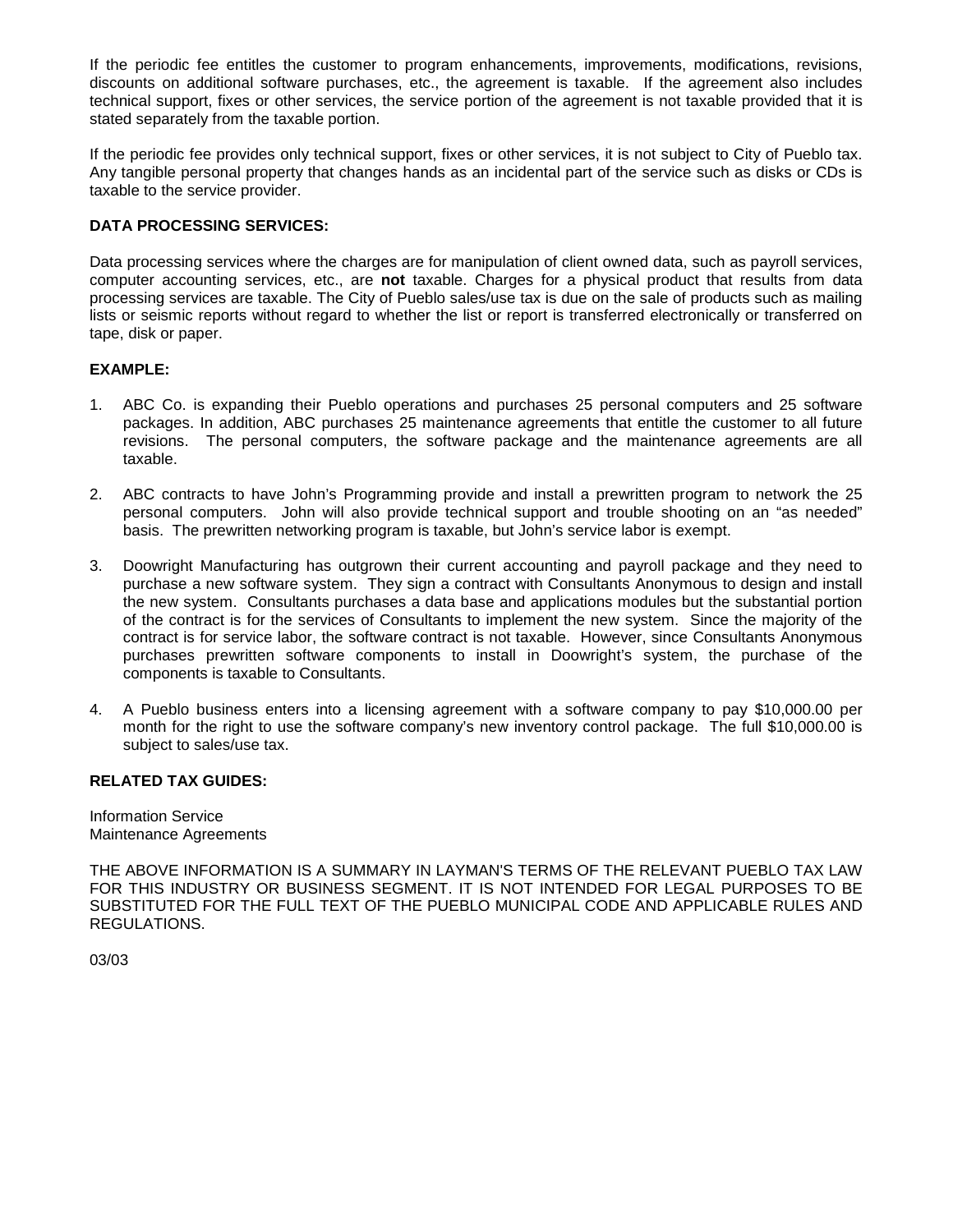If the periodic fee entitles the customer to program enhancements, improvements, modifications, revisions, discounts on additional software purchases, etc., the agreement is taxable. If the agreement also includes technical support, fixes or other services, the service portion of the agreement is not taxable provided that it is stated separately from the taxable portion.

If the periodic fee provides only technical support, fixes or other services, it is not subject to City of Pueblo tax. Any tangible personal property that changes hands as an incidental part of the service such as disks or CDs is taxable to the service provider.

**DATA PROCESSING SERVICES:**

Data processing services where the charges are for manipulation of client owned data, such as payroll services, computer accounting services, etc., are **not** taxable. Charges for a physical product that results from data processing services are taxable. The City of Pueblo sales/use tax is due on the sale of products such as mailing lists or seismic reports without regard to whether the list or report is transferred electronically or transferred on tape, disk or paper.

**EXAMPLE:**

1. ABC Co. is expanding their Pueblo operations and purchases 25 personal computers and 25 software packages. In addition, ABC purchases 25 maintenance agreements that entitle the customer to all future revisions. The personal computers, the software package and the maintenance agreements are all taxable.

2. ABC contracts to have John's Programming provide and install a prewritten program to network the 25 personal computers. John will also provide technical support and trouble shooting on an "as needed" basis. The prewritten networking program is taxable, but John's service labor is exempt.

3. Doowright Manufacturing has outgrown their current accounting and payroll package and they need to purchase a new software system. They sign a contract with Consultants Anonymous to design and install the new system. Consultants purchases a data base and applications modules but the substantial portion of the contract is for the services of Consultants to implement the new system. Since the majority of the contract is for service labor, the software contract is not taxable. However, since Consultants Anonymous purchases prewritten software components to install in Doowright's system, the purchase of the components is taxable to Consultants.

4. A Pueblo business enters into a licensing agreement with a software company to pay $10,000.00 per month for the right to use the software company's new inventory control package. The full $10,000.00 is subject to sales/use tax.

**RELATED TAX GUIDES:**

Information Service
Maintenance Agreements

THE ABOVE INFORMATION IS A SUMMARY IN LAYMAN'S TERMS OF THE RELEVANT PUEBLO TAX LAW FOR THIS INDUSTRY OR BUSINESS SEGMENT. IT IS NOT INTENDED FOR LEGAL PURPOSES TO BE SUBSTITUTED FOR THE FULL TEXT OF THE PUEBLO MUNICIPAL CODE AND APPLICABLE RULES AND REGULATIONS.

03/03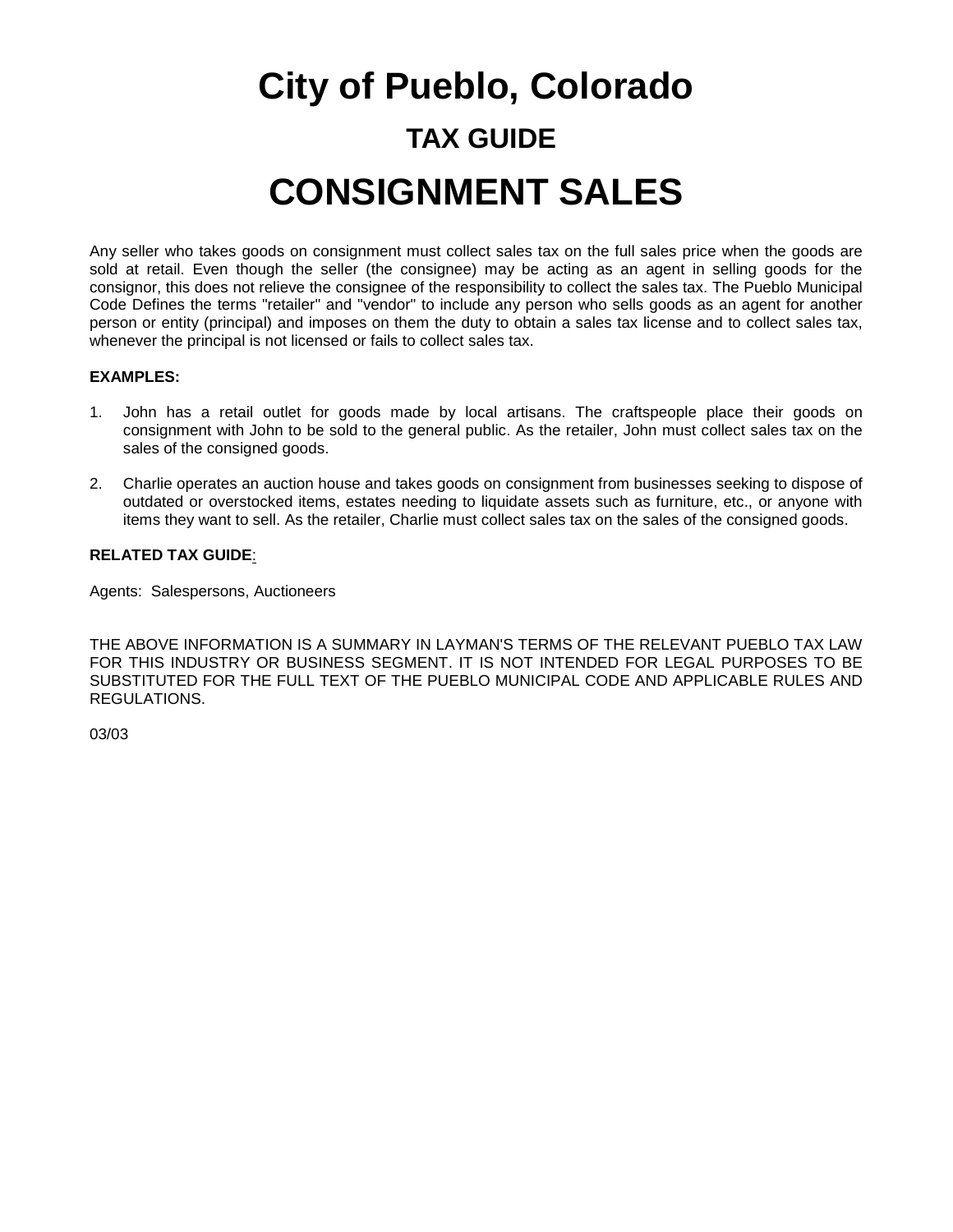# City of Pueblo, Colorado

## TAX GUIDE

# CONSIGNMENT SALES

Any seller who takes goods on consignment must collect sales tax on the full sales price when the goods are sold at retail. Even though the seller (the consignee) may be acting as an agent in selling goods for the consignor, this does not relieve the consignee of the responsibility to collect the sales tax. The Pueblo Municipal Code Defines the terms "retailer" and "vendor" to include any person who sells goods as an agent for another person or entity (principal) and imposes on them the duty to obtain a sales tax license and to collect sales tax, whenever the principal is not licensed or fails to collect sales tax.

**EXAMPLES:**

1. John has a retail outlet for goods made by local artisans. The craftspeople place their goods on consignment with John to be sold to the general public. As the retailer, John must collect sales tax on the sales of the consigned goods.

2. Charlie operates an auction house and takes goods on consignment from businesses seeking to dispose of outdated or overstocked items, estates needing to liquidate assets such as furniture, etc., or anyone with items they want to sell. As the retailer, Charlie must collect sales tax on the sales of the consigned goods.

**RELATED TAX GUIDE:**

Agents: Salespersons, Auctioneers

THE ABOVE INFORMATION IS A SUMMARY IN LAYMAN'S TERMS OF THE RELEVANT PUEBLO TAX LAW FOR THIS INDUSTRY OR BUSINESS SEGMENT. IT IS NOT INTENDED FOR LEGAL PURPOSES TO BE SUBSTITUTED FOR THE FULL TEXT OF THE PUEBLO MUNICIPAL CODE AND APPLICABLE RULES AND REGULATIONS.

03/03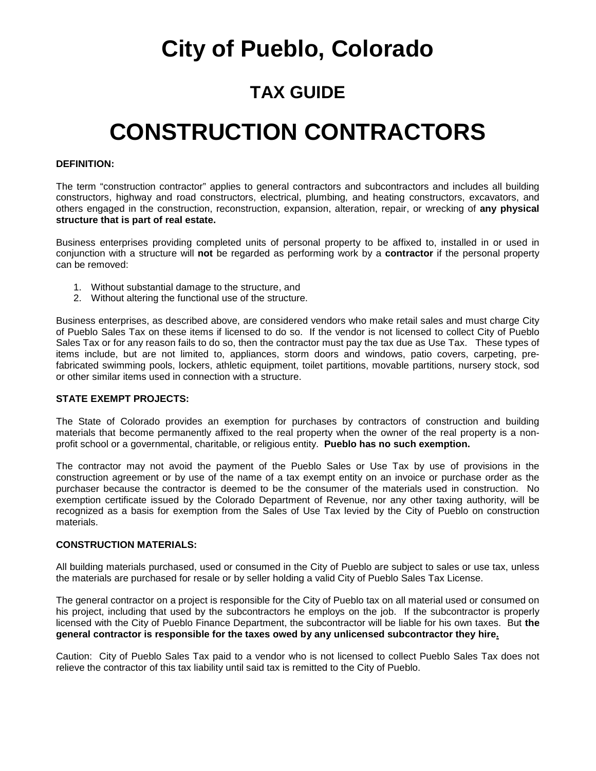# City of Pueblo, Colorado

## TAX GUIDE

# CONSTRUCTION CONTRACTORS

**DEFINITION:**

The term "construction contractor" applies to general contractors and subcontractors and includes all building constructors, highway and road constructors, electrical, plumbing, and heating constructors, excavators, and others engaged in the construction, reconstruction, expansion, alteration, repair, or wrecking of **any physical structure that is part of real estate.**

Business enterprises providing completed units of personal property to be affixed to, installed in or used in conjunction with a structure will **not** be regarded as performing work by a **contractor** if the personal property can be removed:

1. Without substantial damage to the structure, and
2. Without altering the functional use of the structure.

Business enterprises, as described above, are considered vendors who make retail sales and must charge City of Pueblo Sales Tax on these items if licensed to do so. If the vendor is not licensed to collect City of Pueblo Sales Tax or for any reason fails to do so, then the contractor must pay the tax due as Use Tax. These types of items include, but are not limited to, appliances, storm doors and windows, patio covers, carpeting, pre-fabricated swimming pools, lockers, athletic equipment, toilet partitions, movable partitions, nursery stock, sod or other similar items used in connection with a structure.

**STATE EXEMPT PROJECTS:**

The State of Colorado provides an exemption for purchases by contractors of construction and building materials that become permanently affixed to the real property when the owner of the real property is a non-profit school or a governmental, charitable, or religious entity. **Pueblo has no such exemption.**

The contractor may not avoid the payment of the Pueblo Sales or Use Tax by use of provisions in the construction agreement or by use of the name of a tax exempt entity on an invoice or purchase order as the purchaser because the contractor is deemed to be the consumer of the materials used in construction. No exemption certificate issued by the Colorado Department of Revenue, nor any other taxing authority, will be recognized as a basis for exemption from the Sales of Use Tax levied by the City of Pueblo on construction materials.

**CONSTRUCTION MATERIALS:**

All building materials purchased, used or consumed in the City of Pueblo are subject to sales or use tax, unless the materials are purchased for resale or by seller holding a valid City of Pueblo Sales Tax License.

The general contractor on a project is responsible for the City of Pueblo tax on all material used or consumed on his project, including that used by the subcontractors he employs on the job. If the subcontractor is properly licensed with the City of Pueblo Finance Department, the subcontractor will be liable for his own taxes. But **the general contractor is responsible for the taxes owed by any unlicensed subcontractor they hire.**

Caution: City of Pueblo Sales Tax paid to a vendor who is not licensed to collect Pueblo Sales Tax does not relieve the contractor of this tax liability until said tax is remitted to the City of Pueblo.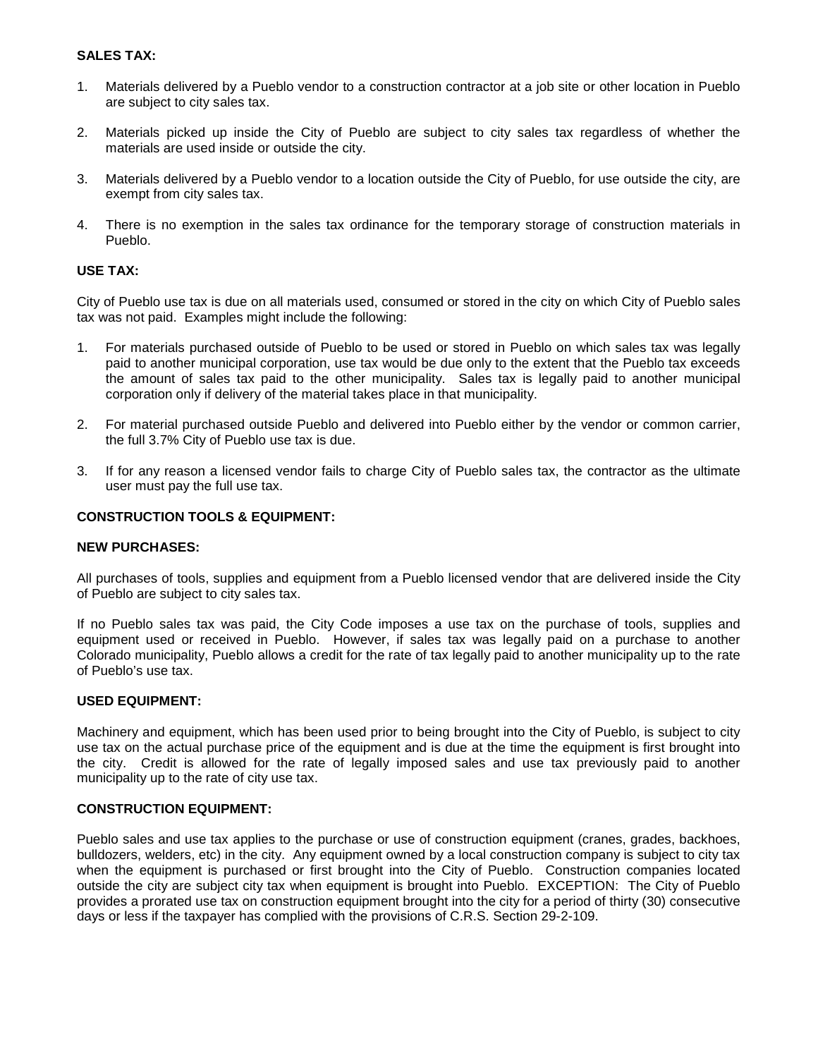**SALES TAX:**

1. Materials delivered by a Pueblo vendor to a construction contractor at a job site or other location in Pueblo are subject to city sales tax.

2. Materials picked up inside the City of Pueblo are subject to city sales tax regardless of whether the materials are used inside or outside the city.

3. Materials delivered by a Pueblo vendor to a location outside the City of Pueblo, for use outside the city, are exempt from city sales tax.

4. There is no exemption in the sales tax ordinance for the temporary storage of construction materials in Pueblo.

**USE TAX:**

City of Pueblo use tax is due on all materials used, consumed or stored in the city on which City of Pueblo sales tax was not paid. Examples might include the following:

1. For materials purchased outside of Pueblo to be used or stored in Pueblo on which sales tax was legally paid to another municipal corporation, use tax would be due only to the extent that the Pueblo tax exceeds the amount of sales tax paid to the other municipality. Sales tax is legally paid to another municipal corporation only if delivery of the material takes place in that municipality.

2. For material purchased outside Pueblo and delivered into Pueblo either by the vendor or common carrier, the full 3.7% City of Pueblo use tax is due.

3. If for any reason a licensed vendor fails to charge City of Pueblo sales tax, the contractor as the ultimate user must pay the full use tax.

**CONSTRUCTION TOOLS & EQUIPMENT:**

**NEW PURCHASES:**

All purchases of tools, supplies and equipment from a Pueblo licensed vendor that are delivered inside the City of Pueblo are subject to city sales tax.

If no Pueblo sales tax was paid, the City Code imposes a use tax on the purchase of tools, supplies and equipment used or received in Pueblo. However, if sales tax was legally paid on a purchase to another Colorado municipality, Pueblo allows a credit for the rate of tax legally paid to another municipality up to the rate of Pueblo's use tax.

**USED EQUIPMENT:**

Machinery and equipment, which has been used prior to being brought into the City of Pueblo, is subject to city use tax on the actual purchase price of the equipment and is due at the time the equipment is first brought into the city. Credit is allowed for the rate of legally imposed sales and use tax previously paid to another municipality up to the rate of city use tax.

**CONSTRUCTION EQUIPMENT:**

Pueblo sales and use tax applies to the purchase or use of construction equipment (cranes, grades, backhoes, bulldozers, welders, etc) in the city. Any equipment owned by a local construction company is subject to city tax when the equipment is purchased or first brought into the City of Pueblo. Construction companies located outside the city are subject city tax when equipment is brought into Pueblo. EXCEPTION: The City of Pueblo provides a prorated use tax on construction equipment brought into the city for a period of thirty (30) consecutive days or less if the taxpayer has complied with the provisions of C.R.S. Section 29-2-109.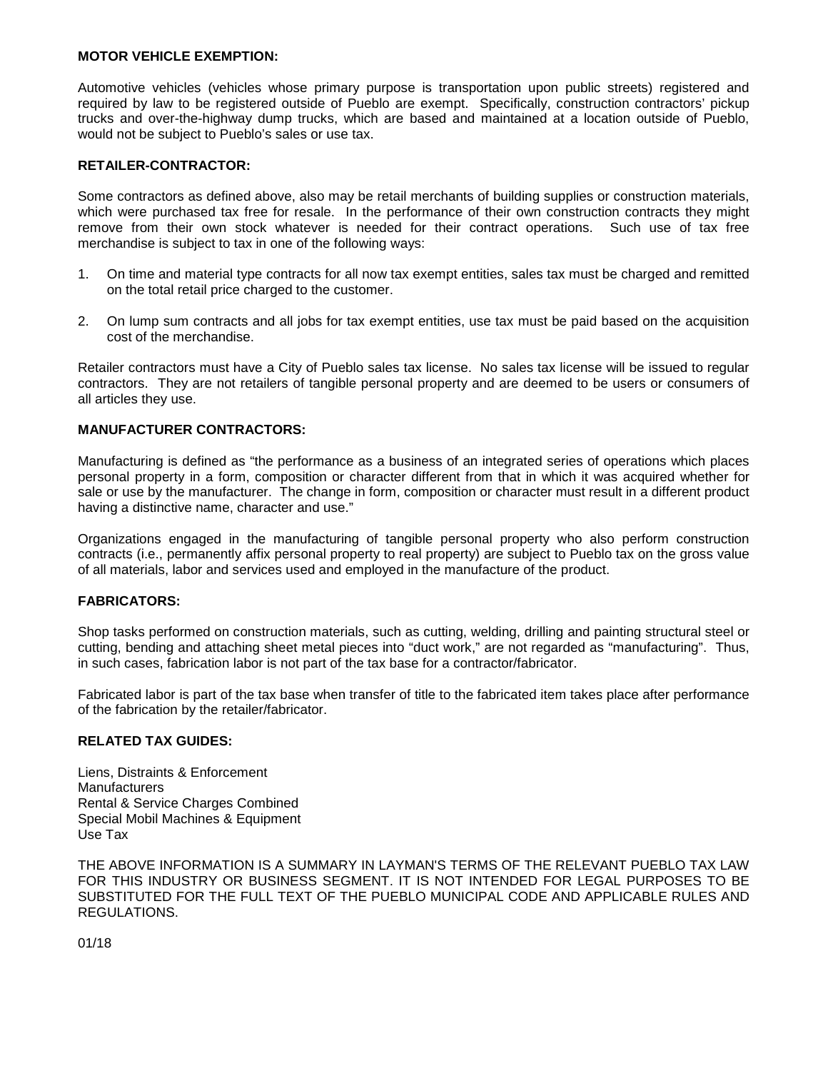**MOTOR VEHICLE EXEMPTION:**

Automotive vehicles (vehicles whose primary purpose is transportation upon public streets) registered and required by law to be registered outside of Pueblo are exempt. Specifically, construction contractors' pickup trucks and over-the-highway dump trucks, which are based and maintained at a location outside of Pueblo, would not be subject to Pueblo's sales or use tax.

**RETAILER-CONTRACTOR:**

Some contractors as defined above, also may be retail merchants of building supplies or construction materials, which were purchased tax free for resale. In the performance of their own construction contracts they might remove from their own stock whatever is needed for their contract operations. Such use of tax free merchandise is subject to tax in one of the following ways:

1. On time and material type contracts for all now tax exempt entities, sales tax must be charged and remitted on the total retail price charged to the customer.
2. On lump sum contracts and all jobs for tax exempt entities, use tax must be paid based on the acquisition cost of the merchandise.

Retailer contractors must have a City of Pueblo sales tax license. No sales tax license will be issued to regular contractors. They are not retailers of tangible personal property and are deemed to be users or consumers of all articles they use.

**MANUFACTURER CONTRACTORS:**

Manufacturing is defined as "the performance as a business of an integrated series of operations which places personal property in a form, composition or character different from that in which it was acquired whether for sale or use by the manufacturer. The change in form, composition or character must result in a different product having a distinctive name, character and use."

Organizations engaged in the manufacturing of tangible personal property who also perform construction contracts (i.e., permanently affix personal property to real property) are subject to Pueblo tax on the gross value of all materials, labor and services used and employed in the manufacture of the product.

**FABRICATORS:**

Shop tasks performed on construction materials, such as cutting, welding, drilling and painting structural steel or cutting, bending and attaching sheet metal pieces into "duct work," are not regarded as "manufacturing". Thus, in such cases, fabrication labor is not part of the tax base for a contractor/fabricator.

Fabricated labor is part of the tax base when transfer of title to the fabricated item takes place after performance of the fabrication by the retailer/fabricator.

**RELATED TAX GUIDES:**

Liens, Distraints & Enforcement
Manufacturers
Rental & Service Charges Combined
Special Mobil Machines & Equipment
Use Tax

THE ABOVE INFORMATION IS A SUMMARY IN LAYMAN'S TERMS OF THE RELEVANT PUEBLO TAX LAW FOR THIS INDUSTRY OR BUSINESS SEGMENT. IT IS NOT INTENDED FOR LEGAL PURPOSES TO BE SUBSTITUTED FOR THE FULL TEXT OF THE PUEBLO MUNICIPAL CODE AND APPLICABLE RULES AND REGULATIONS.

01/18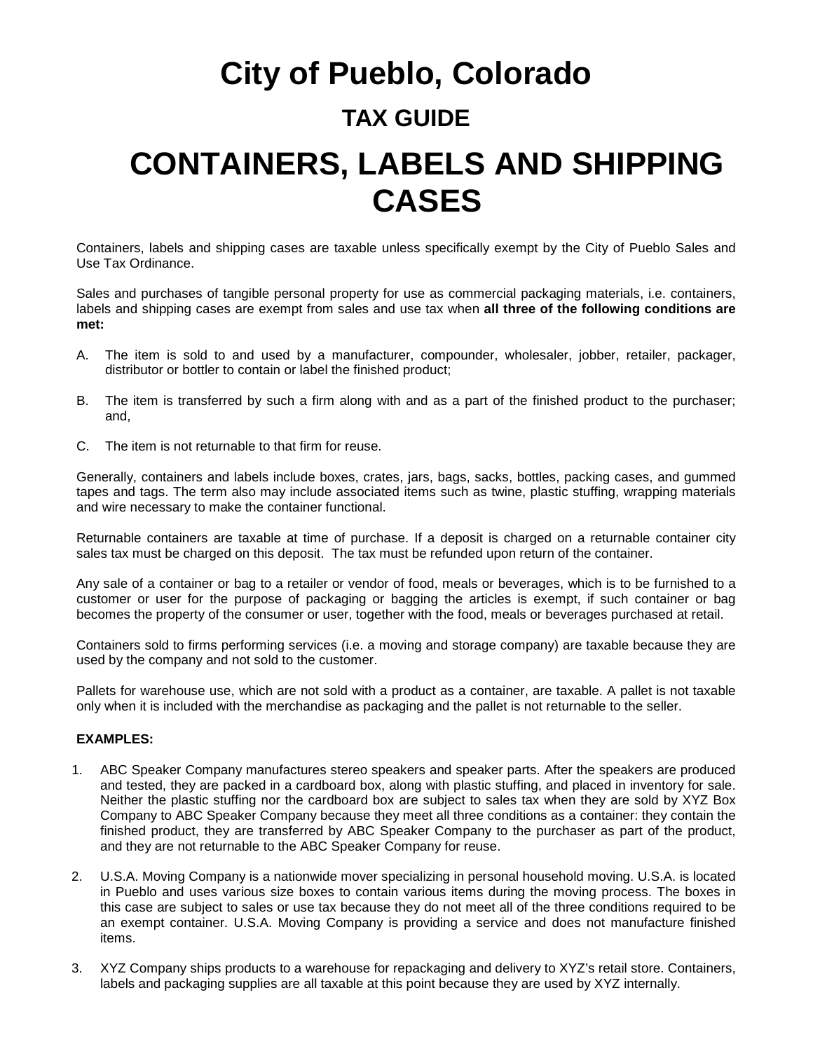# City of Pueblo, Colorado

## TAX GUIDE

# CONTAINERS, LABELS AND SHIPPING CASES

Containers, labels and shipping cases are taxable unless specifically exempt by the City of Pueblo Sales and Use Tax Ordinance.

Sales and purchases of tangible personal property for use as commercial packaging materials, i.e. containers, labels and shipping cases are exempt from sales and use tax when **all three of the following conditions are met:**

A. The item is sold to and used by a manufacturer, compounder, wholesaler, jobber, retailer, packager, distributor or bottler to contain or label the finished product;

B. The item is transferred by such a firm along with and as a part of the finished product to the purchaser; and,

C. The item is not returnable to that firm for reuse.

Generally, containers and labels include boxes, crates, jars, bags, sacks, bottles, packing cases, and gummed tapes and tags. The term also may include associated items such as twine, plastic stuffing, wrapping materials and wire necessary to make the container functional.

Returnable containers are taxable at time of purchase. If a deposit is charged on a returnable container city sales tax must be charged on this deposit. The tax must be refunded upon return of the container.

Any sale of a container or bag to a retailer or vendor of food, meals or beverages, which is to be furnished to a customer or user for the purpose of packaging or bagging the articles is exempt, if such container or bag becomes the property of the consumer or user, together with the food, meals or beverages purchased at retail.

Containers sold to firms performing services (i.e. a moving and storage company) are taxable because they are used by the company and not sold to the customer.

Pallets for warehouse use, which are not sold with a product as a container, are taxable. A pallet is not taxable only when it is included with the merchandise as packaging and the pallet is not returnable to the seller.

**EXAMPLES:**

1. ABC Speaker Company manufactures stereo speakers and speaker parts. After the speakers are produced and tested, they are packed in a cardboard box, along with plastic stuffing, and placed in inventory for sale. Neither the plastic stuffing nor the cardboard box are subject to sales tax when they are sold by XYZ Box Company to ABC Speaker Company because they meet all three conditions as a container: they contain the finished product, they are transferred by ABC Speaker Company to the purchaser as part of the product, and they are not returnable to the ABC Speaker Company for reuse.

2. U.S.A. Moving Company is a nationwide mover specializing in personal household moving. U.S.A. is located in Pueblo and uses various size boxes to contain various items during the moving process. The boxes in this case are subject to sales or use tax because they do not meet all of the three conditions required to be an exempt container. U.S.A. Moving Company is providing a service and does not manufacture finished items.

3. XYZ Company ships products to a warehouse for repackaging and delivery to XYZ's retail store. Containers, labels and packaging supplies are all taxable at this point because they are used by XYZ internally.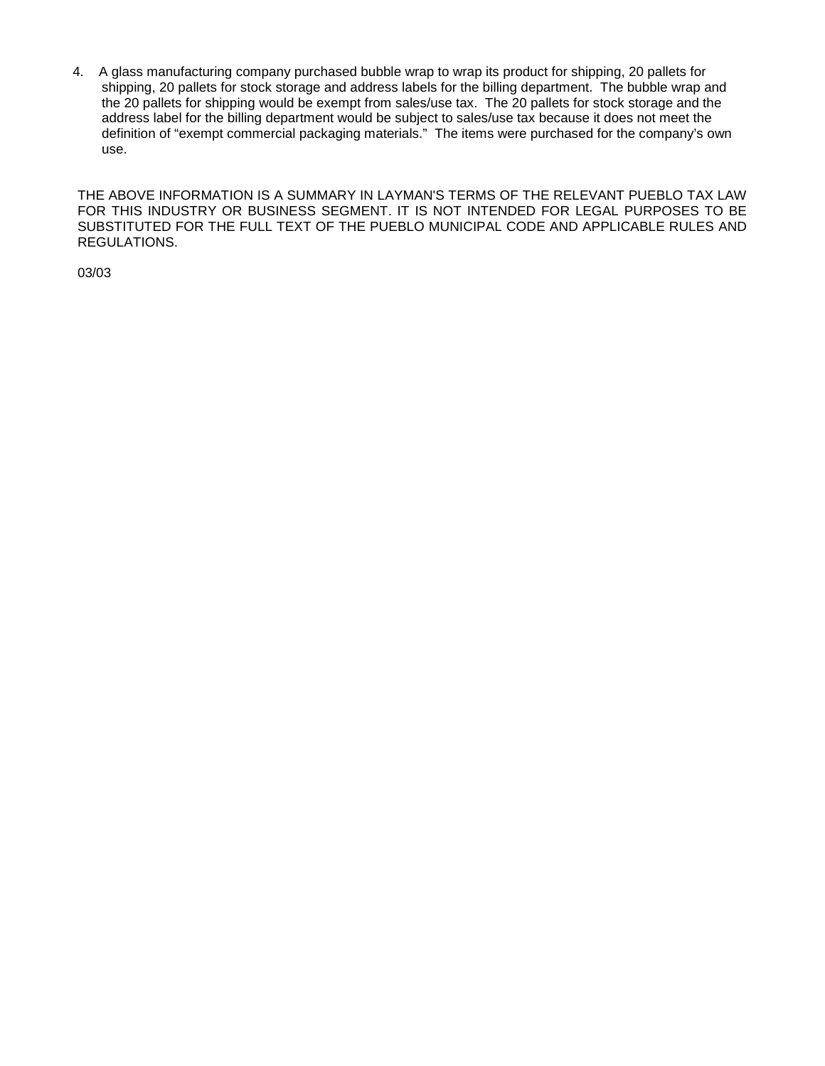4. A glass manufacturing company purchased bubble wrap to wrap its product for shipping, 20 pallets for shipping, 20 pallets for stock storage and address labels for the billing department. The bubble wrap and the 20 pallets for shipping would be exempt from sales/use tax. The 20 pallets for stock storage and the address label for the billing department would be subject to sales/use tax because it does not meet the definition of "exempt commercial packaging materials." The items were purchased for the company's own use.

THE ABOVE INFORMATION IS A SUMMARY IN LAYMAN'S TERMS OF THE RELEVANT PUEBLO TAX LAW FOR THIS INDUSTRY OR BUSINESS SEGMENT. IT IS NOT INTENDED FOR LEGAL PURPOSES TO BE SUBSTITUTED FOR THE FULL TEXT OF THE PUEBLO MUNICIPAL CODE AND APPLICABLE RULES AND REGULATIONS.

03/03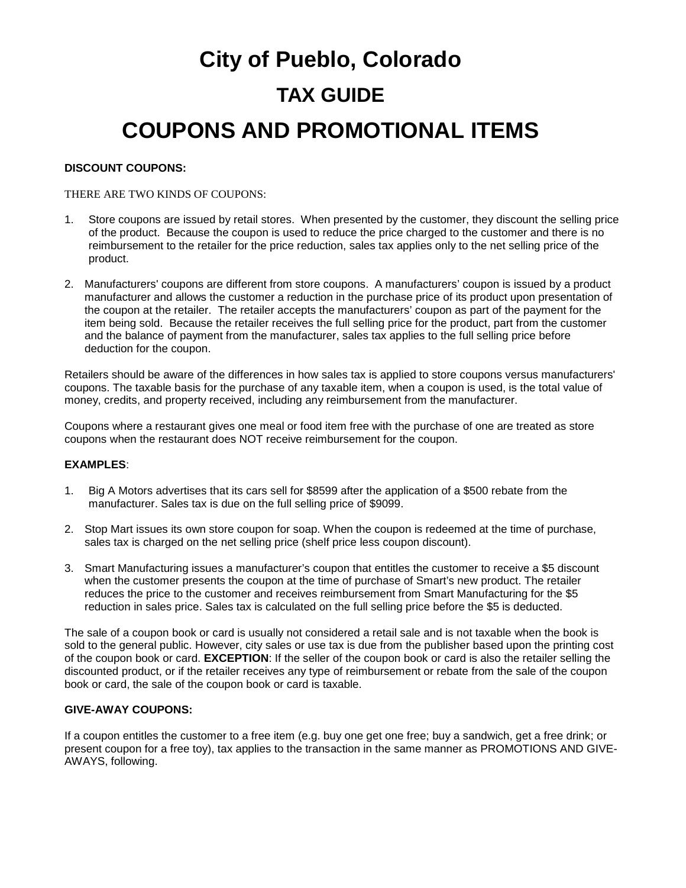# City of Pueblo, Colorado

## TAX GUIDE

# COUPONS AND PROMOTIONAL ITEMS

**DISCOUNT COUPONS:**

THERE ARE TWO KINDS OF COUPONS:

1. Store coupons are issued by retail stores. When presented by the customer, they discount the selling price of the product. Because the coupon is used to reduce the price charged to the customer and there is no reimbursement to the retailer for the price reduction, sales tax applies only to the net selling price of the product.

2. Manufacturers' coupons are different from store coupons. A manufacturers' coupon is issued by a product manufacturer and allows the customer a reduction in the purchase price of its product upon presentation of the coupon at the retailer. The retailer accepts the manufacturers' coupon as part of the payment for the item being sold. Because the retailer receives the full selling price for the product, part from the customer and the balance of payment from the manufacturer, sales tax applies to the full selling price before deduction for the coupon.

Retailers should be aware of the differences in how sales tax is applied to store coupons versus manufacturers' coupons. The taxable basis for the purchase of any taxable item, when a coupon is used, is the total value of money, credits, and property received, including any reimbursement from the manufacturer.

Coupons where a restaurant gives one meal or food item free with the purchase of one are treated as store coupons when the restaurant does NOT receive reimbursement for the coupon.

**EXAMPLES**:

1. Big A Motors advertises that its cars sell for $8599 after the application of a $500 rebate from the manufacturer. Sales tax is due on the full selling price of $9099.

2. Stop Mart issues its own store coupon for soap. When the coupon is redeemed at the time of purchase, sales tax is charged on the net selling price (shelf price less coupon discount).

3. Smart Manufacturing issues a manufacturer's coupon that entitles the customer to receive a $5 discount when the customer presents the coupon at the time of purchase of Smart's new product. The retailer reduces the price to the customer and receives reimbursement from Smart Manufacturing for the $5 reduction in sales price. Sales tax is calculated on the full selling price before the $5 is deducted.

The sale of a coupon book or card is usually not considered a retail sale and is not taxable when the book is sold to the general public. However, city sales or use tax is due from the publisher based upon the printing cost of the coupon book or card. **EXCEPTION**: If the seller of the coupon book or card is also the retailer selling the discounted product, or if the retailer receives any type of reimbursement or rebate from the sale of the coupon book or card, the sale of the coupon book or card is taxable.

**GIVE-AWAY COUPONS:**

If a coupon entitles the customer to a free item (e.g. buy one get one free; buy a sandwich, get a free drink; or present coupon for a free toy), tax applies to the transaction in the same manner as PROMOTIONS AND GIVE-AWAYS, following.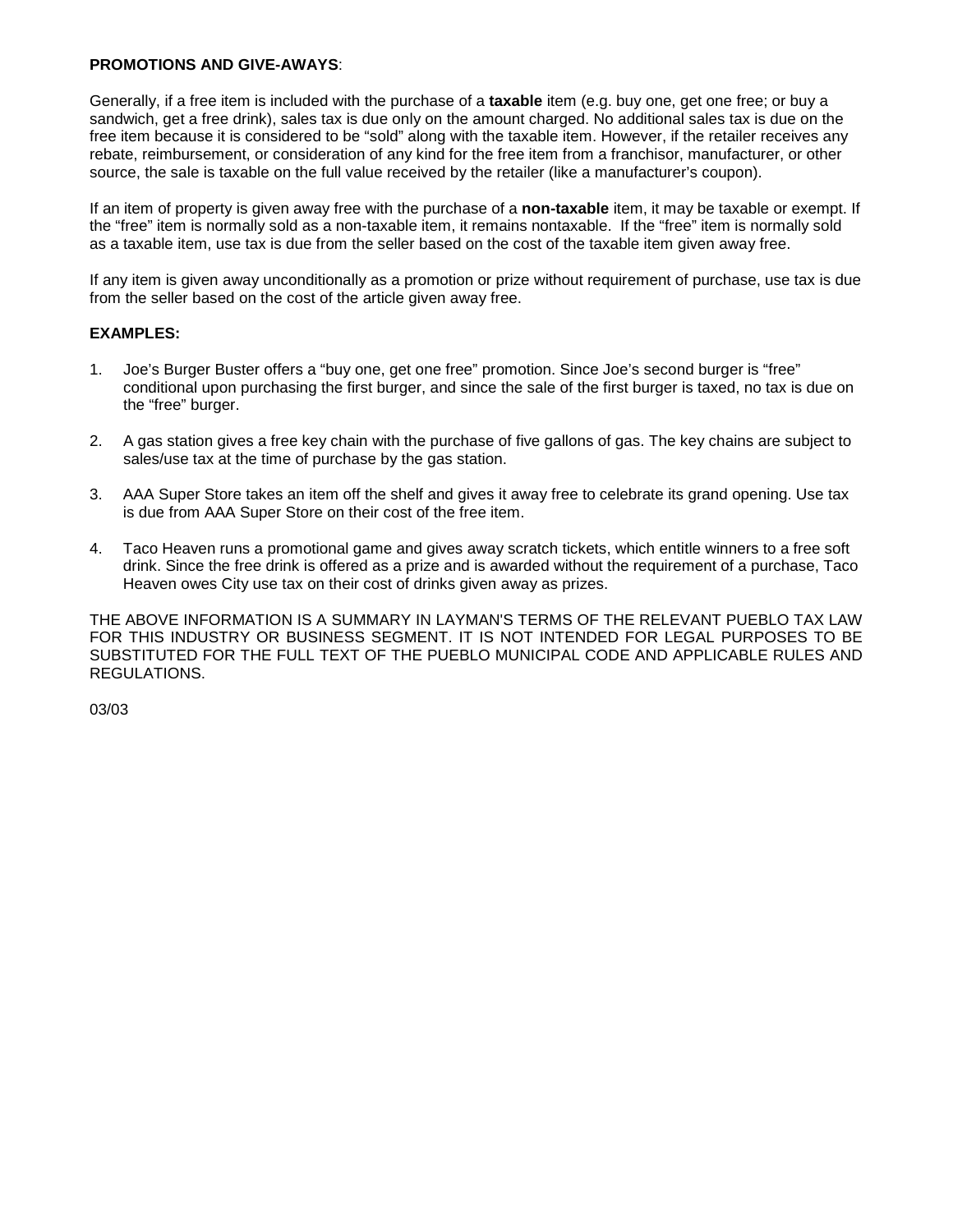**PROMOTIONS AND GIVE-AWAYS**:

Generally, if a free item is included with the purchase of a **taxable** item (e.g. buy one, get one free; or buy a sandwich, get a free drink), sales tax is due only on the amount charged. No additional sales tax is due on the free item because it is considered to be "sold" along with the taxable item. However, if the retailer receives any rebate, reimbursement, or consideration of any kind for the free item from a franchisor, manufacturer, or other source, the sale is taxable on the full value received by the retailer (like a manufacturer's coupon).

If an item of property is given away free with the purchase of a **non-taxable** item, it may be taxable or exempt. If the "free" item is normally sold as a non-taxable item, it remains nontaxable. If the "free" item is normally sold as a taxable item, use tax is due from the seller based on the cost of the taxable item given away free.

If any item is given away unconditionally as a promotion or prize without requirement of purchase, use tax is due from the seller based on the cost of the article given away free.

**EXAMPLES:**

1. Joe's Burger Buster offers a "buy one, get one free" promotion. Since Joe's second burger is "free" conditional upon purchasing the first burger, and since the sale of the first burger is taxed, no tax is due on the "free" burger.

2. A gas station gives a free key chain with the purchase of five gallons of gas. The key chains are subject to sales/use tax at the time of purchase by the gas station.

3. AAA Super Store takes an item off the shelf and gives it away free to celebrate its grand opening. Use tax is due from AAA Super Store on their cost of the free item.

4. Taco Heaven runs a promotional game and gives away scratch tickets, which entitle winners to a free soft drink. Since the free drink is offered as a prize and is awarded without the requirement of a purchase, Taco Heaven owes City use tax on their cost of drinks given away as prizes.

THE ABOVE INFORMATION IS A SUMMARY IN LAYMAN'S TERMS OF THE RELEVANT PUEBLO TAX LAW FOR THIS INDUSTRY OR BUSINESS SEGMENT. IT IS NOT INTENDED FOR LEGAL PURPOSES TO BE SUBSTITUTED FOR THE FULL TEXT OF THE PUEBLO MUNICIPAL CODE AND APPLICABLE RULES AND REGULATIONS.

03/03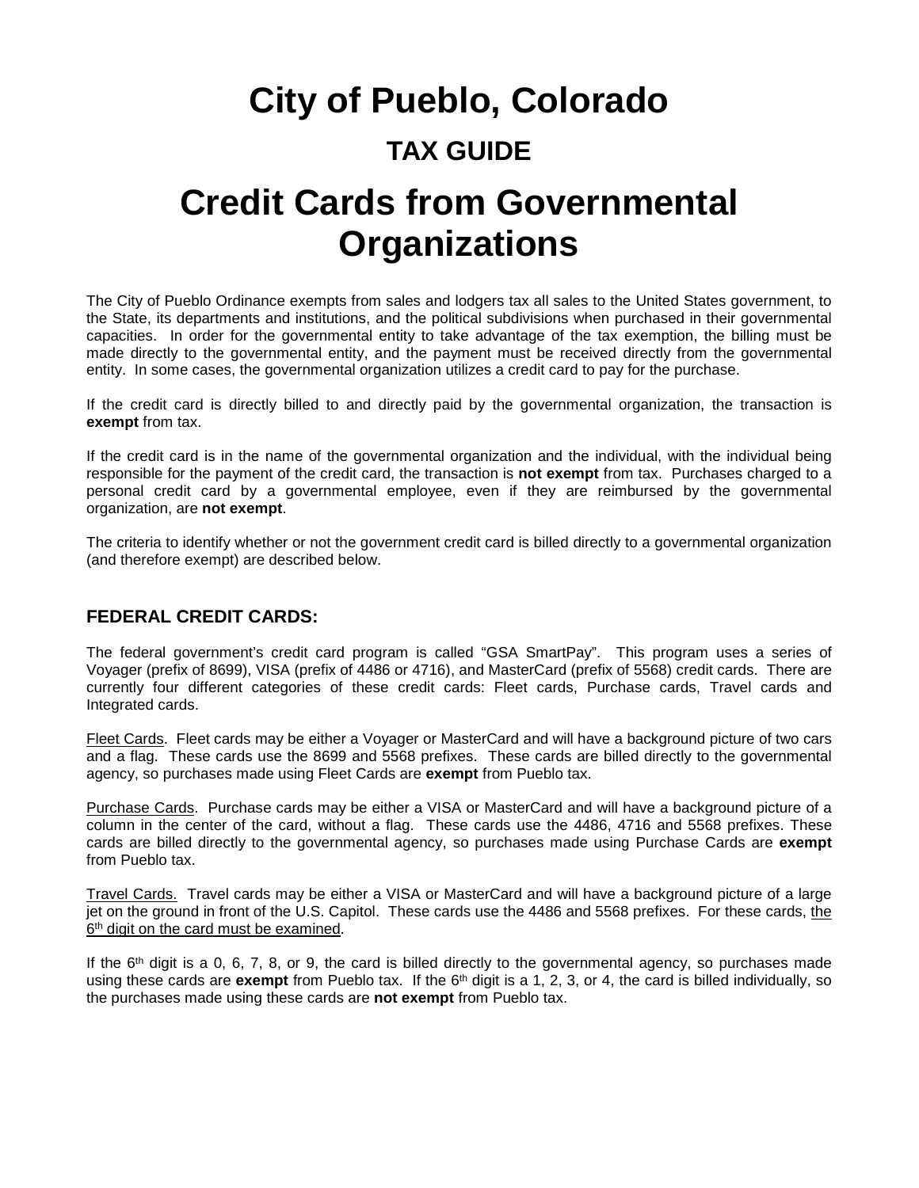# City of Pueblo, Colorado

## TAX GUIDE

# Credit Cards from Governmental Organizations

The City of Pueblo Ordinance exempts from sales and lodgers tax all sales to the United States government, to the State, its departments and institutions, and the political subdivisions when purchased in their governmental capacities. In order for the governmental entity to take advantage of the tax exemption, the billing must be made directly to the governmental entity, and the payment must be received directly from the governmental entity. In some cases, the governmental organization utilizes a credit card to pay for the purchase.

If the credit card is directly billed to and directly paid by the governmental organization, the transaction is **exempt** from tax.

If the credit card is in the name of the governmental organization and the individual, with the individual being responsible for the payment of the credit card, the transaction is **not exempt** from tax. Purchases charged to a personal credit card by a governmental employee, even if they are reimbursed by the governmental organization, are **not exempt**.

The criteria to identify whether or not the government credit card is billed directly to a governmental organization (and therefore exempt) are described below.

### FEDERAL CREDIT CARDS:

The federal government's credit card program is called "GSA SmartPay". This program uses a series of Voyager (prefix of 8699), VISA (prefix of 4486 or 4716), and MasterCard (prefix of 5568) credit cards. There are currently four different categories of these credit cards: Fleet cards, Purchase cards, Travel cards and Integrated cards.

Fleet Cards. Fleet cards may be either a Voyager or MasterCard and will have a background picture of two cars and a flag. These cards use the 8699 and 5568 prefixes. These cards are billed directly to the governmental agency, so purchases made using Fleet Cards are **exempt** from Pueblo tax.

Purchase Cards. Purchase cards may be either a VISA or MasterCard and will have a background picture of a column in the center of the card, without a flag. These cards use the 4486, 4716 and 5568 prefixes. These cards are billed directly to the governmental agency, so purchases made using Purchase Cards are **exempt** from Pueblo tax.

Travel Cards. Travel cards may be either a VISA or MasterCard and will have a background picture of a large jet on the ground in front of the U.S. Capitol. These cards use the 4486 and 5568 prefixes. For these cards, the 6th digit on the card must be examined.

If the 6th digit is a 0, 6, 7, 8, or 9, the card is billed directly to the governmental agency, so purchases made using these cards are **exempt** from Pueblo tax. If the 6th digit is a 1, 2, 3, or 4, the card is billed individually, so the purchases made using these cards are **not exempt** from Pueblo tax.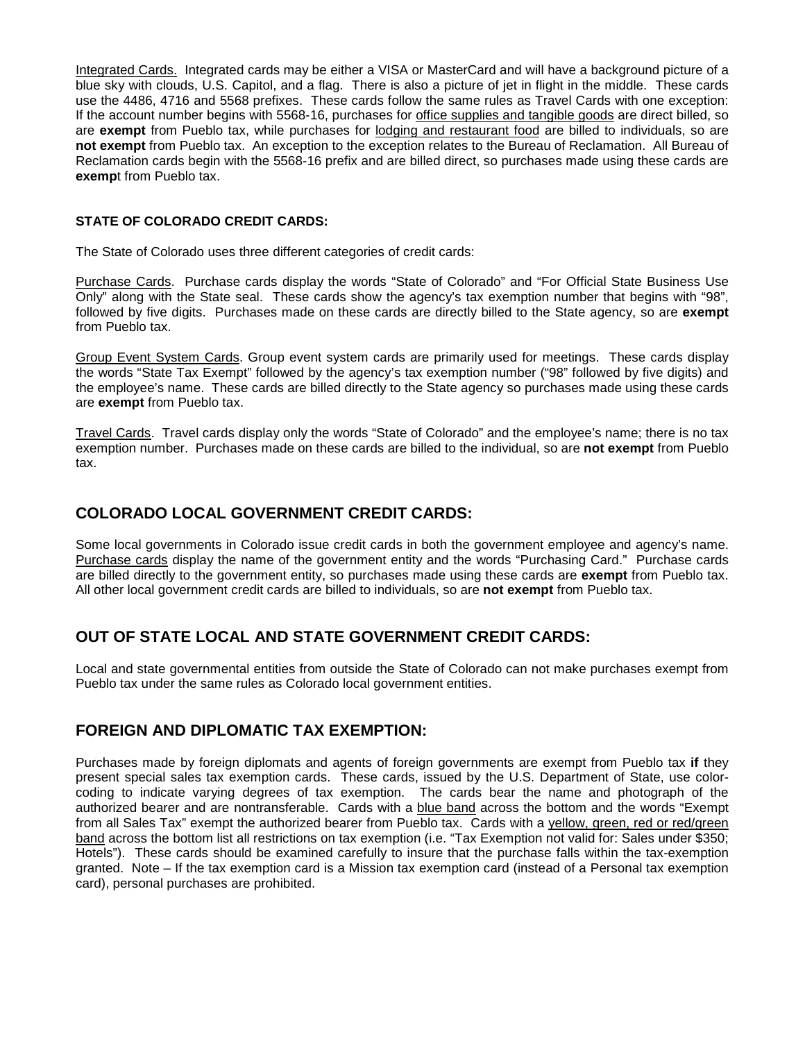Integrated Cards. Integrated cards may be either a VISA or MasterCard and will have a background picture of a blue sky with clouds, U.S. Capitol, and a flag. There is also a picture of jet in flight in the middle. These cards use the 4486, 4716 and 5568 prefixes. These cards follow the same rules as Travel Cards with one exception: If the account number begins with 5568-16, purchases for office supplies and tangible goods are direct billed, so are **exempt** from Pueblo tax, while purchases for lodging and restaurant food are billed to individuals, so are **not exempt** from Pueblo tax. An exception to the exception relates to the Bureau of Reclamation. All Bureau of Reclamation cards begin with the 5568-16 prefix and are billed direct, so purchases made using these cards are **exemp**t from Pueblo tax.

**STATE OF COLORADO CREDIT CARDS:**

The State of Colorado uses three different categories of credit cards:

Purchase Cards. Purchase cards display the words "State of Colorado" and "For Official State Business Use Only" along with the State seal. These cards show the agency's tax exemption number that begins with "98", followed by five digits. Purchases made on these cards are directly billed to the State agency, so are **exempt** from Pueblo tax.

Group Event System Cards. Group event system cards are primarily used for meetings. These cards display the words "State Tax Exempt" followed by the agency's tax exemption number ("98" followed by five digits) and the employee's name. These cards are billed directly to the State agency so purchases made using these cards are **exempt** from Pueblo tax.

Travel Cards. Travel cards display only the words "State of Colorado" and the employee's name; there is no tax exemption number. Purchases made on these cards are billed to the individual, so are **not exempt** from Pueblo tax.

## COLORADO LOCAL GOVERNMENT CREDIT CARDS:

Some local governments in Colorado issue credit cards in both the government employee and agency's name. Purchase cards display the name of the government entity and the words "Purchasing Card." Purchase cards are billed directly to the government entity, so purchases made using these cards are **exempt** from Pueblo tax. All other local government credit cards are billed to individuals, so are **not exempt** from Pueblo tax.

## OUT OF STATE LOCAL AND STATE GOVERNMENT CREDIT CARDS:

Local and state governmental entities from outside the State of Colorado can not make purchases exempt from Pueblo tax under the same rules as Colorado local government entities.

## FOREIGN AND DIPLOMATIC TAX EXEMPTION:

Purchases made by foreign diplomats and agents of foreign governments are exempt from Pueblo tax **if** they present special sales tax exemption cards. These cards, issued by the U.S. Department of State, use color-coding to indicate varying degrees of tax exemption. The cards bear the name and photograph of the authorized bearer and are nontransferable. Cards with a blue band across the bottom and the words "Exempt from all Sales Tax" exempt the authorized bearer from Pueblo tax. Cards with a yellow, green, red or red/green band across the bottom list all restrictions on tax exemption (i.e. "Tax Exemption not valid for: Sales under $350; Hotels"). These cards should be examined carefully to insure that the purchase falls within the tax-exemption granted. Note – If the tax exemption card is a Mission tax exemption card (instead of a Personal tax exemption card), personal purchases are prohibited.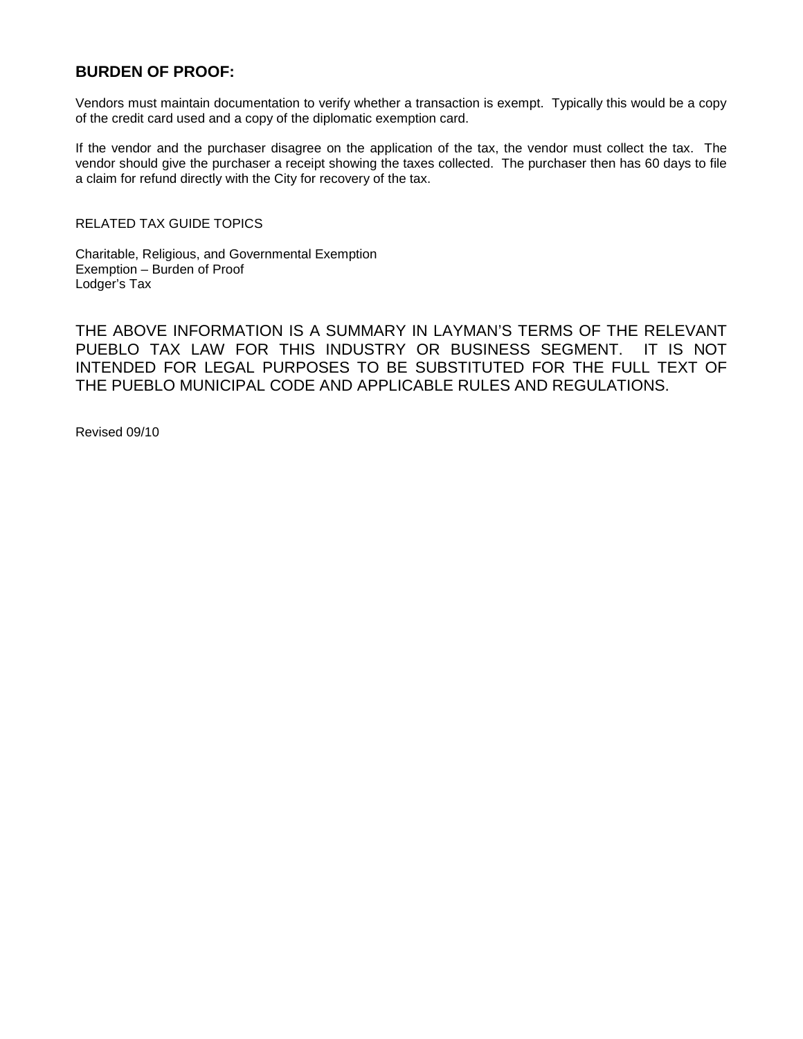## BURDEN OF PROOF:

Vendors must maintain documentation to verify whether a transaction is exempt. Typically this would be a copy of the credit card used and a copy of the diplomatic exemption card.

If the vendor and the purchaser disagree on the application of the tax, the vendor must collect the tax. The vendor should give the purchaser a receipt showing the taxes collected. The purchaser then has 60 days to file a claim for refund directly with the City for recovery of the tax.

RELATED TAX GUIDE TOPICS

Charitable, Religious, and Governmental Exemption
Exemption – Burden of Proof
Lodger's Tax

THE ABOVE INFORMATION IS A SUMMARY IN LAYMAN'S TERMS OF THE RELEVANT PUEBLO TAX LAW FOR THIS INDUSTRY OR BUSINESS SEGMENT. IT IS NOT INTENDED FOR LEGAL PURPOSES TO BE SUBSTITUTED FOR THE FULL TEXT OF THE PUEBLO MUNICIPAL CODE AND APPLICABLE RULES AND REGULATIONS.

Revised 09/10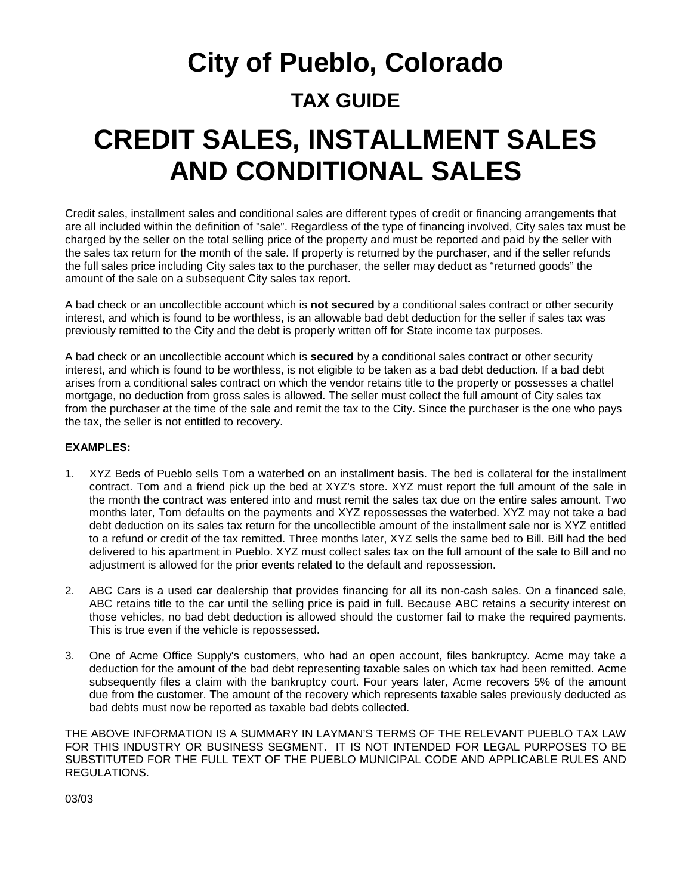# City of Pueblo, Colorado

## TAX GUIDE

# CREDIT SALES, INSTALLMENT SALES AND CONDITIONAL SALES

Credit sales, installment sales and conditional sales are different types of credit or financing arrangements that are all included within the definition of "sale". Regardless of the type of financing involved, City sales tax must be charged by the seller on the total selling price of the property and must be reported and paid by the seller with the sales tax return for the month of the sale. If property is returned by the purchaser, and if the seller refunds the full sales price including City sales tax to the purchaser, the seller may deduct as "returned goods" the amount of the sale on a subsequent City sales tax report.

A bad check or an uncollectible account which is **not secured** by a conditional sales contract or other security interest, and which is found to be worthless, is an allowable bad debt deduction for the seller if sales tax was previously remitted to the City and the debt is properly written off for State income tax purposes.

A bad check or an uncollectible account which is **secured** by a conditional sales contract or other security interest, and which is found to be worthless, is not eligible to be taken as a bad debt deduction. If a bad debt arises from a conditional sales contract on which the vendor retains title to the property or possesses a chattel mortgage, no deduction from gross sales is allowed. The seller must collect the full amount of City sales tax from the purchaser at the time of the sale and remit the tax to the City. Since the purchaser is the one who pays the tax, the seller is not entitled to recovery.

**EXAMPLES:**

1. XYZ Beds of Pueblo sells Tom a waterbed on an installment basis. The bed is collateral for the installment contract. Tom and a friend pick up the bed at XYZ's store. XYZ must report the full amount of the sale in the month the contract was entered into and must remit the sales tax due on the entire sales amount. Two months later, Tom defaults on the payments and XYZ repossesses the waterbed. XYZ may not take a bad debt deduction on its sales tax return for the uncollectible amount of the installment sale nor is XYZ entitled to a refund or credit of the tax remitted. Three months later, XYZ sells the same bed to Bill. Bill had the bed delivered to his apartment in Pueblo. XYZ must collect sales tax on the full amount of the sale to Bill and no adjustment is allowed for the prior events related to the default and repossession.

2. ABC Cars is a used car dealership that provides financing for all its non-cash sales. On a financed sale, ABC retains title to the car until the selling price is paid in full. Because ABC retains a security interest on those vehicles, no bad debt deduction is allowed should the customer fail to make the required payments. This is true even if the vehicle is repossessed.

3. One of Acme Office Supply's customers, who had an open account, files bankruptcy. Acme may take a deduction for the amount of the bad debt representing taxable sales on which tax had been remitted. Acme subsequently files a claim with the bankruptcy court. Four years later, Acme recovers 5% of the amount due from the customer. The amount of the recovery which represents taxable sales previously deducted as bad debts must now be reported as taxable bad debts collected.

THE ABOVE INFORMATION IS A SUMMARY IN LAYMAN'S TERMS OF THE RELEVANT PUEBLO TAX LAW FOR THIS INDUSTRY OR BUSINESS SEGMENT. IT IS NOT INTENDED FOR LEGAL PURPOSES TO BE SUBSTITUTED FOR THE FULL TEXT OF THE PUEBLO MUNICIPAL CODE AND APPLICABLE RULES AND REGULATIONS.

03/03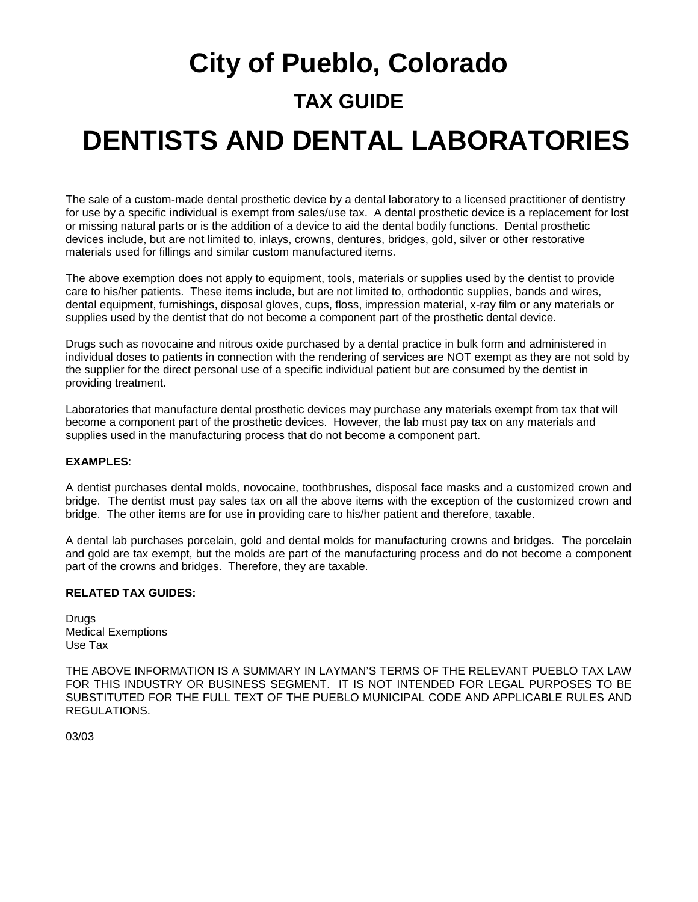# City of Pueblo, Colorado

## TAX GUIDE

# DENTISTS AND DENTAL LABORATORIES

The sale of a custom-made dental prosthetic device by a dental laboratory to a licensed practitioner of dentistry for use by a specific individual is exempt from sales/use tax. A dental prosthetic device is a replacement for lost or missing natural parts or is the addition of a device to aid the dental bodily functions. Dental prosthetic devices include, but are not limited to, inlays, crowns, dentures, bridges, gold, silver or other restorative materials used for fillings and similar custom manufactured items.

The above exemption does not apply to equipment, tools, materials or supplies used by the dentist to provide care to his/her patients. These items include, but are not limited to, orthodontic supplies, bands and wires, dental equipment, furnishings, disposal gloves, cups, floss, impression material, x-ray film or any materials or supplies used by the dentist that do not become a component part of the prosthetic dental device.

Drugs such as novocaine and nitrous oxide purchased by a dental practice in bulk form and administered in individual doses to patients in connection with the rendering of services are NOT exempt as they are not sold by the supplier for the direct personal use of a specific individual patient but are consumed by the dentist in providing treatment.

Laboratories that manufacture dental prosthetic devices may purchase any materials exempt from tax that will become a component part of the prosthetic devices. However, the lab must pay tax on any materials and supplies used in the manufacturing process that do not become a component part.

**EXAMPLES**:

A dentist purchases dental molds, novocaine, toothbrushes, disposal face masks and a customized crown and bridge. The dentist must pay sales tax on all the above items with the exception of the customized crown and bridge. The other items are for use in providing care to his/her patient and therefore, taxable.

A dental lab purchases porcelain, gold and dental molds for manufacturing crowns and bridges. The porcelain and gold are tax exempt, but the molds are part of the manufacturing process and do not become a component part of the crowns and bridges. Therefore, they are taxable.

**RELATED TAX GUIDES:**

Drugs
Medical Exemptions
Use Tax

THE ABOVE INFORMATION IS A SUMMARY IN LAYMAN'S TERMS OF THE RELEVANT PUEBLO TAX LAW FOR THIS INDUSTRY OR BUSINESS SEGMENT. IT IS NOT INTENDED FOR LEGAL PURPOSES TO BE SUBSTITUTED FOR THE FULL TEXT OF THE PUEBLO MUNICIPAL CODE AND APPLICABLE RULES AND REGULATIONS.

03/03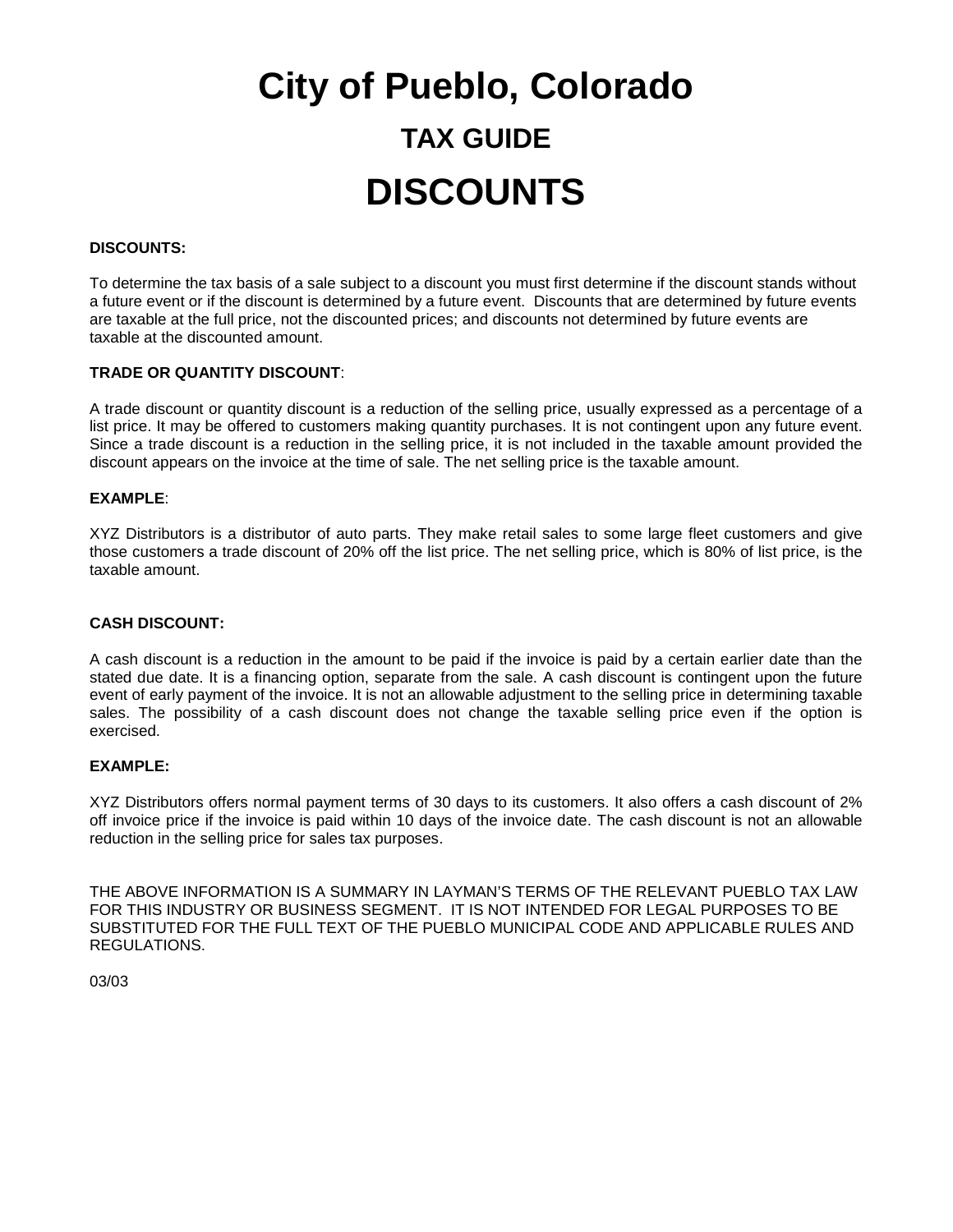# City of Pueblo, Colorado

## TAX GUIDE

# DISCOUNTS

**DISCOUNTS:**

To determine the tax basis of a sale subject to a discount you must first determine if the discount stands without a future event or if the discount is determined by a future event. Discounts that are determined by future events are taxable at the full price, not the discounted prices; and discounts not determined by future events are taxable at the discounted amount.

**TRADE OR QUANTITY DISCOUNT**:

A trade discount or quantity discount is a reduction of the selling price, usually expressed as a percentage of a list price. It may be offered to customers making quantity purchases. It is not contingent upon any future event. Since a trade discount is a reduction in the selling price, it is not included in the taxable amount provided the discount appears on the invoice at the time of sale. The net selling price is the taxable amount.

**EXAMPLE**:

XYZ Distributors is a distributor of auto parts. They make retail sales to some large fleet customers and give those customers a trade discount of 20% off the list price. The net selling price, which is 80% of list price, is the taxable amount.

**CASH DISCOUNT:**

A cash discount is a reduction in the amount to be paid if the invoice is paid by a certain earlier date than the stated due date. It is a financing option, separate from the sale. A cash discount is contingent upon the future event of early payment of the invoice. It is not an allowable adjustment to the selling price in determining taxable sales. The possibility of a cash discount does not change the taxable selling price even if the option is exercised.

**EXAMPLE:**

XYZ Distributors offers normal payment terms of 30 days to its customers. It also offers a cash discount of 2% off invoice price if the invoice is paid within 10 days of the invoice date. The cash discount is not an allowable reduction in the selling price for sales tax purposes.

THE ABOVE INFORMATION IS A SUMMARY IN LAYMAN'S TERMS OF THE RELEVANT PUEBLO TAX LAW FOR THIS INDUSTRY OR BUSINESS SEGMENT. IT IS NOT INTENDED FOR LEGAL PURPOSES TO BE SUBSTITUTED FOR THE FULL TEXT OF THE PUEBLO MUNICIPAL CODE AND APPLICABLE RULES AND REGULATIONS.

03/03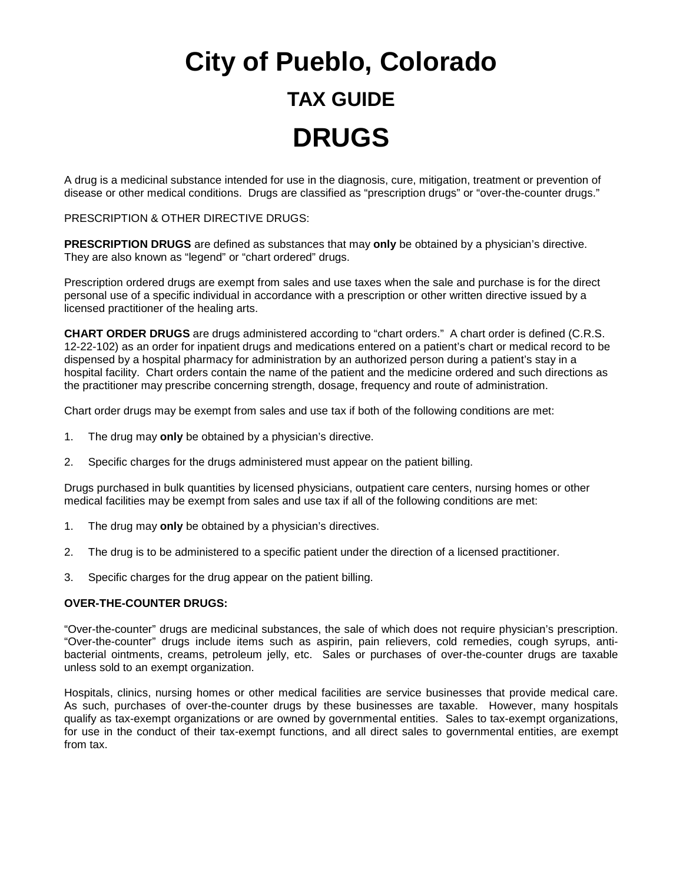# City of Pueblo, Colorado

## TAX GUIDE

# DRUGS

A drug is a medicinal substance intended for use in the diagnosis, cure, mitigation, treatment or prevention of disease or other medical conditions. Drugs are classified as "prescription drugs" or "over-the-counter drugs."

PRESCRIPTION & OTHER DIRECTIVE DRUGS:

**PRESCRIPTION DRUGS** are defined as substances that may **only** be obtained by a physician's directive. They are also known as "legend" or "chart ordered" drugs.

Prescription ordered drugs are exempt from sales and use taxes when the sale and purchase is for the direct personal use of a specific individual in accordance with a prescription or other written directive issued by a licensed practitioner of the healing arts.

**CHART ORDER DRUGS** are drugs administered according to "chart orders." A chart order is defined (C.R.S. 12-22-102) as an order for inpatient drugs and medications entered on a patient's chart or medical record to be dispensed by a hospital pharmacy for administration by an authorized person during a patient's stay in a hospital facility. Chart orders contain the name of the patient and the medicine ordered and such directions as the practitioner may prescribe concerning strength, dosage, frequency and route of administration.

Chart order drugs may be exempt from sales and use tax if both of the following conditions are met:

1. The drug may **only** be obtained by a physician's directive.

2. Specific charges for the drugs administered must appear on the patient billing.

Drugs purchased in bulk quantities by licensed physicians, outpatient care centers, nursing homes or other medical facilities may be exempt from sales and use tax if all of the following conditions are met:

1. The drug may **only** be obtained by a physician's directives.

2. The drug is to be administered to a specific patient under the direction of a licensed practitioner.

3. Specific charges for the drug appear on the patient billing.

**OVER-THE-COUNTER DRUGS:**

"Over-the-counter" drugs are medicinal substances, the sale of which does not require physician's prescription. "Over-the-counter" drugs include items such as aspirin, pain relievers, cold remedies, cough syrups, anti-bacterial ointments, creams, petroleum jelly, etc. Sales or purchases of over-the-counter drugs are taxable unless sold to an exempt organization.

Hospitals, clinics, nursing homes or other medical facilities are service businesses that provide medical care. As such, purchases of over-the-counter drugs by these businesses are taxable. However, many hospitals qualify as tax-exempt organizations or are owned by governmental entities. Sales to tax-exempt organizations, for use in the conduct of their tax-exempt functions, and all direct sales to governmental entities, are exempt from tax.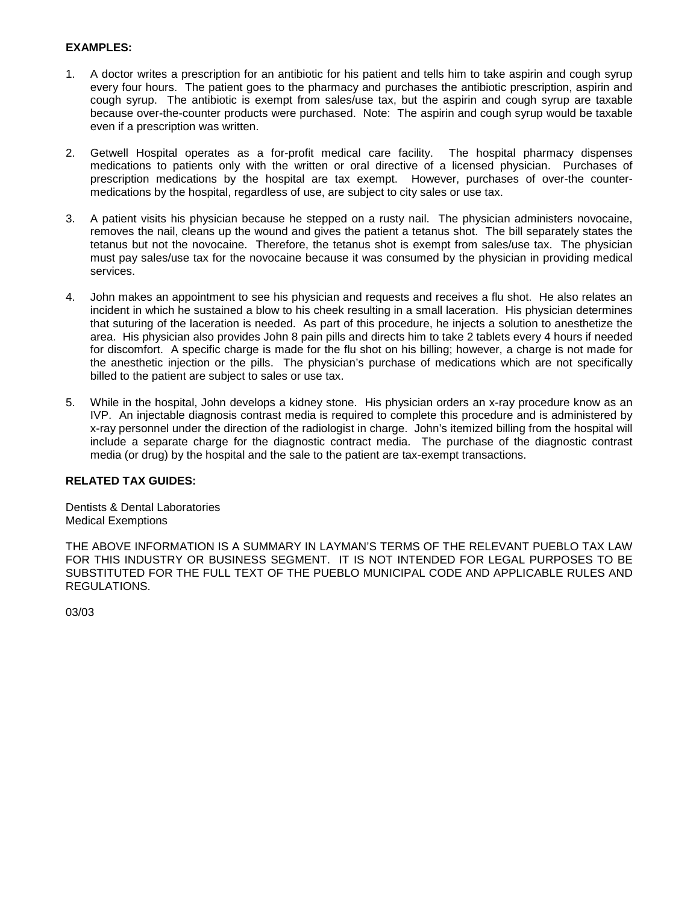**EXAMPLES:**

1. A doctor writes a prescription for an antibiotic for his patient and tells him to take aspirin and cough syrup every four hours. The patient goes to the pharmacy and purchases the antibiotic prescription, aspirin and cough syrup. The antibiotic is exempt from sales/use tax, but the aspirin and cough syrup are taxable because over-the-counter products were purchased. Note: The aspirin and cough syrup would be taxable even if a prescription was written.

2. Getwell Hospital operates as a for-profit medical care facility. The hospital pharmacy dispenses medications to patients only with the written or oral directive of a licensed physician. Purchases of prescription medications by the hospital are tax exempt. However, purchases of over-the counter-medications by the hospital, regardless of use, are subject to city sales or use tax.

3. A patient visits his physician because he stepped on a rusty nail. The physician administers novocaine, removes the nail, cleans up the wound and gives the patient a tetanus shot. The bill separately states the tetanus but not the novocaine. Therefore, the tetanus shot is exempt from sales/use tax. The physician must pay sales/use tax for the novocaine because it was consumed by the physician in providing medical services.

4. John makes an appointment to see his physician and requests and receives a flu shot. He also relates an incident in which he sustained a blow to his cheek resulting in a small laceration. His physician determines that suturing of the laceration is needed. As part of this procedure, he injects a solution to anesthetize the area. His physician also provides John 8 pain pills and directs him to take 2 tablets every 4 hours if needed for discomfort. A specific charge is made for the flu shot on his billing; however, a charge is not made for the anesthetic injection or the pills. The physician's purchase of medications which are not specifically billed to the patient are subject to sales or use tax.

5. While in the hospital, John develops a kidney stone. His physician orders an x-ray procedure know as an IVP. An injectable diagnosis contrast media is required to complete this procedure and is administered by x-ray personnel under the direction of the radiologist in charge. John's itemized billing from the hospital will include a separate charge for the diagnostic contract media. The purchase of the diagnostic contrast media (or drug) by the hospital and the sale to the patient are tax-exempt transactions.

**RELATED TAX GUIDES:**

Dentists & Dental Laboratories
Medical Exemptions

THE ABOVE INFORMATION IS A SUMMARY IN LAYMAN'S TERMS OF THE RELEVANT PUEBLO TAX LAW FOR THIS INDUSTRY OR BUSINESS SEGMENT. IT IS NOT INTENDED FOR LEGAL PURPOSES TO BE SUBSTITUTED FOR THE FULL TEXT OF THE PUEBLO MUNICIPAL CODE AND APPLICABLE RULES AND REGULATIONS.

03/03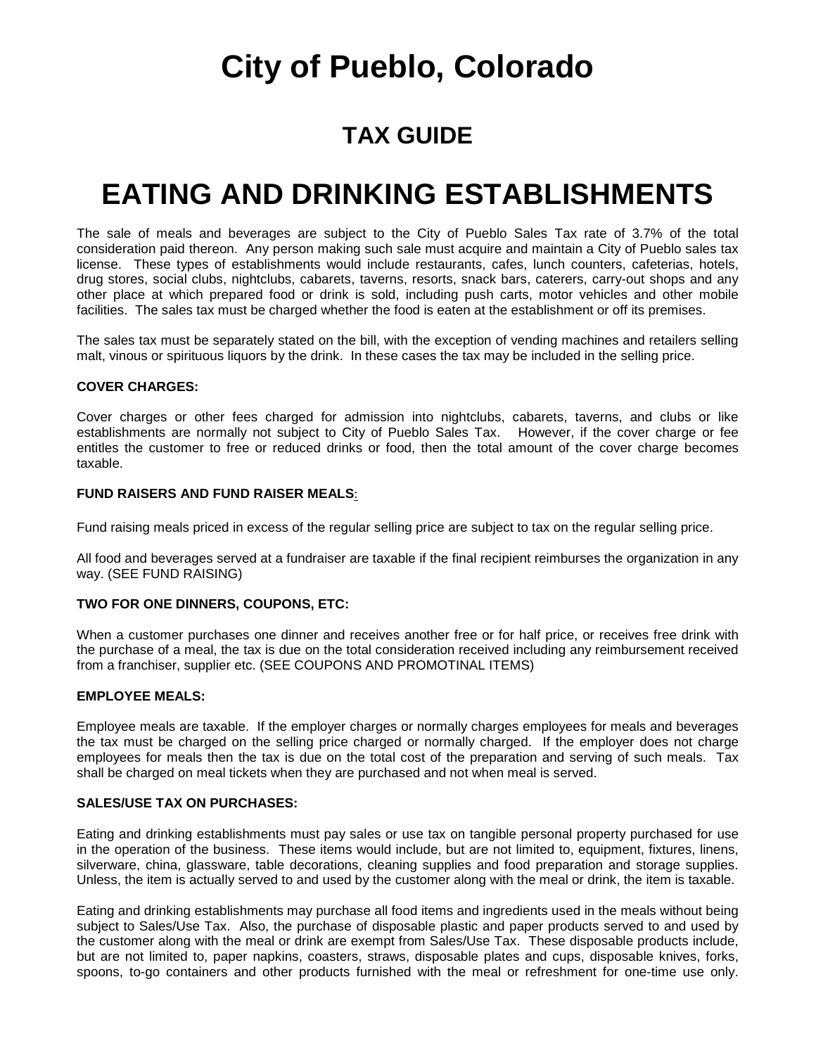# City of Pueblo, Colorado

## TAX GUIDE

# EATING AND DRINKING ESTABLISHMENTS

The sale of meals and beverages are subject to the City of Pueblo Sales Tax rate of 3.7% of the total consideration paid thereon. Any person making such sale must acquire and maintain a City of Pueblo sales tax license. These types of establishments would include restaurants, cafes, lunch counters, cafeterias, hotels, drug stores, social clubs, nightclubs, cabarets, taverns, resorts, snack bars, caterers, carry-out shops and any other place at which prepared food or drink is sold, including push carts, motor vehicles and other mobile facilities. The sales tax must be charged whether the food is eaten at the establishment or off its premises.

The sales tax must be separately stated on the bill, with the exception of vending machines and retailers selling malt, vinous or spirituous liquors by the drink. In these cases the tax may be included in the selling price.

**COVER CHARGES:**

Cover charges or other fees charged for admission into nightclubs, cabarets, taverns, and clubs or like establishments are normally not subject to City of Pueblo Sales Tax. However, if the cover charge or fee entitles the customer to free or reduced drinks or food, then the total amount of the cover charge becomes taxable.

**FUND RAISERS AND FUND RAISER MEALS:**

Fund raising meals priced in excess of the regular selling price are subject to tax on the regular selling price.

All food and beverages served at a fundraiser are taxable if the final recipient reimburses the organization in any way. (SEE FUND RAISING)

**TWO FOR ONE DINNERS, COUPONS, ETC:**

When a customer purchases one dinner and receives another free or for half price, or receives free drink with the purchase of a meal, the tax is due on the total consideration received including any reimbursement received from a franchiser, supplier etc. (SEE COUPONS AND PROMOTINAL ITEMS)

**EMPLOYEE MEALS:**

Employee meals are taxable. If the employer charges or normally charges employees for meals and beverages the tax must be charged on the selling price charged or normally charged. If the employer does not charge employees for meals then the tax is due on the total cost of the preparation and serving of such meals. Tax shall be charged on meal tickets when they are purchased and not when meal is served.

**SALES/USE TAX ON PURCHASES:**

Eating and drinking establishments must pay sales or use tax on tangible personal property purchased for use in the operation of the business. These items would include, but are not limited to, equipment, fixtures, linens, silverware, china, glassware, table decorations, cleaning supplies and food preparation and storage supplies. Unless, the item is actually served to and used by the customer along with the meal or drink, the item is taxable.

Eating and drinking establishments may purchase all food items and ingredients used in the meals without being subject to Sales/Use Tax. Also, the purchase of disposable plastic and paper products served to and used by the customer along with the meal or drink are exempt from Sales/Use Tax. These disposable products include, but are not limited to, paper napkins, coasters, straws, disposable plates and cups, disposable knives, forks, spoons, to-go containers and other products furnished with the meal or refreshment for one-time use only.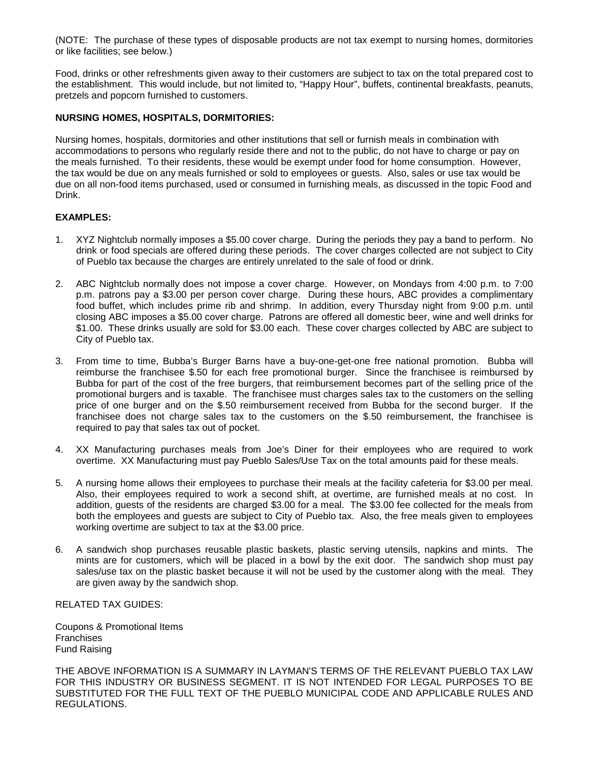(NOTE: The purchase of these types of disposable products are not tax exempt to nursing homes, dormitories or like facilities; see below.)

Food, drinks or other refreshments given away to their customers are subject to tax on the total prepared cost to the establishment. This would include, but not limited to, "Happy Hour", buffets, continental breakfasts, peanuts, pretzels and popcorn furnished to customers.

**NURSING HOMES, HOSPITALS, DORMITORIES:**

Nursing homes, hospitals, dormitories and other institutions that sell or furnish meals in combination with accommodations to persons who regularly reside there and not to the public, do not have to charge or pay on the meals furnished. To their residents, these would be exempt under food for home consumption. However, the tax would be due on any meals furnished or sold to employees or guests. Also, sales or use tax would be due on all non-food items purchased, used or consumed in furnishing meals, as discussed in the topic Food and Drink.

**EXAMPLES:**

1. XYZ Nightclub normally imposes a $5.00 cover charge. During the periods they pay a band to perform. No drink or food specials are offered during these periods. The cover charges collected are not subject to City of Pueblo tax because the charges are entirely unrelated to the sale of food or drink.

2. ABC Nightclub normally does not impose a cover charge. However, on Mondays from 4:00 p.m. to 7:00 p.m. patrons pay a $3.00 per person cover charge. During these hours, ABC provides a complimentary food buffet, which includes prime rib and shrimp. In addition, every Thursday night from 9:00 p.m. until closing ABC imposes a $5.00 cover charge. Patrons are offered all domestic beer, wine and well drinks for $1.00. These drinks usually are sold for $3.00 each. These cover charges collected by ABC are subject to City of Pueblo tax.

3. From time to time, Bubba's Burger Barns have a buy-one-get-one free national promotion. Bubba will reimburse the franchisee $.50 for each free promotional burger. Since the franchisee is reimbursed by Bubba for part of the cost of the free burgers, that reimbursement becomes part of the selling price of the promotional burgers and is taxable. The franchisee must charges sales tax to the customers on the selling price of one burger and on the $.50 reimbursement received from Bubba for the second burger. If the franchisee does not charge sales tax to the customers on the $.50 reimbursement, the franchisee is required to pay that sales tax out of pocket.

4. XX Manufacturing purchases meals from Joe's Diner for their employees who are required to work overtime. XX Manufacturing must pay Pueblo Sales/Use Tax on the total amounts paid for these meals.

5. A nursing home allows their employees to purchase their meals at the facility cafeteria for $3.00 per meal. Also, their employees required to work a second shift, at overtime, are furnished meals at no cost. In addition, guests of the residents are charged $3.00 for a meal. The $3.00 fee collected for the meals from both the employees and guests are subject to City of Pueblo tax. Also, the free meals given to employees working overtime are subject to tax at the $3.00 price.

6. A sandwich shop purchases reusable plastic baskets, plastic serving utensils, napkins and mints. The mints are for customers, which will be placed in a bowl by the exit door. The sandwich shop must pay sales/use tax on the plastic basket because it will not be used by the customer along with the meal. They are given away by the sandwich shop.

RELATED TAX GUIDES:

Coupons & Promotional Items
Franchises
Fund Raising

THE ABOVE INFORMATION IS A SUMMARY IN LAYMAN'S TERMS OF THE RELEVANT PUEBLO TAX LAW FOR THIS INDUSTRY OR BUSINESS SEGMENT. IT IS NOT INTENDED FOR LEGAL PURPOSES TO BE SUBSTITUTED FOR THE FULL TEXT OF THE PUEBLO MUNICIPAL CODE AND APPLICABLE RULES AND REGULATIONS.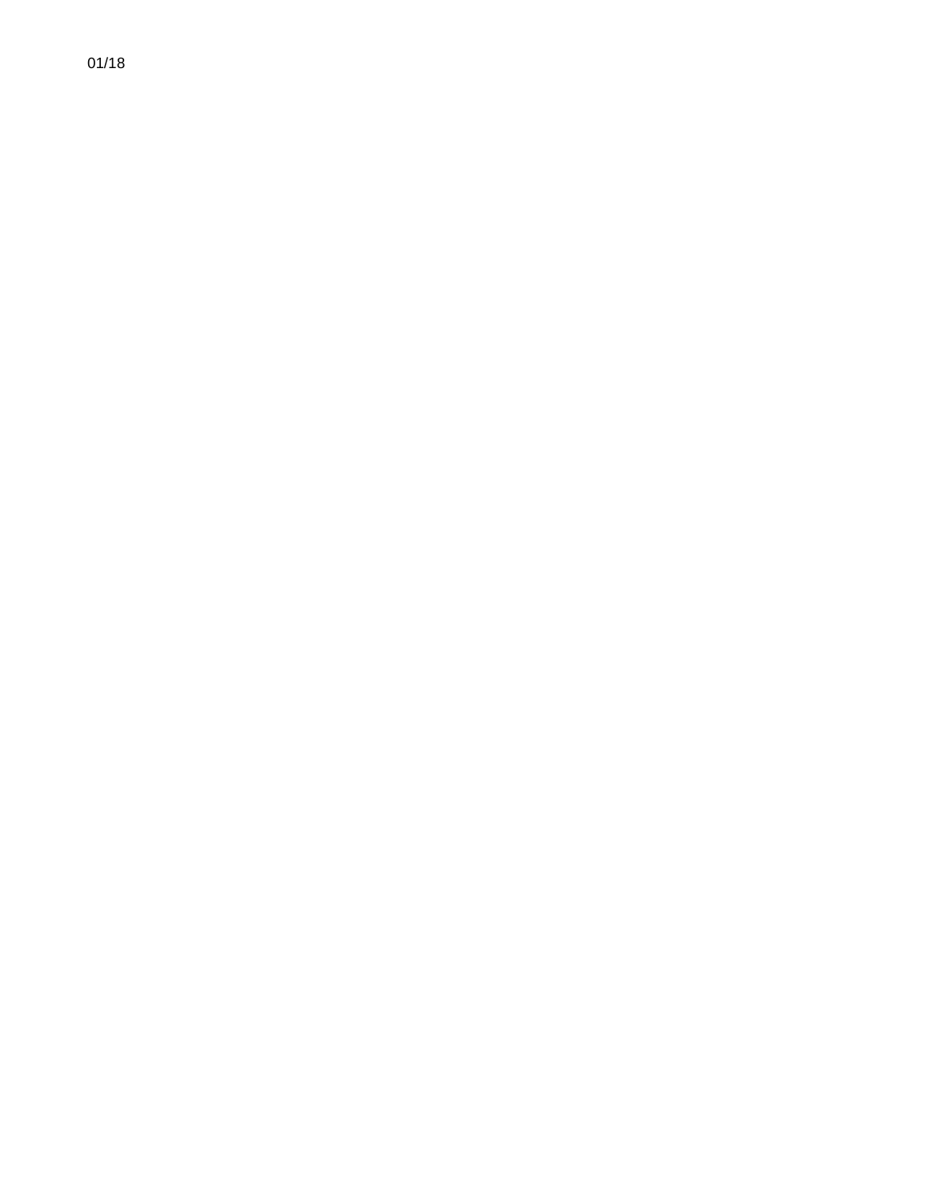01/18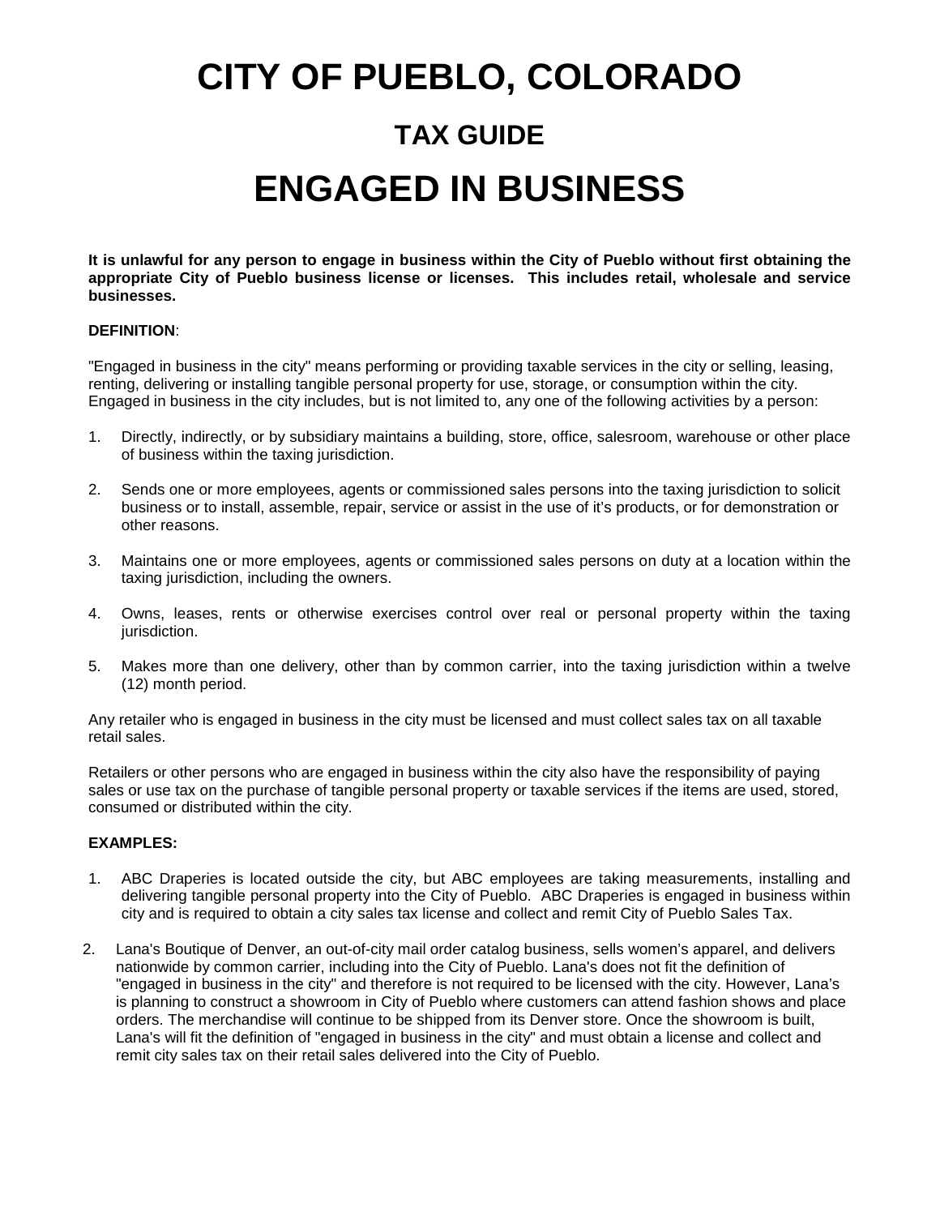# CITY OF PUEBLO, COLORADO

## TAX GUIDE

# ENGAGED IN BUSINESS

**It is unlawful for any person to engage in business within the City of Pueblo without first obtaining the appropriate City of Pueblo business license or licenses. This includes retail, wholesale and service businesses.**

**DEFINITION**:

"Engaged in business in the city" means performing or providing taxable services in the city or selling, leasing, renting, delivering or installing tangible personal property for use, storage, or consumption within the city. Engaged in business in the city includes, but is not limited to, any one of the following activities by a person:

1. Directly, indirectly, or by subsidiary maintains a building, store, office, salesroom, warehouse or other place of business within the taxing jurisdiction.
2. Sends one or more employees, agents or commissioned sales persons into the taxing jurisdiction to solicit business or to install, assemble, repair, service or assist in the use of it's products, or for demonstration or other reasons.
3. Maintains one or more employees, agents or commissioned sales persons on duty at a location within the taxing jurisdiction, including the owners.
4. Owns, leases, rents or otherwise exercises control over real or personal property within the taxing jurisdiction.
5. Makes more than one delivery, other than by common carrier, into the taxing jurisdiction within a twelve (12) month period.

Any retailer who is engaged in business in the city must be licensed and must collect sales tax on all taxable retail sales.

Retailers or other persons who are engaged in business within the city also have the responsibility of paying sales or use tax on the purchase of tangible personal property or taxable services if the items are used, stored, consumed or distributed within the city.

**EXAMPLES:**

1. ABC Draperies is located outside the city, but ABC employees are taking measurements, installing and delivering tangible personal property into the City of Pueblo. ABC Draperies is engaged in business within city and is required to obtain a city sales tax license and collect and remit City of Pueblo Sales Tax.
2. Lana's Boutique of Denver, an out-of-city mail order catalog business, sells women's apparel, and delivers nationwide by common carrier, including into the City of Pueblo. Lana's does not fit the definition of "engaged in business in the city" and therefore is not required to be licensed with the city. However, Lana's is planning to construct a showroom in City of Pueblo where customers can attend fashion shows and place orders. The merchandise will continue to be shipped from its Denver store. Once the showroom is built, Lana's will fit the definition of "engaged in business in the city" and must obtain a license and collect and remit city sales tax on their retail sales delivered into the City of Pueblo.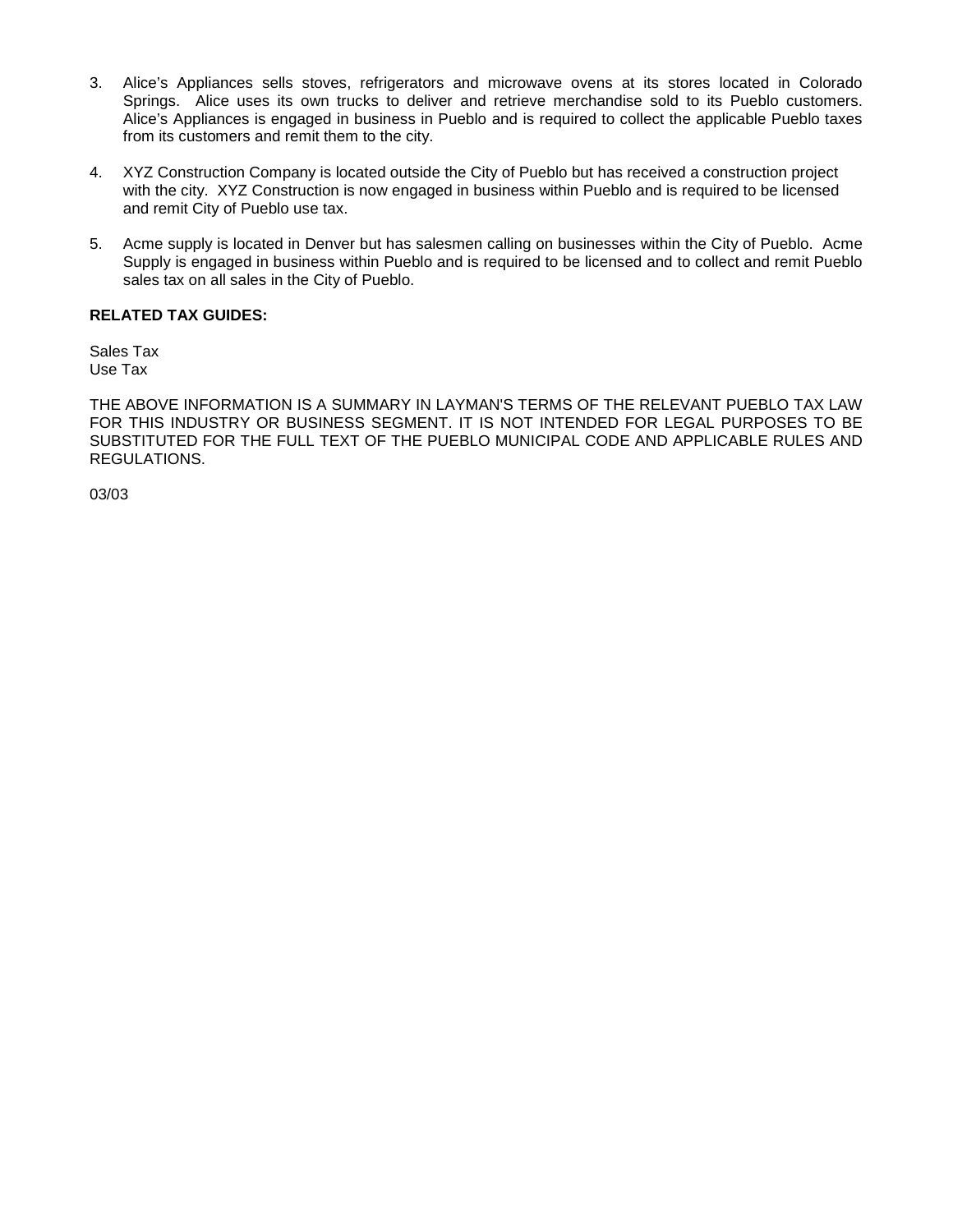3. Alice's Appliances sells stoves, refrigerators and microwave ovens at its stores located in Colorado Springs. Alice uses its own trucks to deliver and retrieve merchandise sold to its Pueblo customers. Alice's Appliances is engaged in business in Pueblo and is required to collect the applicable Pueblo taxes from its customers and remit them to the city.

4. XYZ Construction Company is located outside the City of Pueblo but has received a construction project with the city. XYZ Construction is now engaged in business within Pueblo and is required to be licensed and remit City of Pueblo use tax.

5. Acme supply is located in Denver but has salesmen calling on businesses within the City of Pueblo. Acme Supply is engaged in business within Pueblo and is required to be licensed and to collect and remit Pueblo sales tax on all sales in the City of Pueblo.

**RELATED TAX GUIDES:**

Sales Tax
Use Tax

THE ABOVE INFORMATION IS A SUMMARY IN LAYMAN'S TERMS OF THE RELEVANT PUEBLO TAX LAW FOR THIS INDUSTRY OR BUSINESS SEGMENT. IT IS NOT INTENDED FOR LEGAL PURPOSES TO BE SUBSTITUTED FOR THE FULL TEXT OF THE PUEBLO MUNICIPAL CODE AND APPLICABLE RULES AND REGULATIONS.

03/03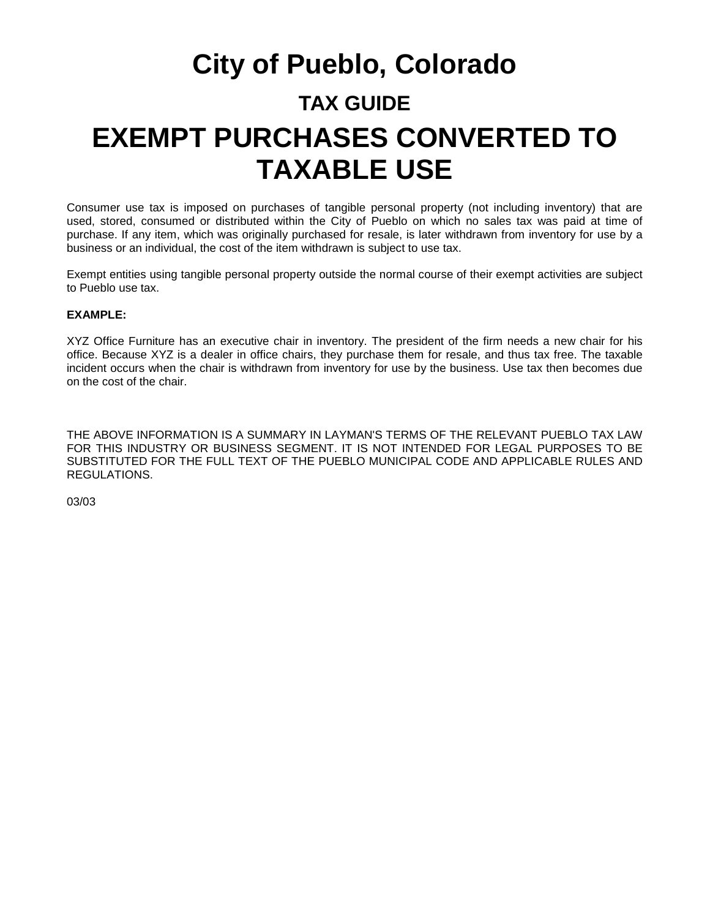# City of Pueblo, Colorado

## TAX GUIDE

# EXEMPT PURCHASES CONVERTED TO TAXABLE USE

Consumer use tax is imposed on purchases of tangible personal property (not including inventory) that are used, stored, consumed or distributed within the City of Pueblo on which no sales tax was paid at time of purchase. If any item, which was originally purchased for resale, is later withdrawn from inventory for use by a business or an individual, the cost of the item withdrawn is subject to use tax.

Exempt entities using tangible personal property outside the normal course of their exempt activities are subject to Pueblo use tax.

**EXAMPLE:**

XYZ Office Furniture has an executive chair in inventory. The president of the firm needs a new chair for his office. Because XYZ is a dealer in office chairs, they purchase them for resale, and thus tax free. The taxable incident occurs when the chair is withdrawn from inventory for use by the business. Use tax then becomes due on the cost of the chair.

THE ABOVE INFORMATION IS A SUMMARY IN LAYMAN'S TERMS OF THE RELEVANT PUEBLO TAX LAW FOR THIS INDUSTRY OR BUSINESS SEGMENT. IT IS NOT INTENDED FOR LEGAL PURPOSES TO BE SUBSTITUTED FOR THE FULL TEXT OF THE PUEBLO MUNICIPAL CODE AND APPLICABLE RULES AND REGULATIONS.

03/03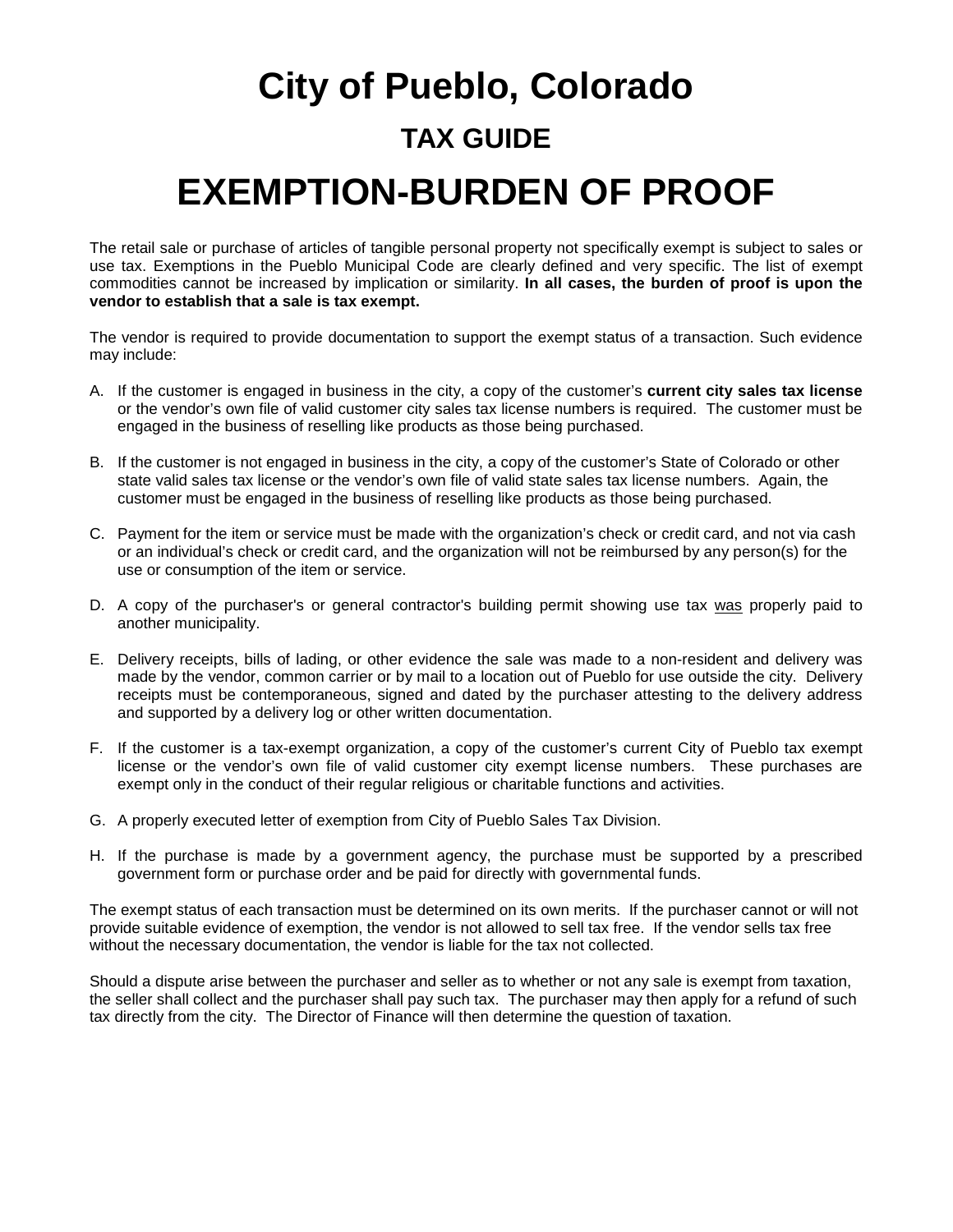# City of Pueblo, Colorado

## TAX GUIDE

# EXEMPTION-BURDEN OF PROOF

The retail sale or purchase of articles of tangible personal property not specifically exempt is subject to sales or use tax. Exemptions in the Pueblo Municipal Code are clearly defined and very specific. The list of exempt commodities cannot be increased by implication or similarity. **In all cases, the burden of proof is upon the vendor to establish that a sale is tax exempt.**

The vendor is required to provide documentation to support the exempt status of a transaction. Such evidence may include:

A. If the customer is engaged in business in the city, a copy of the customer's **current city sales tax license** or the vendor's own file of valid customer city sales tax license numbers is required. The customer must be engaged in the business of reselling like products as those being purchased.

B. If the customer is not engaged in business in the city, a copy of the customer's State of Colorado or other state valid sales tax license or the vendor's own file of valid state sales tax license numbers. Again, the customer must be engaged in the business of reselling like products as those being purchased.

C. Payment for the item or service must be made with the organization's check or credit card, and not via cash or an individual's check or credit card, and the organization will not be reimbursed by any person(s) for the use or consumption of the item or service.

D. A copy of the purchaser's or general contractor's building permit showing use tax <u>was</u> properly paid to another municipality.

E. Delivery receipts, bills of lading, or other evidence the sale was made to a non-resident and delivery was made by the vendor, common carrier or by mail to a location out of Pueblo for use outside the city. Delivery receipts must be contemporaneous, signed and dated by the purchaser attesting to the delivery address and supported by a delivery log or other written documentation.

F. If the customer is a tax-exempt organization, a copy of the customer's current City of Pueblo tax exempt license or the vendor's own file of valid customer city exempt license numbers. These purchases are exempt only in the conduct of their regular religious or charitable functions and activities.

G. A properly executed letter of exemption from City of Pueblo Sales Tax Division.

H. If the purchase is made by a government agency, the purchase must be supported by a prescribed government form or purchase order and be paid for directly with governmental funds.

The exempt status of each transaction must be determined on its own merits. If the purchaser cannot or will not provide suitable evidence of exemption, the vendor is not allowed to sell tax free. If the vendor sells tax free without the necessary documentation, the vendor is liable for the tax not collected.

Should a dispute arise between the purchaser and seller as to whether or not any sale is exempt from taxation, the seller shall collect and the purchaser shall pay such tax. The purchaser may then apply for a refund of such tax directly from the city. The Director of Finance will then determine the question of taxation.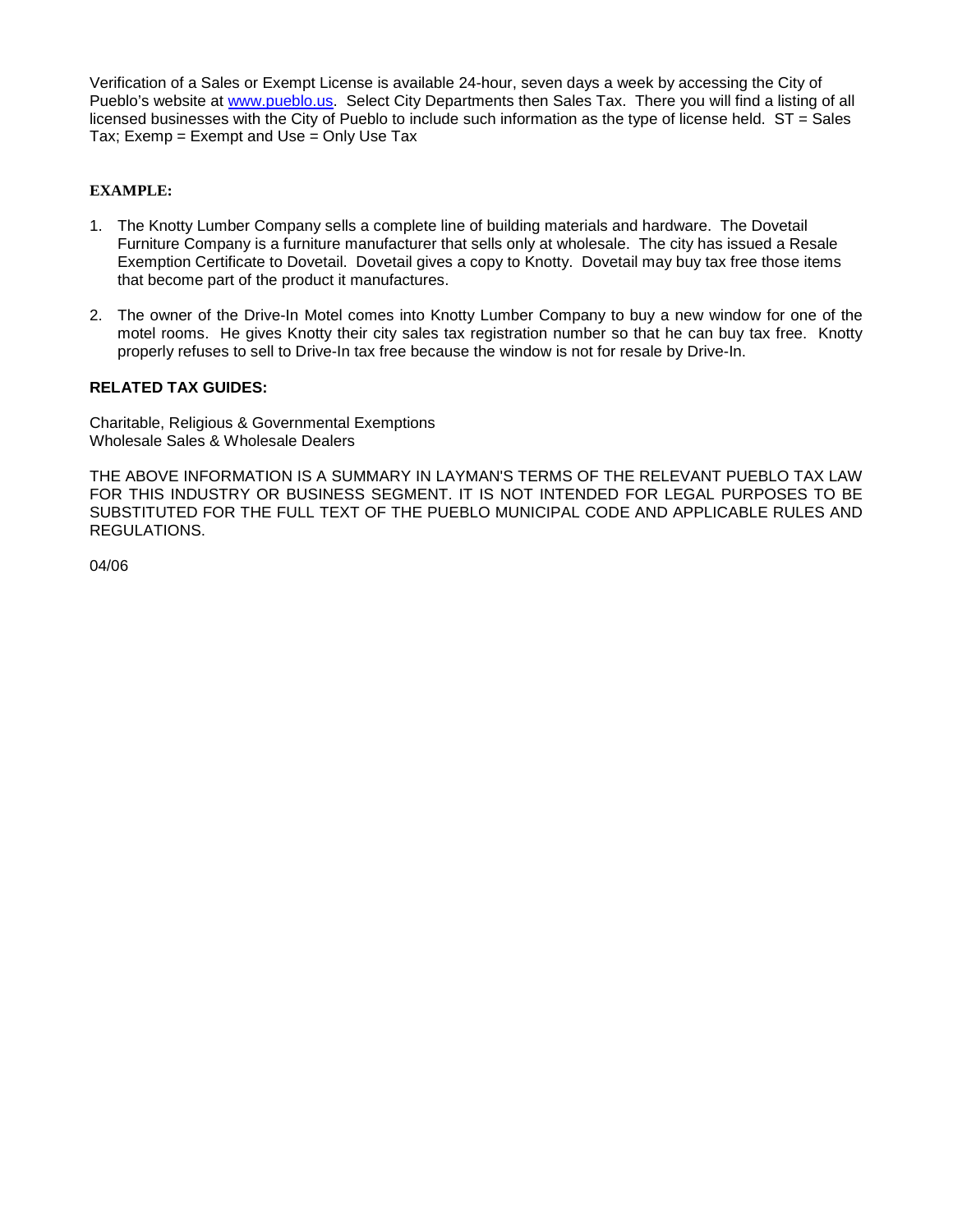Verification of a Sales or Exempt License is available 24-hour, seven days a week by accessing the City of Pueblo's website at [www.pueblo.us](http://www.pueblo.us). Select City Departments then Sales Tax. There you will find a listing of all licensed businesses with the City of Pueblo to include such information as the type of license held. ST = Sales Tax; Exemp = Exempt and Use = Only Use Tax

**EXAMPLE:**

1. The Knotty Lumber Company sells a complete line of building materials and hardware. The Dovetail Furniture Company is a furniture manufacturer that sells only at wholesale. The city has issued a Resale Exemption Certificate to Dovetail. Dovetail gives a copy to Knotty. Dovetail may buy tax free those items that become part of the product it manufactures.

2. The owner of the Drive-In Motel comes into Knotty Lumber Company to buy a new window for one of the motel rooms. He gives Knotty their city sales tax registration number so that he can buy tax free. Knotty properly refuses to sell to Drive-In tax free because the window is not for resale by Drive-In.

**RELATED TAX GUIDES:**

Charitable, Religious & Governmental Exemptions
Wholesale Sales & Wholesale Dealers

THE ABOVE INFORMATION IS A SUMMARY IN LAYMAN'S TERMS OF THE RELEVANT PUEBLO TAX LAW FOR THIS INDUSTRY OR BUSINESS SEGMENT. IT IS NOT INTENDED FOR LEGAL PURPOSES TO BE SUBSTITUTED FOR THE FULL TEXT OF THE PUEBLO MUNICIPAL CODE AND APPLICABLE RULES AND REGULATIONS.

04/06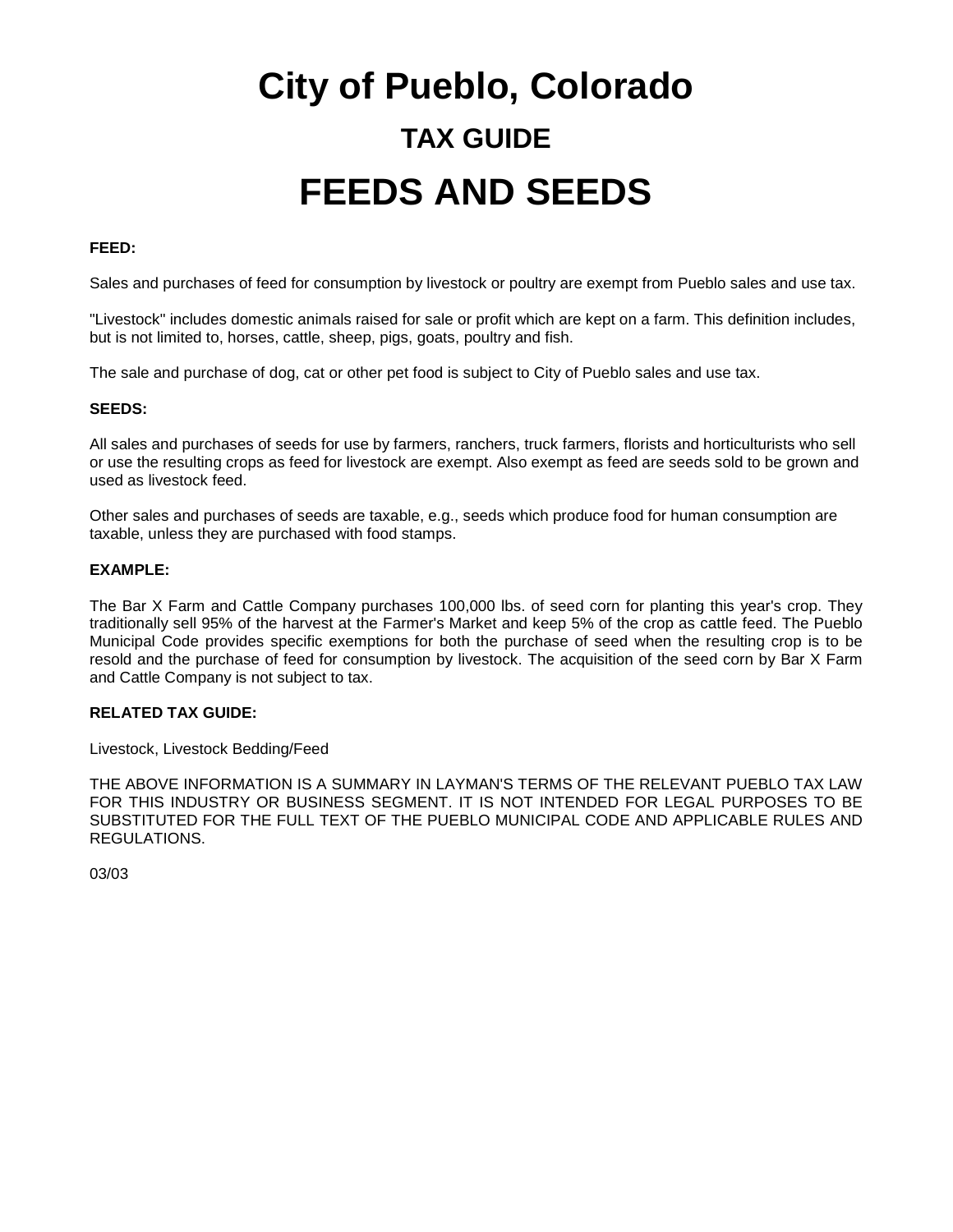# City of Pueblo, Colorado

## TAX GUIDE

# FEEDS AND SEEDS

**FEED:**

Sales and purchases of feed for consumption by livestock or poultry are exempt from Pueblo sales and use tax.

"Livestock" includes domestic animals raised for sale or profit which are kept on a farm. This definition includes, but is not limited to, horses, cattle, sheep, pigs, goats, poultry and fish.

The sale and purchase of dog, cat or other pet food is subject to City of Pueblo sales and use tax.

**SEEDS:**

All sales and purchases of seeds for use by farmers, ranchers, truck farmers, florists and horticulturists who sell or use the resulting crops as feed for livestock are exempt. Also exempt as feed are seeds sold to be grown and used as livestock feed.

Other sales and purchases of seeds are taxable, e.g., seeds which produce food for human consumption are taxable, unless they are purchased with food stamps.

**EXAMPLE:**

The Bar X Farm and Cattle Company purchases 100,000 lbs. of seed corn for planting this year's crop. They traditionally sell 95% of the harvest at the Farmer's Market and keep 5% of the crop as cattle feed. The Pueblo Municipal Code provides specific exemptions for both the purchase of seed when the resulting crop is to be resold and the purchase of feed for consumption by livestock. The acquisition of the seed corn by Bar X Farm and Cattle Company is not subject to tax.

**RELATED TAX GUIDE:**

Livestock, Livestock Bedding/Feed

THE ABOVE INFORMATION IS A SUMMARY IN LAYMAN'S TERMS OF THE RELEVANT PUEBLO TAX LAW FOR THIS INDUSTRY OR BUSINESS SEGMENT. IT IS NOT INTENDED FOR LEGAL PURPOSES TO BE SUBSTITUTED FOR THE FULL TEXT OF THE PUEBLO MUNICIPAL CODE AND APPLICABLE RULES AND REGULATIONS.

03/03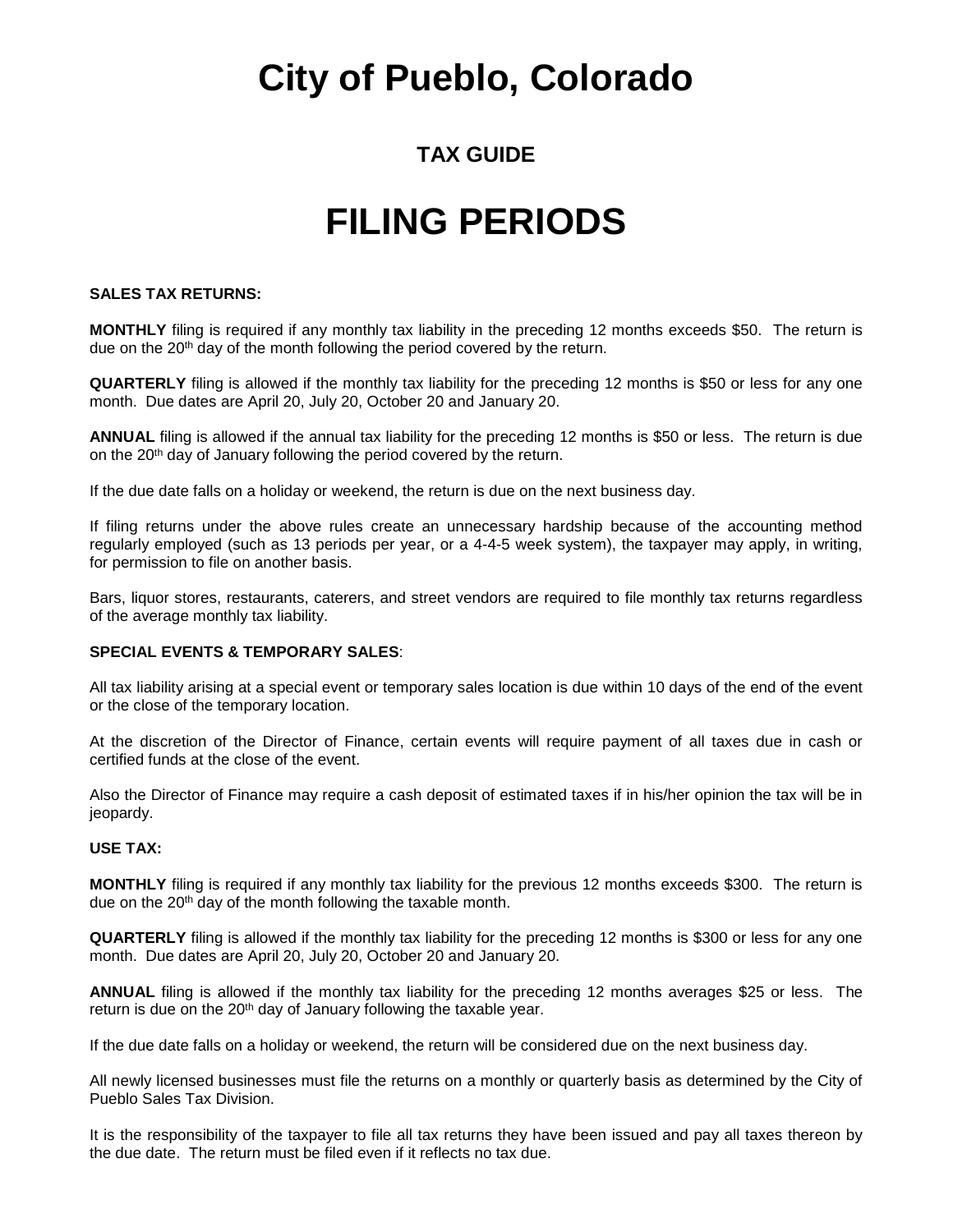# City of Pueblo, Colorado

## TAX GUIDE

# FILING PERIODS

**SALES TAX RETURNS:**

**MONTHLY** filing is required if any monthly tax liability in the preceding 12 months exceeds $50. The return is due on the 20th day of the month following the period covered by the return.

**QUARTERLY** filing is allowed if the monthly tax liability for the preceding 12 months is $50 or less for any one month. Due dates are April 20, July 20, October 20 and January 20.

**ANNUAL** filing is allowed if the annual tax liability for the preceding 12 months is $50 or less. The return is due on the 20th day of January following the period covered by the return.

If the due date falls on a holiday or weekend, the return is due on the next business day.

If filing returns under the above rules create an unnecessary hardship because of the accounting method regularly employed (such as 13 periods per year, or a 4-4-5 week system), the taxpayer may apply, in writing, for permission to file on another basis.

Bars, liquor stores, restaurants, caterers, and street vendors are required to file monthly tax returns regardless of the average monthly tax liability.

**SPECIAL EVENTS & TEMPORARY SALES**:

All tax liability arising at a special event or temporary sales location is due within 10 days of the end of the event or the close of the temporary location.

At the discretion of the Director of Finance, certain events will require payment of all taxes due in cash or certified funds at the close of the event.

Also the Director of Finance may require a cash deposit of estimated taxes if in his/her opinion the tax will be in jeopardy.

**USE TAX:**

**MONTHLY** filing is required if any monthly tax liability for the previous 12 months exceeds $300. The return is due on the 20th day of the month following the taxable month.

**QUARTERLY** filing is allowed if the monthly tax liability for the preceding 12 months is $300 or less for any one month. Due dates are April 20, July 20, October 20 and January 20.

**ANNUAL** filing is allowed if the monthly tax liability for the preceding 12 months averages $25 or less. The return is due on the 20th day of January following the taxable year.

If the due date falls on a holiday or weekend, the return will be considered due on the next business day.

All newly licensed businesses must file the returns on a monthly or quarterly basis as determined by the City of Pueblo Sales Tax Division.

It is the responsibility of the taxpayer to file all tax returns they have been issued and pay all taxes thereon by the due date. The return must be filed even if it reflects no tax due.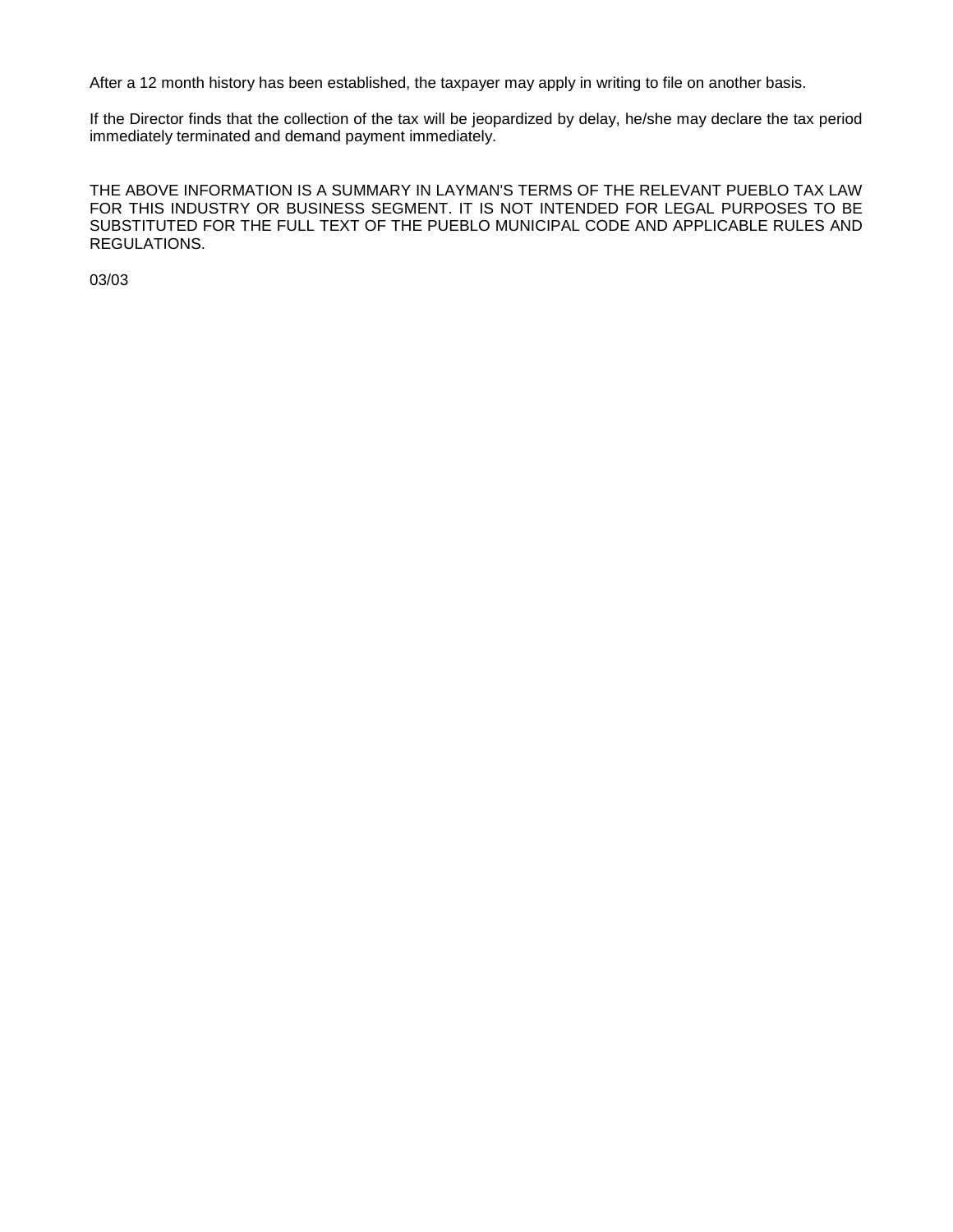After a 12 month history has been established, the taxpayer may apply in writing to file on another basis.

If the Director finds that the collection of the tax will be jeopardized by delay, he/she may declare the tax period immediately terminated and demand payment immediately.

THE ABOVE INFORMATION IS A SUMMARY IN LAYMAN'S TERMS OF THE RELEVANT PUEBLO TAX LAW FOR THIS INDUSTRY OR BUSINESS SEGMENT. IT IS NOT INTENDED FOR LEGAL PURPOSES TO BE SUBSTITUTED FOR THE FULL TEXT OF THE PUEBLO MUNICIPAL CODE AND APPLICABLE RULES AND REGULATIONS.

03/03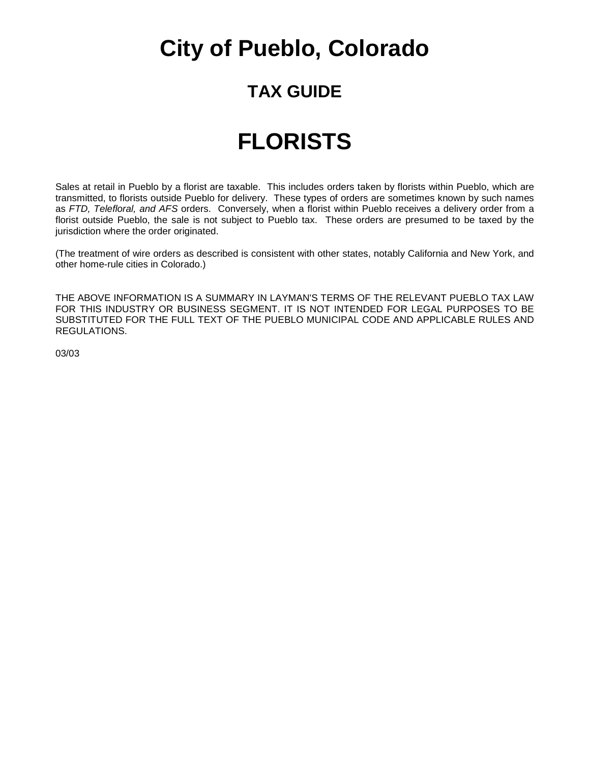# City of Pueblo, Colorado

## TAX GUIDE

# FLORISTS

Sales at retail in Pueblo by a florist are taxable. This includes orders taken by florists within Pueblo, which are transmitted, to florists outside Pueblo for delivery. These types of orders are sometimes known by such names as *FTD, Telefloral, and AFS* orders. Conversely, when a florist within Pueblo receives a delivery order from a florist outside Pueblo, the sale is not subject to Pueblo tax. These orders are presumed to be taxed by the jurisdiction where the order originated.

(The treatment of wire orders as described is consistent with other states, notably California and New York, and other home-rule cities in Colorado.)

THE ABOVE INFORMATION IS A SUMMARY IN LAYMAN'S TERMS OF THE RELEVANT PUEBLO TAX LAW FOR THIS INDUSTRY OR BUSINESS SEGMENT. IT IS NOT INTENDED FOR LEGAL PURPOSES TO BE SUBSTITUTED FOR THE FULL TEXT OF THE PUEBLO MUNICIPAL CODE AND APPLICABLE RULES AND REGULATIONS.

03/03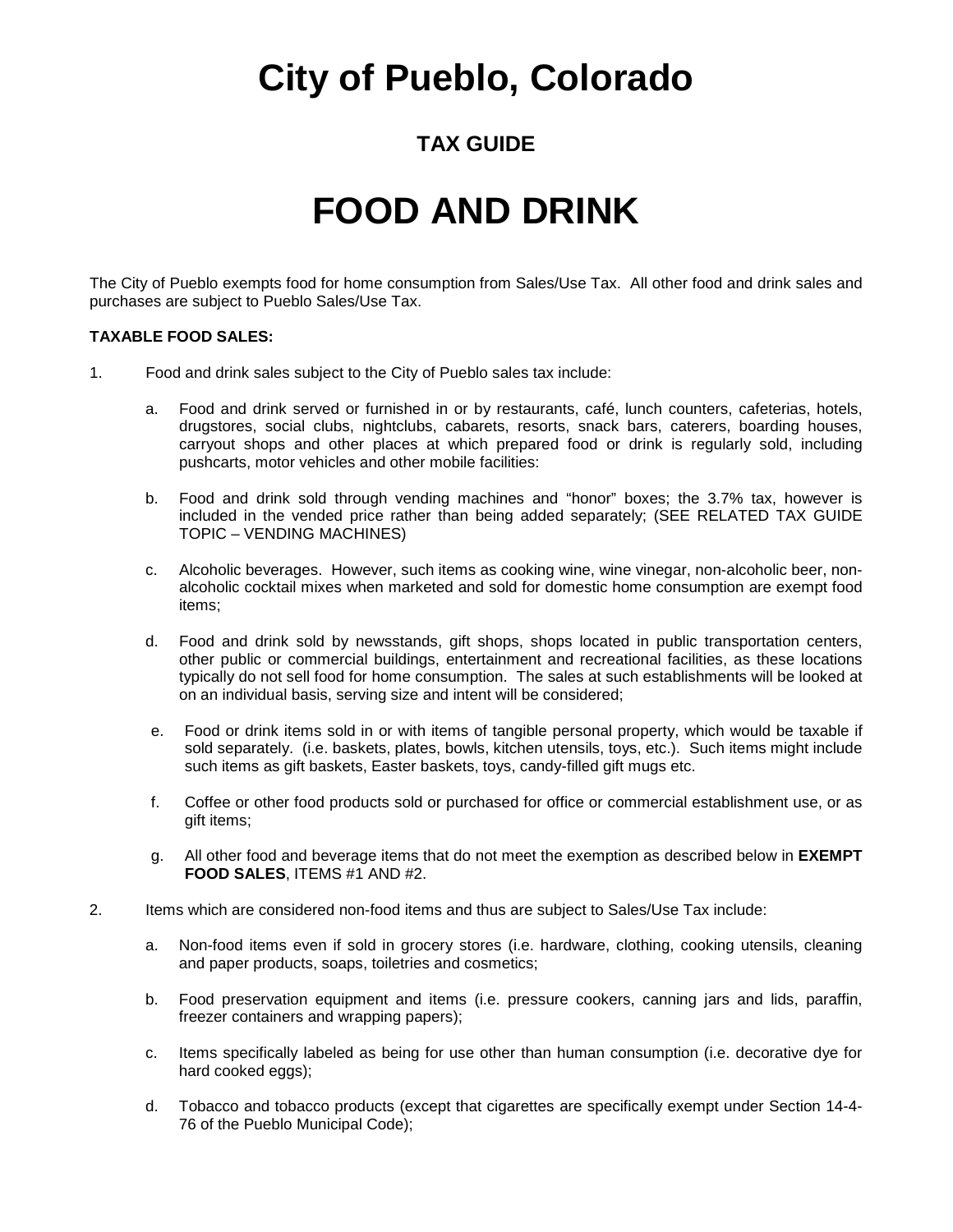# City of Pueblo, Colorado

## TAX GUIDE

# FOOD AND DRINK

The City of Pueblo exempts food for home consumption from Sales/Use Tax. All other food and drink sales and purchases are subject to Pueblo Sales/Use Tax.

**TAXABLE FOOD SALES:**

1. Food and drink sales subject to the City of Pueblo sales tax include:

   a. Food and drink served or furnished in or by restaurants, café, lunch counters, cafeterias, hotels, drugstores, social clubs, nightclubs, cabarets, resorts, snack bars, caterers, boarding houses, carryout shops and other places at which prepared food or drink is regularly sold, including pushcarts, motor vehicles and other mobile facilities:

   b. Food and drink sold through vending machines and "honor" boxes; the 3.7% tax, however is included in the vended price rather than being added separately; (SEE RELATED TAX GUIDE TOPIC – VENDING MACHINES)

   c. Alcoholic beverages. However, such items as cooking wine, wine vinegar, non-alcoholic beer, non-alcoholic cocktail mixes when marketed and sold for domestic home consumption are exempt food items;

   d. Food and drink sold by newsstands, gift shops, shops located in public transportation centers, other public or commercial buildings, entertainment and recreational facilities, as these locations typically do not sell food for home consumption. The sales at such establishments will be looked at on an individual basis, serving size and intent will be considered;

   e. Food or drink items sold in or with items of tangible personal property, which would be taxable if sold separately. (i.e. baskets, plates, bowls, kitchen utensils, toys, etc.). Such items might include such items as gift baskets, Easter baskets, toys, candy-filled gift mugs etc.

   f. Coffee or other food products sold or purchased for office or commercial establishment use, or as gift items;

   g. All other food and beverage items that do not meet the exemption as described below in **EXEMPT FOOD SALES**, ITEMS #1 AND #2.

2. Items which are considered non-food items and thus are subject to Sales/Use Tax include:

   a. Non-food items even if sold in grocery stores (i.e. hardware, clothing, cooking utensils, cleaning and paper products, soaps, toiletries and cosmetics;

   b. Food preservation equipment and items (i.e. pressure cookers, canning jars and lids, paraffin, freezer containers and wrapping papers);

   c. Items specifically labeled as being for use other than human consumption (i.e. decorative dye for hard cooked eggs);

   d. Tobacco and tobacco products (except that cigarettes are specifically exempt under Section 14-4-76 of the Pueblo Municipal Code);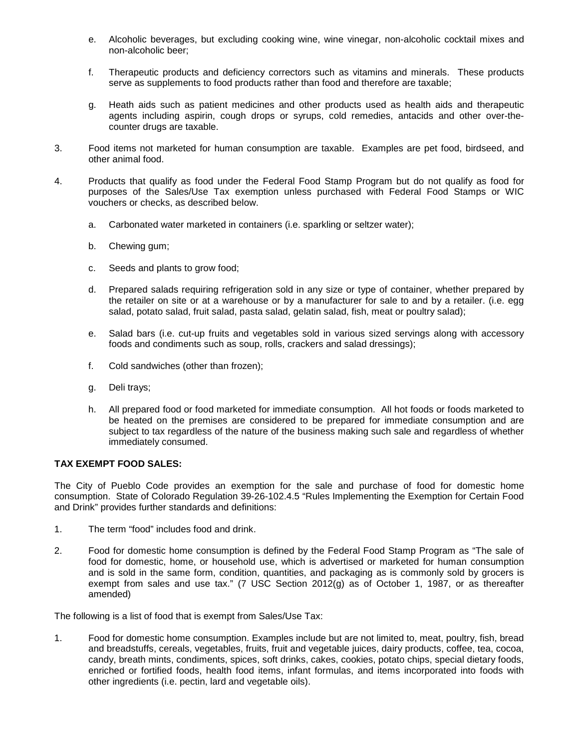e. Alcoholic beverages, but excluding cooking wine, wine vinegar, non-alcoholic cocktail mixes and non-alcoholic beer;

f. Therapeutic products and deficiency correctors such as vitamins and minerals. These products serve as supplements to food products rather than food and therefore are taxable;

g. Heath aids such as patient medicines and other products used as health aids and therapeutic agents including aspirin, cough drops or syrups, cold remedies, antacids and other over-the-counter drugs are taxable.

3. Food items not marketed for human consumption are taxable. Examples are pet food, birdseed, and other animal food.

4. Products that qualify as food under the Federal Food Stamp Program but do not qualify as food for purposes of the Sales/Use Tax exemption unless purchased with Federal Food Stamps or WIC vouchers or checks, as described below.

   a. Carbonated water marketed in containers (i.e. sparkling or seltzer water);

   b. Chewing gum;

   c. Seeds and plants to grow food;

   d. Prepared salads requiring refrigeration sold in any size or type of container, whether prepared by the retailer on site or at a warehouse or by a manufacturer for sale to and by a retailer. (i.e. egg salad, potato salad, fruit salad, pasta salad, gelatin salad, fish, meat or poultry salad);

   e. Salad bars (i.e. cut-up fruits and vegetables sold in various sized servings along with accessory foods and condiments such as soup, rolls, crackers and salad dressings);

   f. Cold sandwiches (other than frozen);

   g. Deli trays;

   h. All prepared food or food marketed for immediate consumption. All hot foods or foods marketed to be heated on the premises are considered to be prepared for immediate consumption and are subject to tax regardless of the nature of the business making such sale and regardless of whether immediately consumed.

**TAX EXEMPT FOOD SALES:**

The City of Pueblo Code provides an exemption for the sale and purchase of food for domestic home consumption. State of Colorado Regulation 39-26-102.4.5 "Rules Implementing the Exemption for Certain Food and Drink" provides further standards and definitions:

1. The term "food" includes food and drink.

2. Food for domestic home consumption is defined by the Federal Food Stamp Program as "The sale of food for domestic, home, or household use, which is advertised or marketed for human consumption and is sold in the same form, condition, quantities, and packaging as is commonly sold by grocers is exempt from sales and use tax." (7 USC Section 2012(g) as of October 1, 1987, or as thereafter amended)

The following is a list of food that is exempt from Sales/Use Tax:

1. Food for domestic home consumption. Examples include but are not limited to, meat, poultry, fish, bread and breadstuffs, cereals, vegetables, fruits, fruit and vegetable juices, dairy products, coffee, tea, cocoa, candy, breath mints, condiments, spices, soft drinks, cakes, cookies, potato chips, special dietary foods, enriched or fortified foods, health food items, infant formulas, and items incorporated into foods with other ingredients (i.e. pectin, lard and vegetable oils).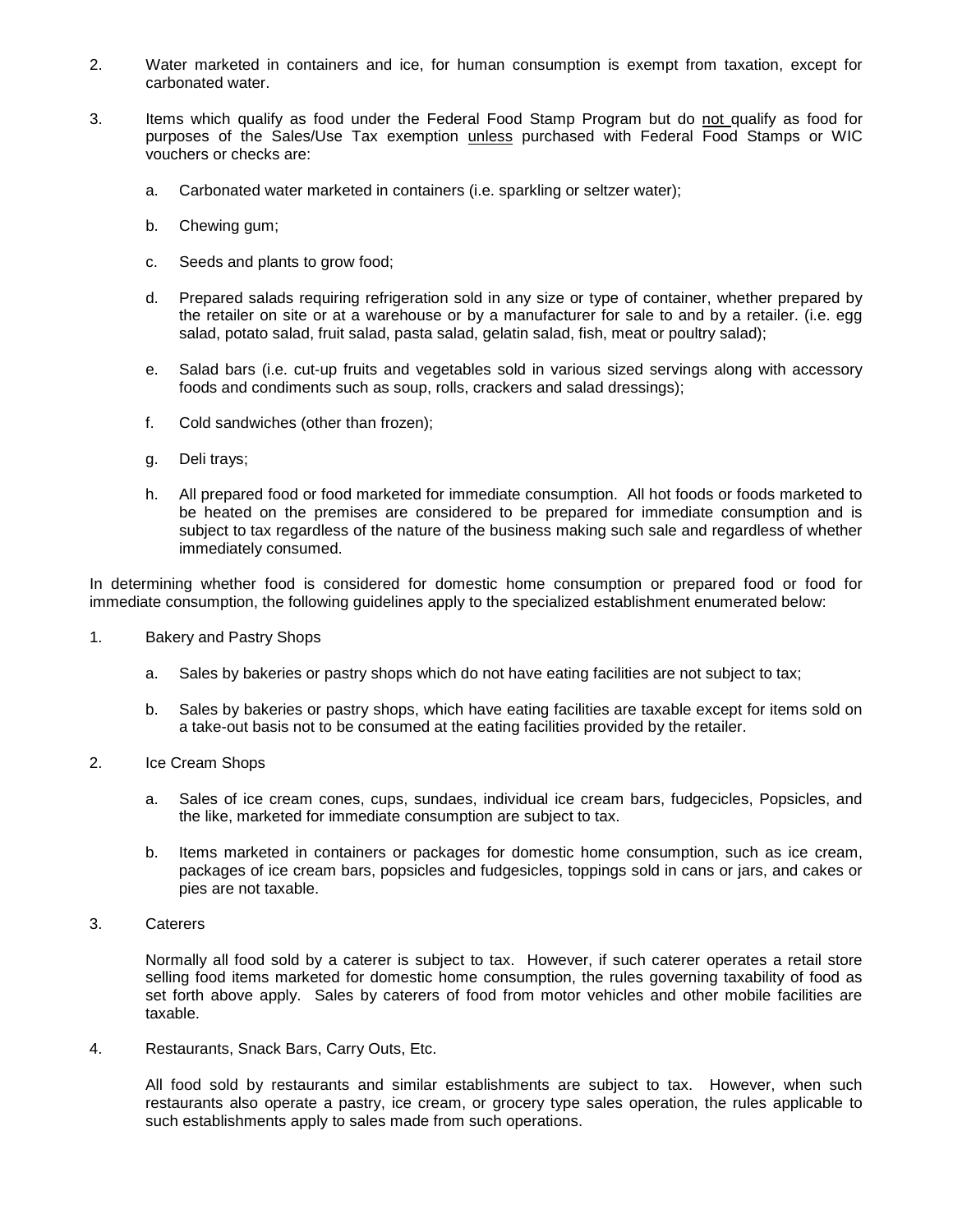2. Water marketed in containers and ice, for human consumption is exempt from taxation, except for carbonated water.

3. Items which qualify as food under the Federal Food Stamp Program but do not qualify as food for purposes of the Sales/Use Tax exemption unless purchased with Federal Food Stamps or WIC vouchers or checks are:

   a. Carbonated water marketed in containers (i.e. sparkling or seltzer water);

   b. Chewing gum;

   c. Seeds and plants to grow food;

   d. Prepared salads requiring refrigeration sold in any size or type of container, whether prepared by the retailer on site or at a warehouse or by a manufacturer for sale to and by a retailer. (i.e. egg salad, potato salad, fruit salad, pasta salad, gelatin salad, fish, meat or poultry salad);

   e. Salad bars (i.e. cut-up fruits and vegetables sold in various sized servings along with accessory foods and condiments such as soup, rolls, crackers and salad dressings);

   f. Cold sandwiches (other than frozen);

   g. Deli trays;

   h. All prepared food or food marketed for immediate consumption. All hot foods or foods marketed to be heated on the premises are considered to be prepared for immediate consumption and is subject to tax regardless of the nature of the business making such sale and regardless of whether immediately consumed.

In determining whether food is considered for domestic home consumption or prepared food or food for immediate consumption, the following guidelines apply to the specialized establishment enumerated below:

1. Bakery and Pastry Shops

   a. Sales by bakeries or pastry shops which do not have eating facilities are not subject to tax;

   b. Sales by bakeries or pastry shops, which have eating facilities are taxable except for items sold on a take-out basis not to be consumed at the eating facilities provided by the retailer.

2. Ice Cream Shops

   a. Sales of ice cream cones, cups, sundaes, individual ice cream bars, fudgecicles, Popsicles, and the like, marketed for immediate consumption are subject to tax.

   b. Items marketed in containers or packages for domestic home consumption, such as ice cream, packages of ice cream bars, popsicles and fudgesicles, toppings sold in cans or jars, and cakes or pies are not taxable.

3. Caterers

   Normally all food sold by a caterer is subject to tax. However, if such caterer operates a retail store selling food items marketed for domestic home consumption, the rules governing taxability of food as set forth above apply. Sales by caterers of food from motor vehicles and other mobile facilities are taxable.

4. Restaurants, Snack Bars, Carry Outs, Etc.

   All food sold by restaurants and similar establishments are subject to tax. However, when such restaurants also operate a pastry, ice cream, or grocery type sales operation, the rules applicable to such establishments apply to sales made from such operations.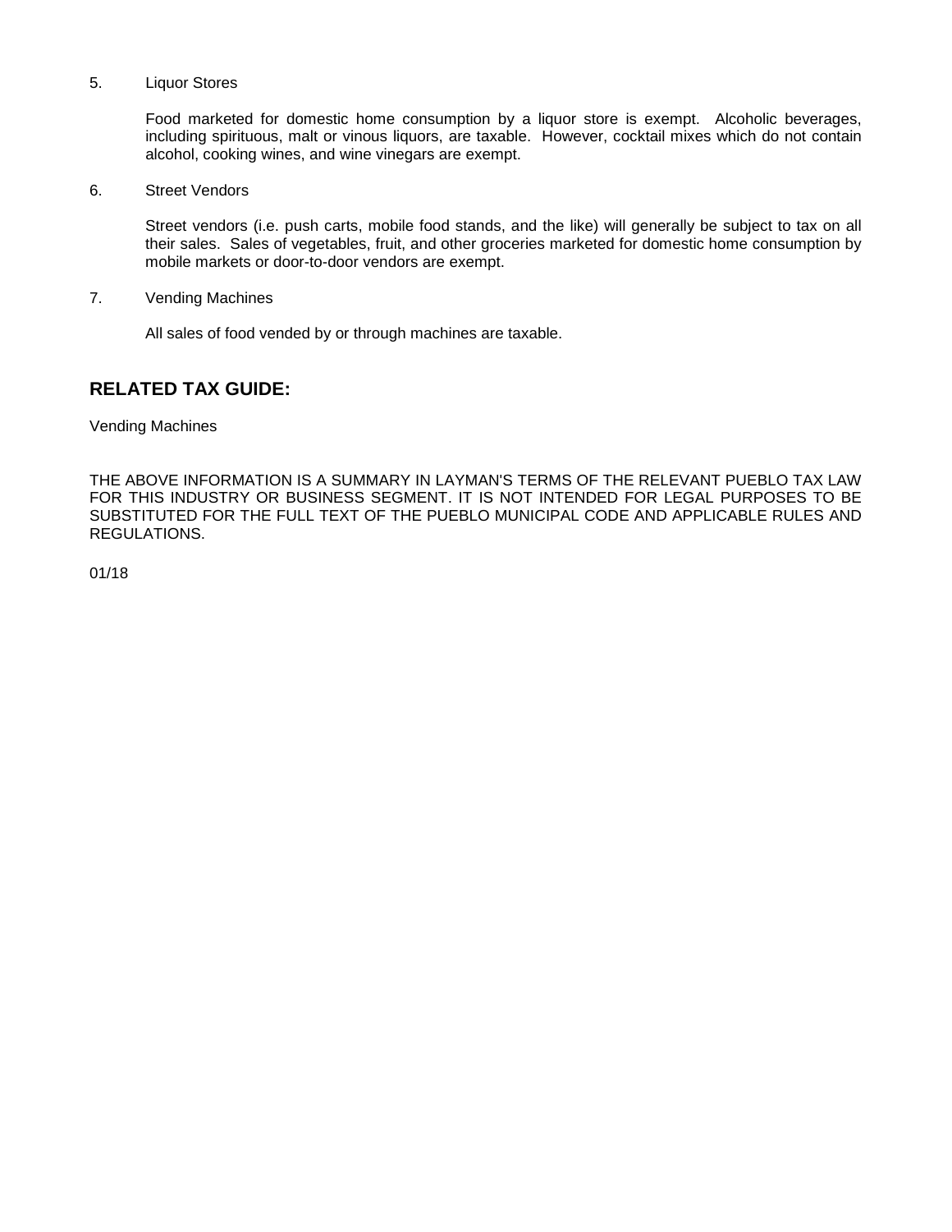5. Liquor Stores

   Food marketed for domestic home consumption by a liquor store is exempt. Alcoholic beverages, including spirituous, malt or vinous liquors, are taxable. However, cocktail mixes which do not contain alcohol, cooking wines, and wine vinegars are exempt.

6. Street Vendors

   Street vendors (i.e. push carts, mobile food stands, and the like) will generally be subject to tax on all their sales. Sales of vegetables, fruit, and other groceries marketed for domestic home consumption by mobile markets or door-to-door vendors are exempt.

7. Vending Machines

   All sales of food vended by or through machines are taxable.

## RELATED TAX GUIDE:

Vending Machines

THE ABOVE INFORMATION IS A SUMMARY IN LAYMAN'S TERMS OF THE RELEVANT PUEBLO TAX LAW FOR THIS INDUSTRY OR BUSINESS SEGMENT. IT IS NOT INTENDED FOR LEGAL PURPOSES TO BE SUBSTITUTED FOR THE FULL TEXT OF THE PUEBLO MUNICIPAL CODE AND APPLICABLE RULES AND REGULATIONS.

01/18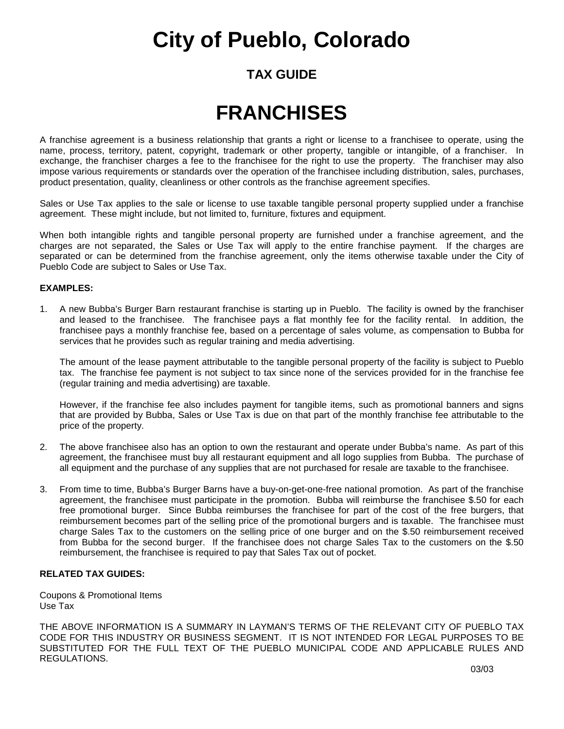# City of Pueblo, Colorado

## TAX GUIDE

# FRANCHISES

A franchise agreement is a business relationship that grants a right or license to a franchisee to operate, using the name, process, territory, patent, copyright, trademark or other property, tangible or intangible, of a franchiser. In exchange, the franchiser charges a fee to the franchisee for the right to use the property. The franchiser may also impose various requirements or standards over the operation of the franchisee including distribution, sales, purchases, product presentation, quality, cleanliness or other controls as the franchise agreement specifies.

Sales or Use Tax applies to the sale or license to use taxable tangible personal property supplied under a franchise agreement. These might include, but not limited to, furniture, fixtures and equipment.

When both intangible rights and tangible personal property are furnished under a franchise agreement, and the charges are not separated, the Sales or Use Tax will apply to the entire franchise payment. If the charges are separated or can be determined from the franchise agreement, only the items otherwise taxable under the City of Pueblo Code are subject to Sales or Use Tax.

**EXAMPLES:**

1. A new Bubba's Burger Barn restaurant franchise is starting up in Pueblo. The facility is owned by the franchiser and leased to the franchisee. The franchisee pays a flat monthly fee for the facility rental. In addition, the franchisee pays a monthly franchise fee, based on a percentage of sales volume, as compensation to Bubba for services that he provides such as regular training and media advertising.

   The amount of the lease payment attributable to the tangible personal property of the facility is subject to Pueblo tax. The franchise fee payment is not subject to tax since none of the services provided for in the franchise fee (regular training and media advertising) are taxable.

   However, if the franchise fee also includes payment for tangible items, such as promotional banners and signs that are provided by Bubba, Sales or Use Tax is due on that part of the monthly franchise fee attributable to the price of the property.

2. The above franchisee also has an option to own the restaurant and operate under Bubba's name. As part of this agreement, the franchisee must buy all restaurant equipment and all logo supplies from Bubba. The purchase of all equipment and the purchase of any supplies that are not purchased for resale are taxable to the franchisee.

3. From time to time, Bubba's Burger Barns have a buy-on-get-one-free national promotion. As part of the franchise agreement, the franchisee must participate in the promotion. Bubba will reimburse the franchisee \$.50 for each free promotional burger. Since Bubba reimburses the franchisee for part of the cost of the free burgers, that reimbursement becomes part of the selling price of the promotional burgers and is taxable. The franchisee must charge Sales Tax to the customers on the selling price of one burger and on the \$.50 reimbursement received from Bubba for the second burger. If the franchisee does not charge Sales Tax to the customers on the \$.50 reimbursement, the franchisee is required to pay that Sales Tax out of pocket.

**RELATED TAX GUIDES:**

Coupons & Promotional Items
Use Tax

THE ABOVE INFORMATION IS A SUMMARY IN LAYMAN'S TERMS OF THE RELEVANT CITY OF PUEBLO TAX CODE FOR THIS INDUSTRY OR BUSINESS SEGMENT. IT IS NOT INTENDED FOR LEGAL PURPOSES TO BE SUBSTITUTED FOR THE FULL TEXT OF THE PUEBLO MUNICIPAL CODE AND APPLICABLE RULES AND REGULATIONS.

03/03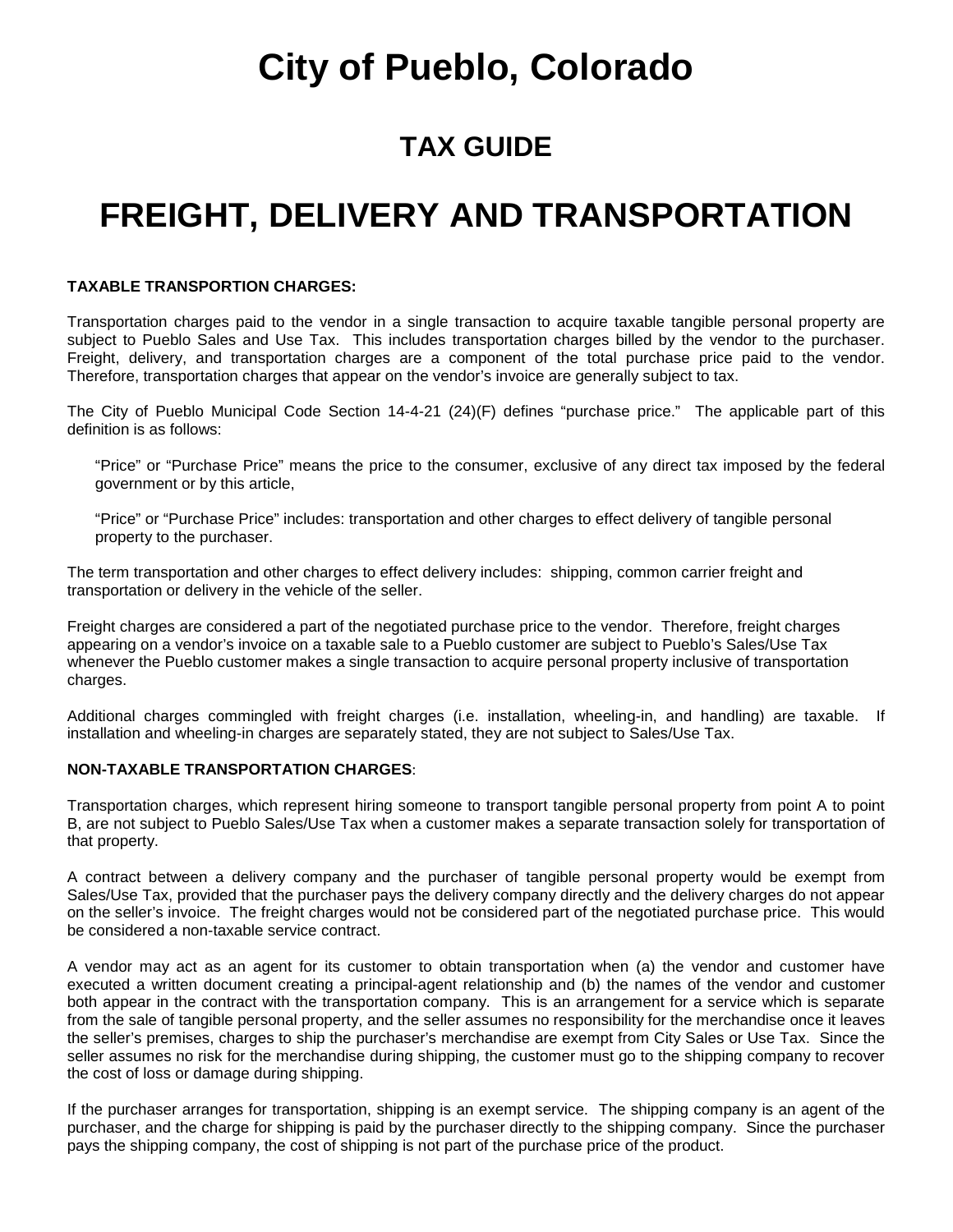# City of Pueblo, Colorado

## TAX GUIDE

# FREIGHT, DELIVERY AND TRANSPORTATION

**TAXABLE TRANSPORTION CHARGES:**

Transportation charges paid to the vendor in a single transaction to acquire taxable tangible personal property are subject to Pueblo Sales and Use Tax. This includes transportation charges billed by the vendor to the purchaser. Freight, delivery, and transportation charges are a component of the total purchase price paid to the vendor. Therefore, transportation charges that appear on the vendor's invoice are generally subject to tax.

The City of Pueblo Municipal Code Section 14-4-21 (24)(F) defines "purchase price." The applicable part of this definition is as follows:

> "Price" or "Purchase Price" means the price to the consumer, exclusive of any direct tax imposed by the federal government or by this article,
>
> "Price" or "Purchase Price" includes: transportation and other charges to effect delivery of tangible personal property to the purchaser.

The term transportation and other charges to effect delivery includes: shipping, common carrier freight and transportation or delivery in the vehicle of the seller.

Freight charges are considered a part of the negotiated purchase price to the vendor. Therefore, freight charges appearing on a vendor's invoice on a taxable sale to a Pueblo customer are subject to Pueblo's Sales/Use Tax whenever the Pueblo customer makes a single transaction to acquire personal property inclusive of transportation charges.

Additional charges commingled with freight charges (i.e. installation, wheeling-in, and handling) are taxable. If installation and wheeling-in charges are separately stated, they are not subject to Sales/Use Tax.

**NON-TAXABLE TRANSPORTATION CHARGES**:

Transportation charges, which represent hiring someone to transport tangible personal property from point A to point B, are not subject to Pueblo Sales/Use Tax when a customer makes a separate transaction solely for transportation of that property.

A contract between a delivery company and the purchaser of tangible personal property would be exempt from Sales/Use Tax, provided that the purchaser pays the delivery company directly and the delivery charges do not appear on the seller's invoice. The freight charges would not be considered part of the negotiated purchase price. This would be considered a non-taxable service contract.

A vendor may act as an agent for its customer to obtain transportation when (a) the vendor and customer have executed a written document creating a principal-agent relationship and (b) the names of the vendor and customer both appear in the contract with the transportation company. This is an arrangement for a service which is separate from the sale of tangible personal property, and the seller assumes no responsibility for the merchandise once it leaves the seller's premises, charges to ship the purchaser's merchandise are exempt from City Sales or Use Tax. Since the seller assumes no risk for the merchandise during shipping, the customer must go to the shipping company to recover the cost of loss or damage during shipping.

If the purchaser arranges for transportation, shipping is an exempt service. The shipping company is an agent of the purchaser, and the charge for shipping is paid by the purchaser directly to the shipping company. Since the purchaser pays the shipping company, the cost of shipping is not part of the purchase price of the product.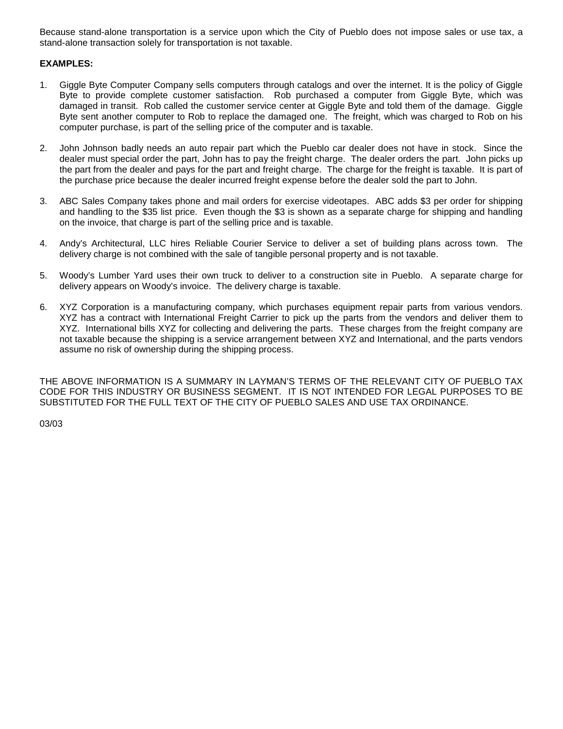Because stand-alone transportation is a service upon which the City of Pueblo does not impose sales or use tax, a stand-alone transaction solely for transportation is not taxable.

**EXAMPLES:**

1. Giggle Byte Computer Company sells computers through catalogs and over the internet. It is the policy of Giggle Byte to provide complete customer satisfaction. Rob purchased a computer from Giggle Byte, which was damaged in transit. Rob called the customer service center at Giggle Byte and told them of the damage. Giggle Byte sent another computer to Rob to replace the damaged one. The freight, which was charged to Rob on his computer purchase, is part of the selling price of the computer and is taxable.

2. John Johnson badly needs an auto repair part which the Pueblo car dealer does not have in stock. Since the dealer must special order the part, John has to pay the freight charge. The dealer orders the part. John picks up the part from the dealer and pays for the part and freight charge. The charge for the freight is taxable. It is part of the purchase price because the dealer incurred freight expense before the dealer sold the part to John.

3. ABC Sales Company takes phone and mail orders for exercise videotapes. ABC adds $3 per order for shipping and handling to the $35 list price. Even though the $3 is shown as a separate charge for shipping and handling on the invoice, that charge is part of the selling price and is taxable.

4. Andy's Architectural, LLC hires Reliable Courier Service to deliver a set of building plans across town. The delivery charge is not combined with the sale of tangible personal property and is not taxable.

5. Woody's Lumber Yard uses their own truck to deliver to a construction site in Pueblo. A separate charge for delivery appears on Woody's invoice. The delivery charge is taxable.

6. XYZ Corporation is a manufacturing company, which purchases equipment repair parts from various vendors. XYZ has a contract with International Freight Carrier to pick up the parts from the vendors and deliver them to XYZ. International bills XYZ for collecting and delivering the parts. These charges from the freight company are not taxable because the shipping is a service arrangement between XYZ and International, and the parts vendors assume no risk of ownership during the shipping process.

THE ABOVE INFORMATION IS A SUMMARY IN LAYMAN'S TERMS OF THE RELEVANT CITY OF PUEBLO TAX CODE FOR THIS INDUSTRY OR BUSINESS SEGMENT. IT IS NOT INTENDED FOR LEGAL PURPOSES TO BE SUBSTITUTED FOR THE FULL TEXT OF THE CITY OF PUEBLO SALES AND USE TAX ORDINANCE.

03/03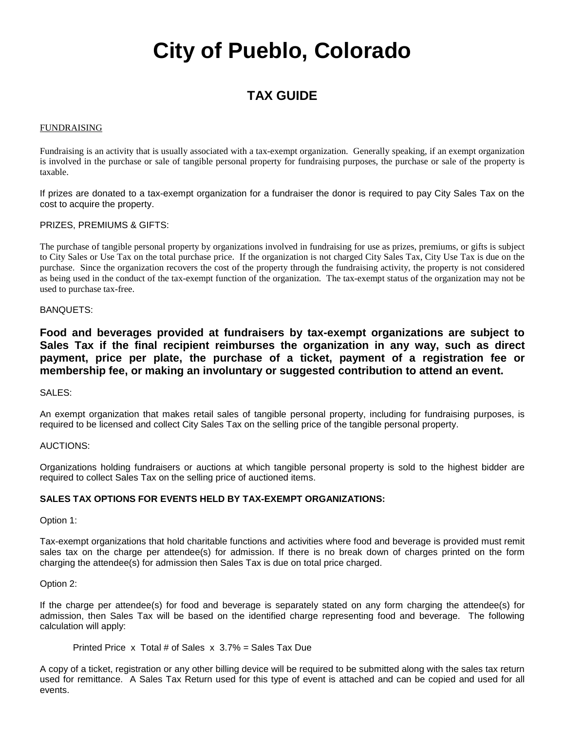# City of Pueblo, Colorado

## TAX GUIDE

<u>FUNDRAISING</u>

Fundraising is an activity that is usually associated with a tax-exempt organization. Generally speaking, if an exempt organization is involved in the purchase or sale of tangible personal property for fundraising purposes, the purchase or sale of the property is taxable.

If prizes are donated to a tax-exempt organization for a fundraiser the donor is required to pay City Sales Tax on the cost to acquire the property.

PRIZES, PREMIUMS & GIFTS:

The purchase of tangible personal property by organizations involved in fundraising for use as prizes, premiums, or gifts is subject to City Sales or Use Tax on the total purchase price. If the organization is not charged City Sales Tax, City Use Tax is due on the purchase. Since the organization recovers the cost of the property through the fundraising activity, the property is not considered as being used in the conduct of the tax-exempt function of the organization. The tax-exempt status of the organization may not be used to purchase tax-free.

BANQUETS:

**Food and beverages provided at fundraisers by tax-exempt organizations are subject to Sales Tax if the final recipient reimburses the organization in any way, such as direct payment, price per plate, the purchase of a ticket, payment of a registration fee or membership fee, or making an involuntary or suggested contribution to attend an event.**

SALES:

An exempt organization that makes retail sales of tangible personal property, including for fundraising purposes, is required to be licensed and collect City Sales Tax on the selling price of the tangible personal property.

AUCTIONS:

Organizations holding fundraisers or auctions at which tangible personal property is sold to the highest bidder are required to collect Sales Tax on the selling price of auctioned items.

**SALES TAX OPTIONS FOR EVENTS HELD BY TAX-EXEMPT ORGANIZATIONS:**

Option 1:

Tax-exempt organizations that hold charitable functions and activities where food and beverage is provided must remit sales tax on the charge per attendee(s) for admission. If there is no break down of charges printed on the form charging the attendee(s) for admission then Sales Tax is due on total price charged.

Option 2:

If the charge per attendee(s) for food and beverage is separately stated on any form charging the attendee(s) for admission, then Sales Tax will be based on the identified charge representing food and beverage. The following calculation will apply:

Printed Price x Total # of Sales x 3.7% = Sales Tax Due

A copy of a ticket, registration or any other billing device will be required to be submitted along with the sales tax return used for remittance. A Sales Tax Return used for this type of event is attached and can be copied and used for all events.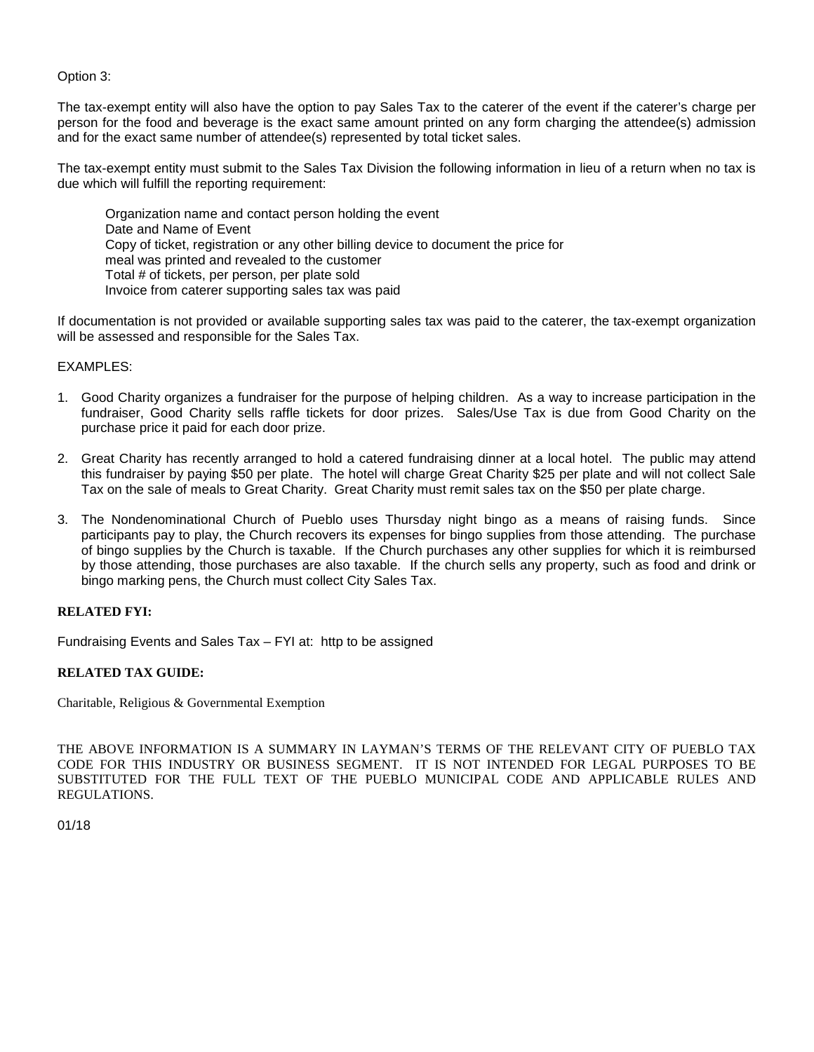Option 3:

The tax-exempt entity will also have the option to pay Sales Tax to the caterer of the event if the caterer's charge per person for the food and beverage is the exact same amount printed on any form charging the attendee(s) admission and for the exact same number of attendee(s) represented by total ticket sales.

The tax-exempt entity must submit to the Sales Tax Division the following information in lieu of a return when no tax is due which will fulfill the reporting requirement:

Organization name and contact person holding the event
Date and Name of Event
Copy of ticket, registration or any other billing device to document the price for meal was printed and revealed to the customer
Total # of tickets, per person, per plate sold
Invoice from caterer supporting sales tax was paid

If documentation is not provided or available supporting sales tax was paid to the caterer, the tax-exempt organization will be assessed and responsible for the Sales Tax.

EXAMPLES:

1. Good Charity organizes a fundraiser for the purpose of helping children. As a way to increase participation in the fundraiser, Good Charity sells raffle tickets for door prizes. Sales/Use Tax is due from Good Charity on the purchase price it paid for each door prize.

2. Great Charity has recently arranged to hold a catered fundraising dinner at a local hotel. The public may attend this fundraiser by paying $50 per plate. The hotel will charge Great Charity $25 per plate and will not collect Sale Tax on the sale of meals to Great Charity. Great Charity must remit sales tax on the $50 per plate charge.

3. The Nondenominational Church of Pueblo uses Thursday night bingo as a means of raising funds. Since participants pay to play, the Church recovers its expenses for bingo supplies from those attending. The purchase of bingo supplies by the Church is taxable. If the Church purchases any other supplies for which it is reimbursed by those attending, those purchases are also taxable. If the church sells any property, such as food and drink or bingo marking pens, the Church must collect City Sales Tax.

**RELATED FYI:**

Fundraising Events and Sales Tax – FYI at: http to be assigned

**RELATED TAX GUIDE:**

Charitable, Religious & Governmental Exemption

THE ABOVE INFORMATION IS A SUMMARY IN LAYMAN'S TERMS OF THE RELEVANT CITY OF PUEBLO TAX CODE FOR THIS INDUSTRY OR BUSINESS SEGMENT. IT IS NOT INTENDED FOR LEGAL PURPOSES TO BE SUBSTITUTED FOR THE FULL TEXT OF THE PUEBLO MUNICIPAL CODE AND APPLICABLE RULES AND REGULATIONS.

01/18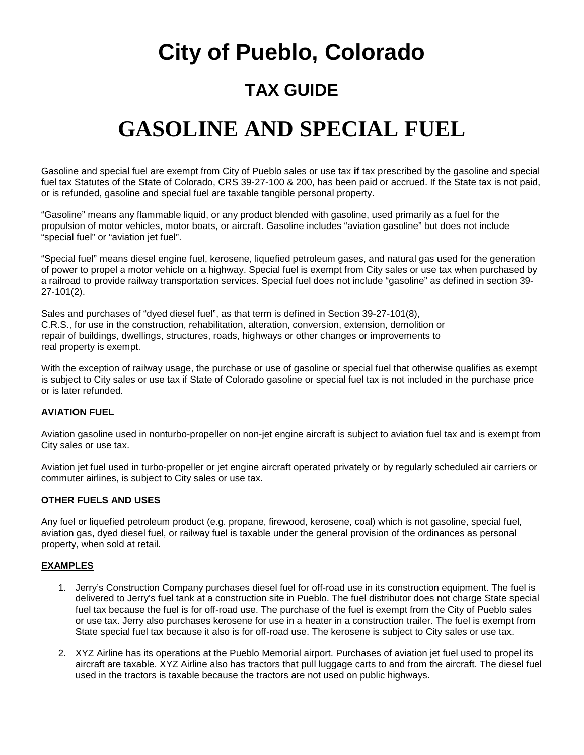# City of Pueblo, Colorado

## TAX GUIDE

# GASOLINE AND SPECIAL FUEL

Gasoline and special fuel are exempt from City of Pueblo sales or use tax **if** tax prescribed by the gasoline and special fuel tax Statutes of the State of Colorado, CRS 39-27-100 & 200, has been paid or accrued. If the State tax is not paid, or is refunded, gasoline and special fuel are taxable tangible personal property.

"Gasoline" means any flammable liquid, or any product blended with gasoline, used primarily as a fuel for the propulsion of motor vehicles, motor boats, or aircraft. Gasoline includes "aviation gasoline" but does not include "special fuel" or "aviation jet fuel".

"Special fuel" means diesel engine fuel, kerosene, liquefied petroleum gases, and natural gas used for the generation of power to propel a motor vehicle on a highway. Special fuel is exempt from City sales or use tax when purchased by a railroad to provide railway transportation services. Special fuel does not include "gasoline" as defined in section 39-27-101(2).

Sales and purchases of "dyed diesel fuel", as that term is defined in Section 39-27-101(8), C.R.S., for use in the construction, rehabilitation, alteration, conversion, extension, demolition or repair of buildings, dwellings, structures, roads, highways or other changes or improvements to real property is exempt.

With the exception of railway usage, the purchase or use of gasoline or special fuel that otherwise qualifies as exempt is subject to City sales or use tax if State of Colorado gasoline or special fuel tax is not included in the purchase price or is later refunded.

**AVIATION FUEL**

Aviation gasoline used in nonturbo-propeller on non-jet engine aircraft is subject to aviation fuel tax and is exempt from City sales or use tax.

Aviation jet fuel used in turbo-propeller or jet engine aircraft operated privately or by regularly scheduled air carriers or commuter airlines, is subject to City sales or use tax.

**OTHER FUELS AND USES**

Any fuel or liquefied petroleum product (e.g. propane, firewood, kerosene, coal) which is not gasoline, special fuel, aviation gas, dyed diesel fuel, or railway fuel is taxable under the general provision of the ordinances as personal property, when sold at retail.

**EXAMPLES**

1. Jerry's Construction Company purchases diesel fuel for off-road use in its construction equipment. The fuel is delivered to Jerry's fuel tank at a construction site in Pueblo. The fuel distributor does not charge State special fuel tax because the fuel is for off-road use. The purchase of the fuel is exempt from the City of Pueblo sales or use tax. Jerry also purchases kerosene for use in a heater in a construction trailer. The fuel is exempt from State special fuel tax because it also is for off-road use. The kerosene is subject to City sales or use tax.

2. XYZ Airline has its operations at the Pueblo Memorial airport. Purchases of aviation jet fuel used to propel its aircraft are taxable. XYZ Airline also has tractors that pull luggage carts to and from the aircraft. The diesel fuel used in the tractors is taxable because the tractors are not used on public highways.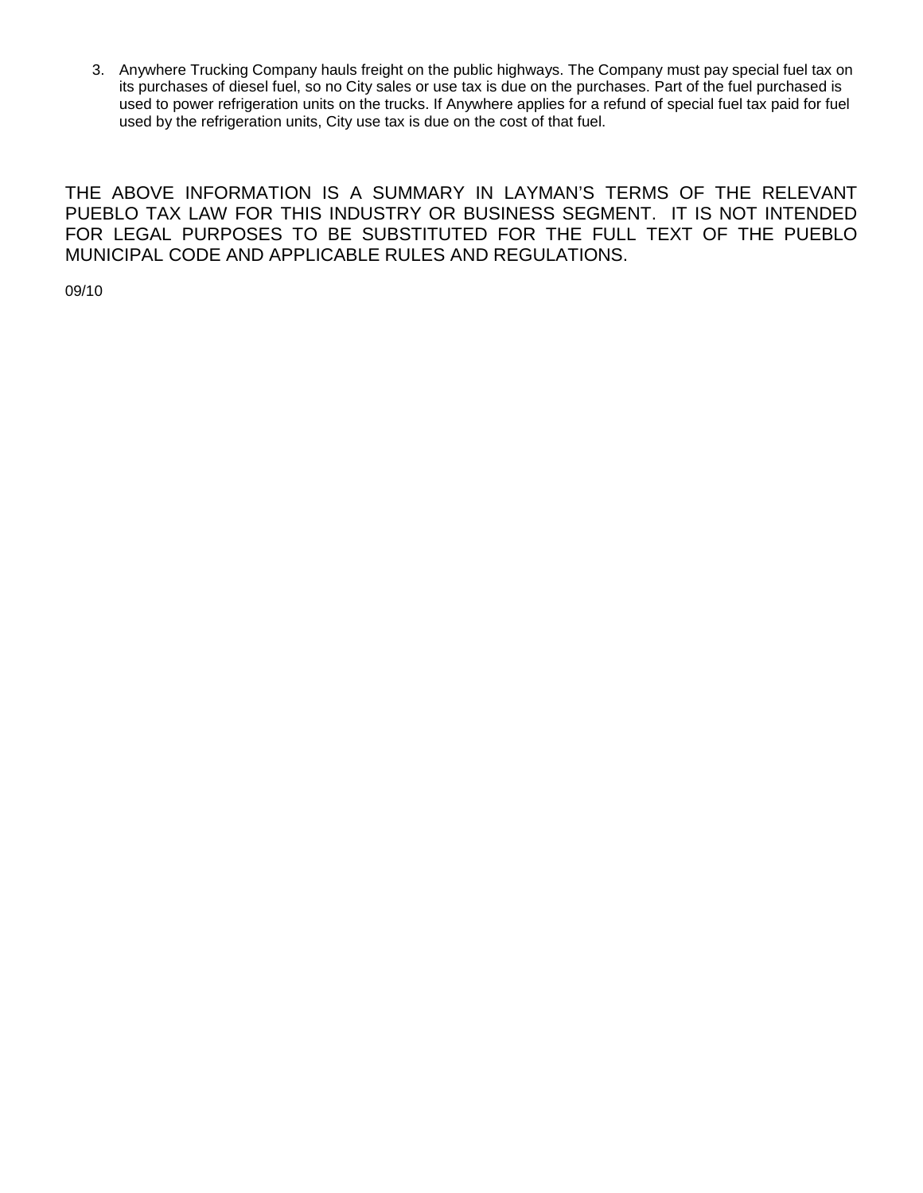3. Anywhere Trucking Company hauls freight on the public highways. The Company must pay special fuel tax on its purchases of diesel fuel, so no City sales or use tax is due on the purchases. Part of the fuel purchased is used to power refrigeration units on the trucks. If Anywhere applies for a refund of special fuel tax paid for fuel used by the refrigeration units, City use tax is due on the cost of that fuel.

THE ABOVE INFORMATION IS A SUMMARY IN LAYMAN'S TERMS OF THE RELEVANT PUEBLO TAX LAW FOR THIS INDUSTRY OR BUSINESS SEGMENT. IT IS NOT INTENDED FOR LEGAL PURPOSES TO BE SUBSTITUTED FOR THE FULL TEXT OF THE PUEBLO MUNICIPAL CODE AND APPLICABLE RULES AND REGULATIONS.

09/10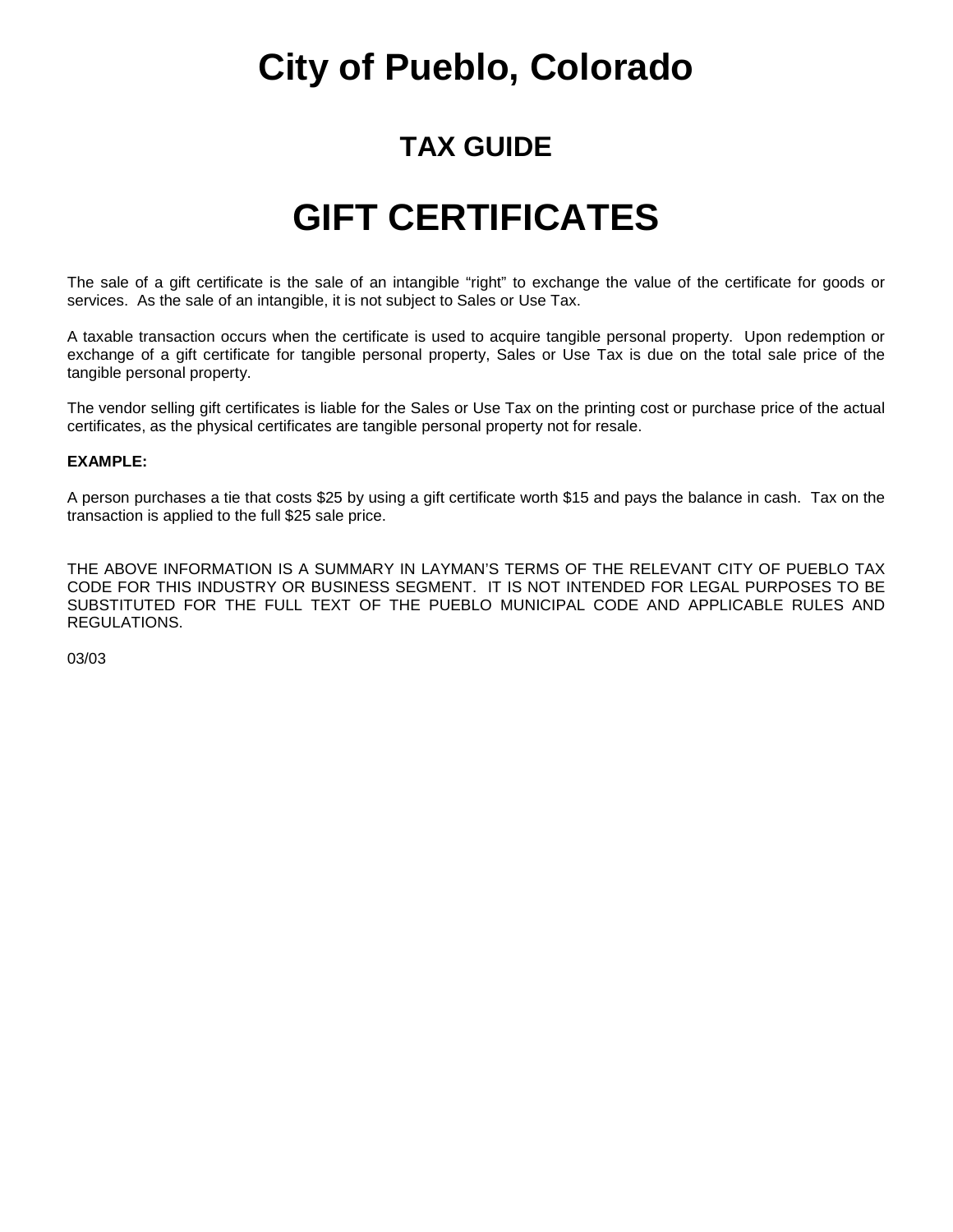# City of Pueblo, Colorado

## TAX GUIDE

# GIFT CERTIFICATES

The sale of a gift certificate is the sale of an intangible “right” to exchange the value of the certificate for goods or services. As the sale of an intangible, it is not subject to Sales or Use Tax.

A taxable transaction occurs when the certificate is used to acquire tangible personal property. Upon redemption or exchange of a gift certificate for tangible personal property, Sales or Use Tax is due on the total sale price of the tangible personal property.

The vendor selling gift certificates is liable for the Sales or Use Tax on the printing cost or purchase price of the actual certificates, as the physical certificates are tangible personal property not for resale.

**EXAMPLE:**

A person purchases a tie that costs $25 by using a gift certificate worth $15 and pays the balance in cash. Tax on the transaction is applied to the full $25 sale price.

THE ABOVE INFORMATION IS A SUMMARY IN LAYMAN’S TERMS OF THE RELEVANT CITY OF PUEBLO TAX CODE FOR THIS INDUSTRY OR BUSINESS SEGMENT. IT IS NOT INTENDED FOR LEGAL PURPOSES TO BE SUBSTITUTED FOR THE FULL TEXT OF THE PUEBLO MUNICIPAL CODE AND APPLICABLE RULES AND REGULATIONS.

03/03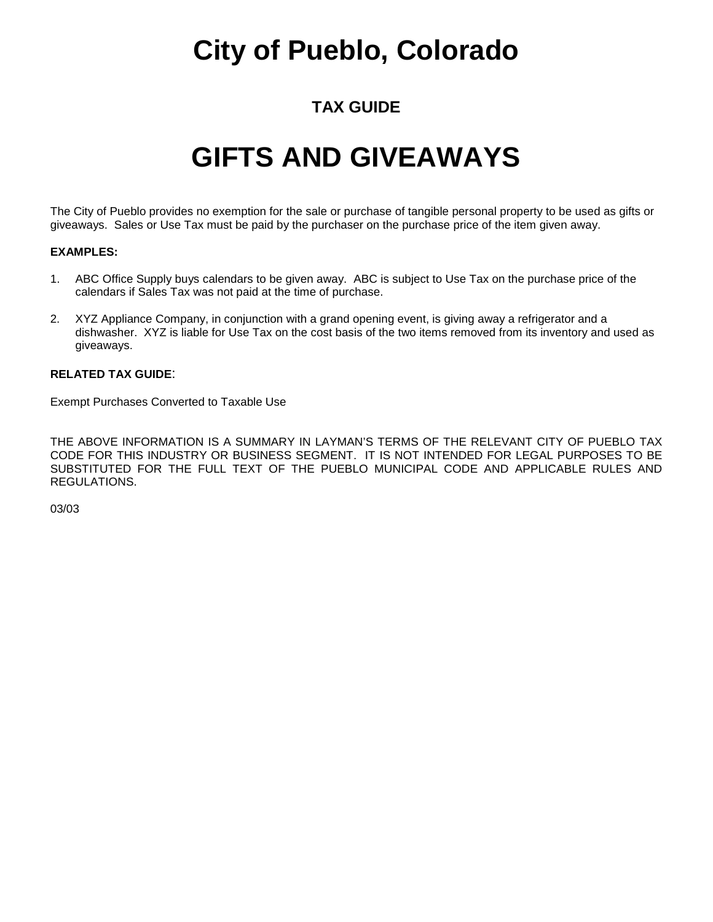# City of Pueblo, Colorado

## TAX GUIDE

# GIFTS AND GIVEAWAYS

The City of Pueblo provides no exemption for the sale or purchase of tangible personal property to be used as gifts or giveaways. Sales or Use Tax must be paid by the purchaser on the purchase price of the item given away.

**EXAMPLES:**

1. ABC Office Supply buys calendars to be given away. ABC is subject to Use Tax on the purchase price of the calendars if Sales Tax was not paid at the time of purchase.

2. XYZ Appliance Company, in conjunction with a grand opening event, is giving away a refrigerator and a dishwasher. XYZ is liable for Use Tax on the cost basis of the two items removed from its inventory and used as giveaways.

**RELATED TAX GUIDE**:

Exempt Purchases Converted to Taxable Use

THE ABOVE INFORMATION IS A SUMMARY IN LAYMAN'S TERMS OF THE RELEVANT CITY OF PUEBLO TAX CODE FOR THIS INDUSTRY OR BUSINESS SEGMENT. IT IS NOT INTENDED FOR LEGAL PURPOSES TO BE SUBSTITUTED FOR THE FULL TEXT OF THE PUEBLO MUNICIPAL CODE AND APPLICABLE RULES AND REGULATIONS.

03/03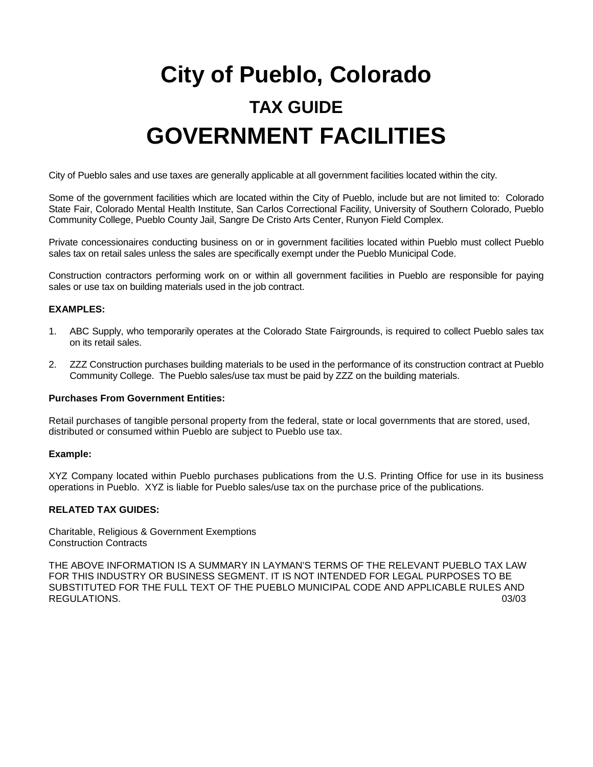# City of Pueblo, Colorado

## TAX GUIDE

# GOVERNMENT FACILITIES

City of Pueblo sales and use taxes are generally applicable at all government facilities located within the city.

Some of the government facilities which are located within the City of Pueblo, include but are not limited to: Colorado State Fair, Colorado Mental Health Institute, San Carlos Correctional Facility, University of Southern Colorado, Pueblo Community College, Pueblo County Jail, Sangre De Cristo Arts Center, Runyon Field Complex.

Private concessionaires conducting business on or in government facilities located within Pueblo must collect Pueblo sales tax on retail sales unless the sales are specifically exempt under the Pueblo Municipal Code.

Construction contractors performing work on or within all government facilities in Pueblo are responsible for paying sales or use tax on building materials used in the job contract.

**EXAMPLES:**

1. ABC Supply, who temporarily operates at the Colorado State Fairgrounds, is required to collect Pueblo sales tax on its retail sales.

2. ZZZ Construction purchases building materials to be used in the performance of its construction contract at Pueblo Community College. The Pueblo sales/use tax must be paid by ZZZ on the building materials.

**Purchases From Government Entities:**

Retail purchases of tangible personal property from the federal, state or local governments that are stored, used, distributed or consumed within Pueblo are subject to Pueblo use tax.

**Example:**

XYZ Company located within Pueblo purchases publications from the U.S. Printing Office for use in its business operations in Pueblo. XYZ is liable for Pueblo sales/use tax on the purchase price of the publications.

**RELATED TAX GUIDES:**

Charitable, Religious & Government Exemptions
Construction Contracts

THE ABOVE INFORMATION IS A SUMMARY IN LAYMAN'S TERMS OF THE RELEVANT PUEBLO TAX LAW FOR THIS INDUSTRY OR BUSINESS SEGMENT. IT IS NOT INTENDED FOR LEGAL PURPOSES TO BE SUBSTITUTED FOR THE FULL TEXT OF THE PUEBLO MUNICIPAL CODE AND APPLICABLE RULES AND REGULATIONS. 03/03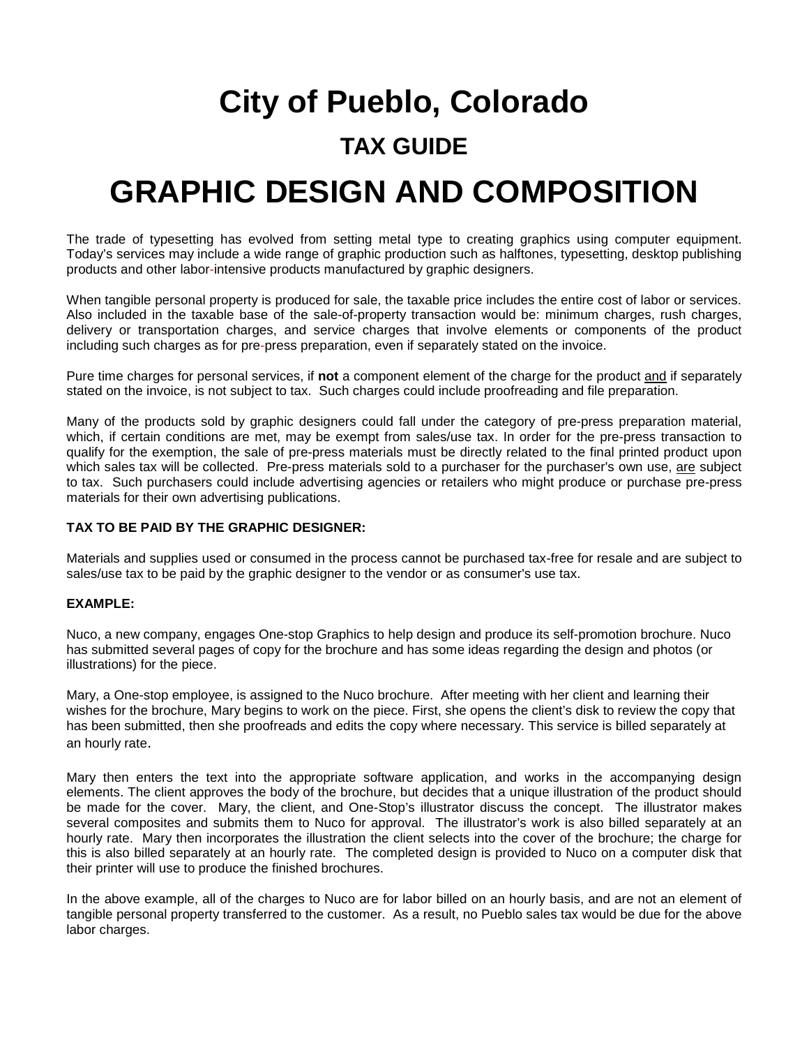# City of Pueblo, Colorado

## TAX GUIDE

# GRAPHIC DESIGN AND COMPOSITION

The trade of typesetting has evolved from setting metal type to creating graphics using computer equipment. Today's services may include a wide range of graphic production such as halftones, typesetting, desktop publishing products and other labor-intensive products manufactured by graphic designers.

When tangible personal property is produced for sale, the taxable price includes the entire cost of labor or services. Also included in the taxable base of the sale-of-property transaction would be: minimum charges, rush charges, delivery or transportation charges, and service charges that involve elements or components of the product including such charges as for pre-press preparation, even if separately stated on the invoice.

Pure time charges for personal services, if **not** a component element of the charge for the product and if separately stated on the invoice, is not subject to tax. Such charges could include proofreading and file preparation.

Many of the products sold by graphic designers could fall under the category of pre-press preparation material, which, if certain conditions are met, may be exempt from sales/use tax. In order for the pre-press transaction to qualify for the exemption, the sale of pre-press materials must be directly related to the final printed product upon which sales tax will be collected. Pre-press materials sold to a purchaser for the purchaser's own use, are subject to tax. Such purchasers could include advertising agencies or retailers who might produce or purchase pre-press materials for their own advertising publications.

**TAX TO BE PAID BY THE GRAPHIC DESIGNER:**

Materials and supplies used or consumed in the process cannot be purchased tax-free for resale and are subject to sales/use tax to be paid by the graphic designer to the vendor or as consumer's use tax.

**EXAMPLE:**

Nuco, a new company, engages One-stop Graphics to help design and produce its self-promotion brochure. Nuco has submitted several pages of copy for the brochure and has some ideas regarding the design and photos (or illustrations) for the piece.

Mary, a One-stop employee, is assigned to the Nuco brochure. After meeting with her client and learning their wishes for the brochure, Mary begins to work on the piece. First, she opens the client's disk to review the copy that has been submitted, then she proofreads and edits the copy where necessary. This service is billed separately at an hourly rate.

Mary then enters the text into the appropriate software application, and works in the accompanying design elements. The client approves the body of the brochure, but decides that a unique illustration of the product should be made for the cover. Mary, the client, and One-Stop's illustrator discuss the concept. The illustrator makes several composites and submits them to Nuco for approval. The illustrator's work is also billed separately at an hourly rate. Mary then incorporates the illustration the client selects into the cover of the brochure; the charge for this is also billed separately at an hourly rate. The completed design is provided to Nuco on a computer disk that their printer will use to produce the finished brochures.

In the above example, all of the charges to Nuco are for labor billed on an hourly basis, and are not an element of tangible personal property transferred to the customer. As a result, no Pueblo sales tax would be due for the above labor charges.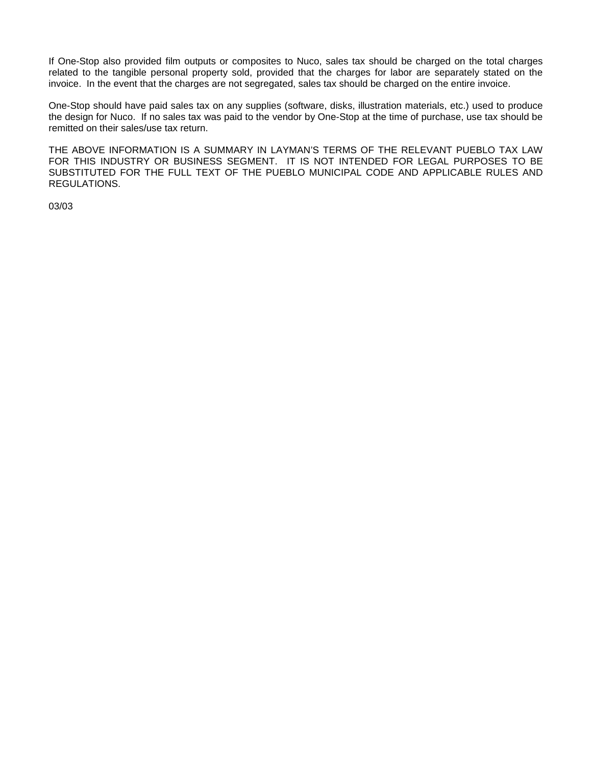If One-Stop also provided film outputs or composites to Nuco, sales tax should be charged on the total charges related to the tangible personal property sold, provided that the charges for labor are separately stated on the invoice. In the event that the charges are not segregated, sales tax should be charged on the entire invoice.

One-Stop should have paid sales tax on any supplies (software, disks, illustration materials, etc.) used to produce the design for Nuco. If no sales tax was paid to the vendor by One-Stop at the time of purchase, use tax should be remitted on their sales/use tax return.

THE ABOVE INFORMATION IS A SUMMARY IN LAYMAN'S TERMS OF THE RELEVANT PUEBLO TAX LAW FOR THIS INDUSTRY OR BUSINESS SEGMENT. IT IS NOT INTENDED FOR LEGAL PURPOSES TO BE SUBSTITUTED FOR THE FULL TEXT OF THE PUEBLO MUNICIPAL CODE AND APPLICABLE RULES AND REGULATIONS.

03/03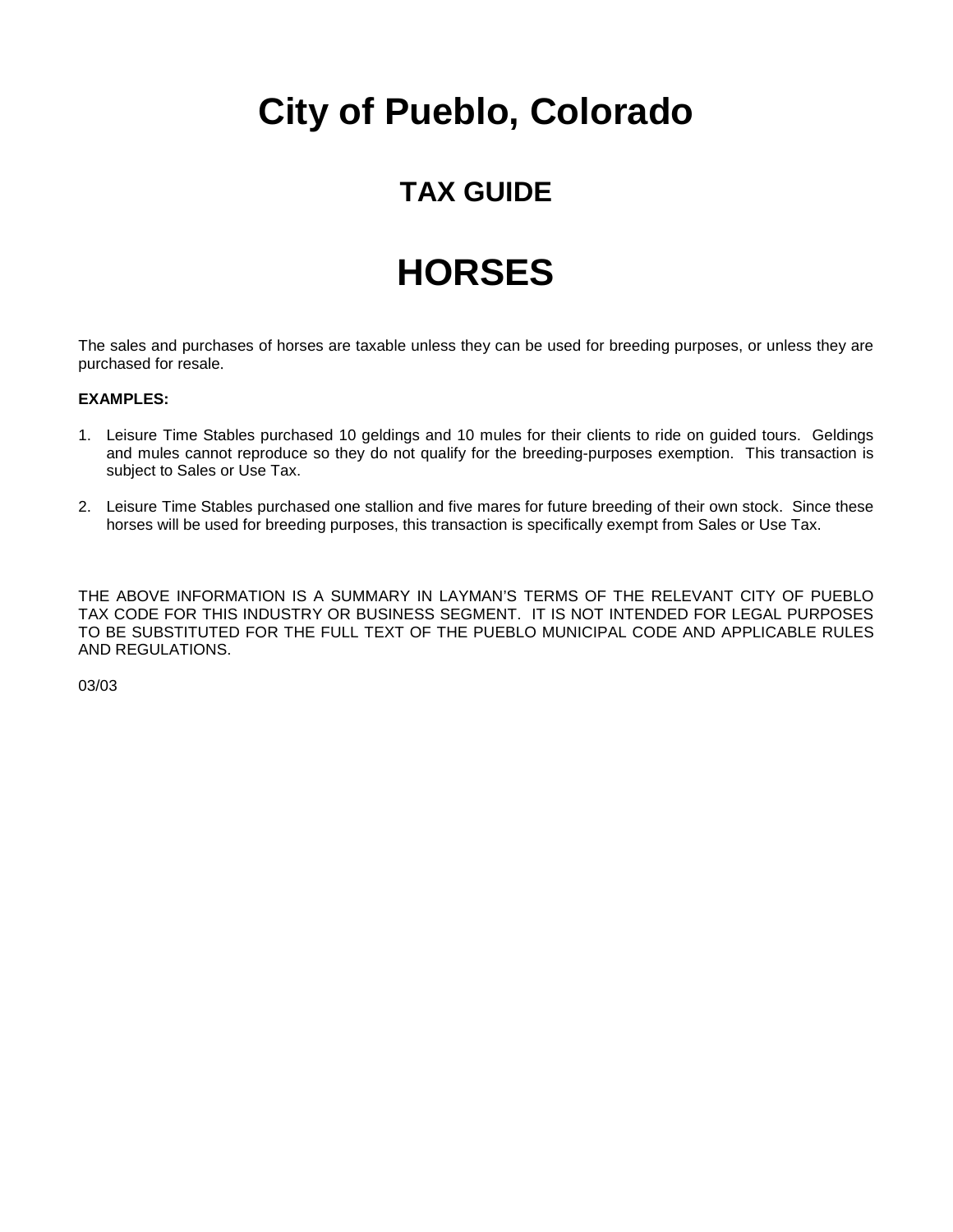# City of Pueblo, Colorado

## TAX GUIDE

# HORSES

The sales and purchases of horses are taxable unless they can be used for breeding purposes, or unless they are purchased for resale.

**EXAMPLES:**

1. Leisure Time Stables purchased 10 geldings and 10 mules for their clients to ride on guided tours. Geldings and mules cannot reproduce so they do not qualify for the breeding-purposes exemption. This transaction is subject to Sales or Use Tax.

2. Leisure Time Stables purchased one stallion and five mares for future breeding of their own stock. Since these horses will be used for breeding purposes, this transaction is specifically exempt from Sales or Use Tax.

THE ABOVE INFORMATION IS A SUMMARY IN LAYMAN'S TERMS OF THE RELEVANT CITY OF PUEBLO TAX CODE FOR THIS INDUSTRY OR BUSINESS SEGMENT. IT IS NOT INTENDED FOR LEGAL PURPOSES TO BE SUBSTITUTED FOR THE FULL TEXT OF THE PUEBLO MUNICIPAL CODE AND APPLICABLE RULES AND REGULATIONS.

03/03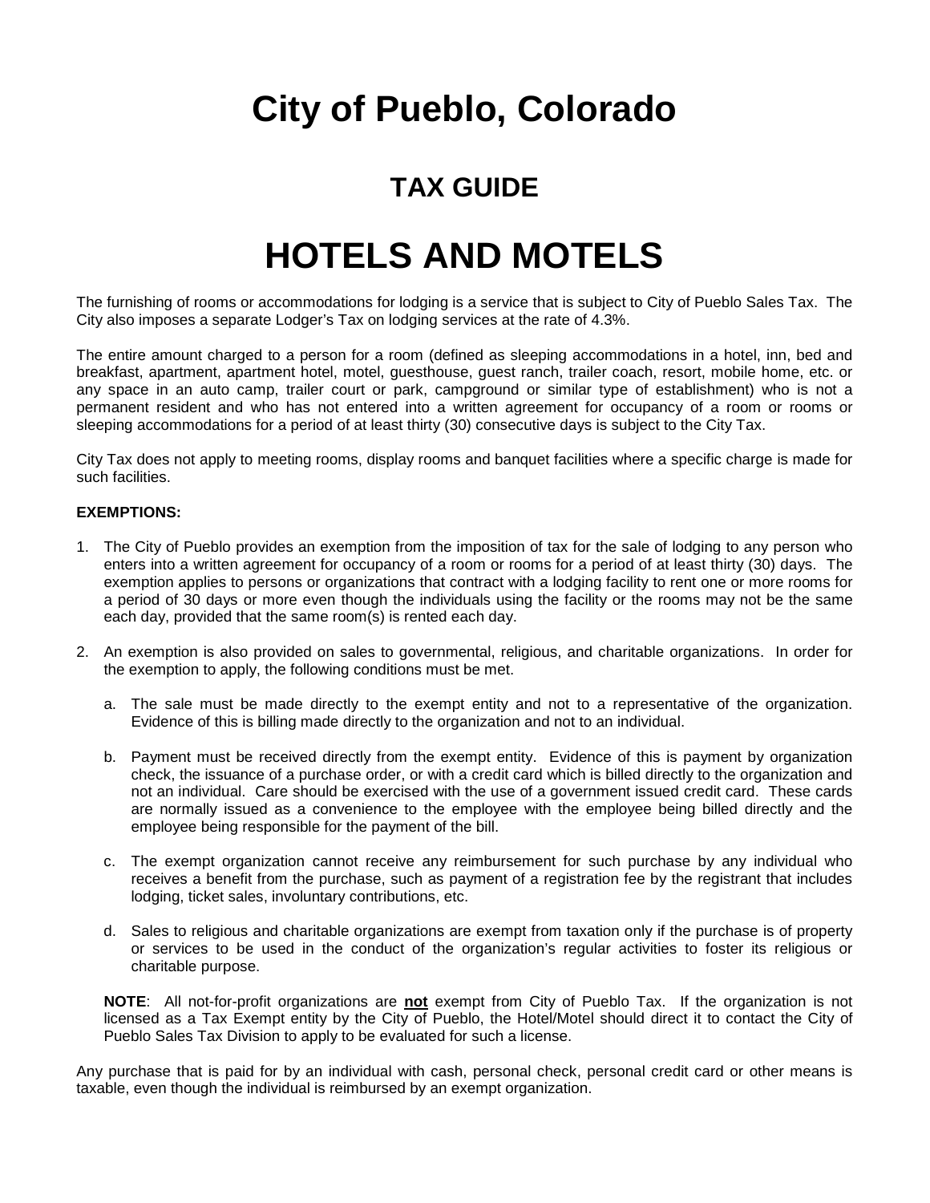# City of Pueblo, Colorado

## TAX GUIDE

# HOTELS AND MOTELS

The furnishing of rooms or accommodations for lodging is a service that is subject to City of Pueblo Sales Tax. The City also imposes a separate Lodger's Tax on lodging services at the rate of 4.3%.

The entire amount charged to a person for a room (defined as sleeping accommodations in a hotel, inn, bed and breakfast, apartment, apartment hotel, motel, guesthouse, guest ranch, trailer coach, resort, mobile home, etc. or any space in an auto camp, trailer court or park, campground or similar type of establishment) who is not a permanent resident and who has not entered into a written agreement for occupancy of a room or rooms or sleeping accommodations for a period of at least thirty (30) consecutive days is subject to the City Tax.

City Tax does not apply to meeting rooms, display rooms and banquet facilities where a specific charge is made for such facilities.

**EXEMPTIONS:**

1. The City of Pueblo provides an exemption from the imposition of tax for the sale of lodging to any person who enters into a written agreement for occupancy of a room or rooms for a period of at least thirty (30) days. The exemption applies to persons or organizations that contract with a lodging facility to rent one or more rooms for a period of 30 days or more even though the individuals using the facility or the rooms may not be the same each day, provided that the same room(s) is rented each day.

2. An exemption is also provided on sales to governmental, religious, and charitable organizations. In order for the exemption to apply, the following conditions must be met.

   a. The sale must be made directly to the exempt entity and not to a representative of the organization. Evidence of this is billing made directly to the organization and not to an individual.

   b. Payment must be received directly from the exempt entity. Evidence of this is payment by organization check, the issuance of a purchase order, or with a credit card which is billed directly to the organization and not an individual. Care should be exercised with the use of a government issued credit card. These cards are normally issued as a convenience to the employee with the employee being billed directly and the employee being responsible for the payment of the bill.

   c. The exempt organization cannot receive any reimbursement for such purchase by any individual who receives a benefit from the purchase, such as payment of a registration fee by the registrant that includes lodging, ticket sales, involuntary contributions, etc.

   d. Sales to religious and charitable organizations are exempt from taxation only if the purchase is of property or services to be used in the conduct of the organization's regular activities to foster its religious or charitable purpose.

   **NOTE**: All not-for-profit organizations are **<u>not</u>** exempt from City of Pueblo Tax. If the organization is not licensed as a Tax Exempt entity by the City of Pueblo, the Hotel/Motel should direct it to contact the City of Pueblo Sales Tax Division to apply to be evaluated for such a license.

Any purchase that is paid for by an individual with cash, personal check, personal credit card or other means is taxable, even though the individual is reimbursed by an exempt organization.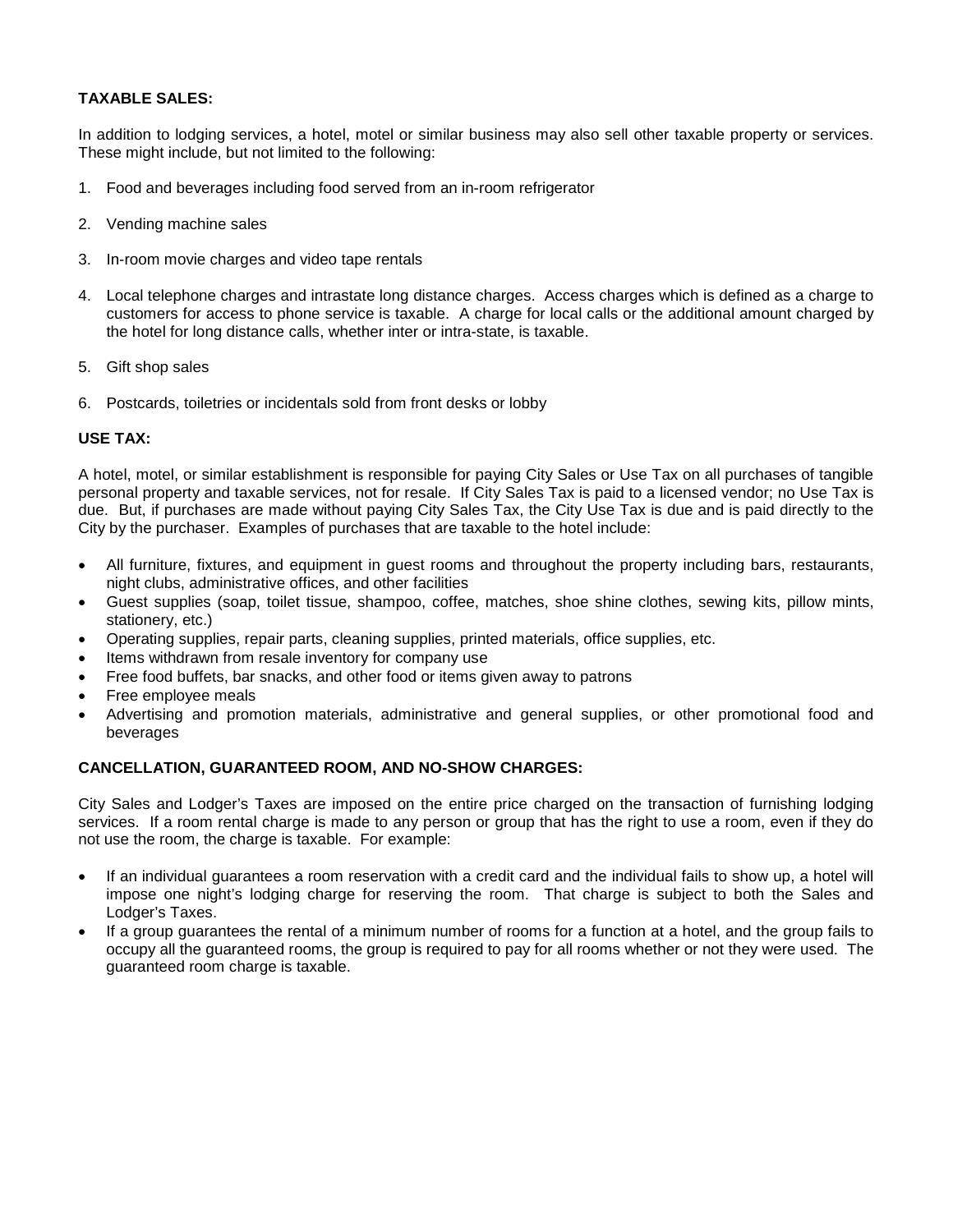**TAXABLE SALES:**

In addition to lodging services, a hotel, motel or similar business may also sell other taxable property or services. These might include, but not limited to the following:

1. Food and beverages including food served from an in-room refrigerator

2. Vending machine sales

3. In-room movie charges and video tape rentals

4. Local telephone charges and intrastate long distance charges. Access charges which is defined as a charge to customers for access to phone service is taxable. A charge for local calls or the additional amount charged by the hotel for long distance calls, whether inter or intra-state, is taxable.

5. Gift shop sales

6. Postcards, toiletries or incidentals sold from front desks or lobby

**USE TAX:**

A hotel, motel, or similar establishment is responsible for paying City Sales or Use Tax on all purchases of tangible personal property and taxable services, not for resale. If City Sales Tax is paid to a licensed vendor; no Use Tax is due. But, if purchases are made without paying City Sales Tax, the City Use Tax is due and is paid directly to the City by the purchaser. Examples of purchases that are taxable to the hotel include:

- All furniture, fixtures, and equipment in guest rooms and throughout the property including bars, restaurants, night clubs, administrative offices, and other facilities
- Guest supplies (soap, toilet tissue, shampoo, coffee, matches, shoe shine clothes, sewing kits, pillow mints, stationery, etc.)
- Operating supplies, repair parts, cleaning supplies, printed materials, office supplies, etc.
- Items withdrawn from resale inventory for company use
- Free food buffets, bar snacks, and other food or items given away to patrons
- Free employee meals
- Advertising and promotion materials, administrative and general supplies, or other promotional food and beverages

**CANCELLATION, GUARANTEED ROOM, AND NO-SHOW CHARGES:**

City Sales and Lodger's Taxes are imposed on the entire price charged on the transaction of furnishing lodging services. If a room rental charge is made to any person or group that has the right to use a room, even if they do not use the room, the charge is taxable. For example:

- If an individual guarantees a room reservation with a credit card and the individual fails to show up, a hotel will impose one night's lodging charge for reserving the room. That charge is subject to both the Sales and Lodger's Taxes.
- If a group guarantees the rental of a minimum number of rooms for a function at a hotel, and the group fails to occupy all the guaranteed rooms, the group is required to pay for all rooms whether or not they were used. The guaranteed room charge is taxable.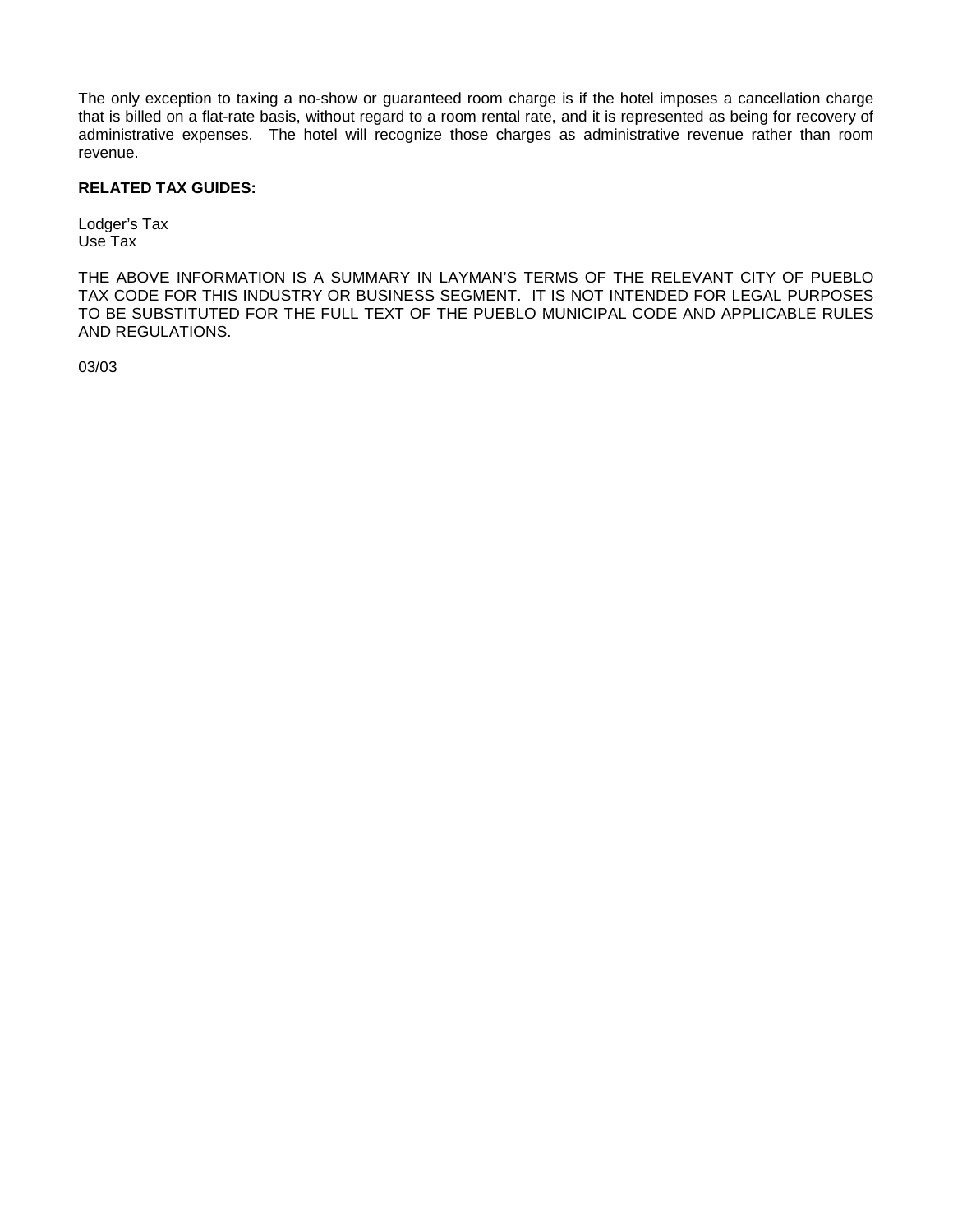The only exception to taxing a no-show or guaranteed room charge is if the hotel imposes a cancellation charge that is billed on a flat-rate basis, without regard to a room rental rate, and it is represented as being for recovery of administrative expenses. The hotel will recognize those charges as administrative revenue rather than room revenue.

**RELATED TAX GUIDES:**

Lodger's Tax
Use Tax

THE ABOVE INFORMATION IS A SUMMARY IN LAYMAN'S TERMS OF THE RELEVANT CITY OF PUEBLO TAX CODE FOR THIS INDUSTRY OR BUSINESS SEGMENT. IT IS NOT INTENDED FOR LEGAL PURPOSES TO BE SUBSTITUTED FOR THE FULL TEXT OF THE PUEBLO MUNICIPAL CODE AND APPLICABLE RULES AND REGULATIONS.

03/03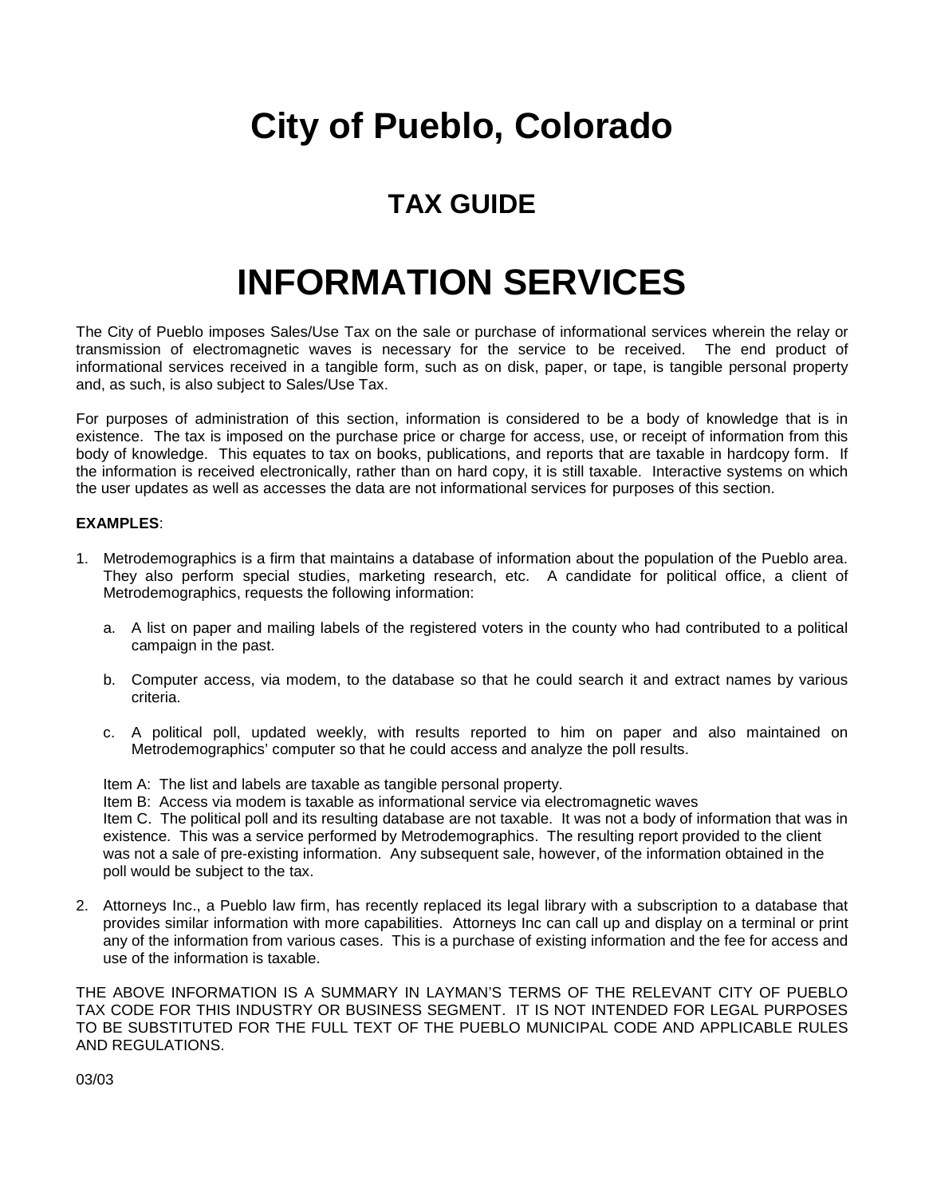# City of Pueblo, Colorado

## TAX GUIDE

# INFORMATION SERVICES

The City of Pueblo imposes Sales/Use Tax on the sale or purchase of informational services wherein the relay or transmission of electromagnetic waves is necessary for the service to be received. The end product of informational services received in a tangible form, such as on disk, paper, or tape, is tangible personal property and, as such, is also subject to Sales/Use Tax.

For purposes of administration of this section, information is considered to be a body of knowledge that is in existence. The tax is imposed on the purchase price or charge for access, use, or receipt of information from this body of knowledge. This equates to tax on books, publications, and reports that are taxable in hardcopy form. If the information is received electronically, rather than on hard copy, it is still taxable. Interactive systems on which the user updates as well as accesses the data are not informational services for purposes of this section.

**EXAMPLES**:

1. Metrodemographics is a firm that maintains a database of information about the population of the Pueblo area. They also perform special studies, marketing research, etc. A candidate for political office, a client of Metrodemographics, requests the following information:

   a. A list on paper and mailing labels of the registered voters in the county who had contributed to a political campaign in the past.

   b. Computer access, via modem, to the database so that he could search it and extract names by various criteria.

   c. A political poll, updated weekly, with results reported to him on paper and also maintained on Metrodemographics' computer so that he could access and analyze the poll results.

   Item A: The list and labels are taxable as tangible personal property.
   Item B: Access via modem is taxable as informational service via electromagnetic waves
   Item C. The political poll and its resulting database are not taxable. It was not a body of information that was in existence. This was a service performed by Metrodemographics. The resulting report provided to the client was not a sale of pre-existing information. Any subsequent sale, however, of the information obtained in the poll would be subject to the tax.

2. Attorneys Inc., a Pueblo law firm, has recently replaced its legal library with a subscription to a database that provides similar information with more capabilities. Attorneys Inc can call up and display on a terminal or print any of the information from various cases. This is a purchase of existing information and the fee for access and use of the information is taxable.

THE ABOVE INFORMATION IS A SUMMARY IN LAYMAN'S TERMS OF THE RELEVANT CITY OF PUEBLO TAX CODE FOR THIS INDUSTRY OR BUSINESS SEGMENT. IT IS NOT INTENDED FOR LEGAL PURPOSES TO BE SUBSTITUTED FOR THE FULL TEXT OF THE PUEBLO MUNICIPAL CODE AND APPLICABLE RULES AND REGULATIONS.

03/03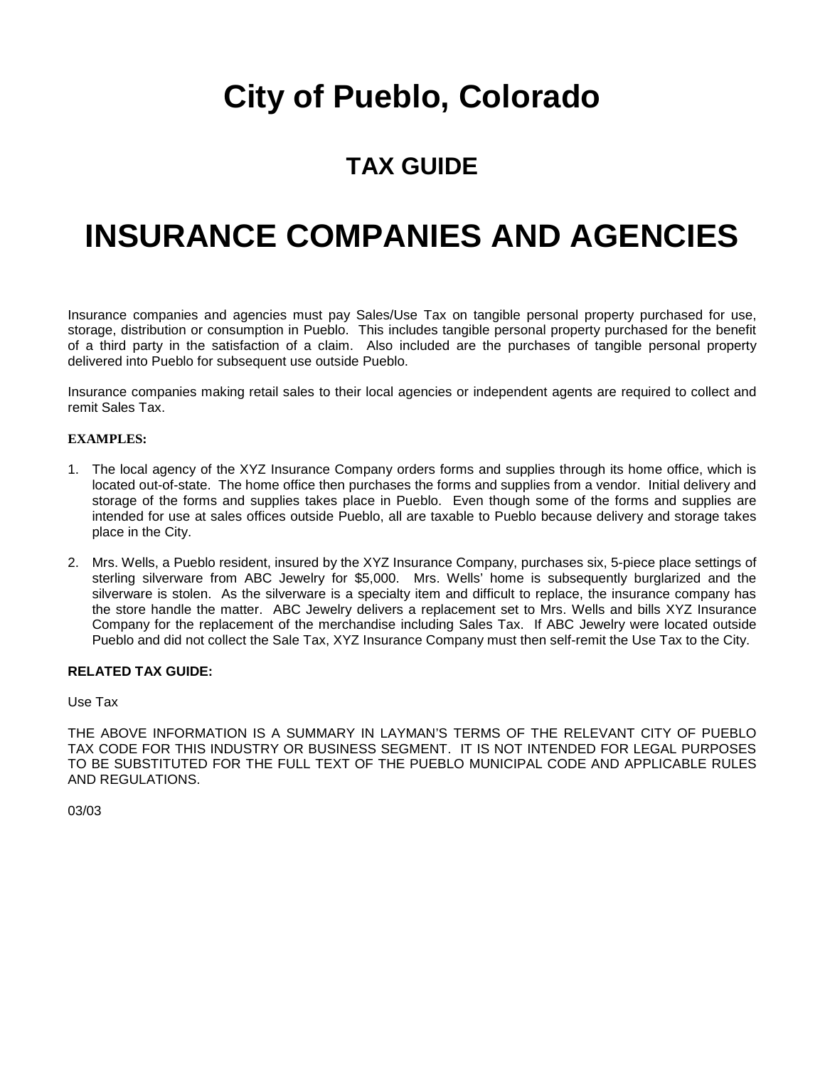# City of Pueblo, Colorado

## TAX GUIDE

# INSURANCE COMPANIES AND AGENCIES

Insurance companies and agencies must pay Sales/Use Tax on tangible personal property purchased for use, storage, distribution or consumption in Pueblo. This includes tangible personal property purchased for the benefit of a third party in the satisfaction of a claim. Also included are the purchases of tangible personal property delivered into Pueblo for subsequent use outside Pueblo.

Insurance companies making retail sales to their local agencies or independent agents are required to collect and remit Sales Tax.

**EXAMPLES:**

1. The local agency of the XYZ Insurance Company orders forms and supplies through its home office, which is located out-of-state. The home office then purchases the forms and supplies from a vendor. Initial delivery and storage of the forms and supplies takes place in Pueblo. Even though some of the forms and supplies are intended for use at sales offices outside Pueblo, all are taxable to Pueblo because delivery and storage takes place in the City.
2. Mrs. Wells, a Pueblo resident, insured by the XYZ Insurance Company, purchases six, 5-piece place settings of sterling silverware from ABC Jewelry for $5,000. Mrs. Wells' home is subsequently burglarized and the silverware is stolen. As the silverware is a specialty item and difficult to replace, the insurance company has the store handle the matter. ABC Jewelry delivers a replacement set to Mrs. Wells and bills XYZ Insurance Company for the replacement of the merchandise including Sales Tax. If ABC Jewelry were located outside Pueblo and did not collect the Sale Tax, XYZ Insurance Company must then self-remit the Use Tax to the City.

**RELATED TAX GUIDE:**

Use Tax

THE ABOVE INFORMATION IS A SUMMARY IN LAYMAN'S TERMS OF THE RELEVANT CITY OF PUEBLO TAX CODE FOR THIS INDUSTRY OR BUSINESS SEGMENT. IT IS NOT INTENDED FOR LEGAL PURPOSES TO BE SUBSTITUTED FOR THE FULL TEXT OF THE PUEBLO MUNICIPAL CODE AND APPLICABLE RULES AND REGULATIONS.

03/03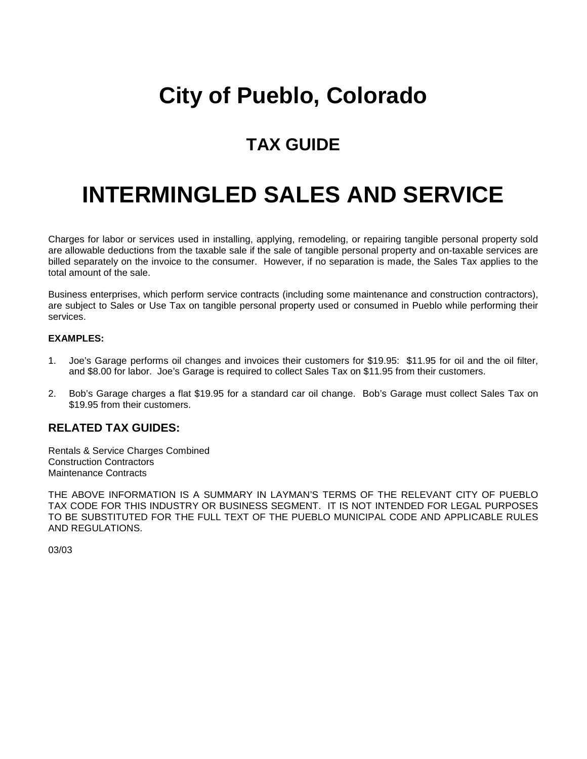# City of Pueblo, Colorado

## TAX GUIDE

# INTERMINGLED SALES AND SERVICE

Charges for labor or services used in installing, applying, remodeling, or repairing tangible personal property sold are allowable deductions from the taxable sale if the sale of tangible personal property and on-taxable services are billed separately on the invoice to the consumer. However, if no separation is made, the Sales Tax applies to the total amount of the sale.

Business enterprises, which perform service contracts (including some maintenance and construction contractors), are subject to Sales or Use Tax on tangible personal property used or consumed in Pueblo while performing their services.

**EXAMPLES:**

1. Joe's Garage performs oil changes and invoices their customers for $19.95: $11.95 for oil and the oil filter, and $8.00 for labor. Joe's Garage is required to collect Sales Tax on $11.95 from their customers.

2. Bob's Garage charges a flat $19.95 for a standard car oil change. Bob's Garage must collect Sales Tax on $19.95 from their customers.

### RELATED TAX GUIDES:

Rentals & Service Charges Combined
Construction Contractors
Maintenance Contracts

THE ABOVE INFORMATION IS A SUMMARY IN LAYMAN'S TERMS OF THE RELEVANT CITY OF PUEBLO TAX CODE FOR THIS INDUSTRY OR BUSINESS SEGMENT. IT IS NOT INTENDED FOR LEGAL PURPOSES TO BE SUBSTITUTED FOR THE FULL TEXT OF THE PUEBLO MUNICIPAL CODE AND APPLICABLE RULES AND REGULATIONS.

03/03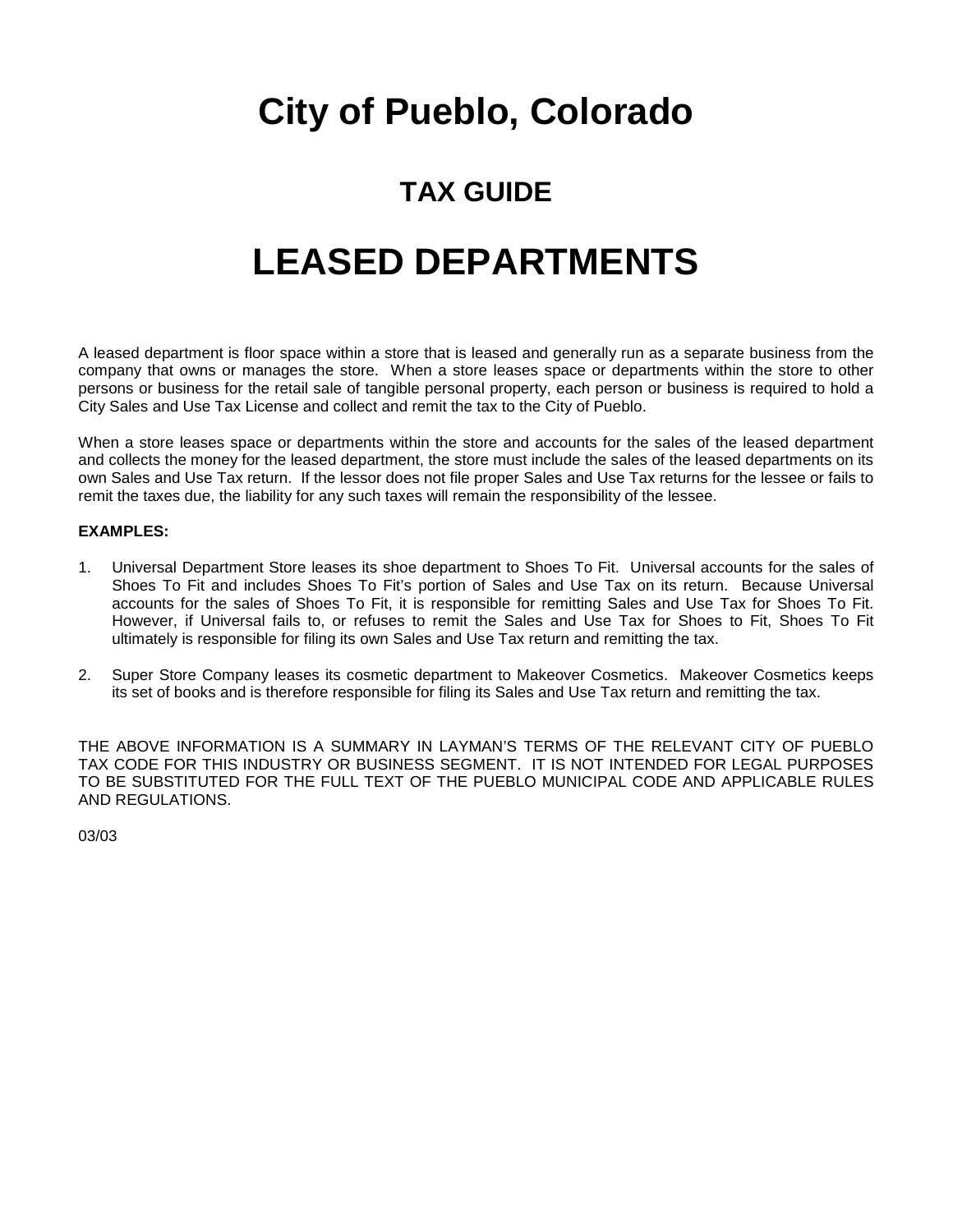# City of Pueblo, Colorado

## TAX GUIDE

# LEASED DEPARTMENTS

A leased department is floor space within a store that is leased and generally run as a separate business from the company that owns or manages the store. When a store leases space or departments within the store to other persons or business for the retail sale of tangible personal property, each person or business is required to hold a City Sales and Use Tax License and collect and remit the tax to the City of Pueblo.

When a store leases space or departments within the store and accounts for the sales of the leased department and collects the money for the leased department, the store must include the sales of the leased departments on its own Sales and Use Tax return. If the lessor does not file proper Sales and Use Tax returns for the lessee or fails to remit the taxes due, the liability for any such taxes will remain the responsibility of the lessee.

**EXAMPLES:**

1. Universal Department Store leases its shoe department to Shoes To Fit. Universal accounts for the sales of Shoes To Fit and includes Shoes To Fit's portion of Sales and Use Tax on its return. Because Universal accounts for the sales of Shoes To Fit, it is responsible for remitting Sales and Use Tax for Shoes To Fit. However, if Universal fails to, or refuses to remit the Sales and Use Tax for Shoes to Fit, Shoes To Fit ultimately is responsible for filing its own Sales and Use Tax return and remitting the tax.

2. Super Store Company leases its cosmetic department to Makeover Cosmetics. Makeover Cosmetics keeps its set of books and is therefore responsible for filing its Sales and Use Tax return and remitting the tax.

THE ABOVE INFORMATION IS A SUMMARY IN LAYMAN'S TERMS OF THE RELEVANT CITY OF PUEBLO TAX CODE FOR THIS INDUSTRY OR BUSINESS SEGMENT. IT IS NOT INTENDED FOR LEGAL PURPOSES TO BE SUBSTITUTED FOR THE FULL TEXT OF THE PUEBLO MUNICIPAL CODE AND APPLICABLE RULES AND REGULATIONS.

03/03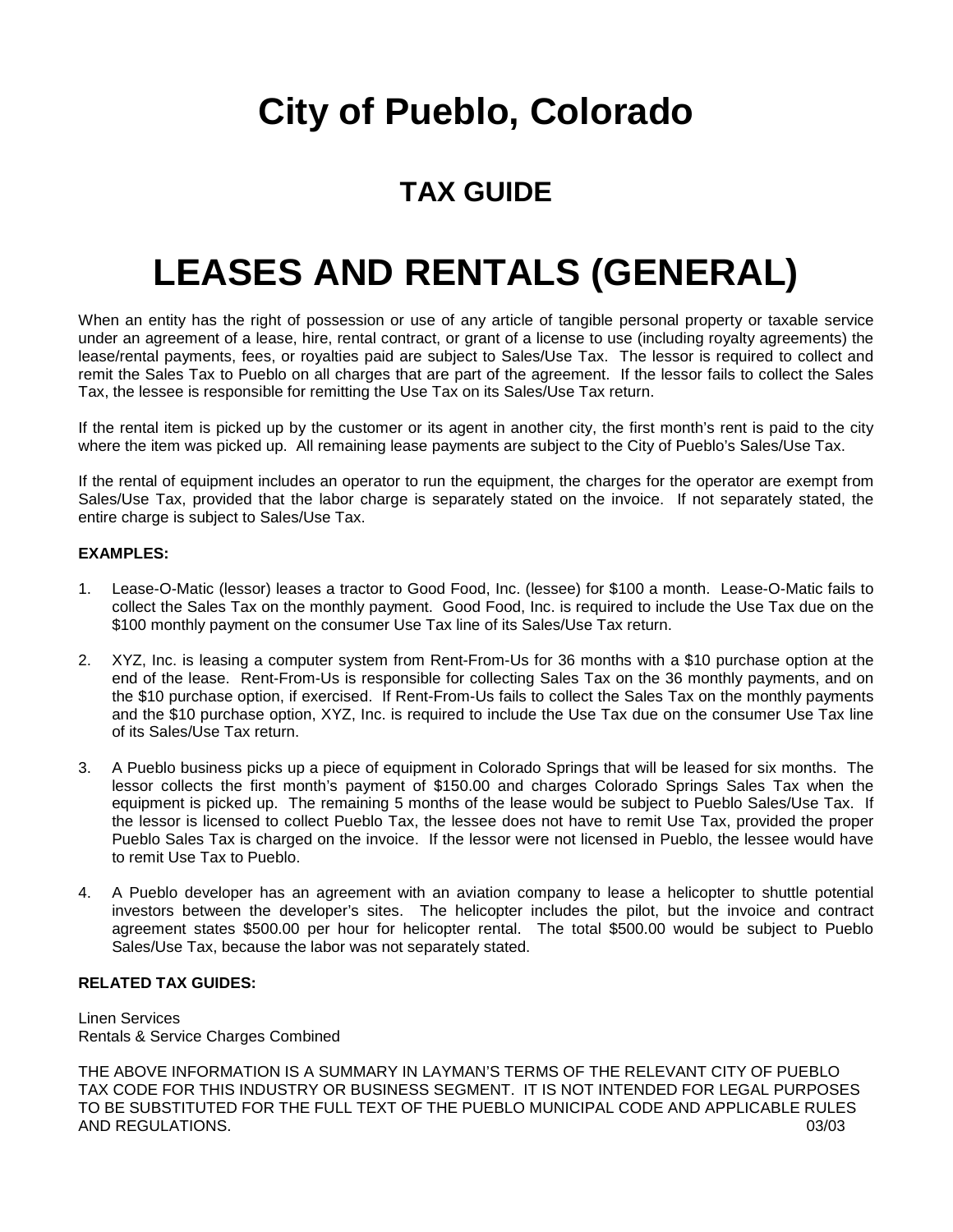# City of Pueblo, Colorado

## TAX GUIDE

# LEASES AND RENTALS (GENERAL)

When an entity has the right of possession or use of any article of tangible personal property or taxable service under an agreement of a lease, hire, rental contract, or grant of a license to use (including royalty agreements) the lease/rental payments, fees, or royalties paid are subject to Sales/Use Tax. The lessor is required to collect and remit the Sales Tax to Pueblo on all charges that are part of the agreement. If the lessor fails to collect the Sales Tax, the lessee is responsible for remitting the Use Tax on its Sales/Use Tax return.

If the rental item is picked up by the customer or its agent in another city, the first month's rent is paid to the city where the item was picked up. All remaining lease payments are subject to the City of Pueblo's Sales/Use Tax.

If the rental of equipment includes an operator to run the equipment, the charges for the operator are exempt from Sales/Use Tax, provided that the labor charge is separately stated on the invoice. If not separately stated, the entire charge is subject to Sales/Use Tax.

**EXAMPLES:**

1. Lease-O-Matic (lessor) leases a tractor to Good Food, Inc. (lessee) for $100 a month. Lease-O-Matic fails to collect the Sales Tax on the monthly payment. Good Food, Inc. is required to include the Use Tax due on the $100 monthly payment on the consumer Use Tax line of its Sales/Use Tax return.
2. XYZ, Inc. is leasing a computer system from Rent-From-Us for 36 months with a $10 purchase option at the end of the lease. Rent-From-Us is responsible for collecting Sales Tax on the 36 monthly payments, and on the $10 purchase option, if exercised. If Rent-From-Us fails to collect the Sales Tax on the monthly payments and the $10 purchase option, XYZ, Inc. is required to include the Use Tax due on the consumer Use Tax line of its Sales/Use Tax return.
3. A Pueblo business picks up a piece of equipment in Colorado Springs that will be leased for six months. The lessor collects the first month's payment of $150.00 and charges Colorado Springs Sales Tax when the equipment is picked up. The remaining 5 months of the lease would be subject to Pueblo Sales/Use Tax. If the lessor is licensed to collect Pueblo Tax, the lessee does not have to remit Use Tax, provided the proper Pueblo Sales Tax is charged on the invoice. If the lessor were not licensed in Pueblo, the lessee would have to remit Use Tax to Pueblo.
4. A Pueblo developer has an agreement with an aviation company to lease a helicopter to shuttle potential investors between the developer's sites. The helicopter includes the pilot, but the invoice and contract agreement states $500.00 per hour for helicopter rental. The total $500.00 would be subject to Pueblo Sales/Use Tax, because the labor was not separately stated.

**RELATED TAX GUIDES:**

Linen Services
Rentals & Service Charges Combined

THE ABOVE INFORMATION IS A SUMMARY IN LAYMAN'S TERMS OF THE RELEVANT CITY OF PUEBLO TAX CODE FOR THIS INDUSTRY OR BUSINESS SEGMENT. IT IS NOT INTENDED FOR LEGAL PURPOSES TO BE SUBSTITUTED FOR THE FULL TEXT OF THE PUEBLO MUNICIPAL CODE AND APPLICABLE RULES AND REGULATIONS. 03/03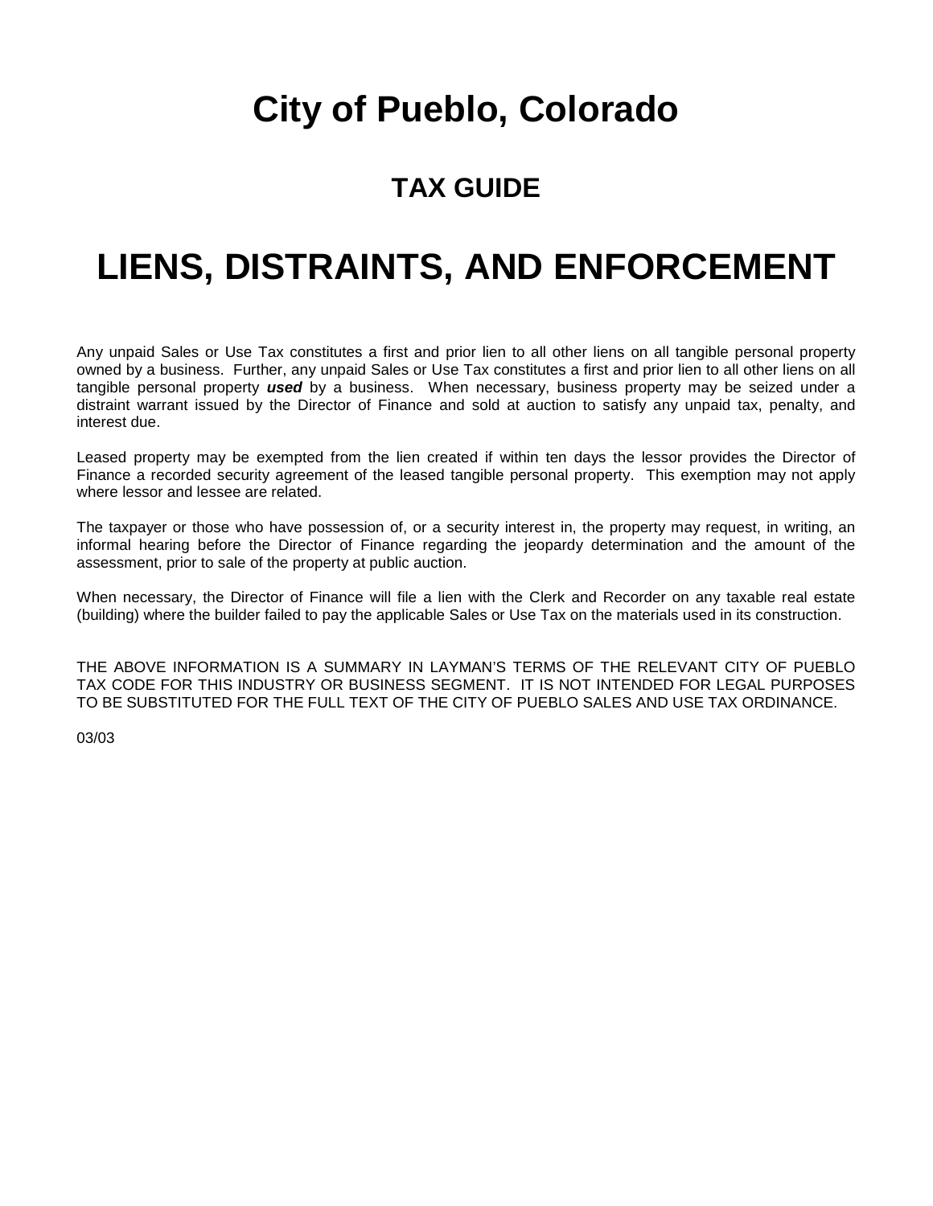# City of Pueblo, Colorado

## TAX GUIDE

# LIENS, DISTRAINTS, AND ENFORCEMENT

Any unpaid Sales or Use Tax constitutes a first and prior lien to all other liens on all tangible personal property owned by a business. Further, any unpaid Sales or Use Tax constitutes a first and prior lien to all other liens on all tangible personal property ***used*** by a business. When necessary, business property may be seized under a distraint warrant issued by the Director of Finance and sold at auction to satisfy any unpaid tax, penalty, and interest due.

Leased property may be exempted from the lien created if within ten days the lessor provides the Director of Finance a recorded security agreement of the leased tangible personal property. This exemption may not apply where lessor and lessee are related.

The taxpayer or those who have possession of, or a security interest in, the property may request, in writing, an informal hearing before the Director of Finance regarding the jeopardy determination and the amount of the assessment, prior to sale of the property at public auction.

When necessary, the Director of Finance will file a lien with the Clerk and Recorder on any taxable real estate (building) where the builder failed to pay the applicable Sales or Use Tax on the materials used in its construction.

THE ABOVE INFORMATION IS A SUMMARY IN LAYMAN'S TERMS OF THE RELEVANT CITY OF PUEBLO TAX CODE FOR THIS INDUSTRY OR BUSINESS SEGMENT. IT IS NOT INTENDED FOR LEGAL PURPOSES TO BE SUBSTITUTED FOR THE FULL TEXT OF THE CITY OF PUEBLO SALES AND USE TAX ORDINANCE.

03/03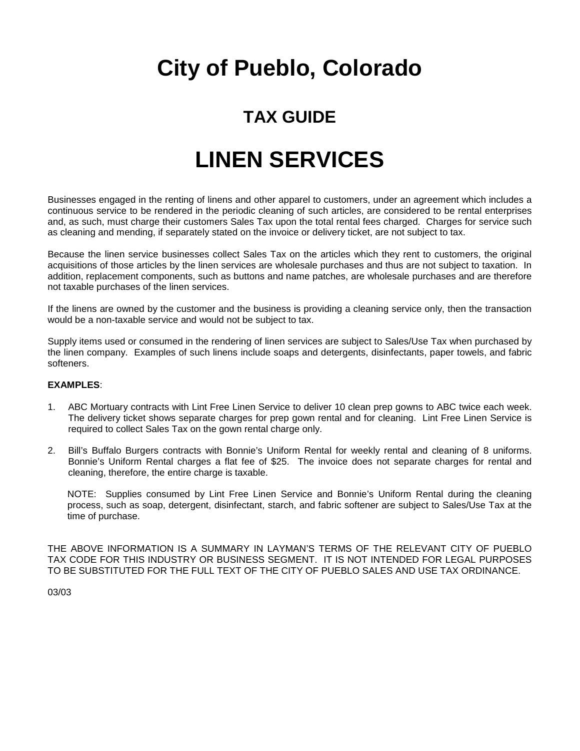# City of Pueblo, Colorado

## TAX GUIDE

# LINEN SERVICES

Businesses engaged in the renting of linens and other apparel to customers, under an agreement which includes a continuous service to be rendered in the periodic cleaning of such articles, are considered to be rental enterprises and, as such, must charge their customers Sales Tax upon the total rental fees charged. Charges for service such as cleaning and mending, if separately stated on the invoice or delivery ticket, are not subject to tax.

Because the linen service businesses collect Sales Tax on the articles which they rent to customers, the original acquisitions of those articles by the linen services are wholesale purchases and thus are not subject to taxation. In addition, replacement components, such as buttons and name patches, are wholesale purchases and are therefore not taxable purchases of the linen services.

If the linens are owned by the customer and the business is providing a cleaning service only, then the transaction would be a non-taxable service and would not be subject to tax.

Supply items used or consumed in the rendering of linen services are subject to Sales/Use Tax when purchased by the linen company. Examples of such linens include soaps and detergents, disinfectants, paper towels, and fabric softeners.

**EXAMPLES**:

1. ABC Mortuary contracts with Lint Free Linen Service to deliver 10 clean prep gowns to ABC twice each week. The delivery ticket shows separate charges for prep gown rental and for cleaning. Lint Free Linen Service is required to collect Sales Tax on the gown rental charge only.

2. Bill's Buffalo Burgers contracts with Bonnie's Uniform Rental for weekly rental and cleaning of 8 uniforms. Bonnie's Uniform Rental charges a flat fee of $25. The invoice does not separate charges for rental and cleaning, therefore, the entire charge is taxable.

   NOTE: Supplies consumed by Lint Free Linen Service and Bonnie's Uniform Rental during the cleaning process, such as soap, detergent, disinfectant, starch, and fabric softener are subject to Sales/Use Tax at the time of purchase.

THE ABOVE INFORMATION IS A SUMMARY IN LAYMAN'S TERMS OF THE RELEVANT CITY OF PUEBLO TAX CODE FOR THIS INDUSTRY OR BUSINESS SEGMENT. IT IS NOT INTENDED FOR LEGAL PURPOSES TO BE SUBSTITUTED FOR THE FULL TEXT OF THE CITY OF PUEBLO SALES AND USE TAX ORDINANCE.

03/03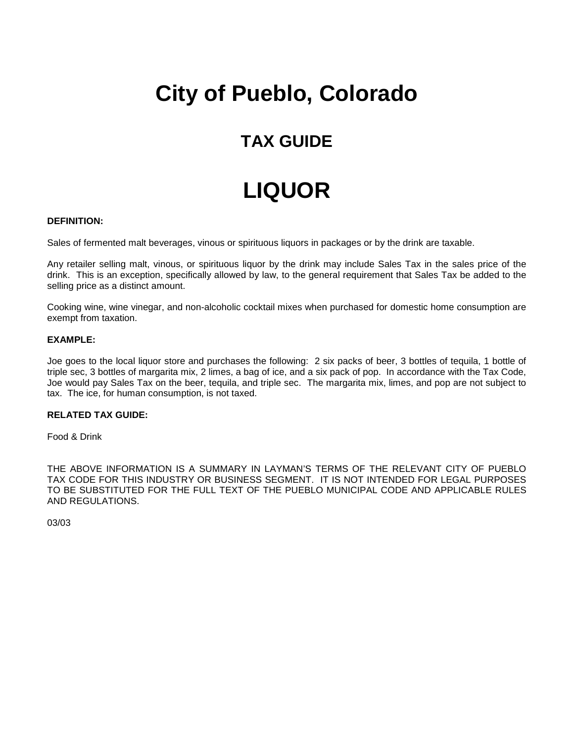# City of Pueblo, Colorado

## TAX GUIDE

# LIQUOR

**DEFINITION:**

Sales of fermented malt beverages, vinous or spirituous liquors in packages or by the drink are taxable.

Any retailer selling malt, vinous, or spirituous liquor by the drink may include Sales Tax in the sales price of the drink. This is an exception, specifically allowed by law, to the general requirement that Sales Tax be added to the selling price as a distinct amount.

Cooking wine, wine vinegar, and non-alcoholic cocktail mixes when purchased for domestic home consumption are exempt from taxation.

**EXAMPLE:**

Joe goes to the local liquor store and purchases the following: 2 six packs of beer, 3 bottles of tequila, 1 bottle of triple sec, 3 bottles of margarita mix, 2 limes, a bag of ice, and a six pack of pop. In accordance with the Tax Code, Joe would pay Sales Tax on the beer, tequila, and triple sec. The margarita mix, limes, and pop are not subject to tax. The ice, for human consumption, is not taxed.

**RELATED TAX GUIDE:**

Food & Drink

THE ABOVE INFORMATION IS A SUMMARY IN LAYMAN'S TERMS OF THE RELEVANT CITY OF PUEBLO TAX CODE FOR THIS INDUSTRY OR BUSINESS SEGMENT. IT IS NOT INTENDED FOR LEGAL PURPOSES TO BE SUBSTITUTED FOR THE FULL TEXT OF THE PUEBLO MUNICIPAL CODE AND APPLICABLE RULES AND REGULATIONS.

03/03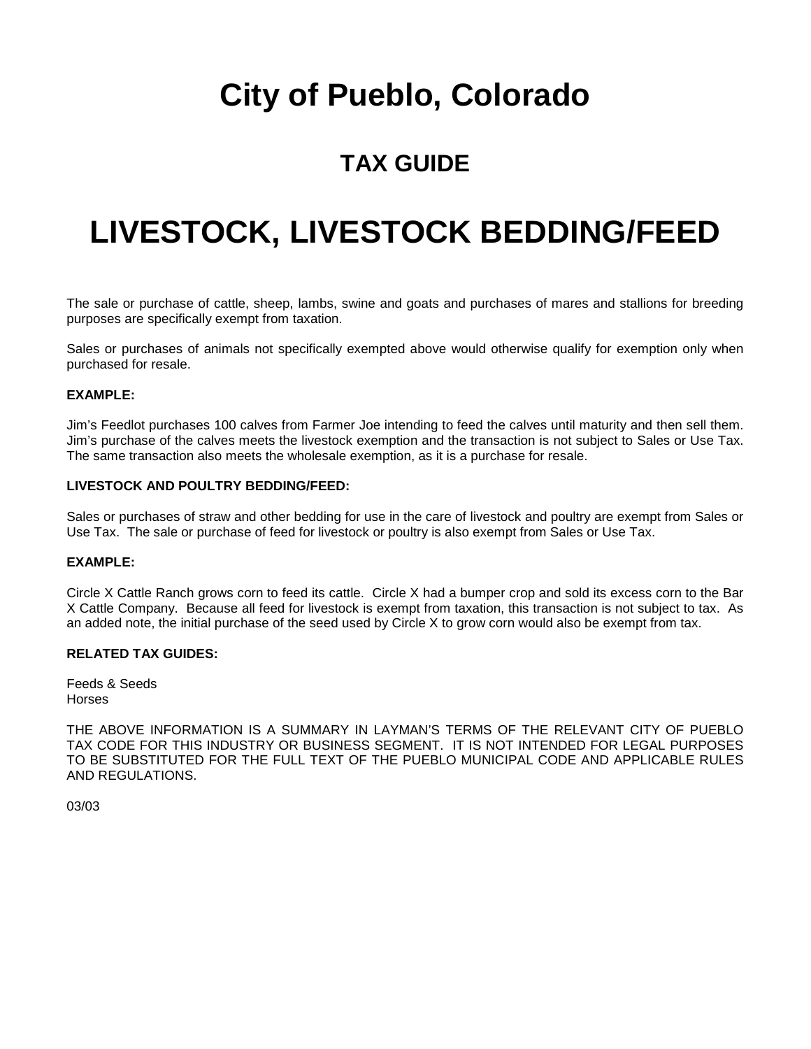# City of Pueblo, Colorado

## TAX GUIDE

# LIVESTOCK, LIVESTOCK BEDDING/FEED

The sale or purchase of cattle, sheep, lambs, swine and goats and purchases of mares and stallions for breeding purposes are specifically exempt from taxation.

Sales or purchases of animals not specifically exempted above would otherwise qualify for exemption only when purchased for resale.

**EXAMPLE:**

Jim's Feedlot purchases 100 calves from Farmer Joe intending to feed the calves until maturity and then sell them. Jim's purchase of the calves meets the livestock exemption and the transaction is not subject to Sales or Use Tax. The same transaction also meets the wholesale exemption, as it is a purchase for resale.

**LIVESTOCK AND POULTRY BEDDING/FEED:**

Sales or purchases of straw and other bedding for use in the care of livestock and poultry are exempt from Sales or Use Tax. The sale or purchase of feed for livestock or poultry is also exempt from Sales or Use Tax.

**EXAMPLE:**

Circle X Cattle Ranch grows corn to feed its cattle. Circle X had a bumper crop and sold its excess corn to the Bar X Cattle Company. Because all feed for livestock is exempt from taxation, this transaction is not subject to tax. As an added note, the initial purchase of the seed used by Circle X to grow corn would also be exempt from tax.

**RELATED TAX GUIDES:**

Feeds & Seeds
Horses

THE ABOVE INFORMATION IS A SUMMARY IN LAYMAN'S TERMS OF THE RELEVANT CITY OF PUEBLO TAX CODE FOR THIS INDUSTRY OR BUSINESS SEGMENT. IT IS NOT INTENDED FOR LEGAL PURPOSES TO BE SUBSTITUTED FOR THE FULL TEXT OF THE PUEBLO MUNICIPAL CODE AND APPLICABLE RULES AND REGULATIONS.

03/03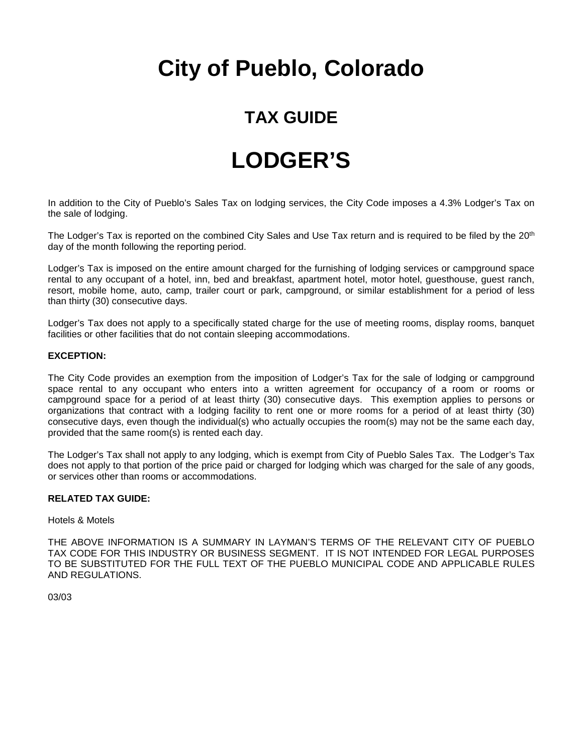# City of Pueblo, Colorado

## TAX GUIDE

# LODGER'S

In addition to the City of Pueblo's Sales Tax on lodging services, the City Code imposes a 4.3% Lodger's Tax on the sale of lodging.

The Lodger's Tax is reported on the combined City Sales and Use Tax return and is required to be filed by the 20th day of the month following the reporting period.

Lodger's Tax is imposed on the entire amount charged for the furnishing of lodging services or campground space rental to any occupant of a hotel, inn, bed and breakfast, apartment hotel, motor hotel, guesthouse, guest ranch, resort, mobile home, auto, camp, trailer court or park, campground, or similar establishment for a period of less than thirty (30) consecutive days.

Lodger's Tax does not apply to a specifically stated charge for the use of meeting rooms, display rooms, banquet facilities or other facilities that do not contain sleeping accommodations.

**EXCEPTION:**

The City Code provides an exemption from the imposition of Lodger's Tax for the sale of lodging or campground space rental to any occupant who enters into a written agreement for occupancy of a room or rooms or campground space for a period of at least thirty (30) consecutive days. This exemption applies to persons or organizations that contract with a lodging facility to rent one or more rooms for a period of at least thirty (30) consecutive days, even though the individual(s) who actually occupies the room(s) may not be the same each day, provided that the same room(s) is rented each day.

The Lodger's Tax shall not apply to any lodging, which is exempt from City of Pueblo Sales Tax. The Lodger's Tax does not apply to that portion of the price paid or charged for lodging which was charged for the sale of any goods, or services other than rooms or accommodations.

**RELATED TAX GUIDE:**

Hotels & Motels

THE ABOVE INFORMATION IS A SUMMARY IN LAYMAN'S TERMS OF THE RELEVANT CITY OF PUEBLO TAX CODE FOR THIS INDUSTRY OR BUSINESS SEGMENT. IT IS NOT INTENDED FOR LEGAL PURPOSES TO BE SUBSTITUTED FOR THE FULL TEXT OF THE PUEBLO MUNICIPAL CODE AND APPLICABLE RULES AND REGULATIONS.

03/03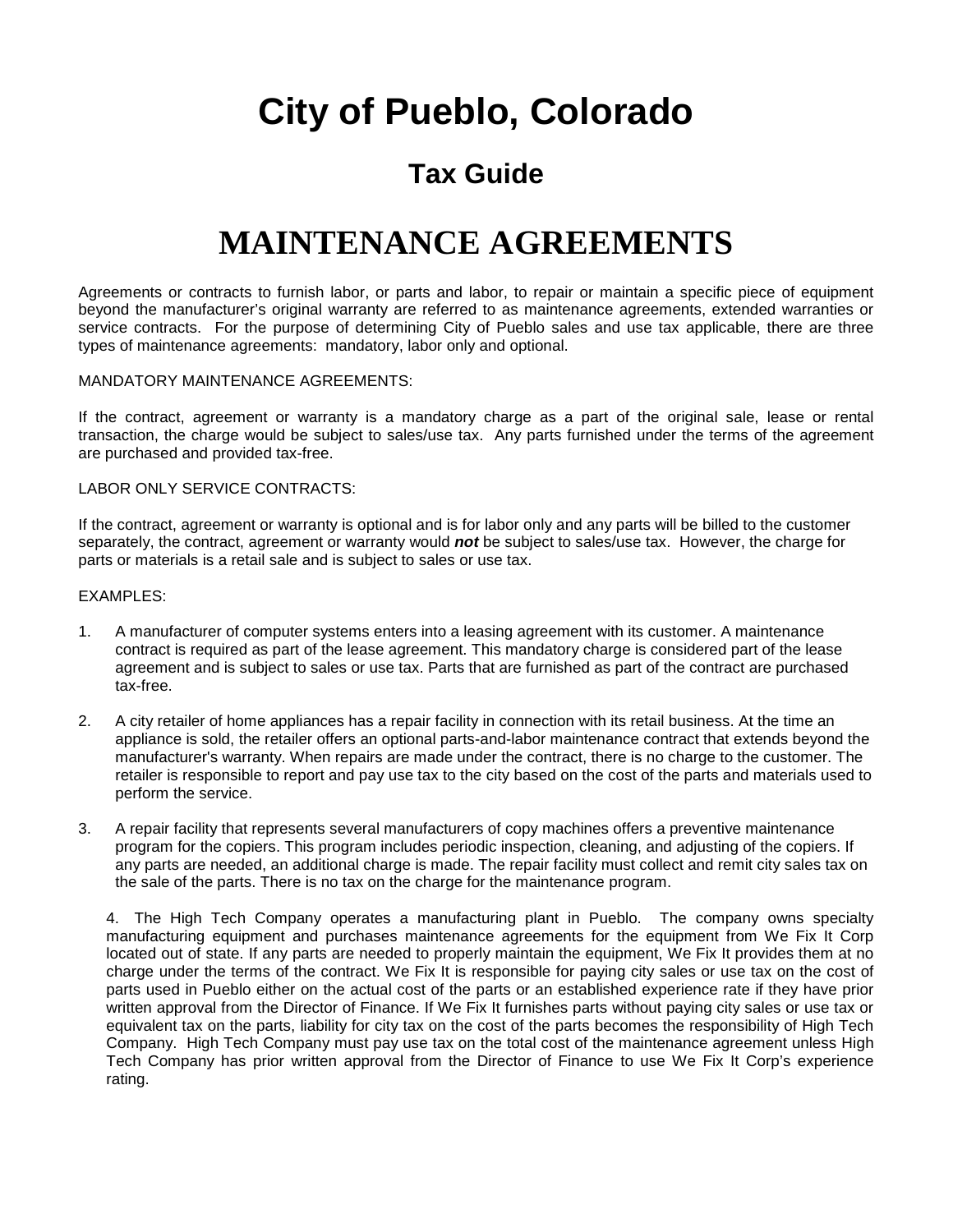# City of Pueblo, Colorado

## Tax Guide

# MAINTENANCE AGREEMENTS

Agreements or contracts to furnish labor, or parts and labor, to repair or maintain a specific piece of equipment beyond the manufacturer's original warranty are referred to as maintenance agreements, extended warranties or service contracts. For the purpose of determining City of Pueblo sales and use tax applicable, there are three types of maintenance agreements: mandatory, labor only and optional.

MANDATORY MAINTENANCE AGREEMENTS:

If the contract, agreement or warranty is a mandatory charge as a part of the original sale, lease or rental transaction, the charge would be subject to sales/use tax. Any parts furnished under the terms of the agreement are purchased and provided tax-free.

LABOR ONLY SERVICE CONTRACTS:

If the contract, agreement or warranty is optional and is for labor only and any parts will be billed to the customer separately, the contract, agreement or warranty would ***not*** be subject to sales/use tax. However, the charge for parts or materials is a retail sale and is subject to sales or use tax.

EXAMPLES:

1. A manufacturer of computer systems enters into a leasing agreement with its customer. A maintenance contract is required as part of the lease agreement. This mandatory charge is considered part of the lease agreement and is subject to sales or use tax. Parts that are furnished as part of the contract are purchased tax-free.

2. A city retailer of home appliances has a repair facility in connection with its retail business. At the time an appliance is sold, the retailer offers an optional parts-and-labor maintenance contract that extends beyond the manufacturer's warranty. When repairs are made under the contract, there is no charge to the customer. The retailer is responsible to report and pay use tax to the city based on the cost of the parts and materials used to perform the service.

3. A repair facility that represents several manufacturers of copy machines offers a preventive maintenance program for the copiers. This program includes periodic inspection, cleaning, and adjusting of the copiers. If any parts are needed, an additional charge is made. The repair facility must collect and remit city sales tax on the sale of the parts. There is no tax on the charge for the maintenance program.

4. The High Tech Company operates a manufacturing plant in Pueblo. The company owns specialty manufacturing equipment and purchases maintenance agreements for the equipment from We Fix It Corp located out of state. If any parts are needed to properly maintain the equipment, We Fix It provides them at no charge under the terms of the contract. We Fix It is responsible for paying city sales or use tax on the cost of parts used in Pueblo either on the actual cost of the parts or an established experience rate if they have prior written approval from the Director of Finance. If We Fix It furnishes parts without paying city sales or use tax or equivalent tax on the parts, liability for city tax on the cost of the parts becomes the responsibility of High Tech Company. High Tech Company must pay use tax on the total cost of the maintenance agreement unless High Tech Company has prior written approval from the Director of Finance to use We Fix It Corp's experience rating.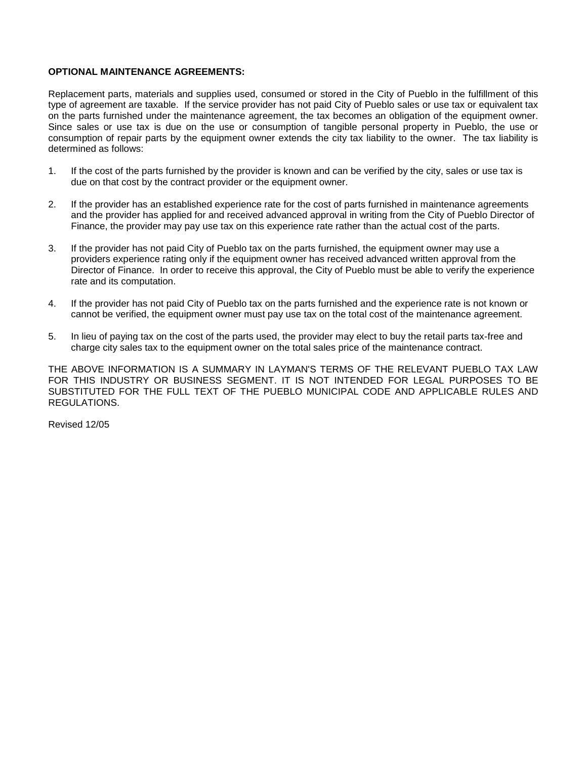**OPTIONAL MAINTENANCE AGREEMENTS:**

Replacement parts, materials and supplies used, consumed or stored in the City of Pueblo in the fulfillment of this type of agreement are taxable. If the service provider has not paid City of Pueblo sales or use tax or equivalent tax on the parts furnished under the maintenance agreement, the tax becomes an obligation of the equipment owner. Since sales or use tax is due on the use or consumption of tangible personal property in Pueblo, the use or consumption of repair parts by the equipment owner extends the city tax liability to the owner. The tax liability is determined as follows:

1. If the cost of the parts furnished by the provider is known and can be verified by the city, sales or use tax is due on that cost by the contract provider or the equipment owner.

2. If the provider has an established experience rate for the cost of parts furnished in maintenance agreements and the provider has applied for and received advanced approval in writing from the City of Pueblo Director of Finance, the provider may pay use tax on this experience rate rather than the actual cost of the parts.

3. If the provider has not paid City of Pueblo tax on the parts furnished, the equipment owner may use a providers experience rating only if the equipment owner has received advanced written approval from the Director of Finance. In order to receive this approval, the City of Pueblo must be able to verify the experience rate and its computation.

4. If the provider has not paid City of Pueblo tax on the parts furnished and the experience rate is not known or cannot be verified, the equipment owner must pay use tax on the total cost of the maintenance agreement.

5. In lieu of paying tax on the cost of the parts used, the provider may elect to buy the retail parts tax-free and charge city sales tax to the equipment owner on the total sales price of the maintenance contract.

THE ABOVE INFORMATION IS A SUMMARY IN LAYMAN'S TERMS OF THE RELEVANT PUEBLO TAX LAW FOR THIS INDUSTRY OR BUSINESS SEGMENT. IT IS NOT INTENDED FOR LEGAL PURPOSES TO BE SUBSTITUTED FOR THE FULL TEXT OF THE PUEBLO MUNICIPAL CODE AND APPLICABLE RULES AND REGULATIONS.

Revised 12/05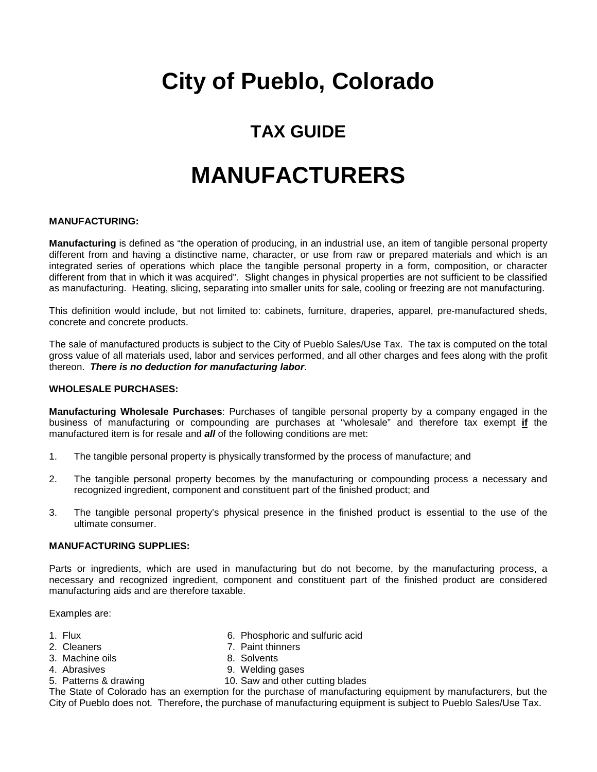# City of Pueblo, Colorado

## TAX GUIDE

# MANUFACTURERS

**MANUFACTURING:**

**Manufacturing** is defined as "the operation of producing, in an industrial use, an item of tangible personal property different from and having a distinctive name, character, or use from raw or prepared materials and which is an integrated series of operations which place the tangible personal property in a form, composition, or character different from that in which it was acquired". Slight changes in physical properties are not sufficient to be classified as manufacturing. Heating, slicing, separating into smaller units for sale, cooling or freezing are not manufacturing.

This definition would include, but not limited to: cabinets, furniture, draperies, apparel, pre-manufactured sheds, concrete and concrete products.

The sale of manufactured products is subject to the City of Pueblo Sales/Use Tax. The tax is computed on the total gross value of all materials used, labor and services performed, and all other charges and fees along with the profit thereon. ***There is no deduction for manufacturing labor***.

**WHOLESALE PURCHASES:**

**Manufacturing Wholesale Purchases**: Purchases of tangible personal property by a company engaged in the business of manufacturing or compounding are purchases at "wholesale" and therefore tax exempt **if** the manufactured item is for resale and ***all*** of the following conditions are met:

1. The tangible personal property is physically transformed by the process of manufacture; and
2. The tangible personal property becomes by the manufacturing or compounding process a necessary and recognized ingredient, component and constituent part of the finished product; and
3. The tangible personal property's physical presence in the finished product is essential to the use of the ultimate consumer.

**MANUFACTURING SUPPLIES:**

Parts or ingredients, which are used in manufacturing but do not become, by the manufacturing process, a necessary and recognized ingredient, component and constituent part of the finished product are considered manufacturing aids and are therefore taxable.

Examples are:

1. Flux
2. Cleaners
3. Machine oils
4. Abrasives
5. Patterns & drawing
6. Phosphoric and sulfuric acid
7. Paint thinners
8. Solvents
9. Welding gases
10. Saw and other cutting blades

The State of Colorado has an exemption for the purchase of manufacturing equipment by manufacturers, but the City of Pueblo does not. Therefore, the purchase of manufacturing equipment is subject to Pueblo Sales/Use Tax.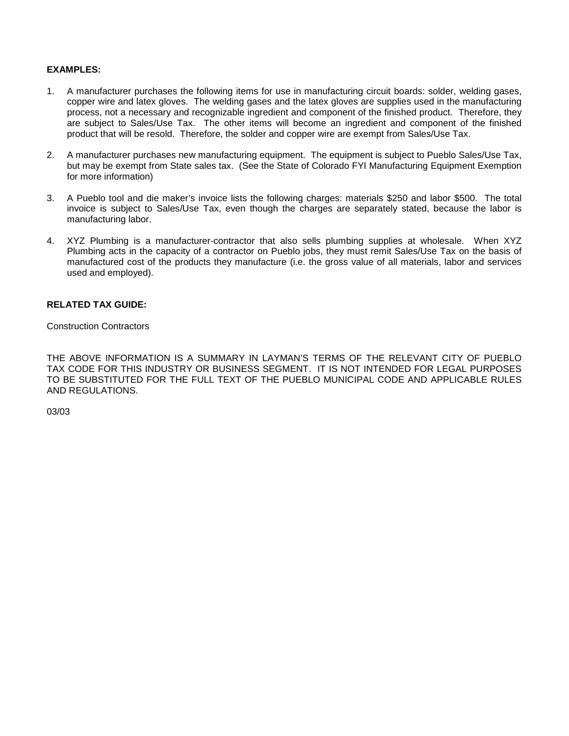**EXAMPLES:**

1. A manufacturer purchases the following items for use in manufacturing circuit boards: solder, welding gases, copper wire and latex gloves. The welding gases and the latex gloves are supplies used in the manufacturing process, not a necessary and recognizable ingredient and component of the finished product. Therefore, they are subject to Sales/Use Tax. The other items will become an ingredient and component of the finished product that will be resold. Therefore, the solder and copper wire are exempt from Sales/Use Tax.

2. A manufacturer purchases new manufacturing equipment. The equipment is subject to Pueblo Sales/Use Tax, but may be exempt from State sales tax. (See the State of Colorado FYI Manufacturing Equipment Exemption for more information)

3. A Pueblo tool and die maker's invoice lists the following charges: materials $250 and labor $500. The total invoice is subject to Sales/Use Tax, even though the charges are separately stated, because the labor is manufacturing labor.

4. XYZ Plumbing is a manufacturer-contractor that also sells plumbing supplies at wholesale. When XYZ Plumbing acts in the capacity of a contractor on Pueblo jobs, they must remit Sales/Use Tax on the basis of manufactured cost of the products they manufacture (i.e. the gross value of all materials, labor and services used and employed).

**RELATED TAX GUIDE:**

Construction Contractors

THE ABOVE INFORMATION IS A SUMMARY IN LAYMAN'S TERMS OF THE RELEVANT CITY OF PUEBLO TAX CODE FOR THIS INDUSTRY OR BUSINESS SEGMENT. IT IS NOT INTENDED FOR LEGAL PURPOSES TO BE SUBSTITUTED FOR THE FULL TEXT OF THE PUEBLO MUNICIPAL CODE AND APPLICABLE RULES AND REGULATIONS.

03/03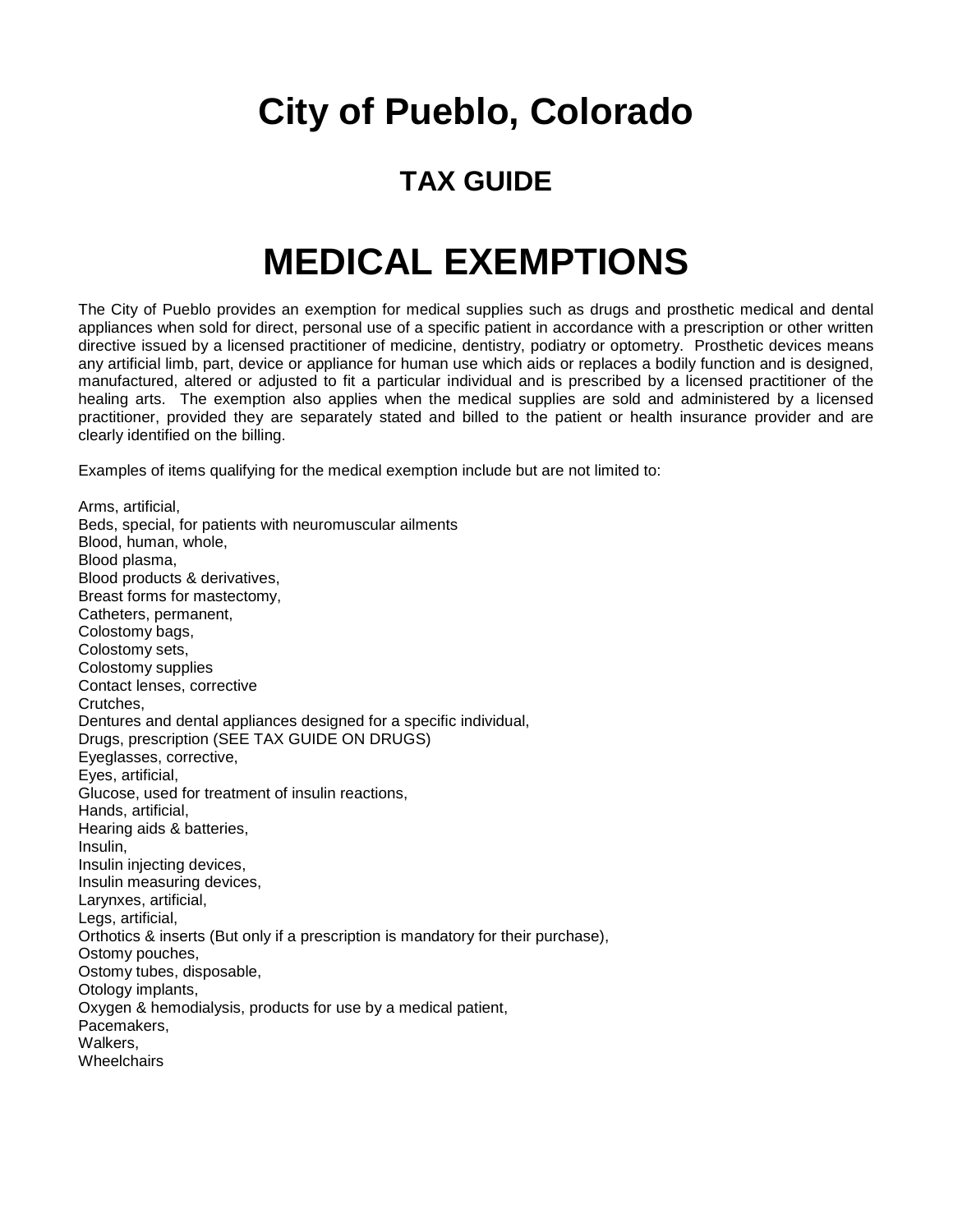# City of Pueblo, Colorado

## TAX GUIDE

# MEDICAL EXEMPTIONS

The City of Pueblo provides an exemption for medical supplies such as drugs and prosthetic medical and dental appliances when sold for direct, personal use of a specific patient in accordance with a prescription or other written directive issued by a licensed practitioner of medicine, dentistry, podiatry or optometry. Prosthetic devices means any artificial limb, part, device or appliance for human use which aids or replaces a bodily function and is designed, manufactured, altered or adjusted to fit a particular individual and is prescribed by a licensed practitioner of the healing arts. The exemption also applies when the medical supplies are sold and administered by a licensed practitioner, provided they are separately stated and billed to the patient or health insurance provider and are clearly identified on the billing.

Examples of items qualifying for the medical exemption include but are not limited to:

Arms, artificial,
Beds, special, for patients with neuromuscular ailments
Blood, human, whole,
Blood plasma,
Blood products & derivatives,
Breast forms for mastectomy,
Catheters, permanent,
Colostomy bags,
Colostomy sets,
Colostomy supplies
Contact lenses, corrective
Crutches,
Dentures and dental appliances designed for a specific individual,
Drugs, prescription (SEE TAX GUIDE ON DRUGS)
Eyeglasses, corrective,
Eyes, artificial,
Glucose, used for treatment of insulin reactions,
Hands, artificial,
Hearing aids & batteries,
Insulin,
Insulin injecting devices,
Insulin measuring devices,
Larynxes, artificial,
Legs, artificial,
Orthotics & inserts (But only if a prescription is mandatory for their purchase),
Ostomy pouches,
Ostomy tubes, disposable,
Otology implants,
Oxygen & hemodialysis, products for use by a medical patient,
Pacemakers,
Walkers,
Wheelchairs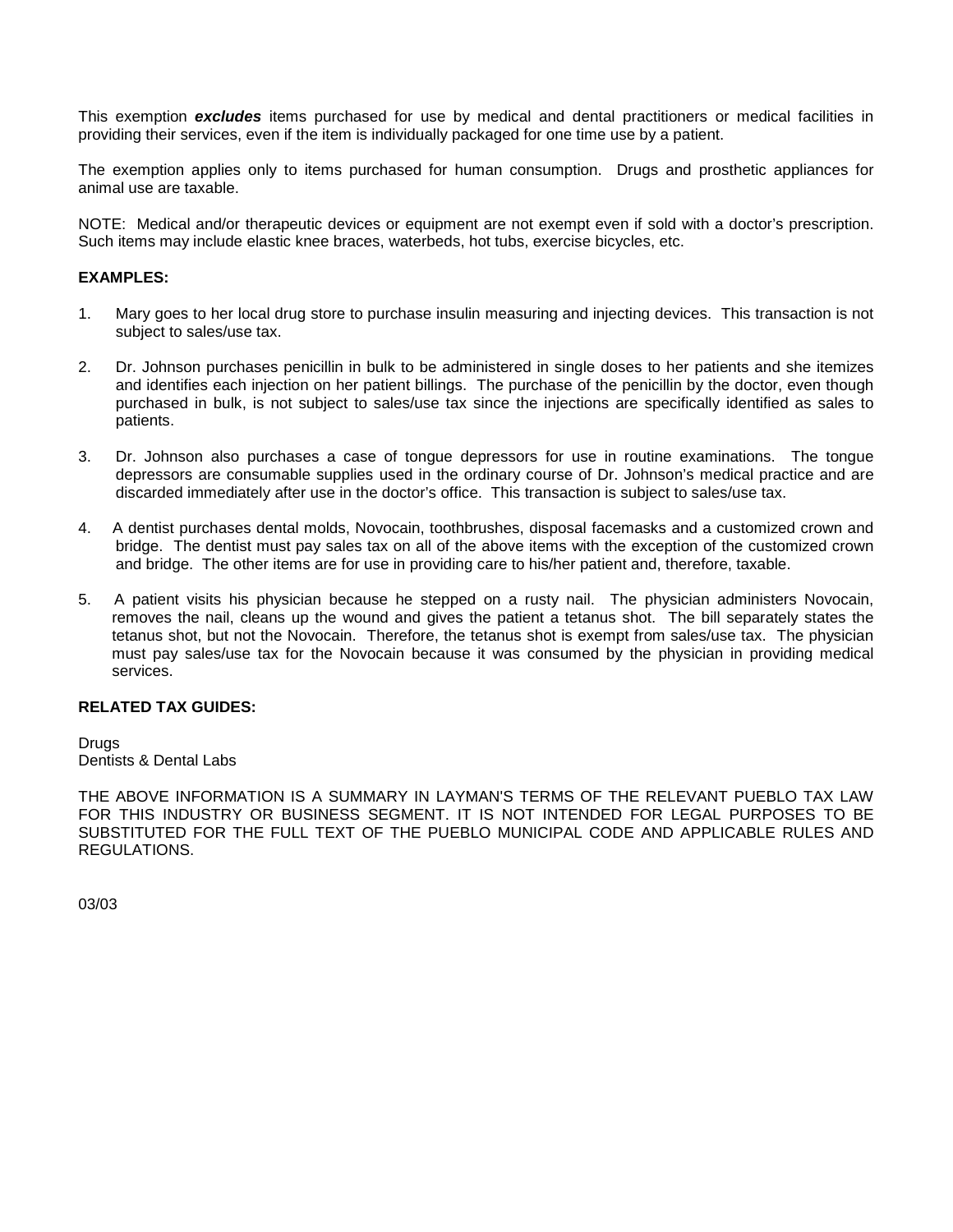This exemption ***excludes*** items purchased for use by medical and dental practitioners or medical facilities in providing their services, even if the item is individually packaged for one time use by a patient.

The exemption applies only to items purchased for human consumption. Drugs and prosthetic appliances for animal use are taxable.

NOTE: Medical and/or therapeutic devices or equipment are not exempt even if sold with a doctor's prescription. Such items may include elastic knee braces, waterbeds, hot tubs, exercise bicycles, etc.

**EXAMPLES:**

1. Mary goes to her local drug store to purchase insulin measuring and injecting devices. This transaction is not subject to sales/use tax.

2. Dr. Johnson purchases penicillin in bulk to be administered in single doses to her patients and she itemizes and identifies each injection on her patient billings. The purchase of the penicillin by the doctor, even though purchased in bulk, is not subject to sales/use tax since the injections are specifically identified as sales to patients.

3. Dr. Johnson also purchases a case of tongue depressors for use in routine examinations. The tongue depressors are consumable supplies used in the ordinary course of Dr. Johnson's medical practice and are discarded immediately after use in the doctor's office. This transaction is subject to sales/use tax.

4. A dentist purchases dental molds, Novocain, toothbrushes, disposal facemasks and a customized crown and bridge. The dentist must pay sales tax on all of the above items with the exception of the customized crown and bridge. The other items are for use in providing care to his/her patient and, therefore, taxable.

5. A patient visits his physician because he stepped on a rusty nail. The physician administers Novocain, removes the nail, cleans up the wound and gives the patient a tetanus shot. The bill separately states the tetanus shot, but not the Novocain. Therefore, the tetanus shot is exempt from sales/use tax. The physician must pay sales/use tax for the Novocain because it was consumed by the physician in providing medical services.

**RELATED TAX GUIDES:**

Drugs
Dentists & Dental Labs

THE ABOVE INFORMATION IS A SUMMARY IN LAYMAN'S TERMS OF THE RELEVANT PUEBLO TAX LAW FOR THIS INDUSTRY OR BUSINESS SEGMENT. IT IS NOT INTENDED FOR LEGAL PURPOSES TO BE SUBSTITUTED FOR THE FULL TEXT OF THE PUEBLO MUNICIPAL CODE AND APPLICABLE RULES AND REGULATIONS.

03/03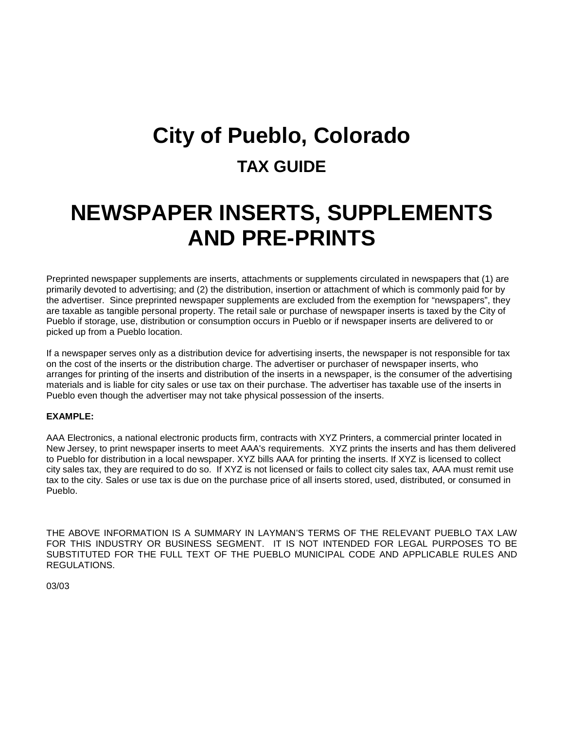# City of Pueblo, Colorado

## TAX GUIDE

# NEWSPAPER INSERTS, SUPPLEMENTS AND PRE-PRINTS

Preprinted newspaper supplements are inserts, attachments or supplements circulated in newspapers that (1) are primarily devoted to advertising; and (2) the distribution, insertion or attachment of which is commonly paid for by the advertiser. Since preprinted newspaper supplements are excluded from the exemption for "newspapers", they are taxable as tangible personal property. The retail sale or purchase of newspaper inserts is taxed by the City of Pueblo if storage, use, distribution or consumption occurs in Pueblo or if newspaper inserts are delivered to or picked up from a Pueblo location.

If a newspaper serves only as a distribution device for advertising inserts, the newspaper is not responsible for tax on the cost of the inserts or the distribution charge. The advertiser or purchaser of newspaper inserts, who arranges for printing of the inserts and distribution of the inserts in a newspaper, is the consumer of the advertising materials and is liable for city sales or use tax on their purchase. The advertiser has taxable use of the inserts in Pueblo even though the advertiser may not take physical possession of the inserts.

**EXAMPLE:**

AAA Electronics, a national electronic products firm, contracts with XYZ Printers, a commercial printer located in New Jersey, to print newspaper inserts to meet AAA's requirements. XYZ prints the inserts and has them delivered to Pueblo for distribution in a local newspaper. XYZ bills AAA for printing the inserts. If XYZ is licensed to collect city sales tax, they are required to do so. If XYZ is not licensed or fails to collect city sales tax, AAA must remit use tax to the city. Sales or use tax is due on the purchase price of all inserts stored, used, distributed, or consumed in Pueblo.

THE ABOVE INFORMATION IS A SUMMARY IN LAYMAN'S TERMS OF THE RELEVANT PUEBLO TAX LAW FOR THIS INDUSTRY OR BUSINESS SEGMENT. IT IS NOT INTENDED FOR LEGAL PURPOSES TO BE SUBSTITUTED FOR THE FULL TEXT OF THE PUEBLO MUNICIPAL CODE AND APPLICABLE RULES AND REGULATIONS.

03/03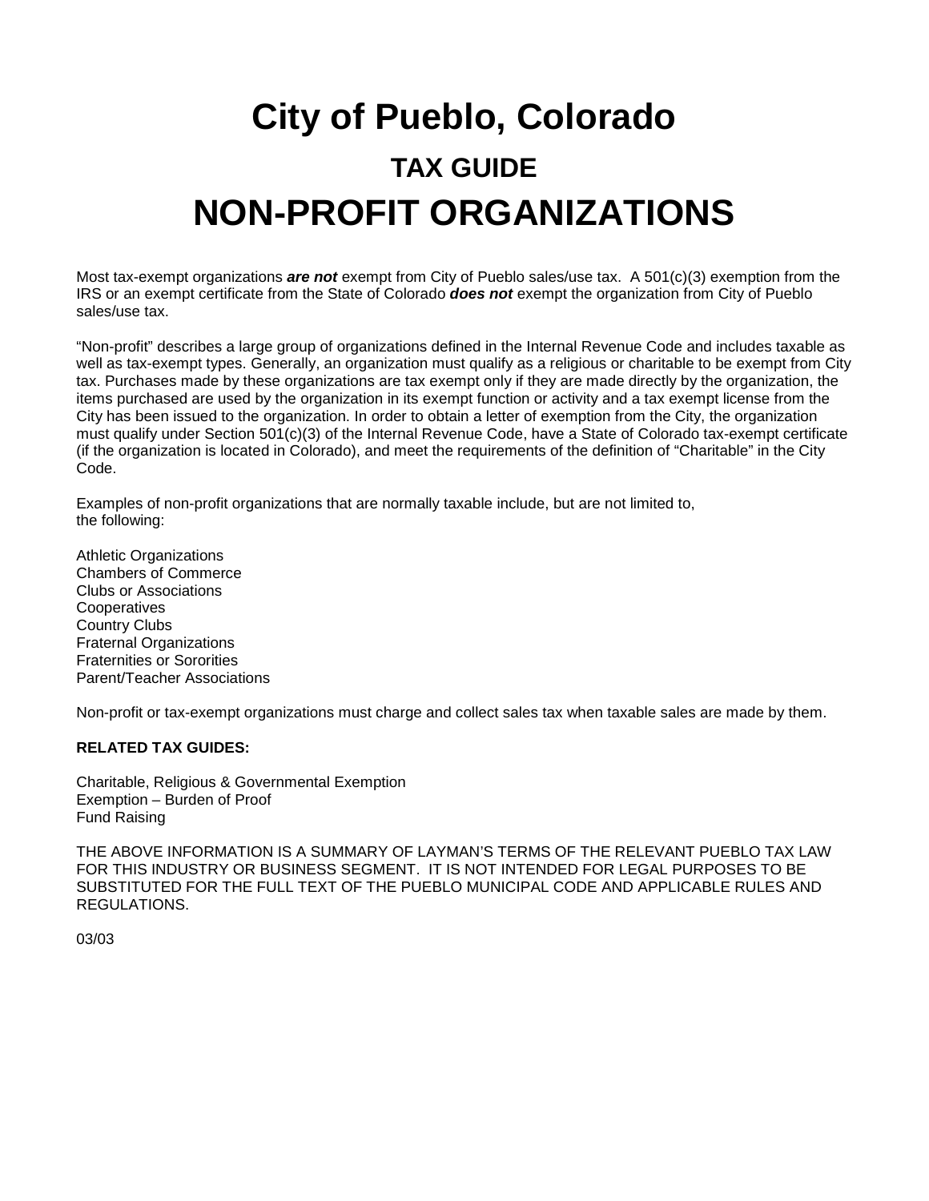# City of Pueblo, Colorado

## TAX GUIDE

# NON-PROFIT ORGANIZATIONS

Most tax-exempt organizations ***are not*** exempt from City of Pueblo sales/use tax. A 501(c)(3) exemption from the IRS or an exempt certificate from the State of Colorado ***does not*** exempt the organization from City of Pueblo sales/use tax.

"Non-profit" describes a large group of organizations defined in the Internal Revenue Code and includes taxable as well as tax-exempt types. Generally, an organization must qualify as a religious or charitable to be exempt from City tax. Purchases made by these organizations are tax exempt only if they are made directly by the organization, the items purchased are used by the organization in its exempt function or activity and a tax exempt license from the City has been issued to the organization. In order to obtain a letter of exemption from the City, the organization must qualify under Section 501(c)(3) of the Internal Revenue Code, have a State of Colorado tax-exempt certificate (if the organization is located in Colorado), and meet the requirements of the definition of "Charitable" in the City Code.

Examples of non-profit organizations that are normally taxable include, but are not limited to, the following:

Athletic Organizations
Chambers of Commerce
Clubs or Associations
Cooperatives
Country Clubs
Fraternal Organizations
Fraternities or Sororities
Parent/Teacher Associations

Non-profit or tax-exempt organizations must charge and collect sales tax when taxable sales are made by them.

**RELATED TAX GUIDES:**

Charitable, Religious & Governmental Exemption
Exemption – Burden of Proof
Fund Raising

THE ABOVE INFORMATION IS A SUMMARY OF LAYMAN'S TERMS OF THE RELEVANT PUEBLO TAX LAW FOR THIS INDUSTRY OR BUSINESS SEGMENT. IT IS NOT INTENDED FOR LEGAL PURPOSES TO BE SUBSTITUTED FOR THE FULL TEXT OF THE PUEBLO MUNICIPAL CODE AND APPLICABLE RULES AND REGULATIONS.

03/03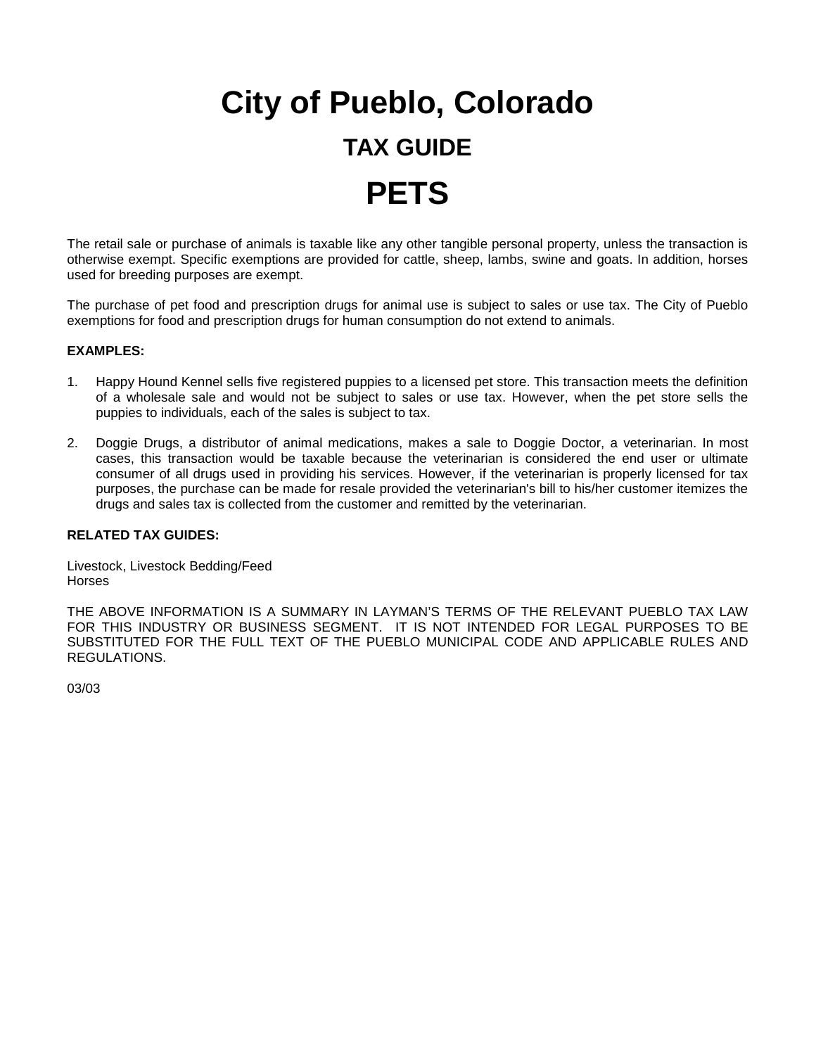# City of Pueblo, Colorado

## TAX GUIDE

# PETS

The retail sale or purchase of animals is taxable like any other tangible personal property, unless the transaction is otherwise exempt. Specific exemptions are provided for cattle, sheep, lambs, swine and goats. In addition, horses used for breeding purposes are exempt.

The purchase of pet food and prescription drugs for animal use is subject to sales or use tax. The City of Pueblo exemptions for food and prescription drugs for human consumption do not extend to animals.

**EXAMPLES:**

1. Happy Hound Kennel sells five registered puppies to a licensed pet store. This transaction meets the definition of a wholesale sale and would not be subject to sales or use tax. However, when the pet store sells the puppies to individuals, each of the sales is subject to tax.

2. Doggie Drugs, a distributor of animal medications, makes a sale to Doggie Doctor, a veterinarian. In most cases, this transaction would be taxable because the veterinarian is considered the end user or ultimate consumer of all drugs used in providing his services. However, if the veterinarian is properly licensed for tax purposes, the purchase can be made for resale provided the veterinarian's bill to his/her customer itemizes the drugs and sales tax is collected from the customer and remitted by the veterinarian.

**RELATED TAX GUIDES:**

Livestock, Livestock Bedding/Feed
Horses

THE ABOVE INFORMATION IS A SUMMARY IN LAYMAN'S TERMS OF THE RELEVANT PUEBLO TAX LAW FOR THIS INDUSTRY OR BUSINESS SEGMENT. IT IS NOT INTENDED FOR LEGAL PURPOSES TO BE SUBSTITUTED FOR THE FULL TEXT OF THE PUEBLO MUNICIPAL CODE AND APPLICABLE RULES AND REGULATIONS.

03/03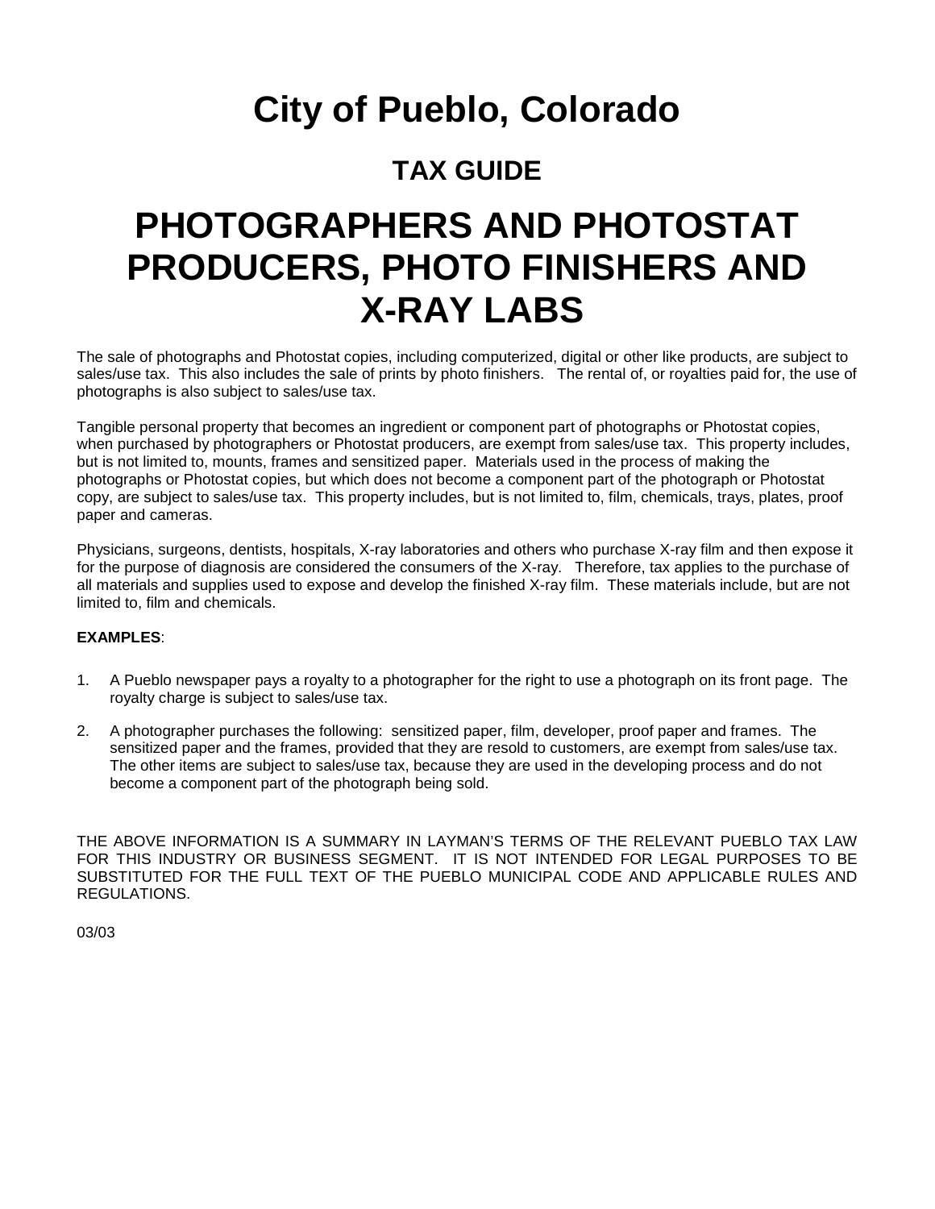# City of Pueblo, Colorado

## TAX GUIDE

# PHOTOGRAPHERS AND PHOTOSTAT PRODUCERS, PHOTO FINISHERS AND X-RAY LABS

The sale of photographs and Photostat copies, including computerized, digital or other like products, are subject to sales/use tax. This also includes the sale of prints by photo finishers. The rental of, or royalties paid for, the use of photographs is also subject to sales/use tax.

Tangible personal property that becomes an ingredient or component part of photographs or Photostat copies, when purchased by photographers or Photostat producers, are exempt from sales/use tax. This property includes, but is not limited to, mounts, frames and sensitized paper. Materials used in the process of making the photographs or Photostat copies, but which does not become a component part of the photograph or Photostat copy, are subject to sales/use tax. This property includes, but is not limited to, film, chemicals, trays, plates, proof paper and cameras.

Physicians, surgeons, dentists, hospitals, X-ray laboratories and others who purchase X-ray film and then expose it for the purpose of diagnosis are considered the consumers of the X-ray. Therefore, tax applies to the purchase of all materials and supplies used to expose and develop the finished X-ray film. These materials include, but are not limited to, film and chemicals.

**EXAMPLES**:

1. A Pueblo newspaper pays a royalty to a photographer for the right to use a photograph on its front page. The royalty charge is subject to sales/use tax.
2. A photographer purchases the following: sensitized paper, film, developer, proof paper and frames. The sensitized paper and the frames, provided that they are resold to customers, are exempt from sales/use tax. The other items are subject to sales/use tax, because they are used in the developing process and do not become a component part of the photograph being sold.

THE ABOVE INFORMATION IS A SUMMARY IN LAYMAN'S TERMS OF THE RELEVANT PUEBLO TAX LAW FOR THIS INDUSTRY OR BUSINESS SEGMENT. IT IS NOT INTENDED FOR LEGAL PURPOSES TO BE SUBSTITUTED FOR THE FULL TEXT OF THE PUEBLO MUNICIPAL CODE AND APPLICABLE RULES AND REGULATIONS.

03/03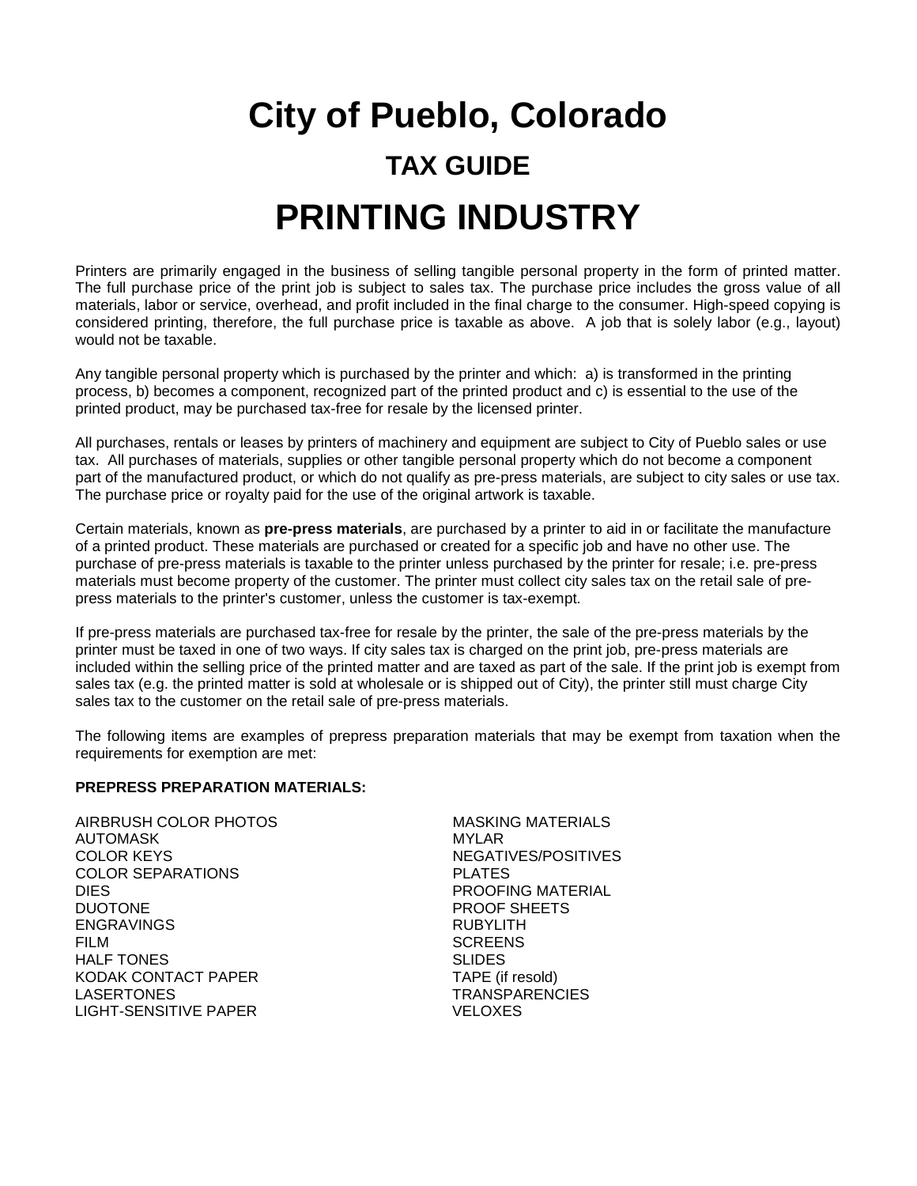# City of Pueblo, Colorado

## TAX GUIDE

# PRINTING INDUSTRY

Printers are primarily engaged in the business of selling tangible personal property in the form of printed matter. The full purchase price of the print job is subject to sales tax. The purchase price includes the gross value of all materials, labor or service, overhead, and profit included in the final charge to the consumer. High-speed copying is considered printing, therefore, the full purchase price is taxable as above. A job that is solely labor (e.g., layout) would not be taxable.

Any tangible personal property which is purchased by the printer and which: a) is transformed in the printing process, b) becomes a component, recognized part of the printed product and c) is essential to the use of the printed product, may be purchased tax-free for resale by the licensed printer.

All purchases, rentals or leases by printers of machinery and equipment are subject to City of Pueblo sales or use tax. All purchases of materials, supplies or other tangible personal property which do not become a component part of the manufactured product, or which do not qualify as pre-press materials, are subject to city sales or use tax. The purchase price or royalty paid for the use of the original artwork is taxable.

Certain materials, known as **pre-press materials**, are purchased by a printer to aid in or facilitate the manufacture of a printed product. These materials are purchased or created for a specific job and have no other use. The purchase of pre-press materials is taxable to the printer unless purchased by the printer for resale; i.e. pre-press materials must become property of the customer. The printer must collect city sales tax on the retail sale of pre-press materials to the printer's customer, unless the customer is tax-exempt.

If pre-press materials are purchased tax-free for resale by the printer, the sale of the pre-press materials by the printer must be taxed in one of two ways. If city sales tax is charged on the print job, pre-press materials are included within the selling price of the printed matter and are taxed as part of the sale. If the print job is exempt from sales tax (e.g. the printed matter is sold at wholesale or is shipped out of City), the printer still must charge City sales tax to the customer on the retail sale of pre-press materials.

The following items are examples of prepress preparation materials that may be exempt from taxation when the requirements for exemption are met:

**PREPRESS PREPARATION MATERIALS:**

AIRBRUSH COLOR PHOTOS
AUTOMASK
COLOR KEYS
COLOR SEPARATIONS
DIES
DUOTONE
ENGRAVINGS
FILM
HALF TONES
KODAK CONTACT PAPER
LASERTONES
LIGHT-SENSITIVE PAPER
MASKING MATERIALS
MYLAR
NEGATIVES/POSITIVES
PLATES
PROOFING MATERIAL
PROOF SHEETS
RUBYLITH
SCREENS
SLIDES
TAPE (if resold)
TRANSPARENCIES
VELOXES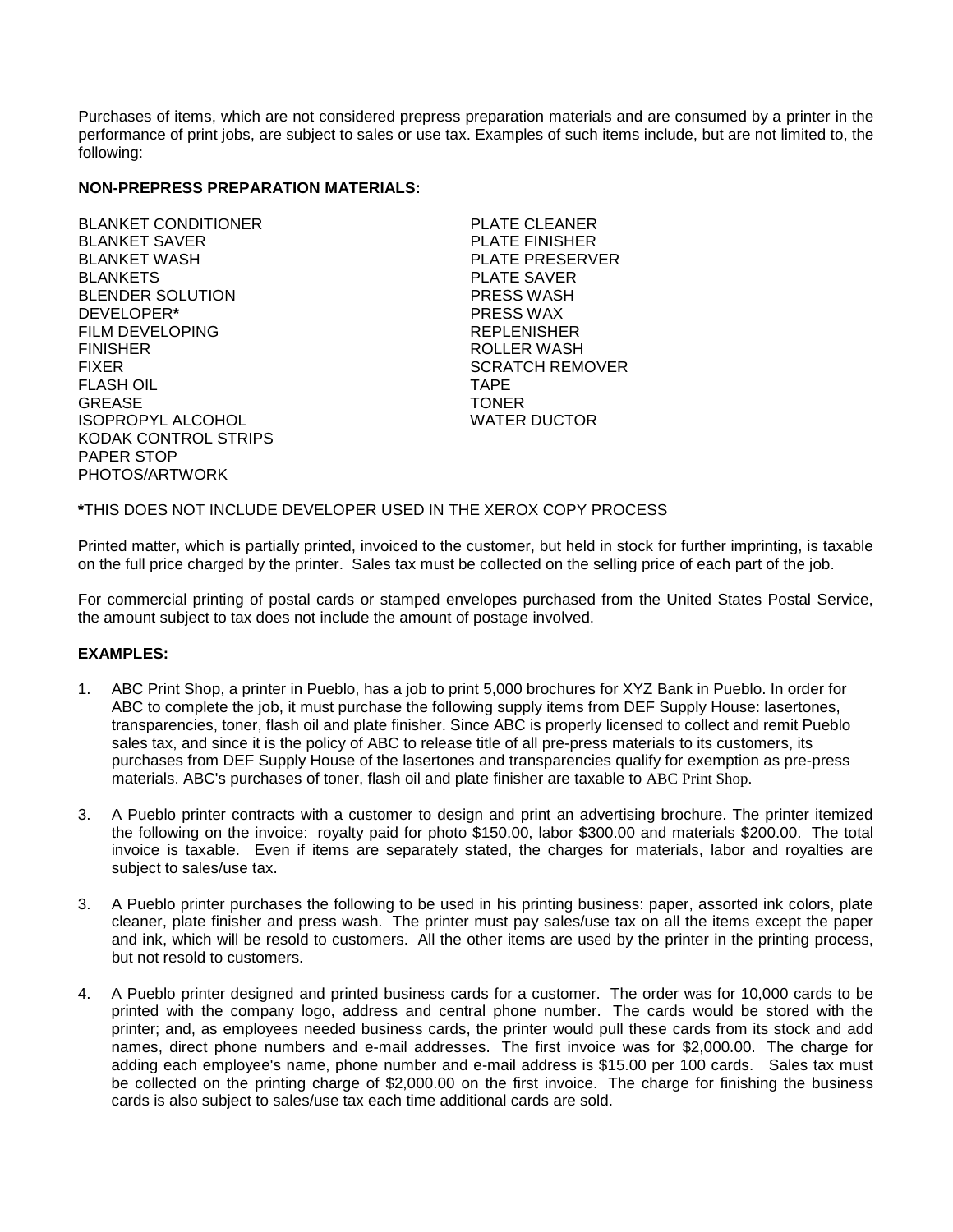Purchases of items, which are not considered prepress preparation materials and are consumed by a printer in the performance of print jobs, are subject to sales or use tax. Examples of such items include, but are not limited to, the following:

**NON-PREPRESS PREPARATION MATERIALS:**

BLANKET CONDITIONER
BLANKET SAVER
BLANKET WASH
BLANKETS
BLENDER SOLUTION
DEVELOPER**\***
FILM DEVELOPING
FINISHER
FIXER
FLASH OIL
GREASE
ISOPROPYL ALCOHOL
KODAK CONTROL STRIPS
PAPER STOP
PHOTOS/ARTWORK
PLATE CLEANER
PLATE FINISHER
PLATE PRESERVER
PLATE SAVER
PRESS WASH
PRESS WAX
REPLENISHER
ROLLER WASH
SCRATCH REMOVER
TAPE
TONER
WATER DUCTOR

**\***THIS DOES NOT INCLUDE DEVELOPER USED IN THE XEROX COPY PROCESS

Printed matter, which is partially printed, invoiced to the customer, but held in stock for further imprinting, is taxable on the full price charged by the printer. Sales tax must be collected on the selling price of each part of the job.

For commercial printing of postal cards or stamped envelopes purchased from the United States Postal Service, the amount subject to tax does not include the amount of postage involved.

**EXAMPLES:**

1. ABC Print Shop, a printer in Pueblo, has a job to print 5,000 brochures for XYZ Bank in Pueblo. In order for ABC to complete the job, it must purchase the following supply items from DEF Supply House: lasertones, transparencies, toner, flash oil and plate finisher. Since ABC is properly licensed to collect and remit Pueblo sales tax, and since it is the policy of ABC to release title of all pre-press materials to its customers, its purchases from DEF Supply House of the lasertones and transparencies qualify for exemption as pre-press materials. ABC's purchases of toner, flash oil and plate finisher are taxable to ABC Print Shop.

3. A Pueblo printer contracts with a customer to design and print an advertising brochure. The printer itemized the following on the invoice: royalty paid for photo $150.00, labor $300.00 and materials $200.00. The total invoice is taxable. Even if items are separately stated, the charges for materials, labor and royalties are subject to sales/use tax.

3. A Pueblo printer purchases the following to be used in his printing business: paper, assorted ink colors, plate cleaner, plate finisher and press wash. The printer must pay sales/use tax on all the items except the paper and ink, which will be resold to customers. All the other items are used by the printer in the printing process, but not resold to customers.

4. A Pueblo printer designed and printed business cards for a customer. The order was for 10,000 cards to be printed with the company logo, address and central phone number. The cards would be stored with the printer; and, as employees needed business cards, the printer would pull these cards from its stock and add names, direct phone numbers and e-mail addresses. The first invoice was for $2,000.00. The charge for adding each employee's name, phone number and e-mail address is $15.00 per 100 cards. Sales tax must be collected on the printing charge of $2,000.00 on the first invoice. The charge for finishing the business cards is also subject to sales/use tax each time additional cards are sold.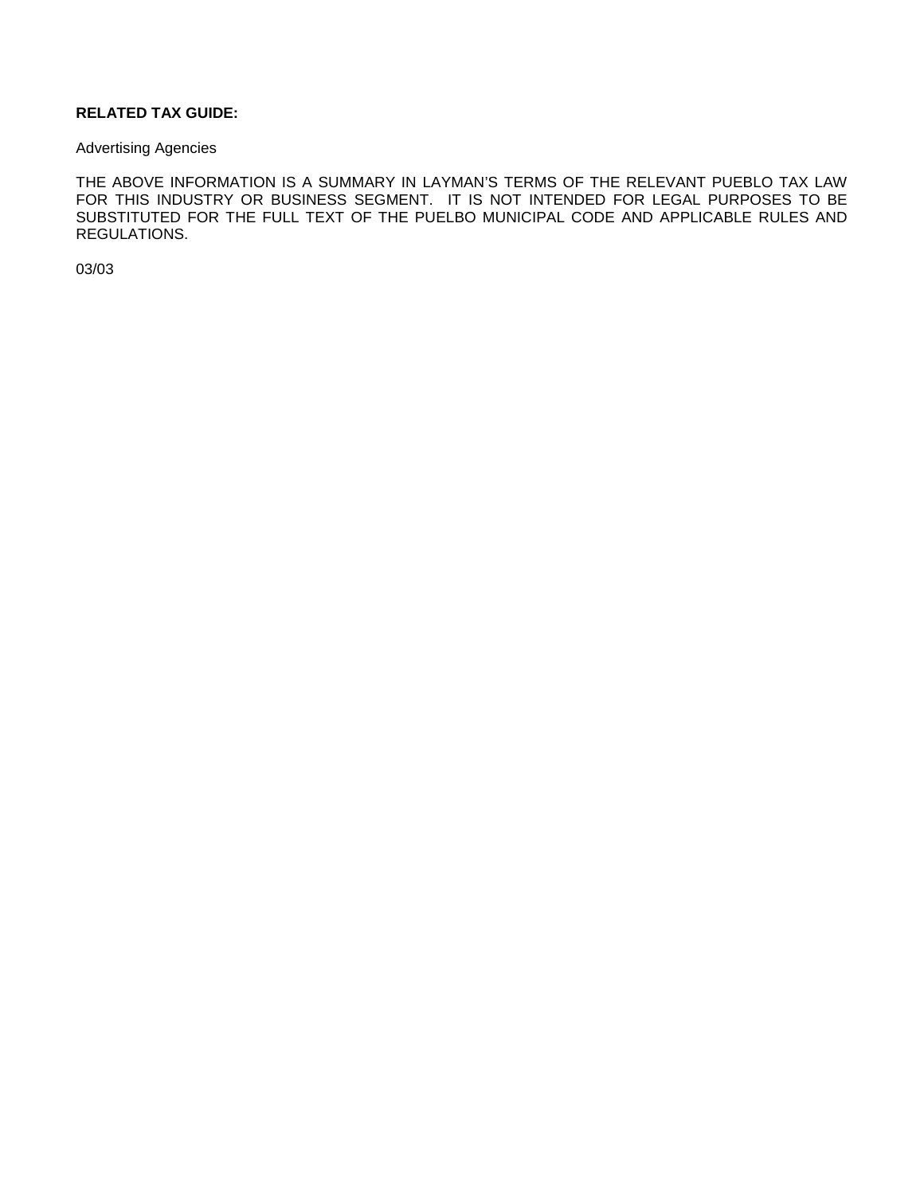**RELATED TAX GUIDE:**

Advertising Agencies

THE ABOVE INFORMATION IS A SUMMARY IN LAYMAN'S TERMS OF THE RELEVANT PUEBLO TAX LAW FOR THIS INDUSTRY OR BUSINESS SEGMENT. IT IS NOT INTENDED FOR LEGAL PURPOSES TO BE SUBSTITUTED FOR THE FULL TEXT OF THE PUELBO MUNICIPAL CODE AND APPLICABLE RULES AND REGULATIONS.

03/03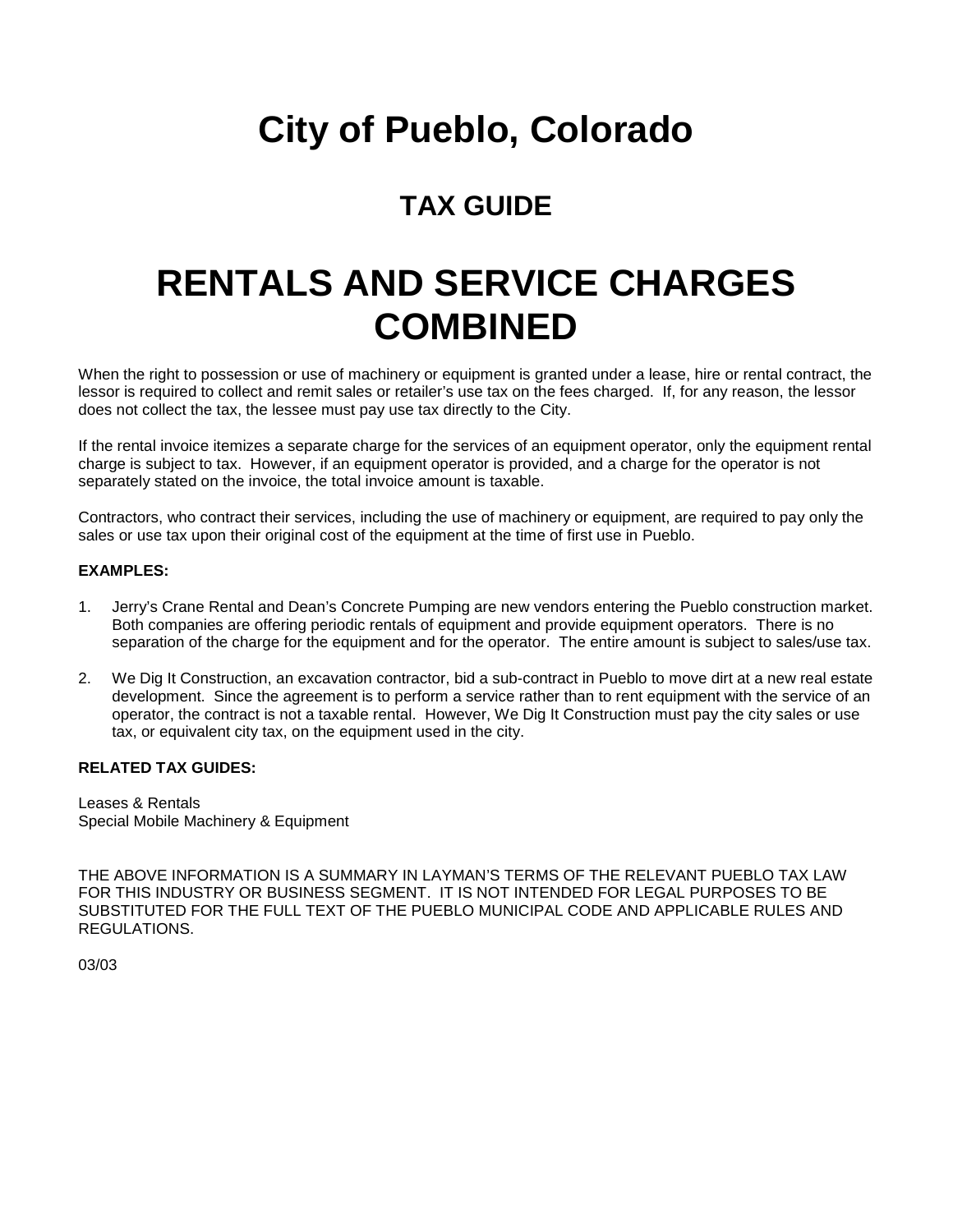# City of Pueblo, Colorado

## TAX GUIDE

# RENTALS AND SERVICE CHARGES COMBINED

When the right to possession or use of machinery or equipment is granted under a lease, hire or rental contract, the lessor is required to collect and remit sales or retailer's use tax on the fees charged. If, for any reason, the lessor does not collect the tax, the lessee must pay use tax directly to the City.

If the rental invoice itemizes a separate charge for the services of an equipment operator, only the equipment rental charge is subject to tax. However, if an equipment operator is provided, and a charge for the operator is not separately stated on the invoice, the total invoice amount is taxable.

Contractors, who contract their services, including the use of machinery or equipment, are required to pay only the sales or use tax upon their original cost of the equipment at the time of first use in Pueblo.

**EXAMPLES:**

1. Jerry's Crane Rental and Dean's Concrete Pumping are new vendors entering the Pueblo construction market. Both companies are offering periodic rentals of equipment and provide equipment operators. There is no separation of the charge for the equipment and for the operator. The entire amount is subject to sales/use tax.

2. We Dig It Construction, an excavation contractor, bid a sub-contract in Pueblo to move dirt at a new real estate development. Since the agreement is to perform a service rather than to rent equipment with the service of an operator, the contract is not a taxable rental. However, We Dig It Construction must pay the city sales or use tax, or equivalent city tax, on the equipment used in the city.

**RELATED TAX GUIDES:**

Leases & Rentals
Special Mobile Machinery & Equipment

THE ABOVE INFORMATION IS A SUMMARY IN LAYMAN'S TERMS OF THE RELEVANT PUEBLO TAX LAW FOR THIS INDUSTRY OR BUSINESS SEGMENT. IT IS NOT INTENDED FOR LEGAL PURPOSES TO BE SUBSTITUTED FOR THE FULL TEXT OF THE PUEBLO MUNICIPAL CODE AND APPLICABLE RULES AND REGULATIONS.

03/03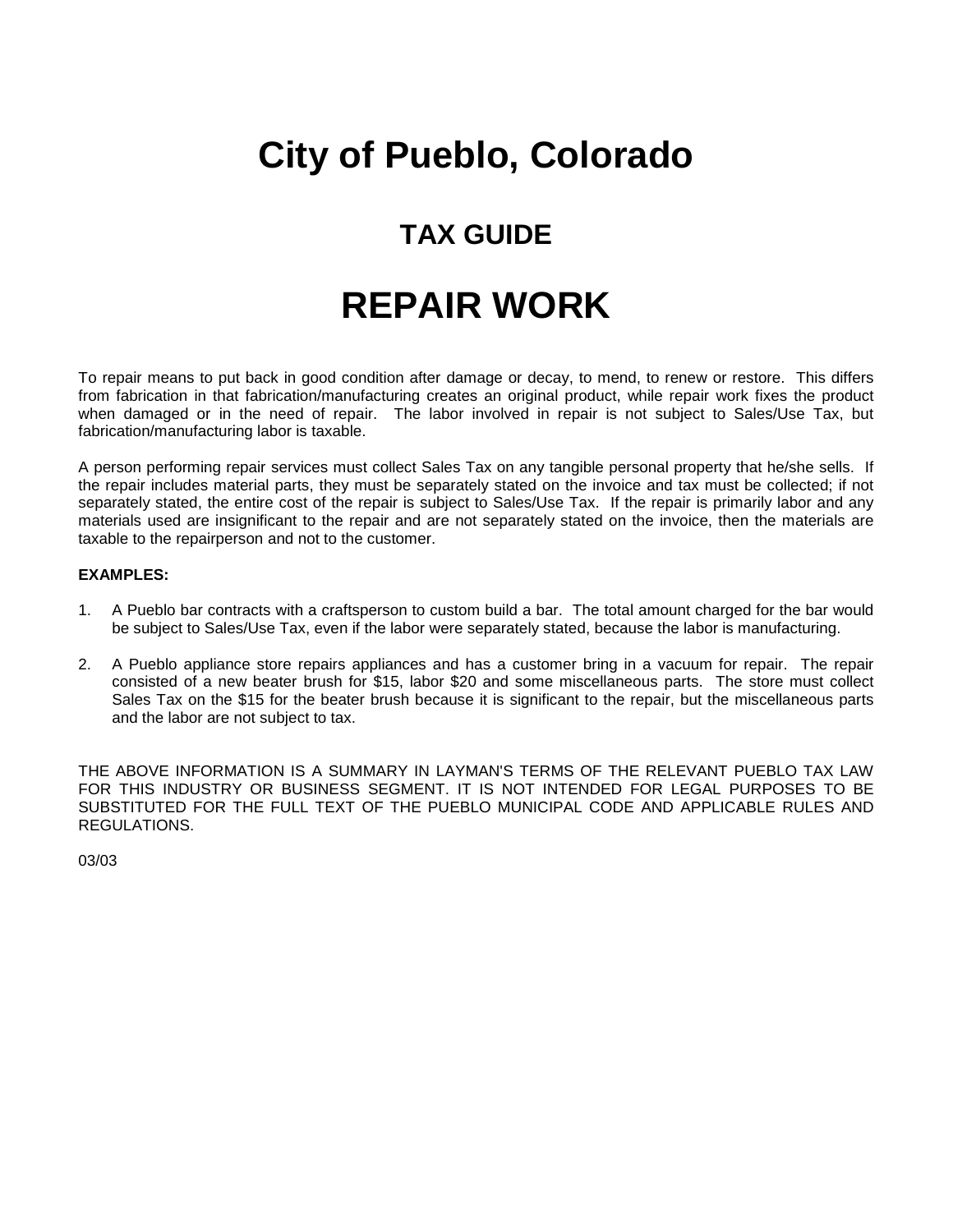# City of Pueblo, Colorado

## TAX GUIDE

# REPAIR WORK

To repair means to put back in good condition after damage or decay, to mend, to renew or restore. This differs from fabrication in that fabrication/manufacturing creates an original product, while repair work fixes the product when damaged or in the need of repair. The labor involved in repair is not subject to Sales/Use Tax, but fabrication/manufacturing labor is taxable.

A person performing repair services must collect Sales Tax on any tangible personal property that he/she sells. If the repair includes material parts, they must be separately stated on the invoice and tax must be collected; if not separately stated, the entire cost of the repair is subject to Sales/Use Tax. If the repair is primarily labor and any materials used are insignificant to the repair and are not separately stated on the invoice, then the materials are taxable to the repairperson and not to the customer.

**EXAMPLES:**

1. A Pueblo bar contracts with a craftsperson to custom build a bar. The total amount charged for the bar would be subject to Sales/Use Tax, even if the labor were separately stated, because the labor is manufacturing.

2. A Pueblo appliance store repairs appliances and has a customer bring in a vacuum for repair. The repair consisted of a new beater brush for $15, labor $20 and some miscellaneous parts. The store must collect Sales Tax on the $15 for the beater brush because it is significant to the repair, but the miscellaneous parts and the labor are not subject to tax.

THE ABOVE INFORMATION IS A SUMMARY IN LAYMAN'S TERMS OF THE RELEVANT PUEBLO TAX LAW FOR THIS INDUSTRY OR BUSINESS SEGMENT. IT IS NOT INTENDED FOR LEGAL PURPOSES TO BE SUBSTITUTED FOR THE FULL TEXT OF THE PUEBLO MUNICIPAL CODE AND APPLICABLE RULES AND REGULATIONS.

03/03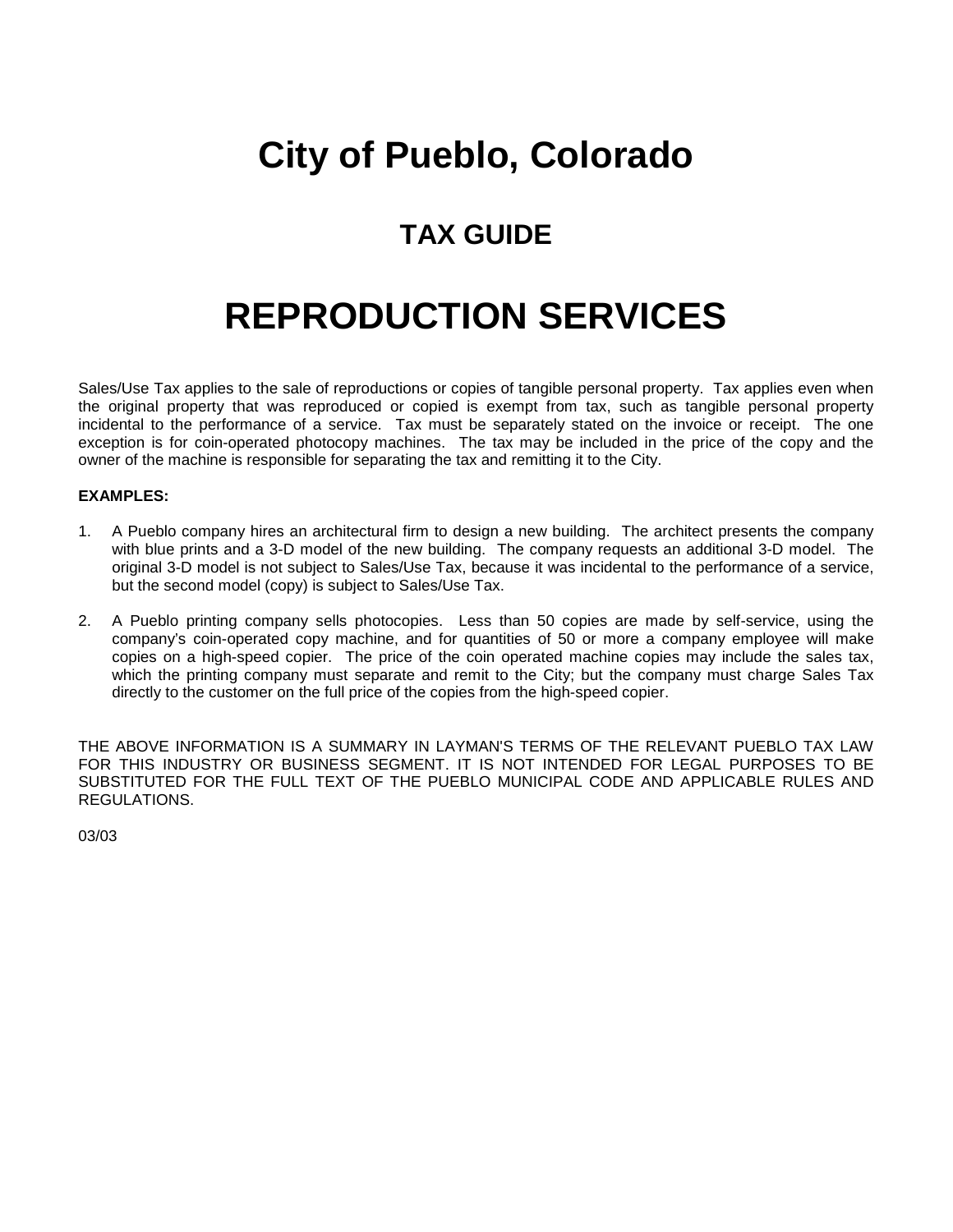# City of Pueblo, Colorado

## TAX GUIDE

# REPRODUCTION SERVICES

Sales/Use Tax applies to the sale of reproductions or copies of tangible personal property. Tax applies even when the original property that was reproduced or copied is exempt from tax, such as tangible personal property incidental to the performance of a service. Tax must be separately stated on the invoice or receipt. The one exception is for coin-operated photocopy machines. The tax may be included in the price of the copy and the owner of the machine is responsible for separating the tax and remitting it to the City.

**EXAMPLES:**

1. A Pueblo company hires an architectural firm to design a new building. The architect presents the company with blue prints and a 3-D model of the new building. The company requests an additional 3-D model. The original 3-D model is not subject to Sales/Use Tax, because it was incidental to the performance of a service, but the second model (copy) is subject to Sales/Use Tax.

2. A Pueblo printing company sells photocopies. Less than 50 copies are made by self-service, using the company's coin-operated copy machine, and for quantities of 50 or more a company employee will make copies on a high-speed copier. The price of the coin operated machine copies may include the sales tax, which the printing company must separate and remit to the City; but the company must charge Sales Tax directly to the customer on the full price of the copies from the high-speed copier.

THE ABOVE INFORMATION IS A SUMMARY IN LAYMAN'S TERMS OF THE RELEVANT PUEBLO TAX LAW FOR THIS INDUSTRY OR BUSINESS SEGMENT. IT IS NOT INTENDED FOR LEGAL PURPOSES TO BE SUBSTITUTED FOR THE FULL TEXT OF THE PUEBLO MUNICIPAL CODE AND APPLICABLE RULES AND REGULATIONS.

03/03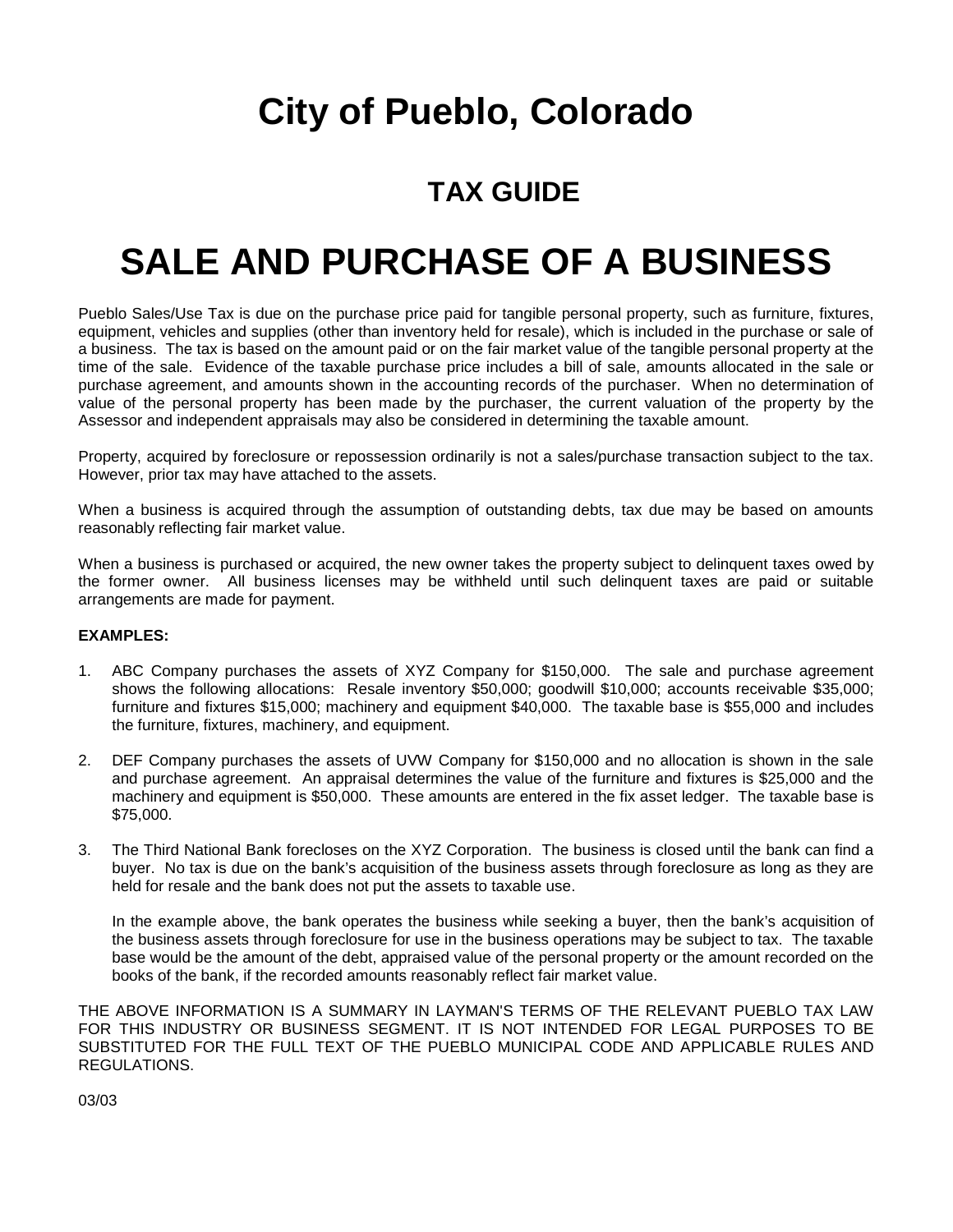# City of Pueblo, Colorado

## TAX GUIDE

# SALE AND PURCHASE OF A BUSINESS

Pueblo Sales/Use Tax is due on the purchase price paid for tangible personal property, such as furniture, fixtures, equipment, vehicles and supplies (other than inventory held for resale), which is included in the purchase or sale of a business. The tax is based on the amount paid or on the fair market value of the tangible personal property at the time of the sale. Evidence of the taxable purchase price includes a bill of sale, amounts allocated in the sale or purchase agreement, and amounts shown in the accounting records of the purchaser. When no determination of value of the personal property has been made by the purchaser, the current valuation of the property by the Assessor and independent appraisals may also be considered in determining the taxable amount.

Property, acquired by foreclosure or repossession ordinarily is not a sales/purchase transaction subject to the tax. However, prior tax may have attached to the assets.

When a business is acquired through the assumption of outstanding debts, tax due may be based on amounts reasonably reflecting fair market value.

When a business is purchased or acquired, the new owner takes the property subject to delinquent taxes owed by the former owner. All business licenses may be withheld until such delinquent taxes are paid or suitable arrangements are made for payment.

**EXAMPLES:**

1. ABC Company purchases the assets of XYZ Company for $150,000. The sale and purchase agreement shows the following allocations: Resale inventory $50,000; goodwill $10,000; accounts receivable $35,000; furniture and fixtures $15,000; machinery and equipment $40,000. The taxable base is $55,000 and includes the furniture, fixtures, machinery, and equipment.

2. DEF Company purchases the assets of UVW Company for $150,000 and no allocation is shown in the sale and purchase agreement. An appraisal determines the value of the furniture and fixtures is $25,000 and the machinery and equipment is $50,000. These amounts are entered in the fix asset ledger. The taxable base is $75,000.

3. The Third National Bank forecloses on the XYZ Corporation. The business is closed until the bank can find a buyer. No tax is due on the bank's acquisition of the business assets through foreclosure as long as they are held for resale and the bank does not put the assets to taxable use.

   In the example above, the bank operates the business while seeking a buyer, then the bank's acquisition of the business assets through foreclosure for use in the business operations may be subject to tax. The taxable base would be the amount of the debt, appraised value of the personal property or the amount recorded on the books of the bank, if the recorded amounts reasonably reflect fair market value.

THE ABOVE INFORMATION IS A SUMMARY IN LAYMAN'S TERMS OF THE RELEVANT PUEBLO TAX LAW FOR THIS INDUSTRY OR BUSINESS SEGMENT. IT IS NOT INTENDED FOR LEGAL PURPOSES TO BE SUBSTITUTED FOR THE FULL TEXT OF THE PUEBLO MUNICIPAL CODE AND APPLICABLE RULES AND REGULATIONS.

03/03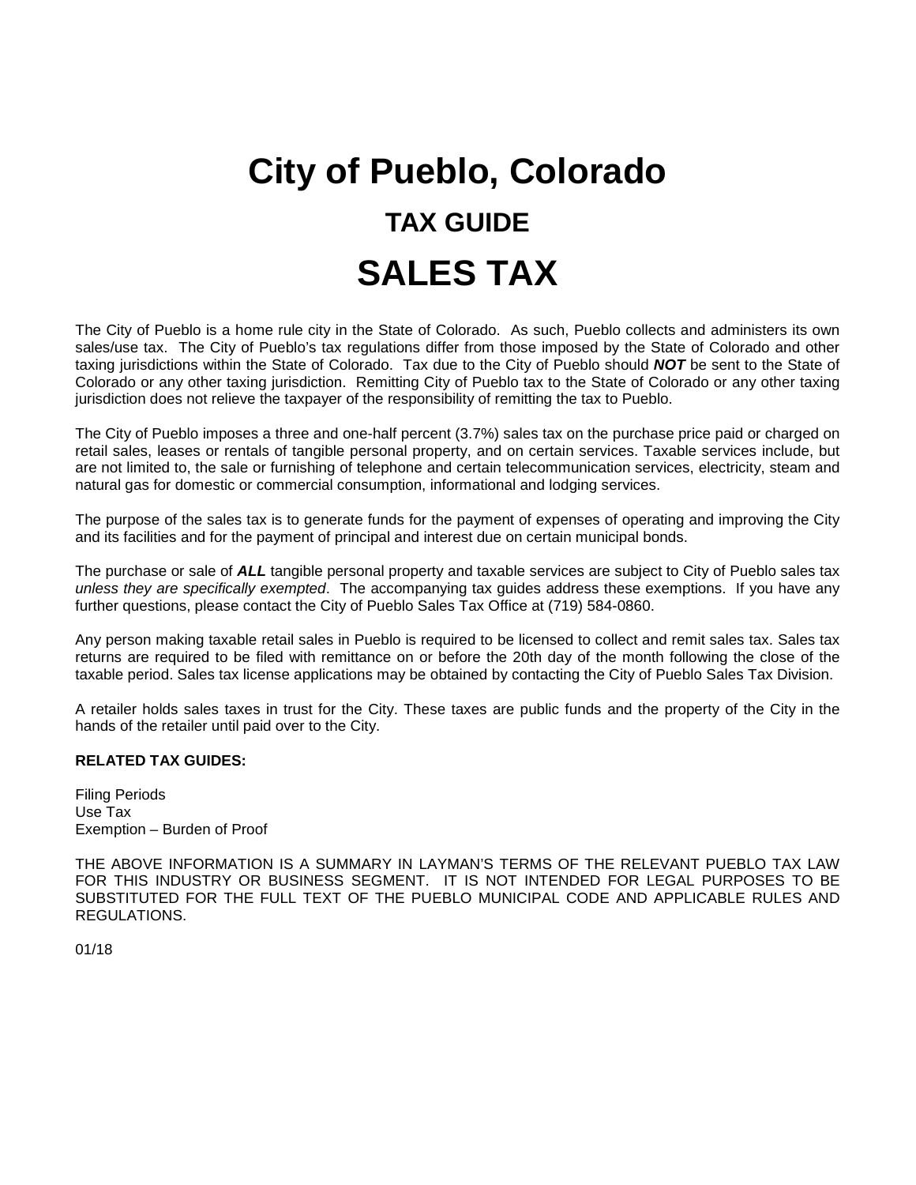# City of Pueblo, Colorado

## TAX GUIDE

# SALES TAX

The City of Pueblo is a home rule city in the State of Colorado. As such, Pueblo collects and administers its own sales/use tax. The City of Pueblo's tax regulations differ from those imposed by the State of Colorado and other taxing jurisdictions within the State of Colorado. Tax due to the City of Pueblo should ***NOT*** be sent to the State of Colorado or any other taxing jurisdiction. Remitting City of Pueblo tax to the State of Colorado or any other taxing jurisdiction does not relieve the taxpayer of the responsibility of remitting the tax to Pueblo.

The City of Pueblo imposes a three and one-half percent (3.7%) sales tax on the purchase price paid or charged on retail sales, leases or rentals of tangible personal property, and on certain services. Taxable services include, but are not limited to, the sale or furnishing of telephone and certain telecommunication services, electricity, steam and natural gas for domestic or commercial consumption, informational and lodging services.

The purpose of the sales tax is to generate funds for the payment of expenses of operating and improving the City and its facilities and for the payment of principal and interest due on certain municipal bonds.

The purchase or sale of ***ALL*** tangible personal property and taxable services are subject to City of Pueblo sales tax *unless they are specifically exempted*. The accompanying tax guides address these exemptions. If you have any further questions, please contact the City of Pueblo Sales Tax Office at (719) 584-0860.

Any person making taxable retail sales in Pueblo is required to be licensed to collect and remit sales tax. Sales tax returns are required to be filed with remittance on or before the 20th day of the month following the close of the taxable period. Sales tax license applications may be obtained by contacting the City of Pueblo Sales Tax Division.

A retailer holds sales taxes in trust for the City. These taxes are public funds and the property of the City in the hands of the retailer until paid over to the City.

**RELATED TAX GUIDES:**

Filing Periods
Use Tax
Exemption – Burden of Proof

THE ABOVE INFORMATION IS A SUMMARY IN LAYMAN'S TERMS OF THE RELEVANT PUEBLO TAX LAW FOR THIS INDUSTRY OR BUSINESS SEGMENT. IT IS NOT INTENDED FOR LEGAL PURPOSES TO BE SUBSTITUTED FOR THE FULL TEXT OF THE PUEBLO MUNICIPAL CODE AND APPLICABLE RULES AND REGULATIONS.

01/18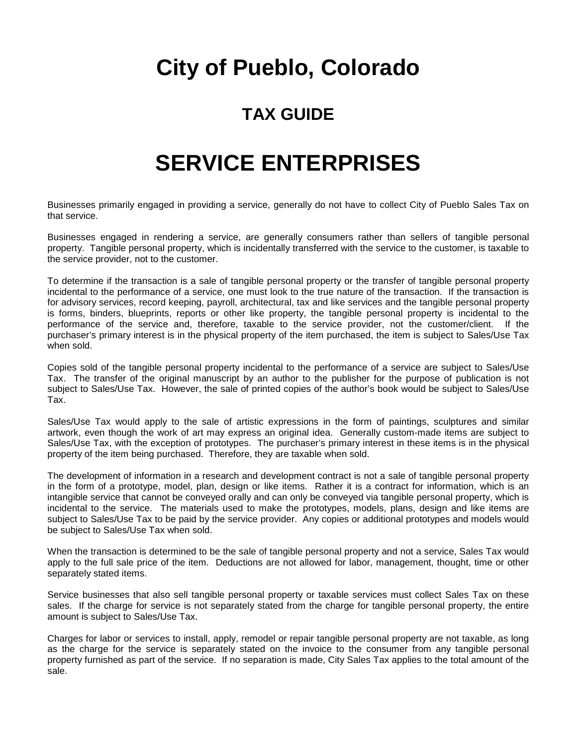# City of Pueblo, Colorado

## TAX GUIDE

# SERVICE ENTERPRISES

Businesses primarily engaged in providing a service, generally do not have to collect City of Pueblo Sales Tax on that service.

Businesses engaged in rendering a service, are generally consumers rather than sellers of tangible personal property. Tangible personal property, which is incidentally transferred with the service to the customer, is taxable to the service provider, not to the customer.

To determine if the transaction is a sale of tangible personal property or the transfer of tangible personal property incidental to the performance of a service, one must look to the true nature of the transaction. If the transaction is for advisory services, record keeping, payroll, architectural, tax and like services and the tangible personal property is forms, binders, blueprints, reports or other like property, the tangible personal property is incidental to the performance of the service and, therefore, taxable to the service provider, not the customer/client. If the purchaser's primary interest is in the physical property of the item purchased, the item is subject to Sales/Use Tax when sold.

Copies sold of the tangible personal property incidental to the performance of a service are subject to Sales/Use Tax. The transfer of the original manuscript by an author to the publisher for the purpose of publication is not subject to Sales/Use Tax. However, the sale of printed copies of the author's book would be subject to Sales/Use Tax.

Sales/Use Tax would apply to the sale of artistic expressions in the form of paintings, sculptures and similar artwork, even though the work of art may express an original idea. Generally custom-made items are subject to Sales/Use Tax, with the exception of prototypes. The purchaser's primary interest in these items is in the physical property of the item being purchased. Therefore, they are taxable when sold.

The development of information in a research and development contract is not a sale of tangible personal property in the form of a prototype, model, plan, design or like items. Rather it is a contract for information, which is an intangible service that cannot be conveyed orally and can only be conveyed via tangible personal property, which is incidental to the service. The materials used to make the prototypes, models, plans, design and like items are subject to Sales/Use Tax to be paid by the service provider. Any copies or additional prototypes and models would be subject to Sales/Use Tax when sold.

When the transaction is determined to be the sale of tangible personal property and not a service, Sales Tax would apply to the full sale price of the item. Deductions are not allowed for labor, management, thought, time or other separately stated items.

Service businesses that also sell tangible personal property or taxable services must collect Sales Tax on these sales. If the charge for service is not separately stated from the charge for tangible personal property, the entire amount is subject to Sales/Use Tax.

Charges for labor or services to install, apply, remodel or repair tangible personal property are not taxable, as long as the charge for the service is separately stated on the invoice to the consumer from any tangible personal property furnished as part of the service. If no separation is made, City Sales Tax applies to the total amount of the sale.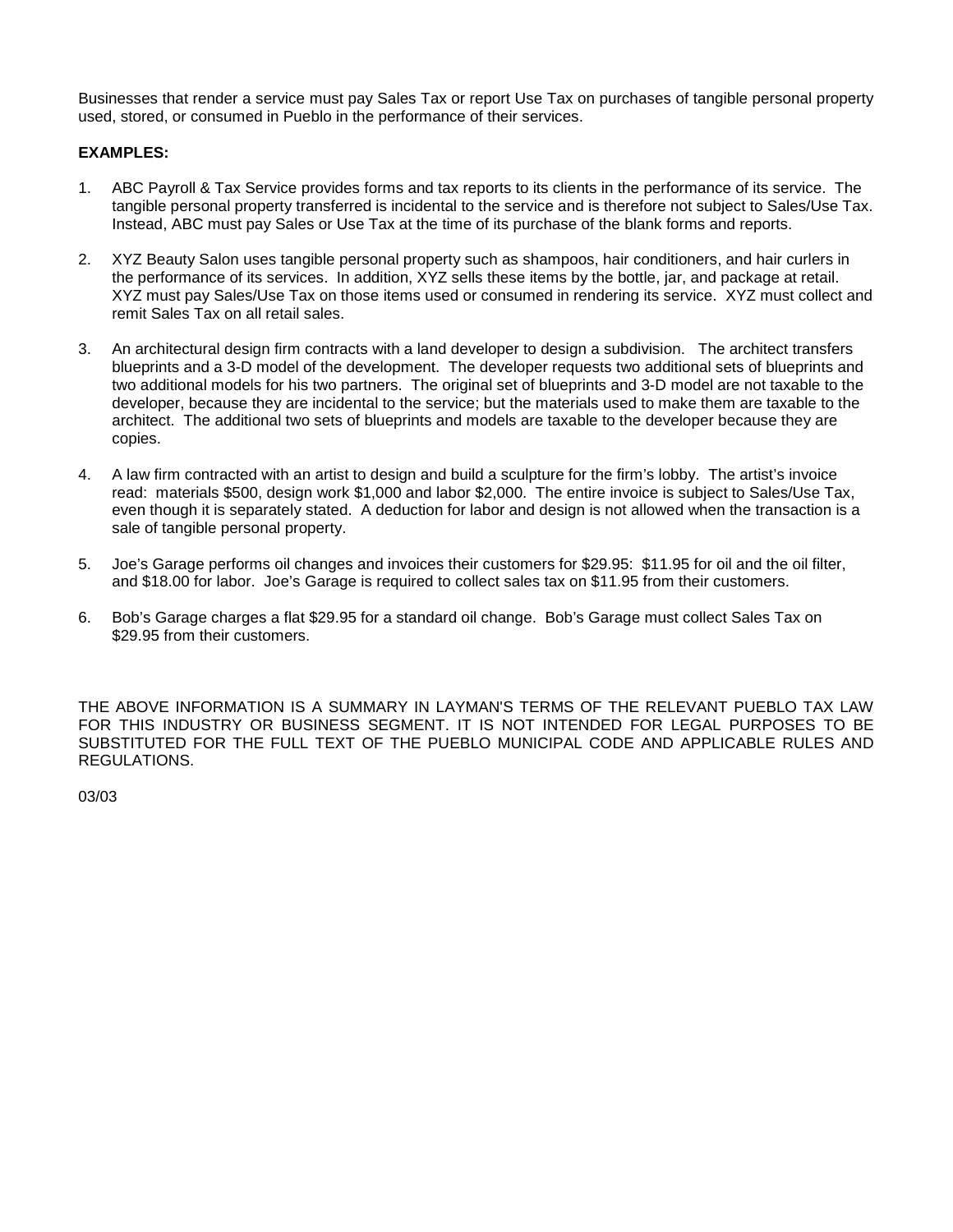Businesses that render a service must pay Sales Tax or report Use Tax on purchases of tangible personal property used, stored, or consumed in Pueblo in the performance of their services.

**EXAMPLES:**

1. ABC Payroll & Tax Service provides forms and tax reports to its clients in the performance of its service. The tangible personal property transferred is incidental to the service and is therefore not subject to Sales/Use Tax. Instead, ABC must pay Sales or Use Tax at the time of its purchase of the blank forms and reports.

2. XYZ Beauty Salon uses tangible personal property such as shampoos, hair conditioners, and hair curlers in the performance of its services. In addition, XYZ sells these items by the bottle, jar, and package at retail. XYZ must pay Sales/Use Tax on those items used or consumed in rendering its service. XYZ must collect and remit Sales Tax on all retail sales.

3. An architectural design firm contracts with a land developer to design a subdivision. The architect transfers blueprints and a 3-D model of the development. The developer requests two additional sets of blueprints and two additional models for his two partners. The original set of blueprints and 3-D model are not taxable to the developer, because they are incidental to the service; but the materials used to make them are taxable to the architect. The additional two sets of blueprints and models are taxable to the developer because they are copies.

4. A law firm contracted with an artist to design and build a sculpture for the firm's lobby. The artist's invoice read: materials $500, design work $1,000 and labor $2,000. The entire invoice is subject to Sales/Use Tax, even though it is separately stated. A deduction for labor and design is not allowed when the transaction is a sale of tangible personal property.

5. Joe's Garage performs oil changes and invoices their customers for $29.95: $11.95 for oil and the oil filter, and $18.00 for labor. Joe's Garage is required to collect sales tax on $11.95 from their customers.

6. Bob's Garage charges a flat $29.95 for a standard oil change. Bob's Garage must collect Sales Tax on $29.95 from their customers.

THE ABOVE INFORMATION IS A SUMMARY IN LAYMAN'S TERMS OF THE RELEVANT PUEBLO TAX LAW FOR THIS INDUSTRY OR BUSINESS SEGMENT. IT IS NOT INTENDED FOR LEGAL PURPOSES TO BE SUBSTITUTED FOR THE FULL TEXT OF THE PUEBLO MUNICIPAL CODE AND APPLICABLE RULES AND REGULATIONS.

03/03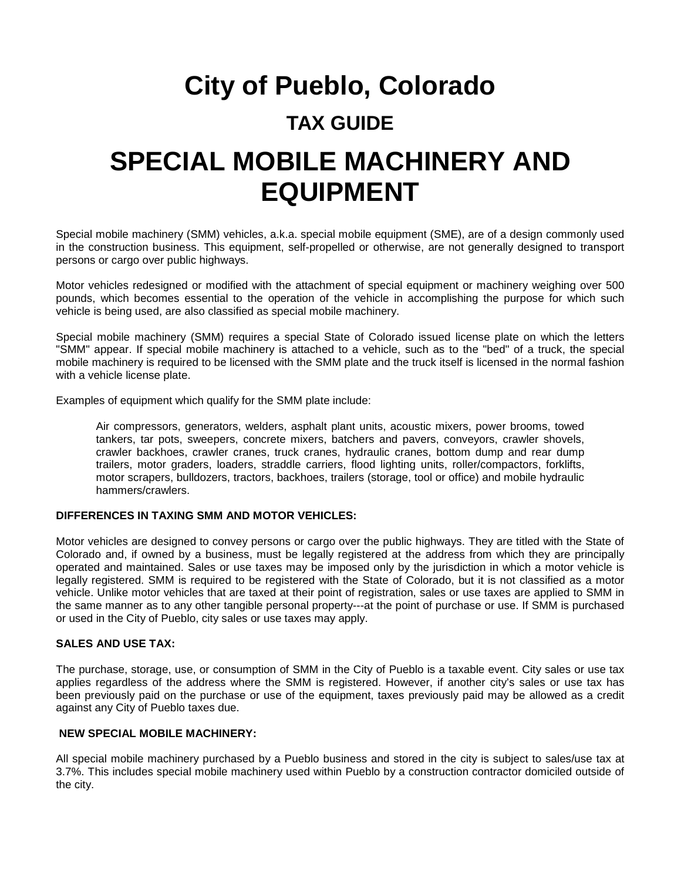# City of Pueblo, Colorado

## TAX GUIDE

# SPECIAL MOBILE MACHINERY AND EQUIPMENT

Special mobile machinery (SMM) vehicles, a.k.a. special mobile equipment (SME), are of a design commonly used in the construction business. This equipment, self-propelled or otherwise, are not generally designed to transport persons or cargo over public highways.

Motor vehicles redesigned or modified with the attachment of special equipment or machinery weighing over 500 pounds, which becomes essential to the operation of the vehicle in accomplishing the purpose for which such vehicle is being used, are also classified as special mobile machinery.

Special mobile machinery (SMM) requires a special State of Colorado issued license plate on which the letters "SMM" appear. If special mobile machinery is attached to a vehicle, such as to the "bed" of a truck, the special mobile machinery is required to be licensed with the SMM plate and the truck itself is licensed in the normal fashion with a vehicle license plate.

Examples of equipment which qualify for the SMM plate include:

> Air compressors, generators, welders, asphalt plant units, acoustic mixers, power brooms, towed tankers, tar pots, sweepers, concrete mixers, batchers and pavers, conveyors, crawler shovels, crawler backhoes, crawler cranes, truck cranes, hydraulic cranes, bottom dump and rear dump trailers, motor graders, loaders, straddle carriers, flood lighting units, roller/compactors, forklifts, motor scrapers, bulldozers, tractors, backhoes, trailers (storage, tool or office) and mobile hydraulic hammers/crawlers.

**DIFFERENCES IN TAXING SMM AND MOTOR VEHICLES:**

Motor vehicles are designed to convey persons or cargo over the public highways. They are titled with the State of Colorado and, if owned by a business, must be legally registered at the address from which they are principally operated and maintained. Sales or use taxes may be imposed only by the jurisdiction in which a motor vehicle is legally registered. SMM is required to be registered with the State of Colorado, but it is not classified as a motor vehicle. Unlike motor vehicles that are taxed at their point of registration, sales or use taxes are applied to SMM in the same manner as to any other tangible personal property---at the point of purchase or use. If SMM is purchased or used in the City of Pueblo, city sales or use taxes may apply.

**SALES AND USE TAX:**

The purchase, storage, use, or consumption of SMM in the City of Pueblo is a taxable event. City sales or use tax applies regardless of the address where the SMM is registered. However, if another city's sales or use tax has been previously paid on the purchase or use of the equipment, taxes previously paid may be allowed as a credit against any City of Pueblo taxes due.

**NEW SPECIAL MOBILE MACHINERY:**

All special mobile machinery purchased by a Pueblo business and stored in the city is subject to sales/use tax at 3.7%. This includes special mobile machinery used within Pueblo by a construction contractor domiciled outside of the city.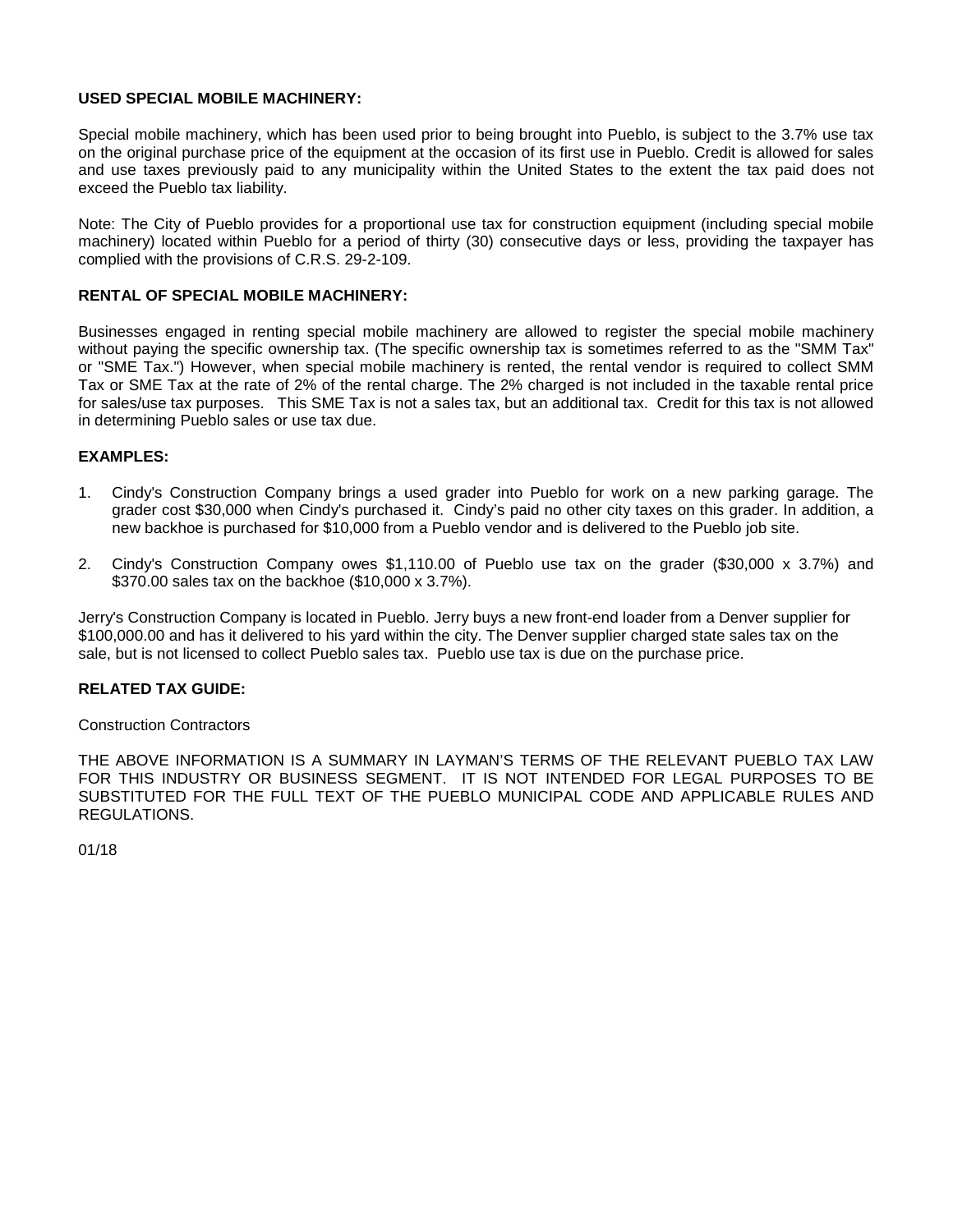**USED SPECIAL MOBILE MACHINERY:**

Special mobile machinery, which has been used prior to being brought into Pueblo, is subject to the 3.7% use tax on the original purchase price of the equipment at the occasion of its first use in Pueblo. Credit is allowed for sales and use taxes previously paid to any municipality within the United States to the extent the tax paid does not exceed the Pueblo tax liability.

Note: The City of Pueblo provides for a proportional use tax for construction equipment (including special mobile machinery) located within Pueblo for a period of thirty (30) consecutive days or less, providing the taxpayer has complied with the provisions of C.R.S. 29-2-109.

**RENTAL OF SPECIAL MOBILE MACHINERY:**

Businesses engaged in renting special mobile machinery are allowed to register the special mobile machinery without paying the specific ownership tax. (The specific ownership tax is sometimes referred to as the "SMM Tax" or "SME Tax.") However, when special mobile machinery is rented, the rental vendor is required to collect SMM Tax or SME Tax at the rate of 2% of the rental charge. The 2% charged is not included in the taxable rental price for sales/use tax purposes. This SME Tax is not a sales tax, but an additional tax. Credit for this tax is not allowed in determining Pueblo sales or use tax due.

**EXAMPLES:**

1. Cindy's Construction Company brings a used grader into Pueblo for work on a new parking garage. The grader cost $30,000 when Cindy's purchased it. Cindy's paid no other city taxes on this grader. In addition, a new backhoe is purchased for $10,000 from a Pueblo vendor and is delivered to the Pueblo job site.

2. Cindy's Construction Company owes $1,110.00 of Pueblo use tax on the grader ($30,000 x 3.7%) and $370.00 sales tax on the backhoe ($10,000 x 3.7%).

Jerry's Construction Company is located in Pueblo. Jerry buys a new front-end loader from a Denver supplier for $100,000.00 and has it delivered to his yard within the city. The Denver supplier charged state sales tax on the sale, but is not licensed to collect Pueblo sales tax. Pueblo use tax is due on the purchase price.

**RELATED TAX GUIDE:**

Construction Contractors

THE ABOVE INFORMATION IS A SUMMARY IN LAYMAN'S TERMS OF THE RELEVANT PUEBLO TAX LAW FOR THIS INDUSTRY OR BUSINESS SEGMENT. IT IS NOT INTENDED FOR LEGAL PURPOSES TO BE SUBSTITUTED FOR THE FULL TEXT OF THE PUEBLO MUNICIPAL CODE AND APPLICABLE RULES AND REGULATIONS.

01/18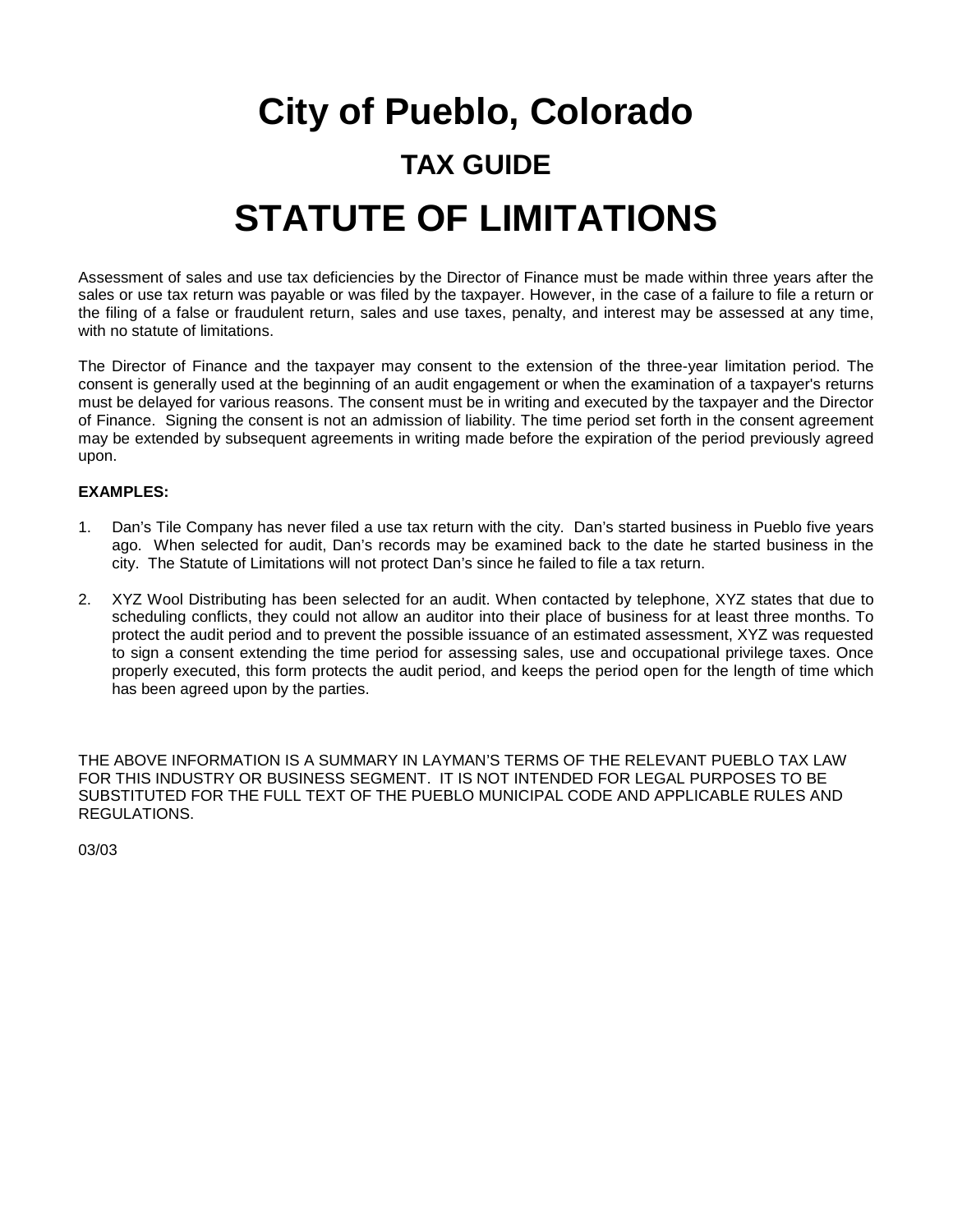# City of Pueblo, Colorado

## TAX GUIDE

# STATUTE OF LIMITATIONS

Assessment of sales and use tax deficiencies by the Director of Finance must be made within three years after the sales or use tax return was payable or was filed by the taxpayer. However, in the case of a failure to file a return or the filing of a false or fraudulent return, sales and use taxes, penalty, and interest may be assessed at any time, with no statute of limitations.

The Director of Finance and the taxpayer may consent to the extension of the three-year limitation period. The consent is generally used at the beginning of an audit engagement or when the examination of a taxpayer's returns must be delayed for various reasons. The consent must be in writing and executed by the taxpayer and the Director of Finance. Signing the consent is not an admission of liability. The time period set forth in the consent agreement may be extended by subsequent agreements in writing made before the expiration of the period previously agreed upon.

**EXAMPLES:**

1. Dan's Tile Company has never filed a use tax return with the city. Dan's started business in Pueblo five years ago. When selected for audit, Dan's records may be examined back to the date he started business in the city. The Statute of Limitations will not protect Dan's since he failed to file a tax return.

2. XYZ Wool Distributing has been selected for an audit. When contacted by telephone, XYZ states that due to scheduling conflicts, they could not allow an auditor into their place of business for at least three months. To protect the audit period and to prevent the possible issuance of an estimated assessment, XYZ was requested to sign a consent extending the time period for assessing sales, use and occupational privilege taxes. Once properly executed, this form protects the audit period, and keeps the period open for the length of time which has been agreed upon by the parties.

THE ABOVE INFORMATION IS A SUMMARY IN LAYMAN'S TERMS OF THE RELEVANT PUEBLO TAX LAW FOR THIS INDUSTRY OR BUSINESS SEGMENT. IT IS NOT INTENDED FOR LEGAL PURPOSES TO BE SUBSTITUTED FOR THE FULL TEXT OF THE PUEBLO MUNICIPAL CODE AND APPLICABLE RULES AND REGULATIONS.

03/03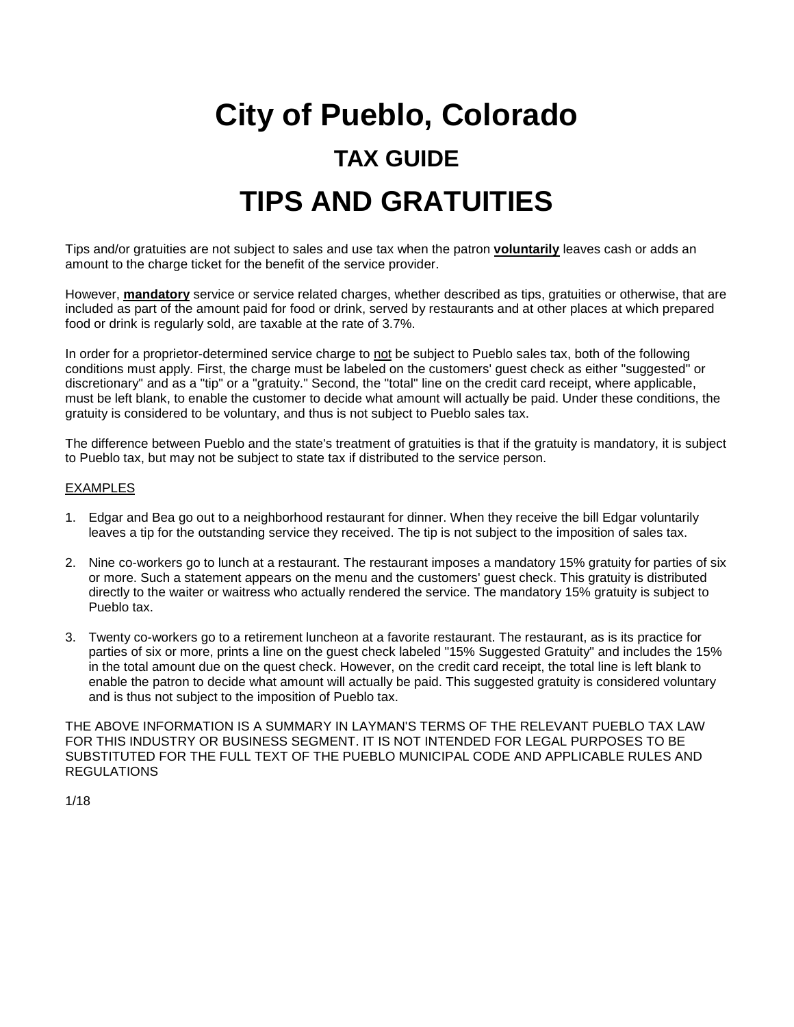# City of Pueblo, Colorado

## TAX GUIDE

# TIPS AND GRATUITIES

Tips and/or gratuities are not subject to sales and use tax when the patron **voluntarily** leaves cash or adds an amount to the charge ticket for the benefit of the service provider.

However, **mandatory** service or service related charges, whether described as tips, gratuities or otherwise, that are included as part of the amount paid for food or drink, served by restaurants and at other places at which prepared food or drink is regularly sold, are taxable at the rate of 3.7%.

In order for a proprietor-determined service charge to not be subject to Pueblo sales tax, both of the following conditions must apply. First, the charge must be labeled on the customers' guest check as either "suggested" or discretionary" and as a "tip" or a "gratuity." Second, the "total" line on the credit card receipt, where applicable, must be left blank, to enable the customer to decide what amount will actually be paid. Under these conditions, the gratuity is considered to be voluntary, and thus is not subject to Pueblo sales tax.

The difference between Pueblo and the state's treatment of gratuities is that if the gratuity is mandatory, it is subject to Pueblo tax, but may not be subject to state tax if distributed to the service person.

EXAMPLES

1. Edgar and Bea go out to a neighborhood restaurant for dinner. When they receive the bill Edgar voluntarily leaves a tip for the outstanding service they received. The tip is not subject to the imposition of sales tax.

2. Nine co-workers go to lunch at a restaurant. The restaurant imposes a mandatory 15% gratuity for parties of six or more. Such a statement appears on the menu and the customers' guest check. This gratuity is distributed directly to the waiter or waitress who actually rendered the service. The mandatory 15% gratuity is subject to Pueblo tax.

3. Twenty co-workers go to a retirement luncheon at a favorite restaurant. The restaurant, as is its practice for parties of six or more, prints a line on the guest check labeled "15% Suggested Gratuity" and includes the 15% in the total amount due on the quest check. However, on the credit card receipt, the total line is left blank to enable the patron to decide what amount will actually be paid. This suggested gratuity is considered voluntary and is thus not subject to the imposition of Pueblo tax.

THE ABOVE INFORMATION IS A SUMMARY IN LAYMAN'S TERMS OF THE RELEVANT PUEBLO TAX LAW FOR THIS INDUSTRY OR BUSINESS SEGMENT. IT IS NOT INTENDED FOR LEGAL PURPOSES TO BE SUBSTITUTED FOR THE FULL TEXT OF THE PUEBLO MUNICIPAL CODE AND APPLICABLE RULES AND REGULATIONS

1/18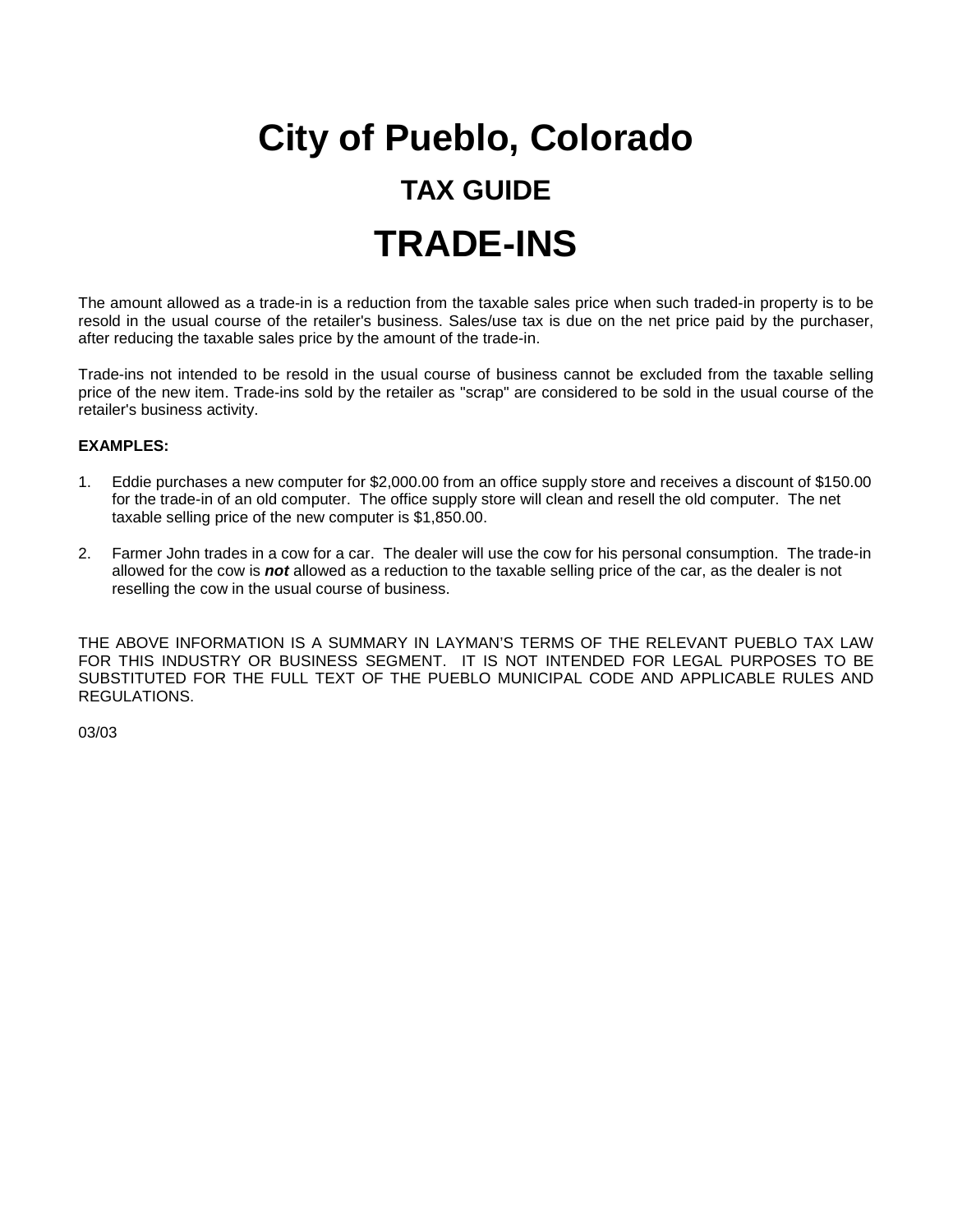# City of Pueblo, Colorado

## TAX GUIDE

# TRADE-INS

The amount allowed as a trade-in is a reduction from the taxable sales price when such traded-in property is to be resold in the usual course of the retailer's business. Sales/use tax is due on the net price paid by the purchaser, after reducing the taxable sales price by the amount of the trade-in.

Trade-ins not intended to be resold in the usual course of business cannot be excluded from the taxable selling price of the new item. Trade-ins sold by the retailer as "scrap" are considered to be sold in the usual course of the retailer's business activity.

**EXAMPLES:**

1. Eddie purchases a new computer for $2,000.00 from an office supply store and receives a discount of $150.00 for the trade-in of an old computer. The office supply store will clean and resell the old computer. The net taxable selling price of the new computer is $1,850.00.

2. Farmer John trades in a cow for a car. The dealer will use the cow for his personal consumption. The trade-in allowed for the cow is ***not*** allowed as a reduction to the taxable selling price of the car, as the dealer is not reselling the cow in the usual course of business.

THE ABOVE INFORMATION IS A SUMMARY IN LAYMAN'S TERMS OF THE RELEVANT PUEBLO TAX LAW FOR THIS INDUSTRY OR BUSINESS SEGMENT. IT IS NOT INTENDED FOR LEGAL PURPOSES TO BE SUBSTITUTED FOR THE FULL TEXT OF THE PUEBLO MUNICIPAL CODE AND APPLICABLE RULES AND REGULATIONS.

03/03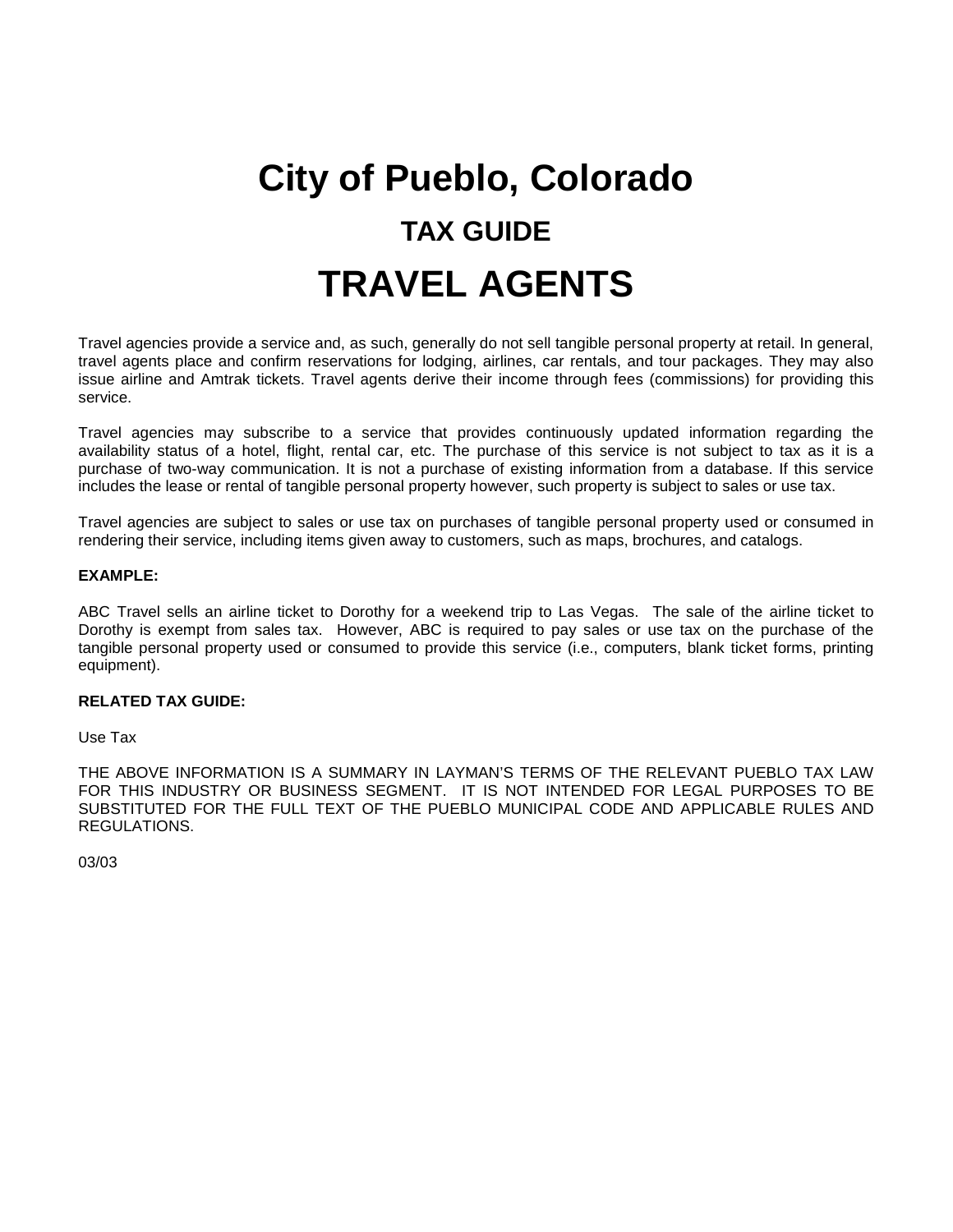# City of Pueblo, Colorado

## TAX GUIDE

# TRAVEL AGENTS

Travel agencies provide a service and, as such, generally do not sell tangible personal property at retail. In general, travel agents place and confirm reservations for lodging, airlines, car rentals, and tour packages. They may also issue airline and Amtrak tickets. Travel agents derive their income through fees (commissions) for providing this service.

Travel agencies may subscribe to a service that provides continuously updated information regarding the availability status of a hotel, flight, rental car, etc. The purchase of this service is not subject to tax as it is a purchase of two-way communication. It is not a purchase of existing information from a database. If this service includes the lease or rental of tangible personal property however, such property is subject to sales or use tax.

Travel agencies are subject to sales or use tax on purchases of tangible personal property used or consumed in rendering their service, including items given away to customers, such as maps, brochures, and catalogs.

**EXAMPLE:**

ABC Travel sells an airline ticket to Dorothy for a weekend trip to Las Vegas. The sale of the airline ticket to Dorothy is exempt from sales tax. However, ABC is required to pay sales or use tax on the purchase of the tangible personal property used or consumed to provide this service (i.e., computers, blank ticket forms, printing equipment).

**RELATED TAX GUIDE:**

Use Tax

THE ABOVE INFORMATION IS A SUMMARY IN LAYMAN'S TERMS OF THE RELEVANT PUEBLO TAX LAW FOR THIS INDUSTRY OR BUSINESS SEGMENT. IT IS NOT INTENDED FOR LEGAL PURPOSES TO BE SUBSTITUTED FOR THE FULL TEXT OF THE PUEBLO MUNICIPAL CODE AND APPLICABLE RULES AND REGULATIONS.

03/03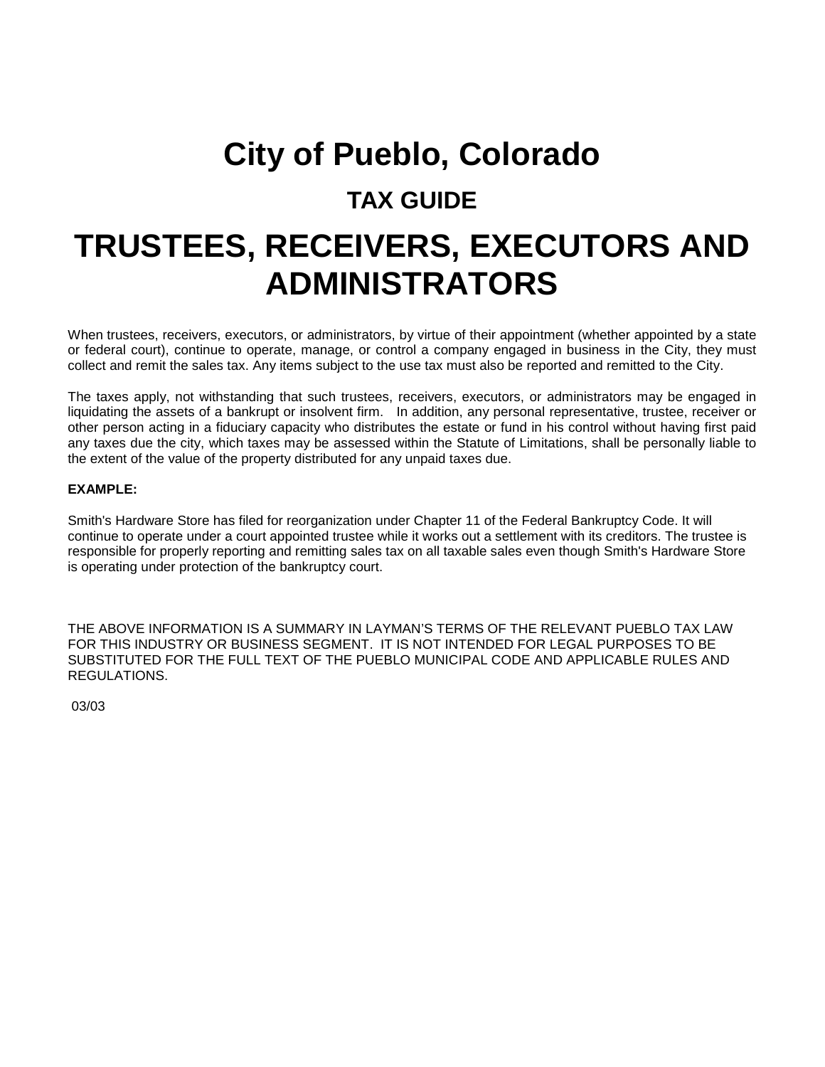# City of Pueblo, Colorado

## TAX GUIDE

# TRUSTEES, RECEIVERS, EXECUTORS AND ADMINISTRATORS

When trustees, receivers, executors, or administrators, by virtue of their appointment (whether appointed by a state or federal court), continue to operate, manage, or control a company engaged in business in the City, they must collect and remit the sales tax. Any items subject to the use tax must also be reported and remitted to the City.

The taxes apply, not withstanding that such trustees, receivers, executors, or administrators may be engaged in liquidating the assets of a bankrupt or insolvent firm. In addition, any personal representative, trustee, receiver or other person acting in a fiduciary capacity who distributes the estate or fund in his control without having first paid any taxes due the city, which taxes may be assessed within the Statute of Limitations, shall be personally liable to the extent of the value of the property distributed for any unpaid taxes due.

**EXAMPLE:**

Smith's Hardware Store has filed for reorganization under Chapter 11 of the Federal Bankruptcy Code. It will continue to operate under a court appointed trustee while it works out a settlement with its creditors. The trustee is responsible for properly reporting and remitting sales tax on all taxable sales even though Smith's Hardware Store is operating under protection of the bankruptcy court.

THE ABOVE INFORMATION IS A SUMMARY IN LAYMAN'S TERMS OF THE RELEVANT PUEBLO TAX LAW FOR THIS INDUSTRY OR BUSINESS SEGMENT. IT IS NOT INTENDED FOR LEGAL PURPOSES TO BE SUBSTITUTED FOR THE FULL TEXT OF THE PUEBLO MUNICIPAL CODE AND APPLICABLE RULES AND REGULATIONS.

03/03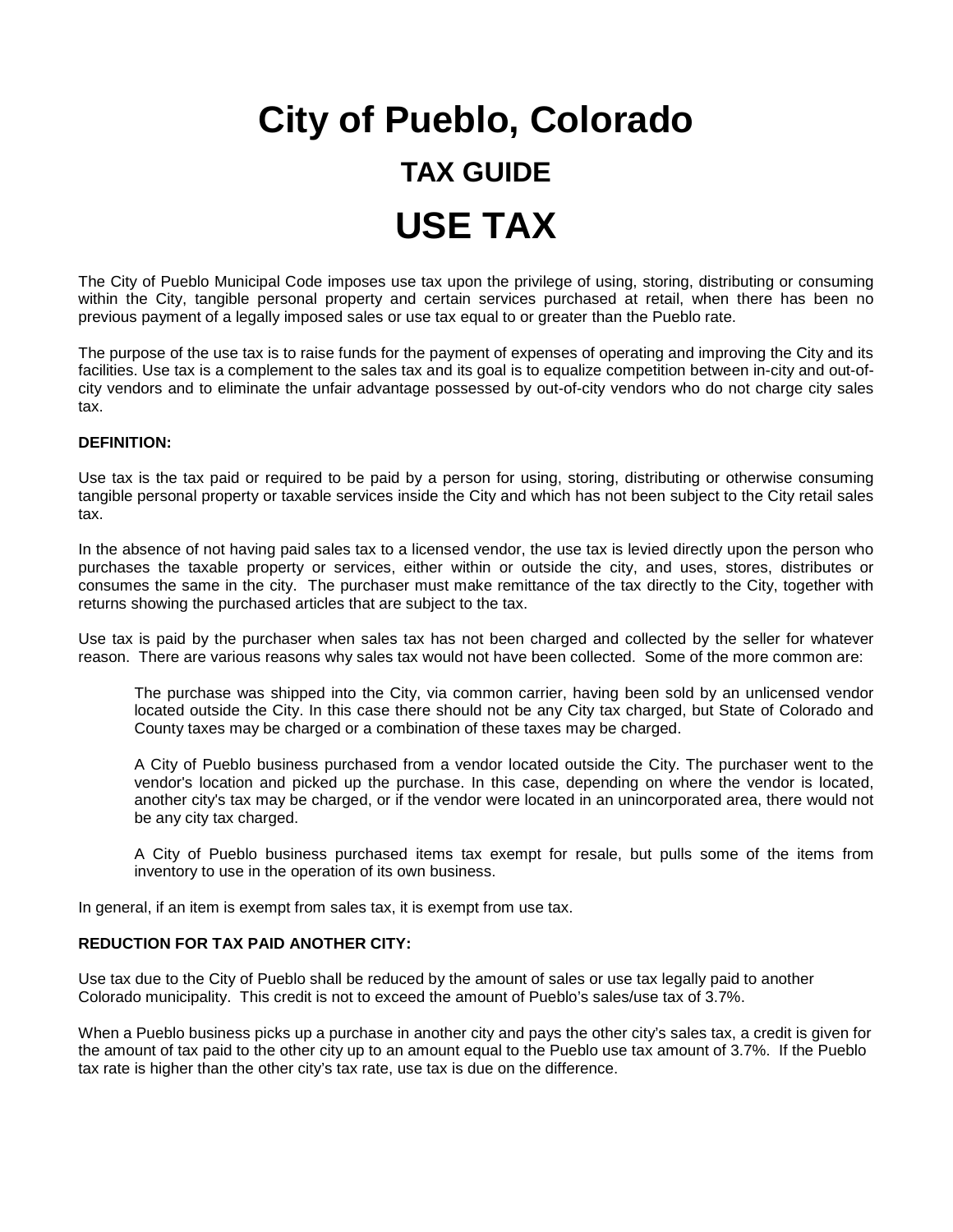# City of Pueblo, Colorado

## TAX GUIDE

# USE TAX

The City of Pueblo Municipal Code imposes use tax upon the privilege of using, storing, distributing or consuming within the City, tangible personal property and certain services purchased at retail, when there has been no previous payment of a legally imposed sales or use tax equal to or greater than the Pueblo rate.

The purpose of the use tax is to raise funds for the payment of expenses of operating and improving the City and its facilities. Use tax is a complement to the sales tax and its goal is to equalize competition between in-city and out-of-city vendors and to eliminate the unfair advantage possessed by out-of-city vendors who do not charge city sales tax.

**DEFINITION:**

Use tax is the tax paid or required to be paid by a person for using, storing, distributing or otherwise consuming tangible personal property or taxable services inside the City and which has not been subject to the City retail sales tax.

In the absence of not having paid sales tax to a licensed vendor, the use tax is levied directly upon the person who purchases the taxable property or services, either within or outside the city, and uses, stores, distributes or consumes the same in the city. The purchaser must make remittance of the tax directly to the City, together with returns showing the purchased articles that are subject to the tax.

Use tax is paid by the purchaser when sales tax has not been charged and collected by the seller for whatever reason. There are various reasons why sales tax would not have been collected. Some of the more common are:

> The purchase was shipped into the City, via common carrier, having been sold by an unlicensed vendor located outside the City. In this case there should not be any City tax charged, but State of Colorado and County taxes may be charged or a combination of these taxes may be charged.
>
> A City of Pueblo business purchased from a vendor located outside the City. The purchaser went to the vendor's location and picked up the purchase. In this case, depending on where the vendor is located, another city's tax may be charged, or if the vendor were located in an unincorporated area, there would not be any city tax charged.
>
> A City of Pueblo business purchased items tax exempt for resale, but pulls some of the items from inventory to use in the operation of its own business.

In general, if an item is exempt from sales tax, it is exempt from use tax.

**REDUCTION FOR TAX PAID ANOTHER CITY:**

Use tax due to the City of Pueblo shall be reduced by the amount of sales or use tax legally paid to another Colorado municipality. This credit is not to exceed the amount of Pueblo's sales/use tax of 3.7%.

When a Pueblo business picks up a purchase in another city and pays the other city's sales tax, a credit is given for the amount of tax paid to the other city up to an amount equal to the Pueblo use tax amount of 3.7%. If the Pueblo tax rate is higher than the other city's tax rate, use tax is due on the difference.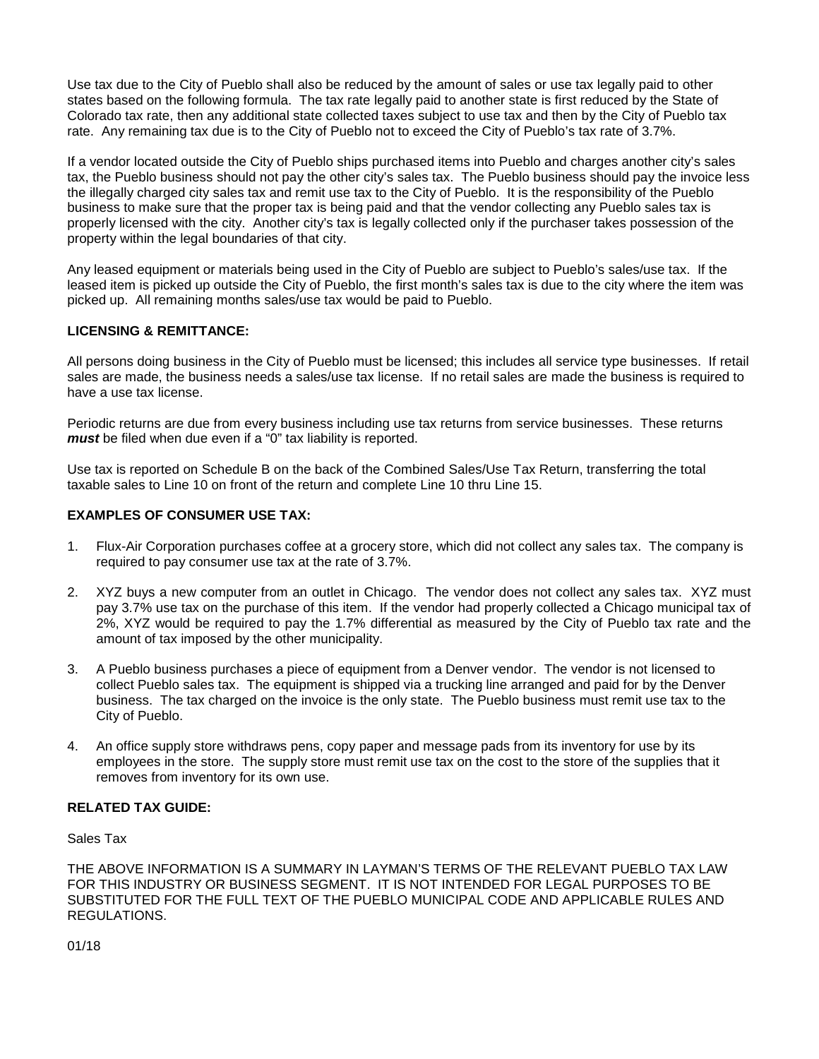Use tax due to the City of Pueblo shall also be reduced by the amount of sales or use tax legally paid to other states based on the following formula. The tax rate legally paid to another state is first reduced by the State of Colorado tax rate, then any additional state collected taxes subject to use tax and then by the City of Pueblo tax rate. Any remaining tax due is to the City of Pueblo not to exceed the City of Pueblo's tax rate of 3.7%.

If a vendor located outside the City of Pueblo ships purchased items into Pueblo and charges another city's sales tax, the Pueblo business should not pay the other city's sales tax. The Pueblo business should pay the invoice less the illegally charged city sales tax and remit use tax to the City of Pueblo. It is the responsibility of the Pueblo business to make sure that the proper tax is being paid and that the vendor collecting any Pueblo sales tax is properly licensed with the city. Another city's tax is legally collected only if the purchaser takes possession of the property within the legal boundaries of that city.

Any leased equipment or materials being used in the City of Pueblo are subject to Pueblo's sales/use tax. If the leased item is picked up outside the City of Pueblo, the first month's sales tax is due to the city where the item was picked up. All remaining months sales/use tax would be paid to Pueblo.

**LICENSING & REMITTANCE:**

All persons doing business in the City of Pueblo must be licensed; this includes all service type businesses. If retail sales are made, the business needs a sales/use tax license. If no retail sales are made the business is required to have a use tax license.

Periodic returns are due from every business including use tax returns from service businesses. These returns ***must*** be filed when due even if a "0" tax liability is reported.

Use tax is reported on Schedule B on the back of the Combined Sales/Use Tax Return, transferring the total taxable sales to Line 10 on front of the return and complete Line 10 thru Line 15.

**EXAMPLES OF CONSUMER USE TAX:**

1. Flux-Air Corporation purchases coffee at a grocery store, which did not collect any sales tax. The company is required to pay consumer use tax at the rate of 3.7%.

2. XYZ buys a new computer from an outlet in Chicago. The vendor does not collect any sales tax. XYZ must pay 3.7% use tax on the purchase of this item. If the vendor had properly collected a Chicago municipal tax of 2%, XYZ would be required to pay the 1.7% differential as measured by the City of Pueblo tax rate and the amount of tax imposed by the other municipality.

3. A Pueblo business purchases a piece of equipment from a Denver vendor. The vendor is not licensed to collect Pueblo sales tax. The equipment is shipped via a trucking line arranged and paid for by the Denver business. The tax charged on the invoice is the only state. The Pueblo business must remit use tax to the City of Pueblo.

4. An office supply store withdraws pens, copy paper and message pads from its inventory for use by its employees in the store. The supply store must remit use tax on the cost to the store of the supplies that it removes from inventory for its own use.

**RELATED TAX GUIDE:**

Sales Tax

THE ABOVE INFORMATION IS A SUMMARY IN LAYMAN'S TERMS OF THE RELEVANT PUEBLO TAX LAW FOR THIS INDUSTRY OR BUSINESS SEGMENT. IT IS NOT INTENDED FOR LEGAL PURPOSES TO BE SUBSTITUTED FOR THE FULL TEXT OF THE PUEBLO MUNICIPAL CODE AND APPLICABLE RULES AND REGULATIONS.

01/18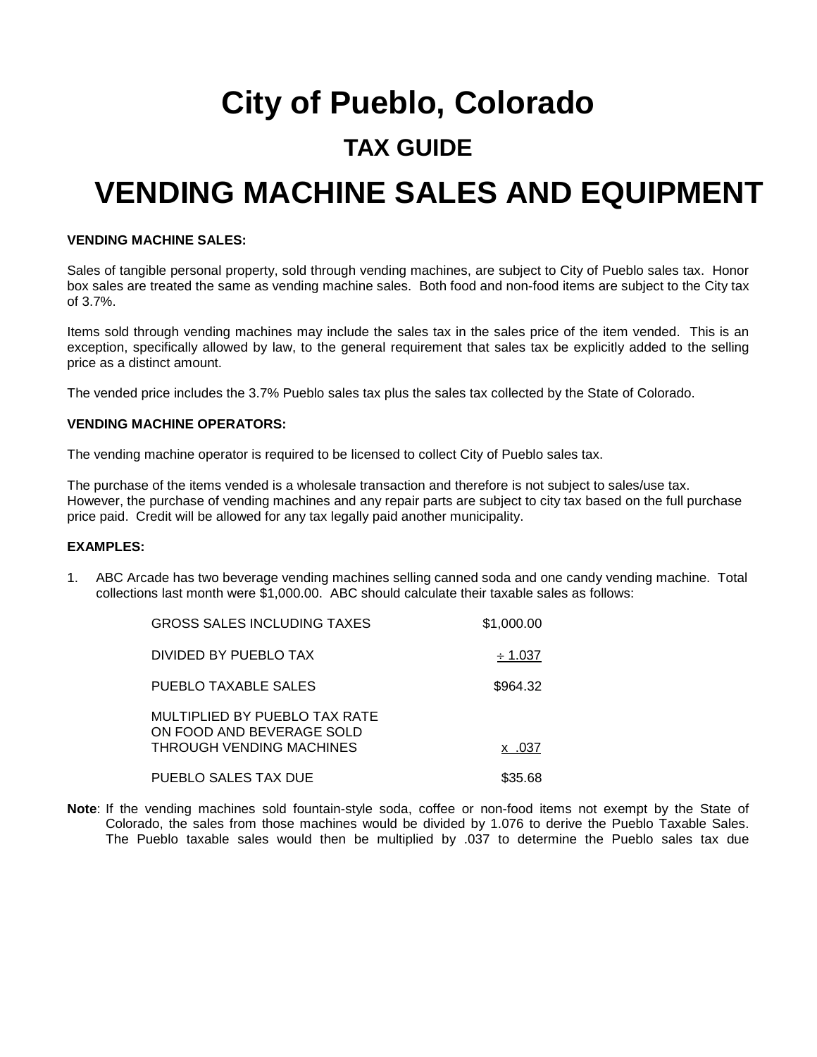# City of Pueblo, Colorado

## TAX GUIDE

# VENDING MACHINE SALES AND EQUIPMENT

**VENDING MACHINE SALES:**

Sales of tangible personal property, sold through vending machines, are subject to City of Pueblo sales tax. Honor box sales are treated the same as vending machine sales. Both food and non-food items are subject to the City tax of 3.7%.

Items sold through vending machines may include the sales tax in the sales price of the item vended. This is an exception, specifically allowed by law, to the general requirement that sales tax be explicitly added to the selling price as a distinct amount.

The vended price includes the 3.7% Pueblo sales tax plus the sales tax collected by the State of Colorado.

**VENDING MACHINE OPERATORS:**

The vending machine operator is required to be licensed to collect City of Pueblo sales tax.

The purchase of the items vended is a wholesale transaction and therefore is not subject to sales/use tax. However, the purchase of vending machines and any repair parts are subject to city tax based on the full purchase price paid. Credit will be allowed for any tax legally paid another municipality.

**EXAMPLES:**

1. ABC Arcade has two beverage vending machines selling canned soda and one candy vending machine. Total collections last month were $1,000.00. ABC should calculate their taxable sales as follows:

| | |
|---|---|
| GROSS SALES INCLUDING TAXES | $1,000.00 |
| DIVIDED BY PUEBLO TAX | ÷ 1.037 |
| PUEBLO TAXABLE SALES | $964.32 |
| MULTIPLIED BY PUEBLO TAX RATE ON FOOD AND BEVERAGE SOLD THROUGH VENDING MACHINES | x .037 |
| PUEBLO SALES TAX DUE | $35.68 |

**Note**: If the vending machines sold fountain-style soda, coffee or non-food items not exempt by the State of Colorado, the sales from those machines would be divided by 1.076 to derive the Pueblo Taxable Sales. The Pueblo taxable sales would then be multiplied by .037 to determine the Pueblo sales tax due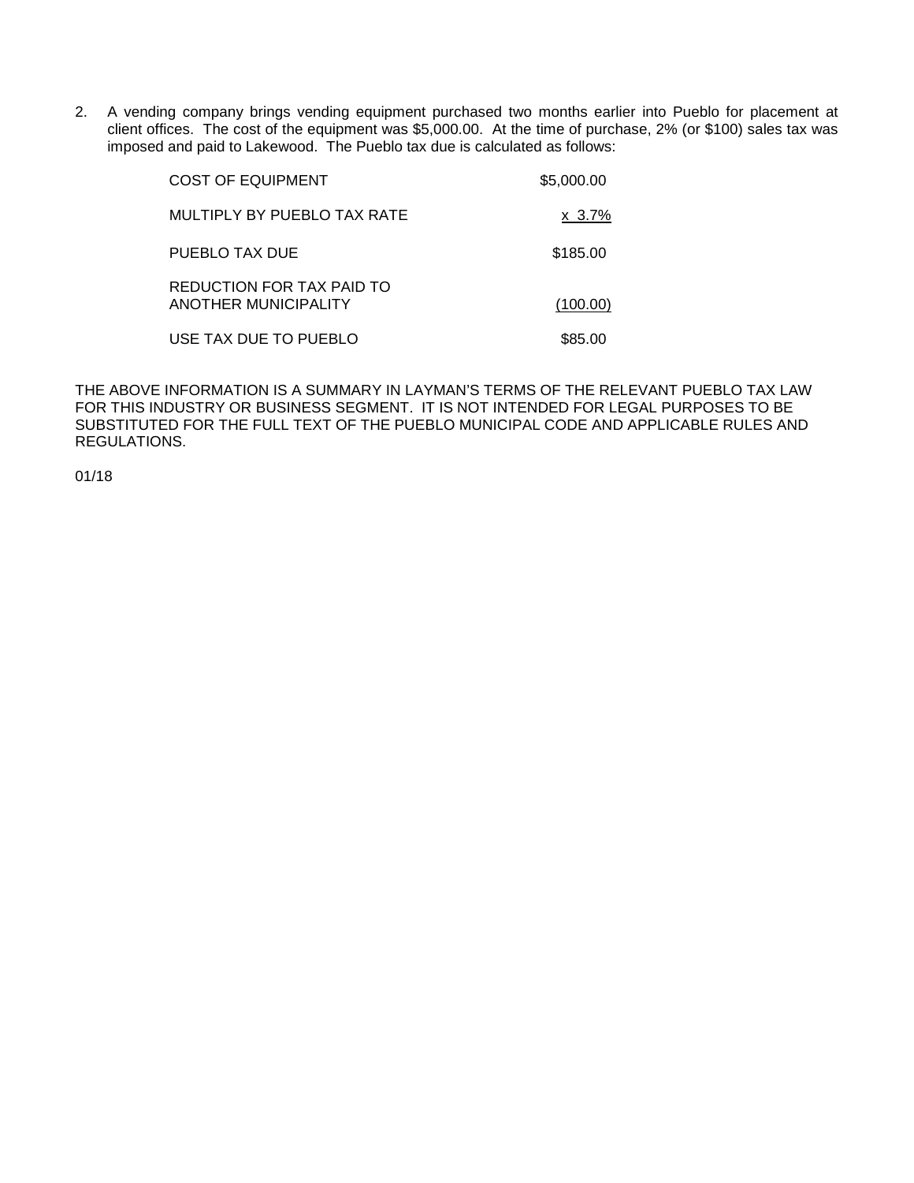2. A vending company brings vending equipment purchased two months earlier into Pueblo for placement at client offices. The cost of the equipment was $5,000.00. At the time of purchase, 2% (or $100) sales tax was imposed and paid to Lakewood. The Pueblo tax due is calculated as follows:

| | |
|---|---|
| COST OF EQUIPMENT | $5,000.00 |
| MULTIPLY BY PUEBLO TAX RATE | x 3.7% |
| PUEBLO TAX DUE | $185.00 |
| REDUCTION FOR TAX PAID TO ANOTHER MUNICIPALITY | (100.00) |
| USE TAX DUE TO PUEBLO | $85.00 |

THE ABOVE INFORMATION IS A SUMMARY IN LAYMAN'S TERMS OF THE RELEVANT PUEBLO TAX LAW FOR THIS INDUSTRY OR BUSINESS SEGMENT. IT IS NOT INTENDED FOR LEGAL PURPOSES TO BE SUBSTITUTED FOR THE FULL TEXT OF THE PUEBLO MUNICIPAL CODE AND APPLICABLE RULES AND REGULATIONS.

01/18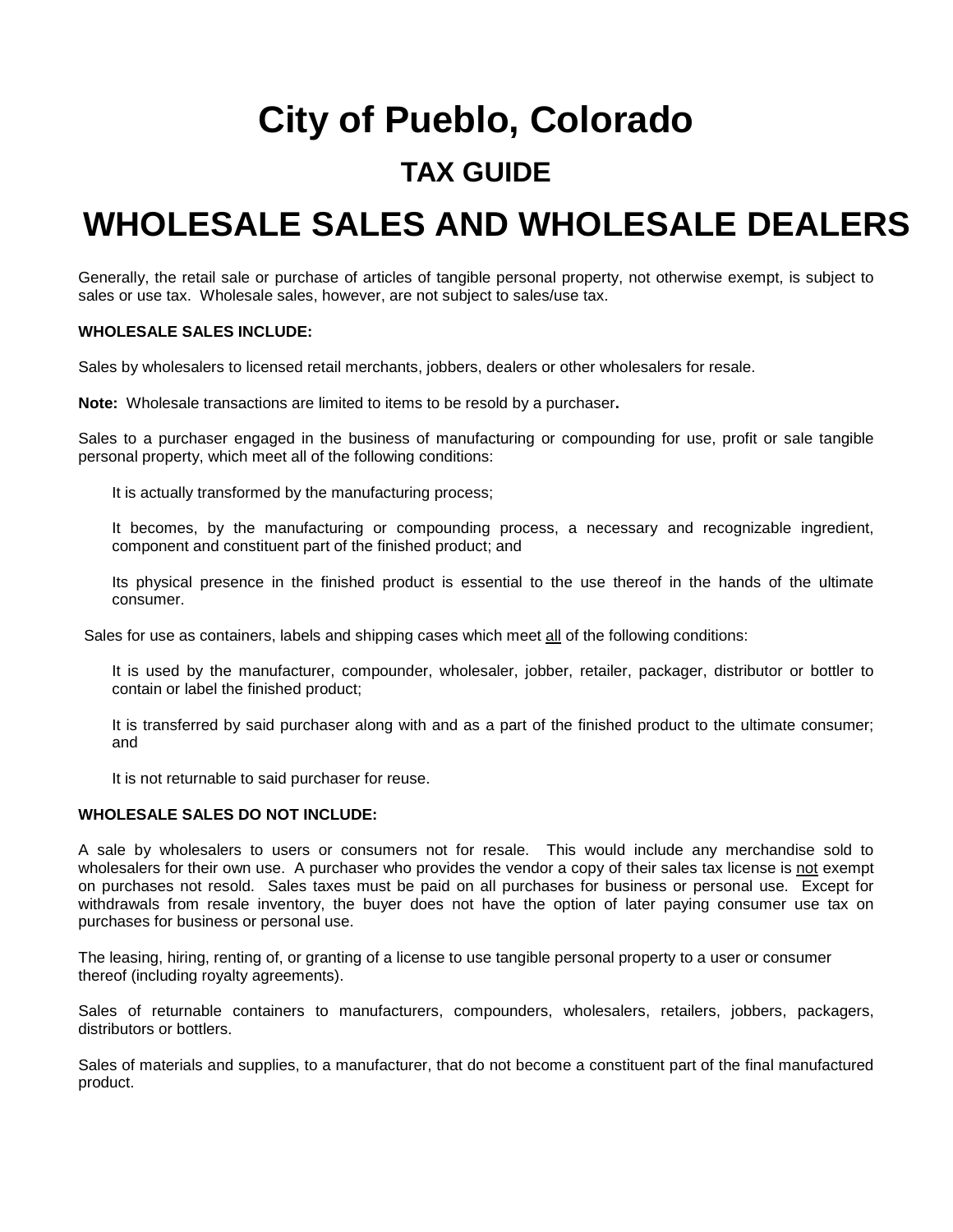# City of Pueblo, Colorado

## TAX GUIDE

# WHOLESALE SALES AND WHOLESALE DEALERS

Generally, the retail sale or purchase of articles of tangible personal property, not otherwise exempt, is subject to sales or use tax. Wholesale sales, however, are not subject to sales/use tax.

**WHOLESALE SALES INCLUDE:**

Sales by wholesalers to licensed retail merchants, jobbers, dealers or other wholesalers for resale.

**Note:** Wholesale transactions are limited to items to be resold by a purchaser**.**

Sales to a purchaser engaged in the business of manufacturing or compounding for use, profit or sale tangible personal property, which meet all of the following conditions:

It is actually transformed by the manufacturing process;

It becomes, by the manufacturing or compounding process, a necessary and recognizable ingredient, component and constituent part of the finished product; and

Its physical presence in the finished product is essential to the use thereof in the hands of the ultimate consumer.

Sales for use as containers, labels and shipping cases which meet all of the following conditions:

It is used by the manufacturer, compounder, wholesaler, jobber, retailer, packager, distributor or bottler to contain or label the finished product;

It is transferred by said purchaser along with and as a part of the finished product to the ultimate consumer; and

It is not returnable to said purchaser for reuse.

**WHOLESALE SALES DO NOT INCLUDE:**

A sale by wholesalers to users or consumers not for resale. This would include any merchandise sold to wholesalers for their own use. A purchaser who provides the vendor a copy of their sales tax license is not exempt on purchases not resold. Sales taxes must be paid on all purchases for business or personal use. Except for withdrawals from resale inventory, the buyer does not have the option of later paying consumer use tax on purchases for business or personal use.

The leasing, hiring, renting of, or granting of a license to use tangible personal property to a user or consumer thereof (including royalty agreements).

Sales of returnable containers to manufacturers, compounders, wholesalers, retailers, jobbers, packagers, distributors or bottlers.

Sales of materials and supplies, to a manufacturer, that do not become a constituent part of the final manufactured product.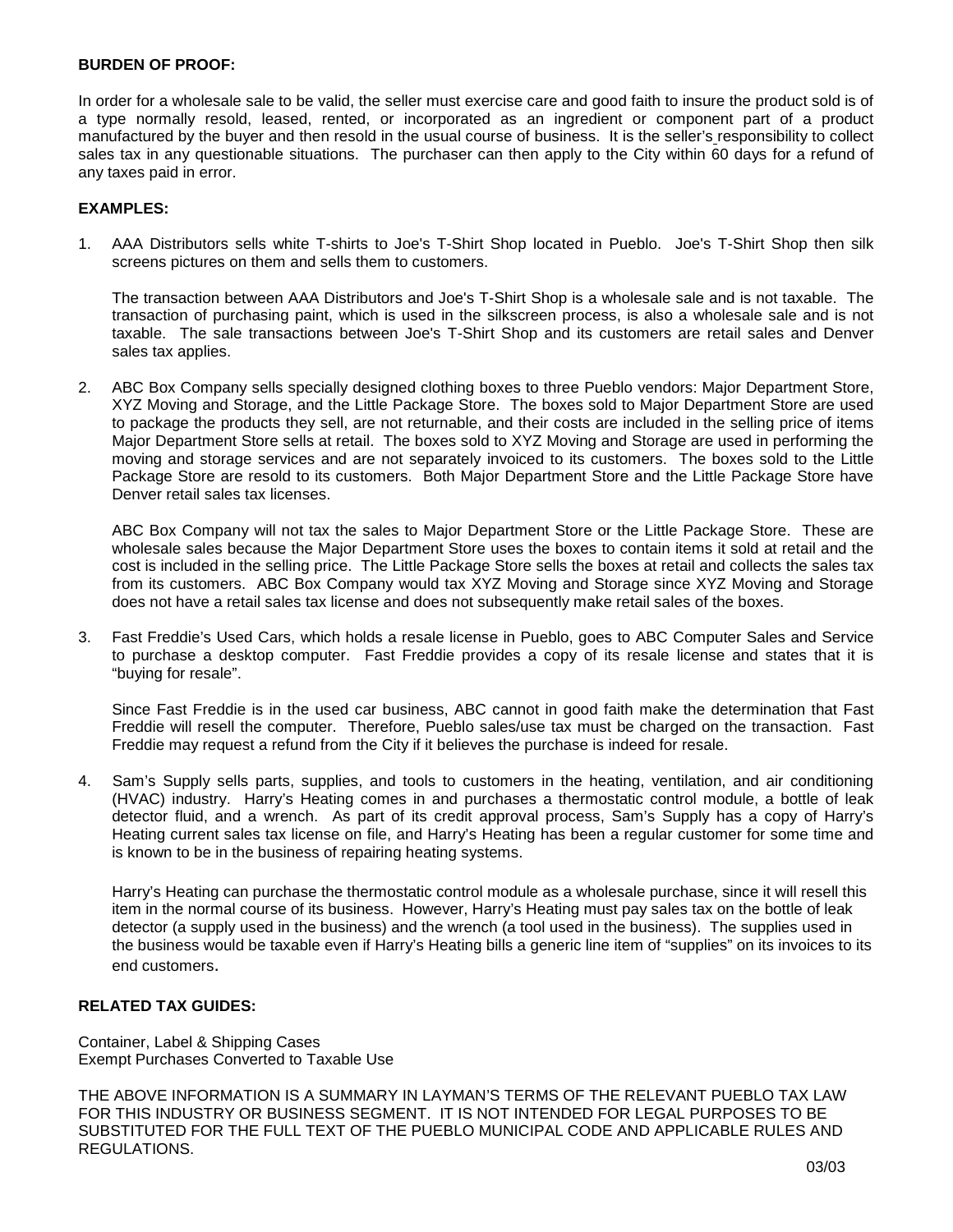**BURDEN OF PROOF:**

In order for a wholesale sale to be valid, the seller must exercise care and good faith to insure the product sold is of a type normally resold, leased, rented, or incorporated as an ingredient or component part of a product manufactured by the buyer and then resold in the usual course of business. It is the seller's responsibility to collect sales tax in any questionable situations. The purchaser can then apply to the City within 60 days for a refund of any taxes paid in error.

**EXAMPLES:**

1. AAA Distributors sells white T-shirts to Joe's T-Shirt Shop located in Pueblo. Joe's T-Shirt Shop then silk screens pictures on them and sells them to customers.

   The transaction between AAA Distributors and Joe's T-Shirt Shop is a wholesale sale and is not taxable. The transaction of purchasing paint, which is used in the silkscreen process, is also a wholesale sale and is not taxable. The sale transactions between Joe's T-Shirt Shop and its customers are retail sales and Denver sales tax applies.

2. ABC Box Company sells specially designed clothing boxes to three Pueblo vendors: Major Department Store, XYZ Moving and Storage, and the Little Package Store. The boxes sold to Major Department Store are used to package the products they sell, are not returnable, and their costs are included in the selling price of items Major Department Store sells at retail. The boxes sold to XYZ Moving and Storage are used in performing the moving and storage services and are not separately invoiced to its customers. The boxes sold to the Little Package Store are resold to its customers. Both Major Department Store and the Little Package Store have Denver retail sales tax licenses.

   ABC Box Company will not tax the sales to Major Department Store or the Little Package Store. These are wholesale sales because the Major Department Store uses the boxes to contain items it sold at retail and the cost is included in the selling price. The Little Package Store sells the boxes at retail and collects the sales tax from its customers. ABC Box Company would tax XYZ Moving and Storage since XYZ Moving and Storage does not have a retail sales tax license and does not subsequently make retail sales of the boxes.

3. Fast Freddie's Used Cars, which holds a resale license in Pueblo, goes to ABC Computer Sales and Service to purchase a desktop computer. Fast Freddie provides a copy of its resale license and states that it is "buying for resale".

   Since Fast Freddie is in the used car business, ABC cannot in good faith make the determination that Fast Freddie will resell the computer. Therefore, Pueblo sales/use tax must be charged on the transaction. Fast Freddie may request a refund from the City if it believes the purchase is indeed for resale.

4. Sam's Supply sells parts, supplies, and tools to customers in the heating, ventilation, and air conditioning (HVAC) industry. Harry's Heating comes in and purchases a thermostatic control module, a bottle of leak detector fluid, and a wrench. As part of its credit approval process, Sam's Supply has a copy of Harry's Heating current sales tax license on file, and Harry's Heating has been a regular customer for some time and is known to be in the business of repairing heating systems.

   Harry's Heating can purchase the thermostatic control module as a wholesale purchase, since it will resell this item in the normal course of its business. However, Harry's Heating must pay sales tax on the bottle of leak detector (a supply used in the business) and the wrench (a tool used in the business). The supplies used in the business would be taxable even if Harry's Heating bills a generic line item of "supplies" on its invoices to its end customers.

**RELATED TAX GUIDES:**

Container, Label & Shipping Cases
Exempt Purchases Converted to Taxable Use

THE ABOVE INFORMATION IS A SUMMARY IN LAYMAN'S TERMS OF THE RELEVANT PUEBLO TAX LAW FOR THIS INDUSTRY OR BUSINESS SEGMENT. IT IS NOT INTENDED FOR LEGAL PURPOSES TO BE SUBSTITUTED FOR THE FULL TEXT OF THE PUEBLO MUNICIPAL CODE AND APPLICABLE RULES AND REGULATIONS.

03/03